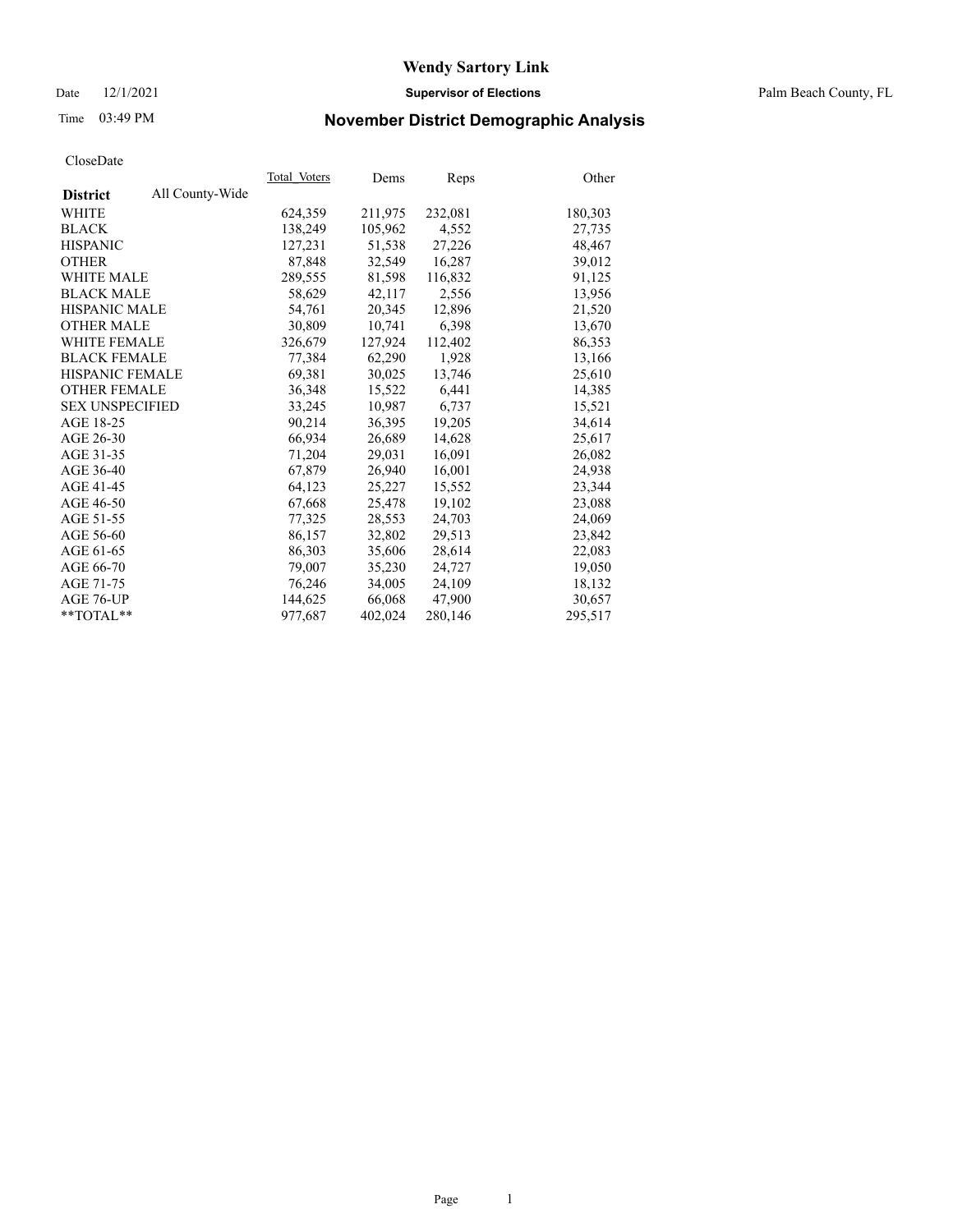# Wendy Sartory Link

Date 12/1/2021 **Supervisor of Elections** Palm Beach County, FL

Time 03:49 PM

## November District Demographic Analysis

CloseDate

| **District** | All County-Wide | Total_Voters | Dems | Reps | Other |
|---|---|---|---|---|---|
| WHITE | | 624,359 | 211,975 | 232,081 | 180,303 |
| BLACK | | 138,249 | 105,962 | 4,552 | 27,735 |
| HISPANIC | | 127,231 | 51,538 | 27,226 | 48,467 |
| OTHER | | 87,848 | 32,549 | 16,287 | 39,012 |
| WHITE MALE | | 289,555 | 81,598 | 116,832 | 91,125 |
| BLACK MALE | | 58,629 | 42,117 | 2,556 | 13,956 |
| HISPANIC MALE | | 54,761 | 20,345 | 12,896 | 21,520 |
| OTHER MALE | | 30,809 | 10,741 | 6,398 | 13,670 |
| WHITE FEMALE | | 326,679 | 127,924 | 112,402 | 86,353 |
| BLACK FEMALE | | 77,384 | 62,290 | 1,928 | 13,166 |
| HISPANIC FEMALE | | 69,381 | 30,025 | 13,746 | 25,610 |
| OTHER FEMALE | | 36,348 | 15,522 | 6,441 | 14,385 |
| SEX UNSPECIFIED | | 33,245 | 10,987 | 6,737 | 15,521 |
| AGE 18-25 | | 90,214 | 36,395 | 19,205 | 34,614 |
| AGE 26-30 | | 66,934 | 26,689 | 14,628 | 25,617 |
| AGE 31-35 | | 71,204 | 29,031 | 16,091 | 26,082 |
| AGE 36-40 | | 67,879 | 26,940 | 16,001 | 24,938 |
| AGE 41-45 | | 64,123 | 25,227 | 15,552 | 23,344 |
| AGE 46-50 | | 67,668 | 25,478 | 19,102 | 23,088 |
| AGE 51-55 | | 77,325 | 28,553 | 24,703 | 24,069 |
| AGE 56-60 | | 86,157 | 32,802 | 29,513 | 23,842 |
| AGE 61-65 | | 86,303 | 35,606 | 28,614 | 22,083 |
| AGE 66-70 | | 79,007 | 35,230 | 24,727 | 19,050 |
| AGE 71-75 | | 76,246 | 34,005 | 24,109 | 18,132 |
| AGE 76-UP | | 144,625 | 66,068 | 47,900 | 30,657 |
| **TOTAL** | | 977,687 | 402,024 | 280,146 | 295,517 |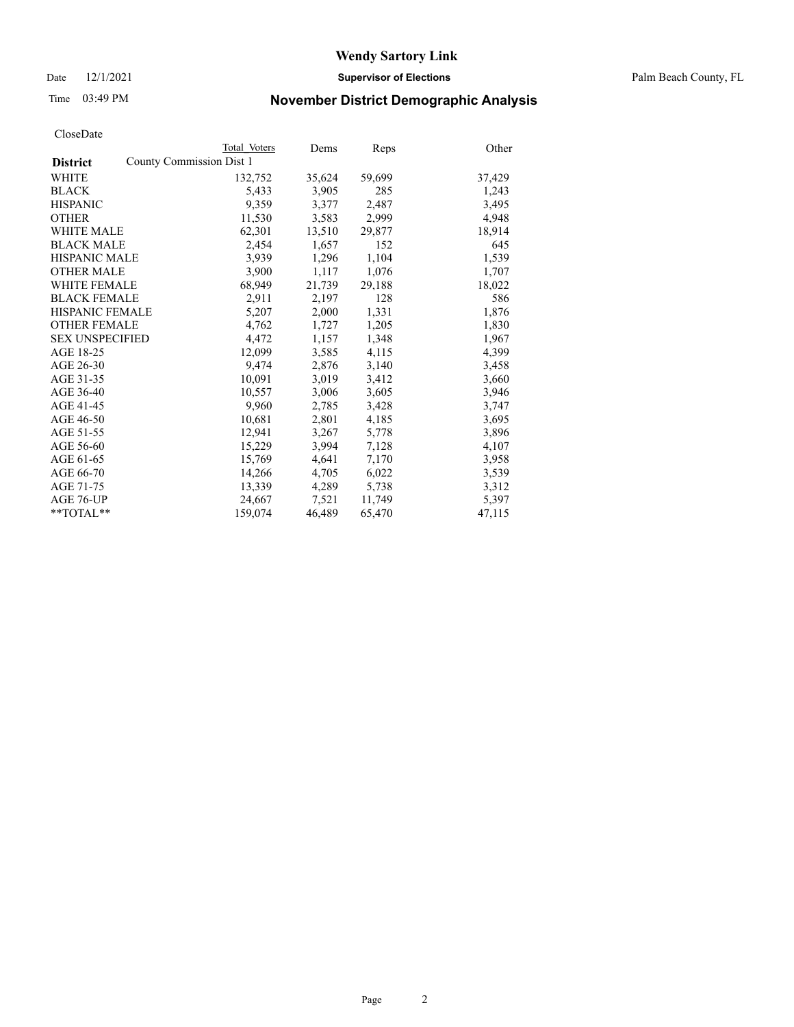# Wendy Sartory Link

Date 12/1/2021 **Supervisor of Elections** Palm Beach County, FL

Time 03:49 PM **November District Demographic Analysis**

CloseDate

| | Total Voters | Dems | Reps | Other |
|---|---|---|---|---|
| **District** County Commission Dist 1 | | | | |
| WHITE | 132,752 | 35,624 | 59,699 | 37,429 |
| BLACK | 5,433 | 3,905 | 285 | 1,243 |
| HISPANIC | 9,359 | 3,377 | 2,487 | 3,495 |
| OTHER | 11,530 | 3,583 | 2,999 | 4,948 |
| WHITE MALE | 62,301 | 13,510 | 29,877 | 18,914 |
| BLACK MALE | 2,454 | 1,657 | 152 | 645 |
| HISPANIC MALE | 3,939 | 1,296 | 1,104 | 1,539 |
| OTHER MALE | 3,900 | 1,117 | 1,076 | 1,707 |
| WHITE FEMALE | 68,949 | 21,739 | 29,188 | 18,022 |
| BLACK FEMALE | 2,911 | 2,197 | 128 | 586 |
| HISPANIC FEMALE | 5,207 | 2,000 | 1,331 | 1,876 |
| OTHER FEMALE | 4,762 | 1,727 | 1,205 | 1,830 |
| SEX UNSPECIFIED | 4,472 | 1,157 | 1,348 | 1,967 |
| AGE 18-25 | 12,099 | 3,585 | 4,115 | 4,399 |
| AGE 26-30 | 9,474 | 2,876 | 3,140 | 3,458 |
| AGE 31-35 | 10,091 | 3,019 | 3,412 | 3,660 |
| AGE 36-40 | 10,557 | 3,006 | 3,605 | 3,946 |
| AGE 41-45 | 9,960 | 2,785 | 3,428 | 3,747 |
| AGE 46-50 | 10,681 | 2,801 | 4,185 | 3,695 |
| AGE 51-55 | 12,941 | 3,267 | 5,778 | 3,896 |
| AGE 56-60 | 15,229 | 3,994 | 7,128 | 4,107 |
| AGE 61-65 | 15,769 | 4,641 | 7,170 | 3,958 |
| AGE 66-70 | 14,266 | 4,705 | 6,022 | 3,539 |
| AGE 71-75 | 13,339 | 4,289 | 5,738 | 3,312 |
| AGE 76-UP | 24,667 | 7,521 | 11,749 | 5,397 |
| **TOTAL** | 159,074 | 46,489 | 65,470 | 47,115 |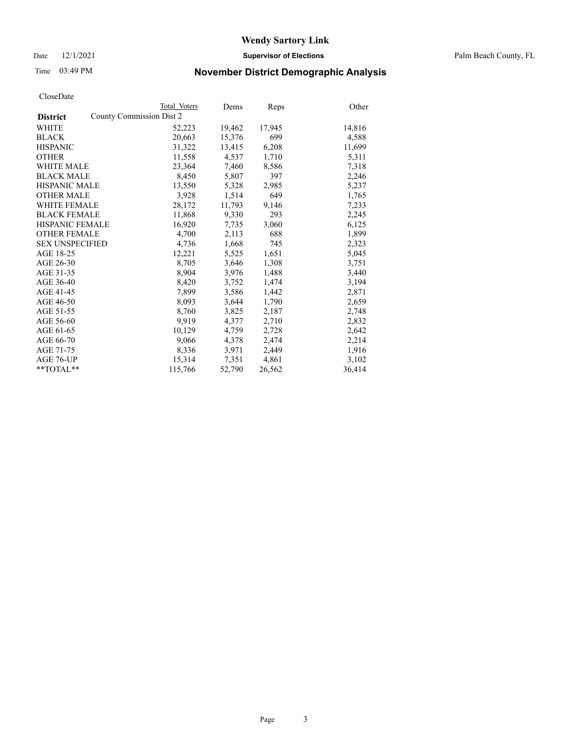# Wendy Sartory Link

Date 12/1/2021 **Supervisor of Elections** Palm Beach County, FL

Time 03:49 PM

## November District Demographic Analysis

CloseDate

| District | Total Voters | Dems | Reps | Other |
|---|---|---|---|---|
| County Commission Dist 2 | | | | |
| WHITE | 52,223 | 19,462 | 17,945 | 14,816 |
| BLACK | 20,663 | 15,376 | 699 | 4,588 |
| HISPANIC | 31,322 | 13,415 | 6,208 | 11,699 |
| OTHER | 11,558 | 4,537 | 1,710 | 5,311 |
| WHITE MALE | 23,364 | 7,460 | 8,586 | 7,318 |
| BLACK MALE | 8,450 | 5,807 | 397 | 2,246 |
| HISPANIC MALE | 13,550 | 5,328 | 2,985 | 5,237 |
| OTHER MALE | 3,928 | 1,514 | 649 | 1,765 |
| WHITE FEMALE | 28,172 | 11,793 | 9,146 | 7,233 |
| BLACK FEMALE | 11,868 | 9,330 | 293 | 2,245 |
| HISPANIC FEMALE | 16,920 | 7,735 | 3,060 | 6,125 |
| OTHER FEMALE | 4,700 | 2,113 | 688 | 1,899 |
| SEX UNSPECIFIED | 4,736 | 1,668 | 745 | 2,323 |
| AGE 18-25 | 12,221 | 5,525 | 1,651 | 5,045 |
| AGE 26-30 | 8,705 | 3,646 | 1,308 | 3,751 |
| AGE 31-35 | 8,904 | 3,976 | 1,488 | 3,440 |
| AGE 36-40 | 8,420 | 3,752 | 1,474 | 3,194 |
| AGE 41-45 | 7,899 | 3,586 | 1,442 | 2,871 |
| AGE 46-50 | 8,093 | 3,644 | 1,790 | 2,659 |
| AGE 51-55 | 8,760 | 3,825 | 2,187 | 2,748 |
| AGE 56-60 | 9,919 | 4,377 | 2,710 | 2,832 |
| AGE 61-65 | 10,129 | 4,759 | 2,728 | 2,642 |
| AGE 66-70 | 9,066 | 4,378 | 2,474 | 2,214 |
| AGE 71-75 | 8,336 | 3,971 | 2,449 | 1,916 |
| AGE 76-UP | 15,314 | 7,351 | 4,861 | 3,102 |
| **TOTAL** | 115,766 | 52,790 | 26,562 | 36,414 |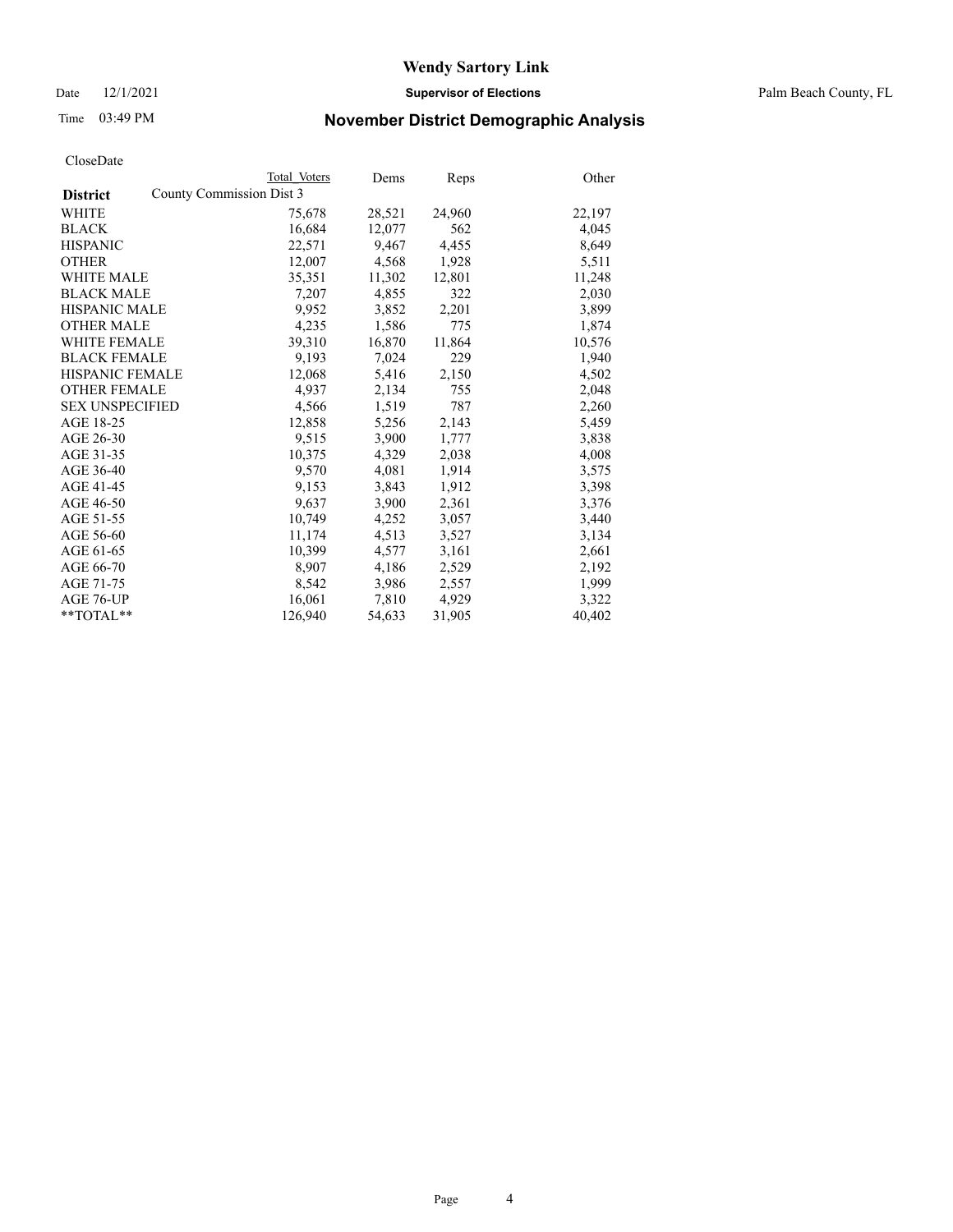# Wendy Sartory Link

Date 12/1/2021 **Supervisor of Elections** Palm Beach County, FL

Time 03:49 PM

## November District Demographic Analysis

CloseDate

| District | Total Voters | Dems | Reps | Other |
|---|---|---|---|---|
| County Commission Dist 3 | | | | |
| WHITE | 75,678 | 28,521 | 24,960 | 22,197 |
| BLACK | 16,684 | 12,077 | 562 | 4,045 |
| HISPANIC | 22,571 | 9,467 | 4,455 | 8,649 |
| OTHER | 12,007 | 4,568 | 1,928 | 5,511 |
| WHITE MALE | 35,351 | 11,302 | 12,801 | 11,248 |
| BLACK MALE | 7,207 | 4,855 | 322 | 2,030 |
| HISPANIC MALE | 9,952 | 3,852 | 2,201 | 3,899 |
| OTHER MALE | 4,235 | 1,586 | 775 | 1,874 |
| WHITE FEMALE | 39,310 | 16,870 | 11,864 | 10,576 |
| BLACK FEMALE | 9,193 | 7,024 | 229 | 1,940 |
| HISPANIC FEMALE | 12,068 | 5,416 | 2,150 | 4,502 |
| OTHER FEMALE | 4,937 | 2,134 | 755 | 2,048 |
| SEX UNSPECIFIED | 4,566 | 1,519 | 787 | 2,260 |
| AGE 18-25 | 12,858 | 5,256 | 2,143 | 5,459 |
| AGE 26-30 | 9,515 | 3,900 | 1,777 | 3,838 |
| AGE 31-35 | 10,375 | 4,329 | 2,038 | 4,008 |
| AGE 36-40 | 9,570 | 4,081 | 1,914 | 3,575 |
| AGE 41-45 | 9,153 | 3,843 | 1,912 | 3,398 |
| AGE 46-50 | 9,637 | 3,900 | 2,361 | 3,376 |
| AGE 51-55 | 10,749 | 4,252 | 3,057 | 3,440 |
| AGE 56-60 | 11,174 | 4,513 | 3,527 | 3,134 |
| AGE 61-65 | 10,399 | 4,577 | 3,161 | 2,661 |
| AGE 66-70 | 8,907 | 4,186 | 2,529 | 2,192 |
| AGE 71-75 | 8,542 | 3,986 | 2,557 | 1,999 |
| AGE 76-UP | 16,061 | 7,810 | 4,929 | 3,322 |
| **TOTAL** | 126,940 | 54,633 | 31,905 | 40,402 |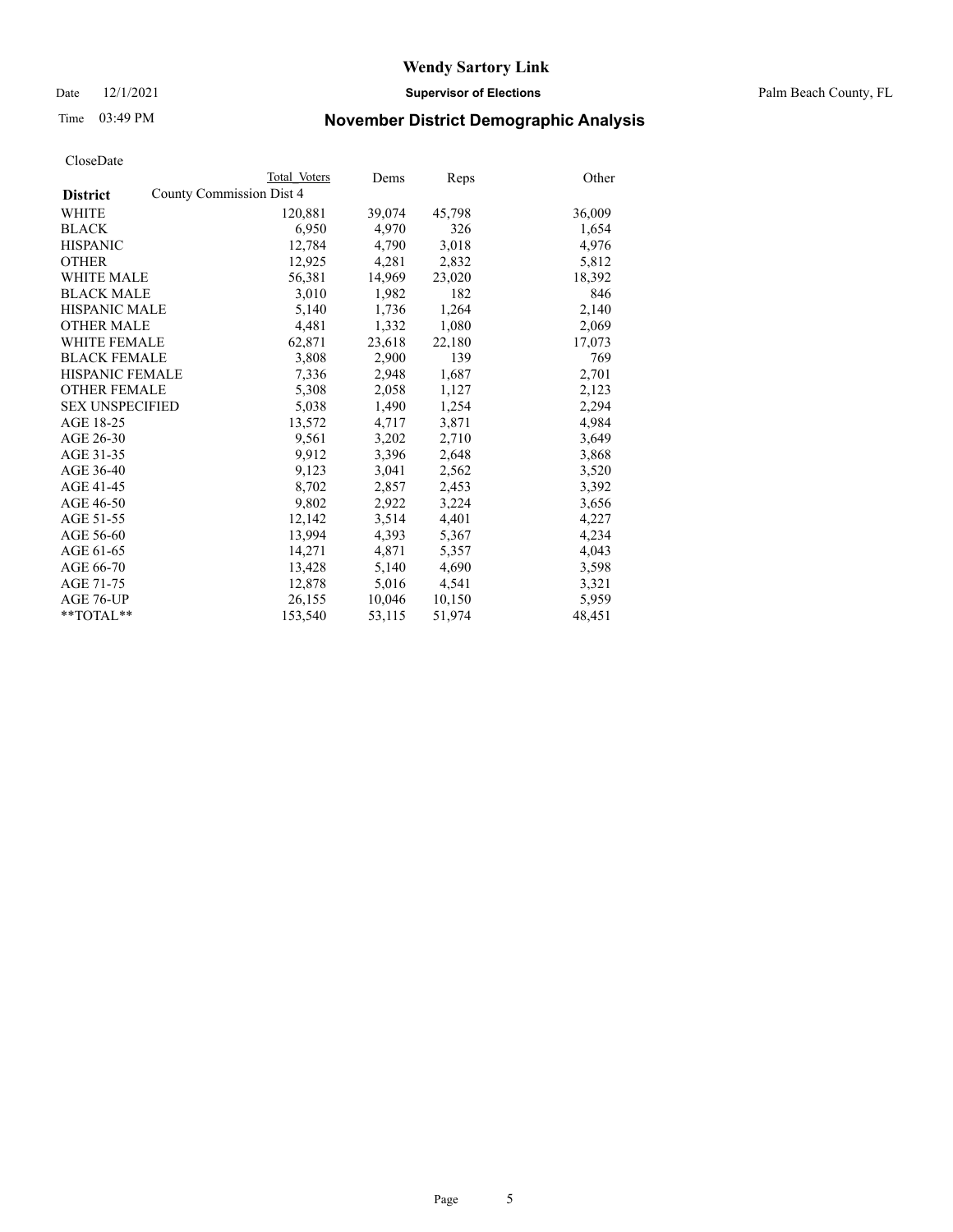# Wendy Sartory Link

Date 12/1/2021 **Supervisor of Elections** Palm Beach County, FL

Time 03:49 PM

## November District Demographic Analysis

CloseDate

| | Total Voters | Dems | Reps | Other |
|---|---|---|---|---|
| **District** County Commission Dist 4 | | | | |
| WHITE | 120,881 | 39,074 | 45,798 | 36,009 |
| BLACK | 6,950 | 4,970 | 326 | 1,654 |
| HISPANIC | 12,784 | 4,790 | 3,018 | 4,976 |
| OTHER | 12,925 | 4,281 | 2,832 | 5,812 |
| WHITE MALE | 56,381 | 14,969 | 23,020 | 18,392 |
| BLACK MALE | 3,010 | 1,982 | 182 | 846 |
| HISPANIC MALE | 5,140 | 1,736 | 1,264 | 2,140 |
| OTHER MALE | 4,481 | 1,332 | 1,080 | 2,069 |
| WHITE FEMALE | 62,871 | 23,618 | 22,180 | 17,073 |
| BLACK FEMALE | 3,808 | 2,900 | 139 | 769 |
| HISPANIC FEMALE | 7,336 | 2,948 | 1,687 | 2,701 |
| OTHER FEMALE | 5,308 | 2,058 | 1,127 | 2,123 |
| SEX UNSPECIFIED | 5,038 | 1,490 | 1,254 | 2,294 |
| AGE 18-25 | 13,572 | 4,717 | 3,871 | 4,984 |
| AGE 26-30 | 9,561 | 3,202 | 2,710 | 3,649 |
| AGE 31-35 | 9,912 | 3,396 | 2,648 | 3,868 |
| AGE 36-40 | 9,123 | 3,041 | 2,562 | 3,520 |
| AGE 41-45 | 8,702 | 2,857 | 2,453 | 3,392 |
| AGE 46-50 | 9,802 | 2,922 | 3,224 | 3,656 |
| AGE 51-55 | 12,142 | 3,514 | 4,401 | 4,227 |
| AGE 56-60 | 13,994 | 4,393 | 5,367 | 4,234 |
| AGE 61-65 | 14,271 | 4,871 | 5,357 | 4,043 |
| AGE 66-70 | 13,428 | 5,140 | 4,690 | 3,598 |
| AGE 71-75 | 12,878 | 5,016 | 4,541 | 3,321 |
| AGE 76-UP | 26,155 | 10,046 | 10,150 | 5,959 |
| **TOTAL** | 153,540 | 53,115 | 51,974 | 48,451 |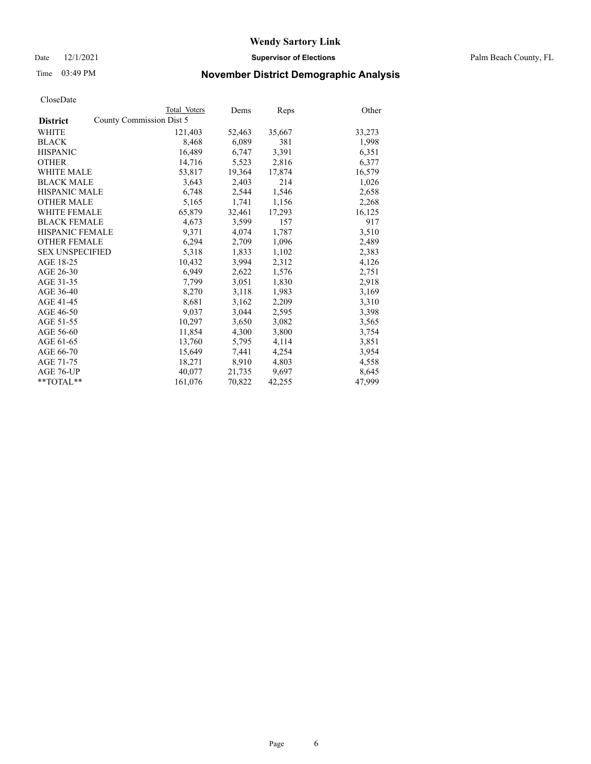# Wendy Sartory Link

Date 12/1/2021 **Supervisor of Elections** Palm Beach County, FL

Time 03:49 PM **November District Demographic Analysis**

CloseDate

| District | County Commission Dist 5 Total Voters | Dems | Reps | Other |
|---|---|---|---|---|
| WHITE | 121,403 | 52,463 | 35,667 | 33,273 |
| BLACK | 8,468 | 6,089 | 381 | 1,998 |
| HISPANIC | 16,489 | 6,747 | 3,391 | 6,351 |
| OTHER | 14,716 | 5,523 | 2,816 | 6,377 |
| WHITE MALE | 53,817 | 19,364 | 17,874 | 16,579 |
| BLACK MALE | 3,643 | 2,403 | 214 | 1,026 |
| HISPANIC MALE | 6,748 | 2,544 | 1,546 | 2,658 |
| OTHER MALE | 5,165 | 1,741 | 1,156 | 2,268 |
| WHITE FEMALE | 65,879 | 32,461 | 17,293 | 16,125 |
| BLACK FEMALE | 4,673 | 3,599 | 157 | 917 |
| HISPANIC FEMALE | 9,371 | 4,074 | 1,787 | 3,510 |
| OTHER FEMALE | 6,294 | 2,709 | 1,096 | 2,489 |
| SEX UNSPECIFIED | 5,318 | 1,833 | 1,102 | 2,383 |
| AGE 18-25 | 10,432 | 3,994 | 2,312 | 4,126 |
| AGE 26-30 | 6,949 | 2,622 | 1,576 | 2,751 |
| AGE 31-35 | 7,799 | 3,051 | 1,830 | 2,918 |
| AGE 36-40 | 8,270 | 3,118 | 1,983 | 3,169 |
| AGE 41-45 | 8,681 | 3,162 | 2,209 | 3,310 |
| AGE 46-50 | 9,037 | 3,044 | 2,595 | 3,398 |
| AGE 51-55 | 10,297 | 3,650 | 3,082 | 3,565 |
| AGE 56-60 | 11,854 | 4,300 | 3,800 | 3,754 |
| AGE 61-65 | 13,760 | 5,795 | 4,114 | 3,851 |
| AGE 66-70 | 15,649 | 7,441 | 4,254 | 3,954 |
| AGE 71-75 | 18,271 | 8,910 | 4,803 | 4,558 |
| AGE 76-UP | 40,077 | 21,735 | 9,697 | 8,645 |
| **TOTAL** | 161,076 | 70,822 | 42,255 | 47,999 |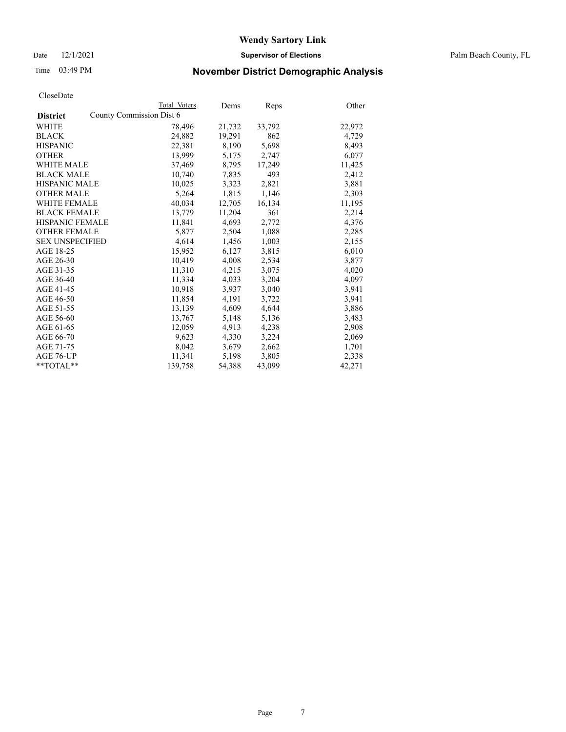# Wendy Sartory Link

Date 12/1/2021 **Supervisor of Elections** Palm Beach County, FL

Time 03:49 PM

## November District Demographic Analysis

CloseDate

| | Total Voters | Dems | Reps | Other |
|---|---|---|---|---|
| **District** County Commission Dist 6 | | | | |
| WHITE | 78,496 | 21,732 | 33,792 | 22,972 |
| BLACK | 24,882 | 19,291 | 862 | 4,729 |
| HISPANIC | 22,381 | 8,190 | 5,698 | 8,493 |
| OTHER | 13,999 | 5,175 | 2,747 | 6,077 |
| WHITE MALE | 37,469 | 8,795 | 17,249 | 11,425 |
| BLACK MALE | 10,740 | 7,835 | 493 | 2,412 |
| HISPANIC MALE | 10,025 | 3,323 | 2,821 | 3,881 |
| OTHER MALE | 5,264 | 1,815 | 1,146 | 2,303 |
| WHITE FEMALE | 40,034 | 12,705 | 16,134 | 11,195 |
| BLACK FEMALE | 13,779 | 11,204 | 361 | 2,214 |
| HISPANIC FEMALE | 11,841 | 4,693 | 2,772 | 4,376 |
| OTHER FEMALE | 5,877 | 2,504 | 1,088 | 2,285 |
| SEX UNSPECIFIED | 4,614 | 1,456 | 1,003 | 2,155 |
| AGE 18-25 | 15,952 | 6,127 | 3,815 | 6,010 |
| AGE 26-30 | 10,419 | 4,008 | 2,534 | 3,877 |
| AGE 31-35 | 11,310 | 4,215 | 3,075 | 4,020 |
| AGE 36-40 | 11,334 | 4,033 | 3,204 | 4,097 |
| AGE 41-45 | 10,918 | 3,937 | 3,040 | 3,941 |
| AGE 46-50 | 11,854 | 4,191 | 3,722 | 3,941 |
| AGE 51-55 | 13,139 | 4,609 | 4,644 | 3,886 |
| AGE 56-60 | 13,767 | 5,148 | 5,136 | 3,483 |
| AGE 61-65 | 12,059 | 4,913 | 4,238 | 2,908 |
| AGE 66-70 | 9,623 | 4,330 | 3,224 | 2,069 |
| AGE 71-75 | 8,042 | 3,679 | 2,662 | 1,701 |
| AGE 76-UP | 11,341 | 5,198 | 3,805 | 2,338 |
| **TOTAL** | 139,758 | 54,388 | 43,099 | 42,271 |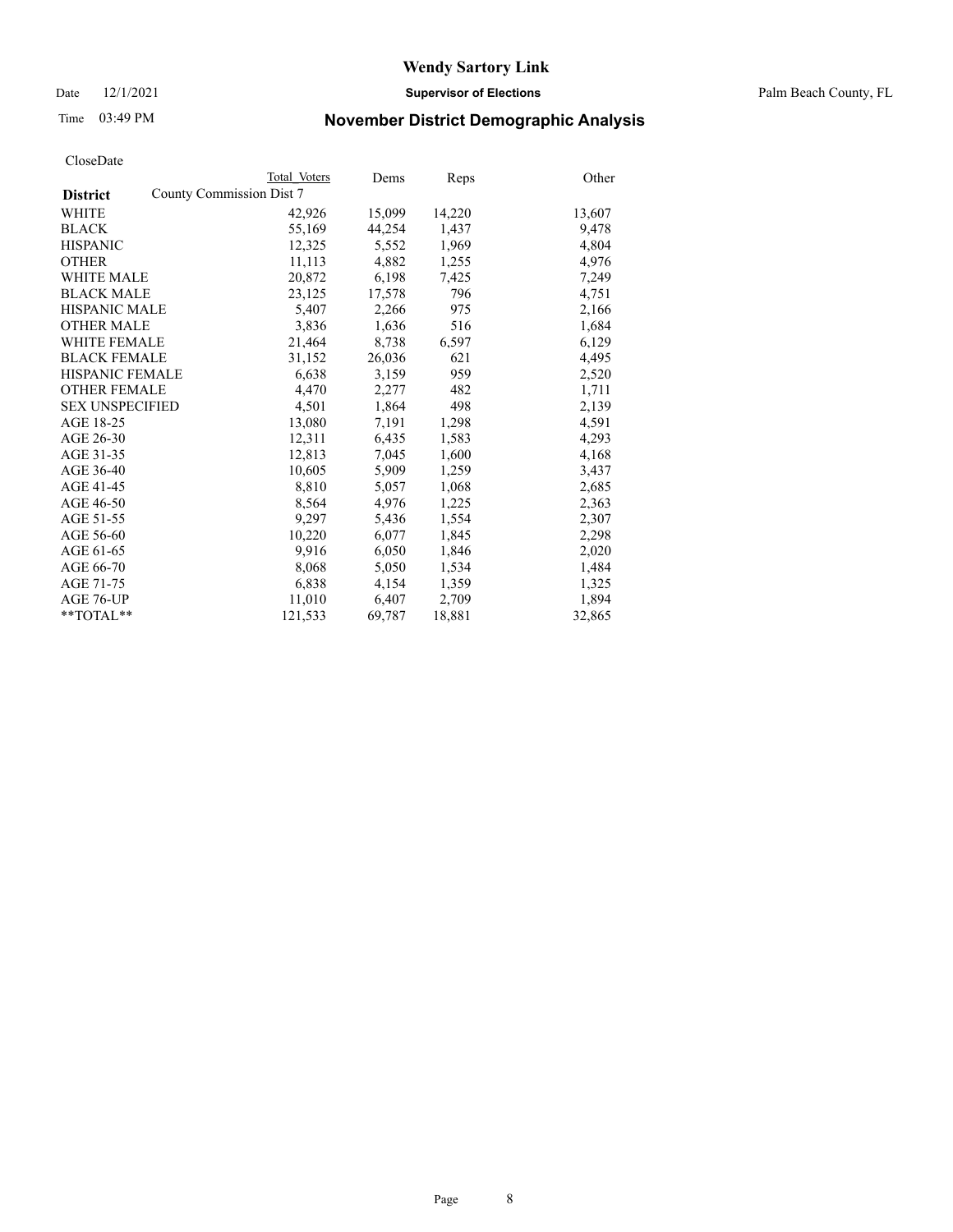# Wendy Sartory Link

**Supervisor of Elections**

Palm Beach County, FL

Date 12/1/2021

Time 03:49 PM

## November District Demographic Analysis

CloseDate

| District | Total Voters | Dems | Reps | Other |
|---|---|---|---|---|
| County Commission Dist 7 | | | | |
| WHITE | 42,926 | 15,099 | 14,220 | 13,607 |
| BLACK | 55,169 | 44,254 | 1,437 | 9,478 |
| HISPANIC | 12,325 | 5,552 | 1,969 | 4,804 |
| OTHER | 11,113 | 4,882 | 1,255 | 4,976 |
| WHITE MALE | 20,872 | 6,198 | 7,425 | 7,249 |
| BLACK MALE | 23,125 | 17,578 | 796 | 4,751 |
| HISPANIC MALE | 5,407 | 2,266 | 975 | 2,166 |
| OTHER MALE | 3,836 | 1,636 | 516 | 1,684 |
| WHITE FEMALE | 21,464 | 8,738 | 6,597 | 6,129 |
| BLACK FEMALE | 31,152 | 26,036 | 621 | 4,495 |
| HISPANIC FEMALE | 6,638 | 3,159 | 959 | 2,520 |
| OTHER FEMALE | 4,470 | 2,277 | 482 | 1,711 |
| SEX UNSPECIFIED | 4,501 | 1,864 | 498 | 2,139 |
| AGE 18-25 | 13,080 | 7,191 | 1,298 | 4,591 |
| AGE 26-30 | 12,311 | 6,435 | 1,583 | 4,293 |
| AGE 31-35 | 12,813 | 7,045 | 1,600 | 4,168 |
| AGE 36-40 | 10,605 | 5,909 | 1,259 | 3,437 |
| AGE 41-45 | 8,810 | 5,057 | 1,068 | 2,685 |
| AGE 46-50 | 8,564 | 4,976 | 1,225 | 2,363 |
| AGE 51-55 | 9,297 | 5,436 | 1,554 | 2,307 |
| AGE 56-60 | 10,220 | 6,077 | 1,845 | 2,298 |
| AGE 61-65 | 9,916 | 6,050 | 1,846 | 2,020 |
| AGE 66-70 | 8,068 | 5,050 | 1,534 | 1,484 |
| AGE 71-75 | 6,838 | 4,154 | 1,359 | 1,325 |
| AGE 76-UP | 11,010 | 6,407 | 2,709 | 1,894 |
| **TOTAL** | 121,533 | 69,787 | 18,881 | 32,865 |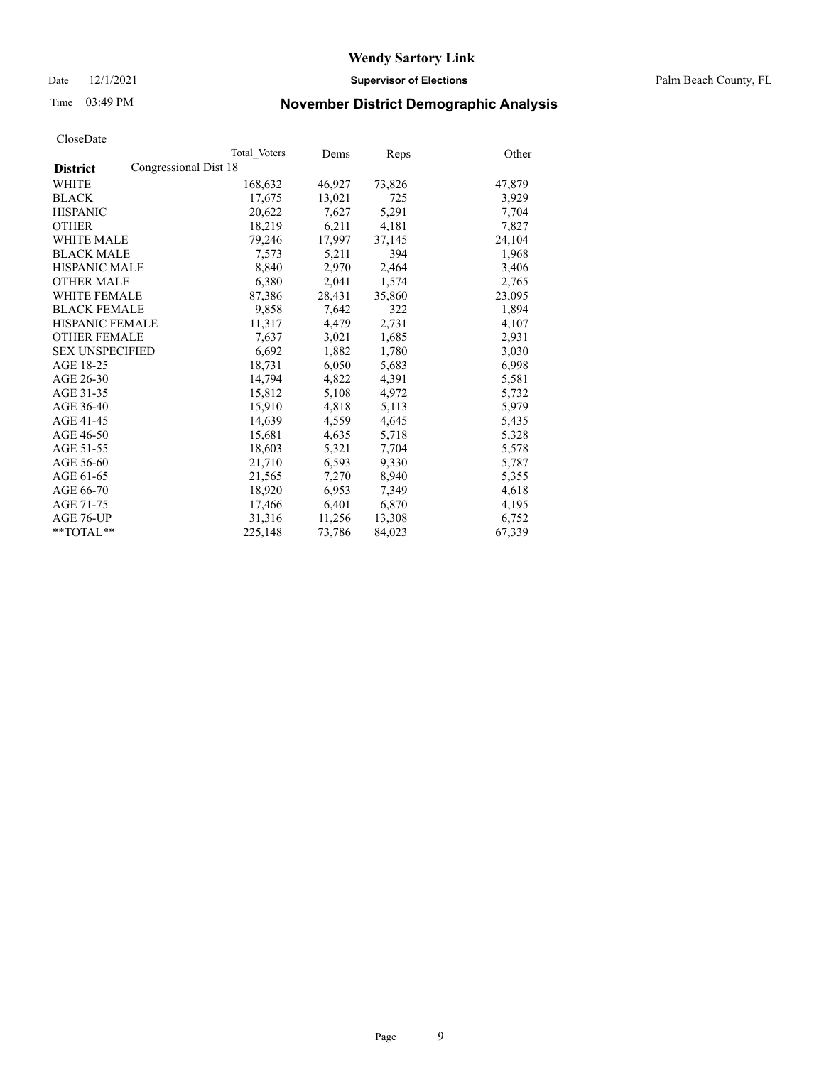**Wendy Sartory Link**

Date 12/1/2021 **Supervisor of Elections** Palm Beach County, FL

Time 03:49 PM **November District Demographic Analysis**

CloseDate

| **District** | Total Voters | Dems | Reps | Other |
|---|---|---|---|---|
| Congressional Dist 18 | | | | |
| WHITE | 168,632 | 46,927 | 73,826 | 47,879 |
| BLACK | 17,675 | 13,021 | 725 | 3,929 |
| HISPANIC | 20,622 | 7,627 | 5,291 | 7,704 |
| OTHER | 18,219 | 6,211 | 4,181 | 7,827 |
| WHITE MALE | 79,246 | 17,997 | 37,145 | 24,104 |
| BLACK MALE | 7,573 | 5,211 | 394 | 1,968 |
| HISPANIC MALE | 8,840 | 2,970 | 2,464 | 3,406 |
| OTHER MALE | 6,380 | 2,041 | 1,574 | 2,765 |
| WHITE FEMALE | 87,386 | 28,431 | 35,860 | 23,095 |
| BLACK FEMALE | 9,858 | 7,642 | 322 | 1,894 |
| HISPANIC FEMALE | 11,317 | 4,479 | 2,731 | 4,107 |
| OTHER FEMALE | 7,637 | 3,021 | 1,685 | 2,931 |
| SEX UNSPECIFIED | 6,692 | 1,882 | 1,780 | 3,030 |
| AGE 18-25 | 18,731 | 6,050 | 5,683 | 6,998 |
| AGE 26-30 | 14,794 | 4,822 | 4,391 | 5,581 |
| AGE 31-35 | 15,812 | 5,108 | 4,972 | 5,732 |
| AGE 36-40 | 15,910 | 4,818 | 5,113 | 5,979 |
| AGE 41-45 | 14,639 | 4,559 | 4,645 | 5,435 |
| AGE 46-50 | 15,681 | 4,635 | 5,718 | 5,328 |
| AGE 51-55 | 18,603 | 5,321 | 7,704 | 5,578 |
| AGE 56-60 | 21,710 | 6,593 | 9,330 | 5,787 |
| AGE 61-65 | 21,565 | 7,270 | 8,940 | 5,355 |
| AGE 66-70 | 18,920 | 6,953 | 7,349 | 4,618 |
| AGE 71-75 | 17,466 | 6,401 | 6,870 | 4,195 |
| AGE 76-UP | 31,316 | 11,256 | 13,308 | 6,752 |
| **TOTAL** | 225,148 | 73,786 | 84,023 | 67,339 |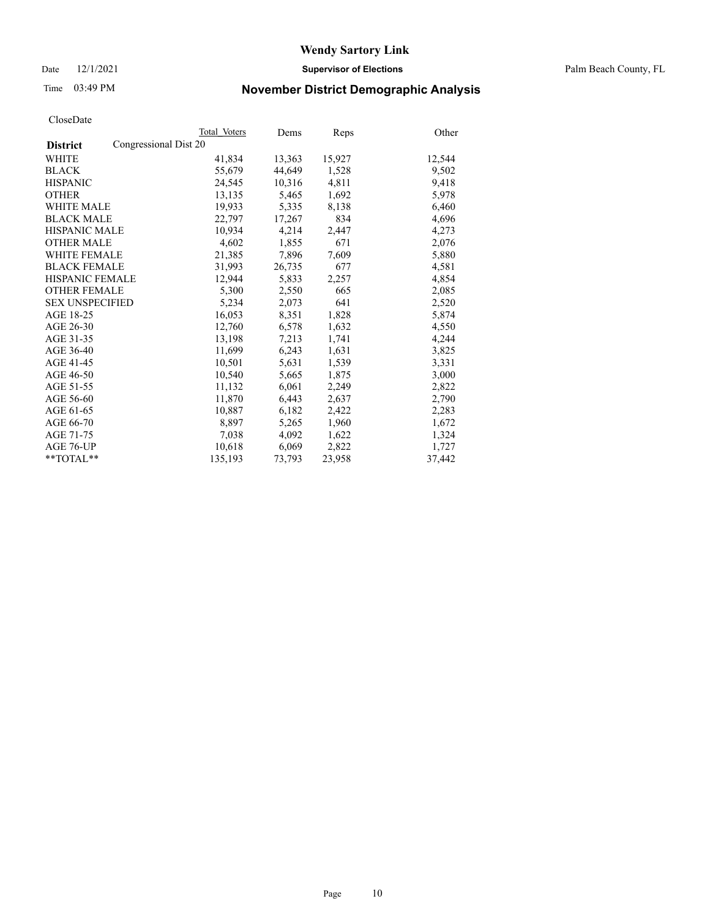# Wendy Sartory Link

Date 12/1/2021 **Supervisor of Elections** Palm Beach County, FL

Time 03:49 PM **November District Demographic Analysis**

CloseDate

| **District** | Congressional Dist 20 | Total Voters | Dems | Reps | Other |
|---|---|---|---|---|---|
| WHITE | | 41,834 | 13,363 | 15,927 | 12,544 |
| BLACK | | 55,679 | 44,649 | 1,528 | 9,502 |
| HISPANIC | | 24,545 | 10,316 | 4,811 | 9,418 |
| OTHER | | 13,135 | 5,465 | 1,692 | 5,978 |
| WHITE MALE | | 19,933 | 5,335 | 8,138 | 6,460 |
| BLACK MALE | | 22,797 | 17,267 | 834 | 4,696 |
| HISPANIC MALE | | 10,934 | 4,214 | 2,447 | 4,273 |
| OTHER MALE | | 4,602 | 1,855 | 671 | 2,076 |
| WHITE FEMALE | | 21,385 | 7,896 | 7,609 | 5,880 |
| BLACK FEMALE | | 31,993 | 26,735 | 677 | 4,581 |
| HISPANIC FEMALE | | 12,944 | 5,833 | 2,257 | 4,854 |
| OTHER FEMALE | | 5,300 | 2,550 | 665 | 2,085 |
| SEX UNSPECIFIED | | 5,234 | 2,073 | 641 | 2,520 |
| AGE 18-25 | | 16,053 | 8,351 | 1,828 | 5,874 |
| AGE 26-30 | | 12,760 | 6,578 | 1,632 | 4,550 |
| AGE 31-35 | | 13,198 | 7,213 | 1,741 | 4,244 |
| AGE 36-40 | | 11,699 | 6,243 | 1,631 | 3,825 |
| AGE 41-45 | | 10,501 | 5,631 | 1,539 | 3,331 |
| AGE 46-50 | | 10,540 | 5,665 | 1,875 | 3,000 |
| AGE 51-55 | | 11,132 | 6,061 | 2,249 | 2,822 |
| AGE 56-60 | | 11,870 | 6,443 | 2,637 | 2,790 |
| AGE 61-65 | | 10,887 | 6,182 | 2,422 | 2,283 |
| AGE 66-70 | | 8,897 | 5,265 | 1,960 | 1,672 |
| AGE 71-75 | | 7,038 | 4,092 | 1,622 | 1,324 |
| AGE 76-UP | | 10,618 | 6,069 | 2,822 | 1,727 |
| **TOTAL** | | 135,193 | 73,793 | 23,958 | 37,442 |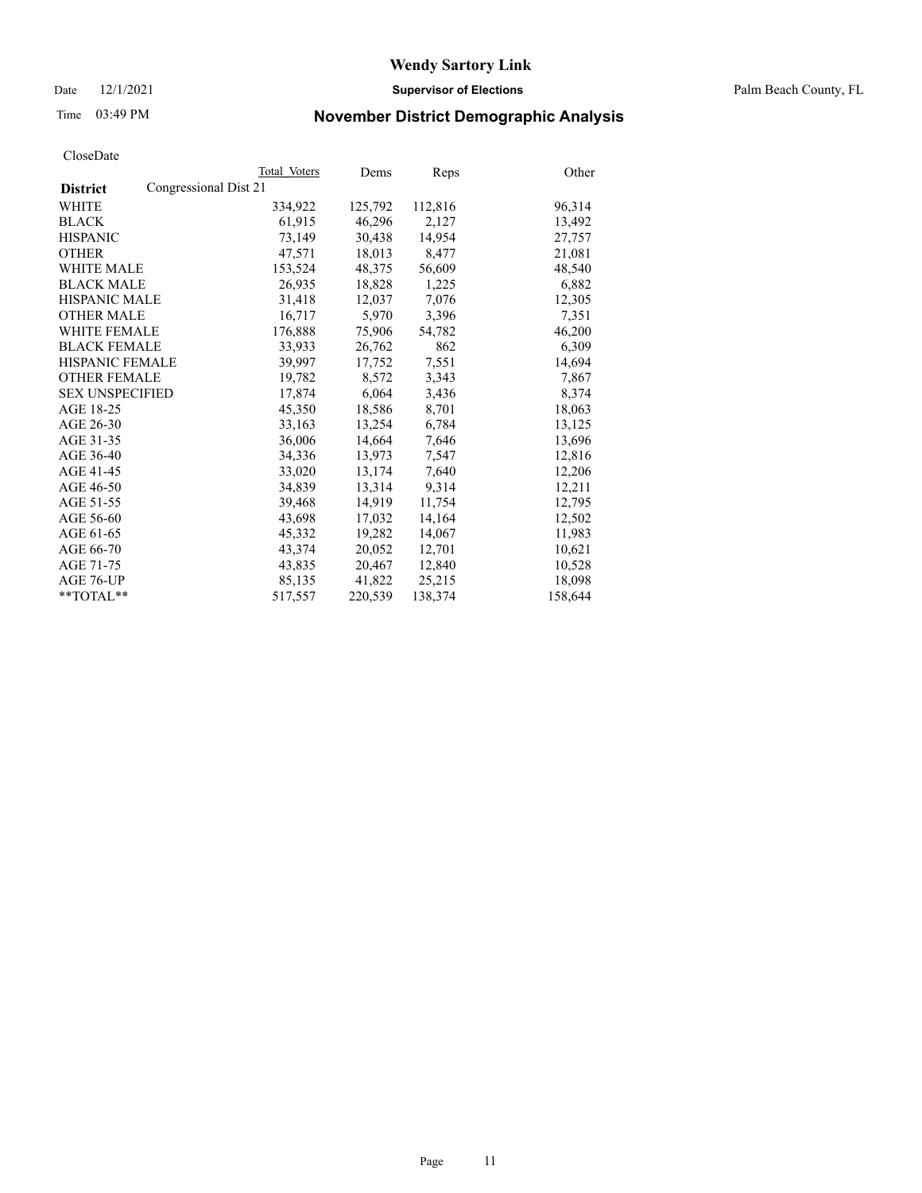# Wendy Sartory Link

Date 12/1/2021 **Supervisor of Elections** Palm Beach County, FL

Time 03:49 PM **November District Demographic Analysis**

CloseDate

| **District** | Total Voters | Dems | Reps | Other |
|---|---|---|---|---|
| Congressional Dist 21 | | | | |
| WHITE | 334,922 | 125,792 | 112,816 | 96,314 |
| BLACK | 61,915 | 46,296 | 2,127 | 13,492 |
| HISPANIC | 73,149 | 30,438 | 14,954 | 27,757 |
| OTHER | 47,571 | 18,013 | 8,477 | 21,081 |
| WHITE MALE | 153,524 | 48,375 | 56,609 | 48,540 |
| BLACK MALE | 26,935 | 18,828 | 1,225 | 6,882 |
| HISPANIC MALE | 31,418 | 12,037 | 7,076 | 12,305 |
| OTHER MALE | 16,717 | 5,970 | 3,396 | 7,351 |
| WHITE FEMALE | 176,888 | 75,906 | 54,782 | 46,200 |
| BLACK FEMALE | 33,933 | 26,762 | 862 | 6,309 |
| HISPANIC FEMALE | 39,997 | 17,752 | 7,551 | 14,694 |
| OTHER FEMALE | 19,782 | 8,572 | 3,343 | 7,867 |
| SEX UNSPECIFIED | 17,874 | 6,064 | 3,436 | 8,374 |
| AGE 18-25 | 45,350 | 18,586 | 8,701 | 18,063 |
| AGE 26-30 | 33,163 | 13,254 | 6,784 | 13,125 |
| AGE 31-35 | 36,006 | 14,664 | 7,646 | 13,696 |
| AGE 36-40 | 34,336 | 13,973 | 7,547 | 12,816 |
| AGE 41-45 | 33,020 | 13,174 | 7,640 | 12,206 |
| AGE 46-50 | 34,839 | 13,314 | 9,314 | 12,211 |
| AGE 51-55 | 39,468 | 14,919 | 11,754 | 12,795 |
| AGE 56-60 | 43,698 | 17,032 | 14,164 | 12,502 |
| AGE 61-65 | 45,332 | 19,282 | 14,067 | 11,983 |
| AGE 66-70 | 43,374 | 20,052 | 12,701 | 10,621 |
| AGE 71-75 | 43,835 | 20,467 | 12,840 | 10,528 |
| AGE 76-UP | 85,135 | 41,822 | 25,215 | 18,098 |
| **TOTAL** | 517,557 | 220,539 | 138,374 | 158,644 |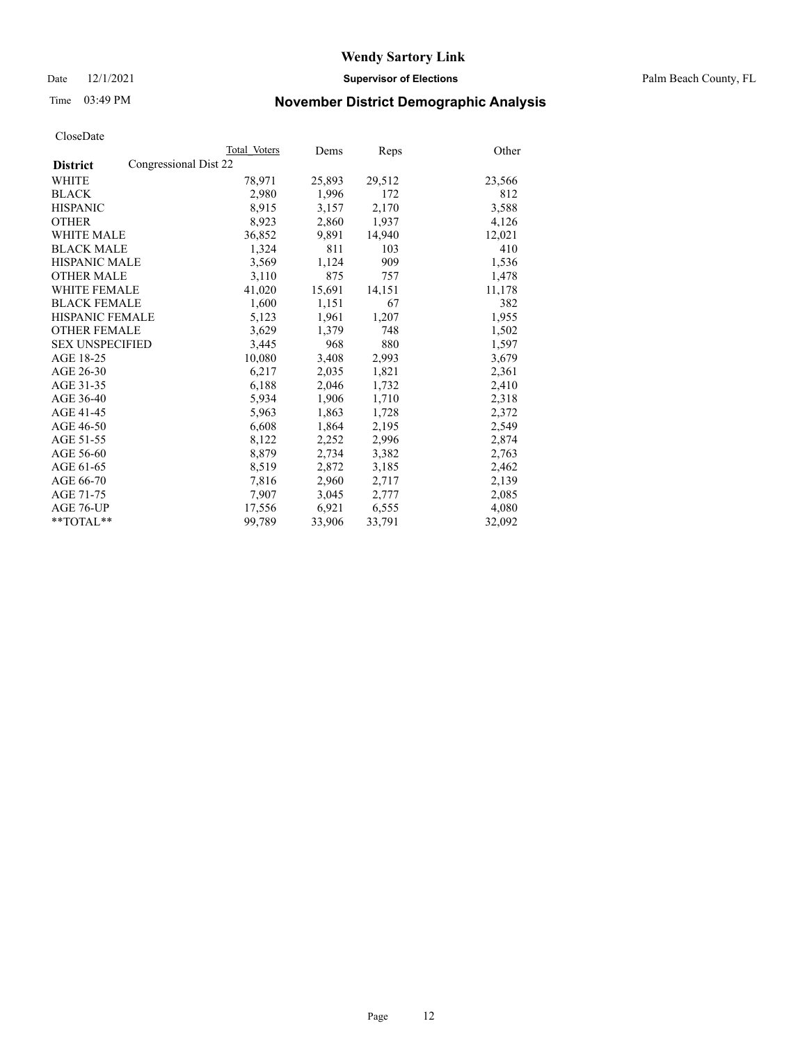# Wendy Sartory Link

Date 12/1/2021 **Supervisor of Elections** Palm Beach County, FL

Time 03:49 PM **November District Demographic Analysis**

CloseDate

| **District** | Total Voters | Dems | Reps | Other |
|---|---|---|---|---|
| Congressional Dist 22 | | | | |
| WHITE | 78,971 | 25,893 | 29,512 | 23,566 |
| BLACK | 2,980 | 1,996 | 172 | 812 |
| HISPANIC | 8,915 | 3,157 | 2,170 | 3,588 |
| OTHER | 8,923 | 2,860 | 1,937 | 4,126 |
| WHITE MALE | 36,852 | 9,891 | 14,940 | 12,021 |
| BLACK MALE | 1,324 | 811 | 103 | 410 |
| HISPANIC MALE | 3,569 | 1,124 | 909 | 1,536 |
| OTHER MALE | 3,110 | 875 | 757 | 1,478 |
| WHITE FEMALE | 41,020 | 15,691 | 14,151 | 11,178 |
| BLACK FEMALE | 1,600 | 1,151 | 67 | 382 |
| HISPANIC FEMALE | 5,123 | 1,961 | 1,207 | 1,955 |
| OTHER FEMALE | 3,629 | 1,379 | 748 | 1,502 |
| SEX UNSPECIFIED | 3,445 | 968 | 880 | 1,597 |
| AGE 18-25 | 10,080 | 3,408 | 2,993 | 3,679 |
| AGE 26-30 | 6,217 | 2,035 | 1,821 | 2,361 |
| AGE 31-35 | 6,188 | 2,046 | 1,732 | 2,410 |
| AGE 36-40 | 5,934 | 1,906 | 1,710 | 2,318 |
| AGE 41-45 | 5,963 | 1,863 | 1,728 | 2,372 |
| AGE 46-50 | 6,608 | 1,864 | 2,195 | 2,549 |
| AGE 51-55 | 8,122 | 2,252 | 2,996 | 2,874 |
| AGE 56-60 | 8,879 | 2,734 | 3,382 | 2,763 |
| AGE 61-65 | 8,519 | 2,872 | 3,185 | 2,462 |
| AGE 66-70 | 7,816 | 2,960 | 2,717 | 2,139 |
| AGE 71-75 | 7,907 | 3,045 | 2,777 | 2,085 |
| AGE 76-UP | 17,556 | 6,921 | 6,555 | 4,080 |
| **TOTAL** | 99,789 | 33,906 | 33,791 | 32,092 |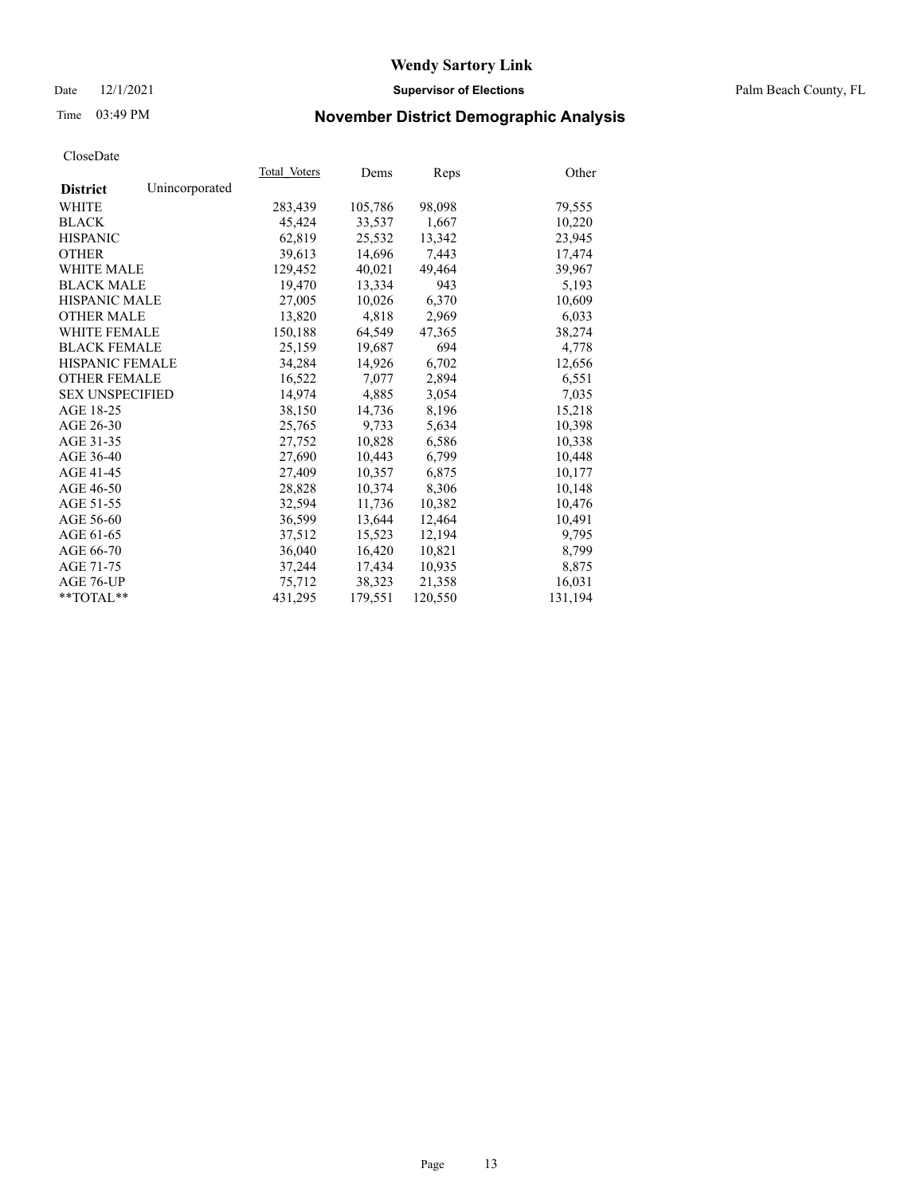# Wendy Sartory Link

Date 12/1/2021 **Supervisor of Elections** Palm Beach County, FL

Time 03:49 PM **November District Demographic Analysis**

CloseDate

| **District** Unincorporated | Total Voters | Dems | Reps | Other |
|---|---|---|---|---|
| WHITE | 283,439 | 105,786 | 98,098 | 79,555 |
| BLACK | 45,424 | 33,537 | 1,667 | 10,220 |
| HISPANIC | 62,819 | 25,532 | 13,342 | 23,945 |
| OTHER | 39,613 | 14,696 | 7,443 | 17,474 |
| WHITE MALE | 129,452 | 40,021 | 49,464 | 39,967 |
| BLACK MALE | 19,470 | 13,334 | 943 | 5,193 |
| HISPANIC MALE | 27,005 | 10,026 | 6,370 | 10,609 |
| OTHER MALE | 13,820 | 4,818 | 2,969 | 6,033 |
| WHITE FEMALE | 150,188 | 64,549 | 47,365 | 38,274 |
| BLACK FEMALE | 25,159 | 19,687 | 694 | 4,778 |
| HISPANIC FEMALE | 34,284 | 14,926 | 6,702 | 12,656 |
| OTHER FEMALE | 16,522 | 7,077 | 2,894 | 6,551 |
| SEX UNSPECIFIED | 14,974 | 4,885 | 3,054 | 7,035 |
| AGE 18-25 | 38,150 | 14,736 | 8,196 | 15,218 |
| AGE 26-30 | 25,765 | 9,733 | 5,634 | 10,398 |
| AGE 31-35 | 27,752 | 10,828 | 6,586 | 10,338 |
| AGE 36-40 | 27,690 | 10,443 | 6,799 | 10,448 |
| AGE 41-45 | 27,409 | 10,357 | 6,875 | 10,177 |
| AGE 46-50 | 28,828 | 10,374 | 8,306 | 10,148 |
| AGE 51-55 | 32,594 | 11,736 | 10,382 | 10,476 |
| AGE 56-60 | 36,599 | 13,644 | 12,464 | 10,491 |
| AGE 61-65 | 37,512 | 15,523 | 12,194 | 9,795 |
| AGE 66-70 | 36,040 | 16,420 | 10,821 | 8,799 |
| AGE 71-75 | 37,244 | 17,434 | 10,935 | 8,875 |
| AGE 76-UP | 75,712 | 38,323 | 21,358 | 16,031 |
| **TOTAL** | 431,295 | 179,551 | 120,550 | 131,194 |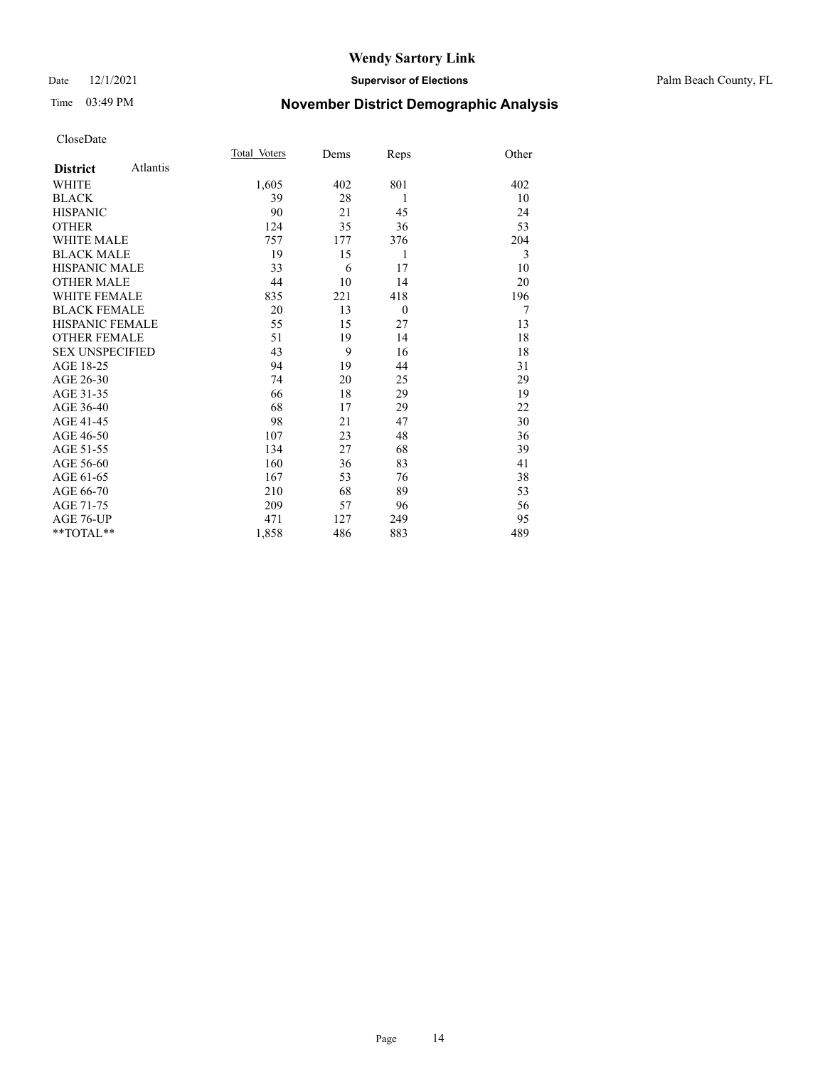# Wendy Sartory Link

Date 12/1/2021 **Supervisor of Elections** Palm Beach County, FL

Time 03:49 PM **November District Demographic Analysis**

CloseDate

| **District** Atlantis | Total Voters | Dems | Reps | Other |
|---|---|---|---|---|
| WHITE | 1,605 | 402 | 801 | 402 |
| BLACK | 39 | 28 | 1 | 10 |
| HISPANIC | 90 | 21 | 45 | 24 |
| OTHER | 124 | 35 | 36 | 53 |
| WHITE MALE | 757 | 177 | 376 | 204 |
| BLACK MALE | 19 | 15 | 1 | 3 |
| HISPANIC MALE | 33 | 6 | 17 | 10 |
| OTHER MALE | 44 | 10 | 14 | 20 |
| WHITE FEMALE | 835 | 221 | 418 | 196 |
| BLACK FEMALE | 20 | 13 | 0 | 7 |
| HISPANIC FEMALE | 55 | 15 | 27 | 13 |
| OTHER FEMALE | 51 | 19 | 14 | 18 |
| SEX UNSPECIFIED | 43 | 9 | 16 | 18 |
| AGE 18-25 | 94 | 19 | 44 | 31 |
| AGE 26-30 | 74 | 20 | 25 | 29 |
| AGE 31-35 | 66 | 18 | 29 | 19 |
| AGE 36-40 | 68 | 17 | 29 | 22 |
| AGE 41-45 | 98 | 21 | 47 | 30 |
| AGE 46-50 | 107 | 23 | 48 | 36 |
| AGE 51-55 | 134 | 27 | 68 | 39 |
| AGE 56-60 | 160 | 36 | 83 | 41 |
| AGE 61-65 | 167 | 53 | 76 | 38 |
| AGE 66-70 | 210 | 68 | 89 | 53 |
| AGE 71-75 | 209 | 57 | 96 | 56 |
| AGE 76-UP | 471 | 127 | 249 | 95 |
| **TOTAL** | 1,858 | 486 | 883 | 489 |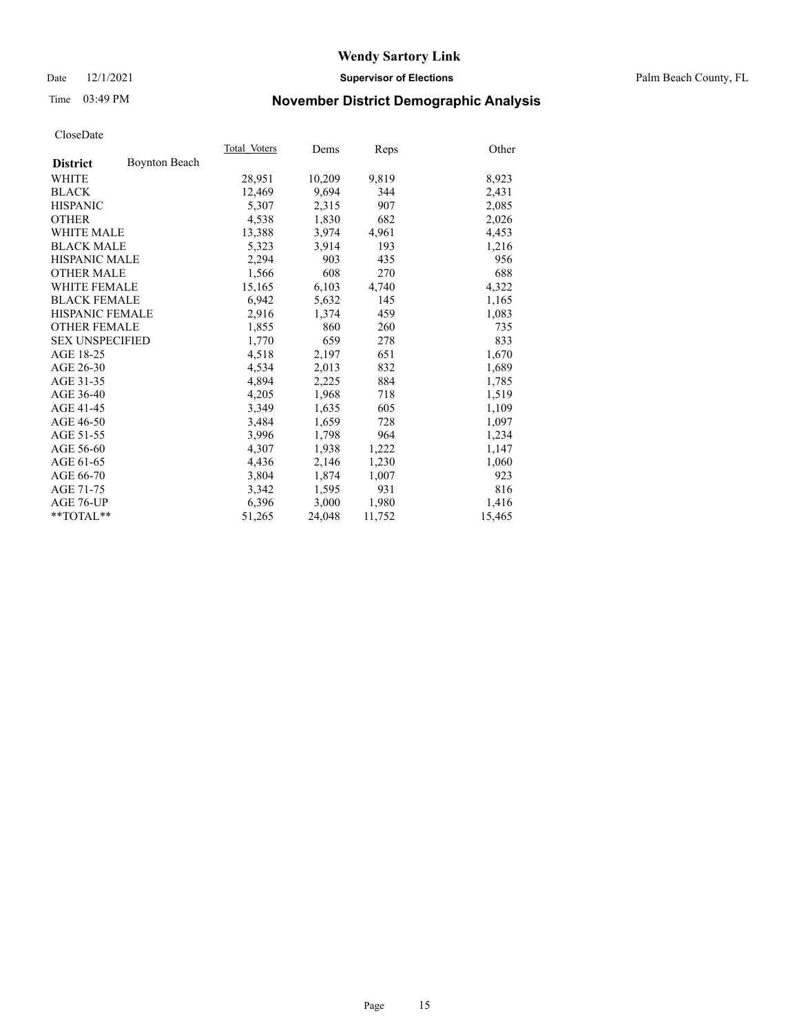# Wendy Sartory Link

Date 12/1/2021 **Supervisor of Elections** Palm Beach County, FL

Time 03:49 PM **November District Demographic Analysis**

CloseDate

| **District** Boynton Beach | Total_Voters | Dems | Reps | Other |
|---|---|---|---|---|
| WHITE | 28,951 | 10,209 | 9,819 | 8,923 |
| BLACK | 12,469 | 9,694 | 344 | 2,431 |
| HISPANIC | 5,307 | 2,315 | 907 | 2,085 |
| OTHER | 4,538 | 1,830 | 682 | 2,026 |
| WHITE MALE | 13,388 | 3,974 | 4,961 | 4,453 |
| BLACK MALE | 5,323 | 3,914 | 193 | 1,216 |
| HISPANIC MALE | 2,294 | 903 | 435 | 956 |
| OTHER MALE | 1,566 | 608 | 270 | 688 |
| WHITE FEMALE | 15,165 | 6,103 | 4,740 | 4,322 |
| BLACK FEMALE | 6,942 | 5,632 | 145 | 1,165 |
| HISPANIC FEMALE | 2,916 | 1,374 | 459 | 1,083 |
| OTHER FEMALE | 1,855 | 860 | 260 | 735 |
| SEX UNSPECIFIED | 1,770 | 659 | 278 | 833 |
| AGE 18-25 | 4,518 | 2,197 | 651 | 1,670 |
| AGE 26-30 | 4,534 | 2,013 | 832 | 1,689 |
| AGE 31-35 | 4,894 | 2,225 | 884 | 1,785 |
| AGE 36-40 | 4,205 | 1,968 | 718 | 1,519 |
| AGE 41-45 | 3,349 | 1,635 | 605 | 1,109 |
| AGE 46-50 | 3,484 | 1,659 | 728 | 1,097 |
| AGE 51-55 | 3,996 | 1,798 | 964 | 1,234 |
| AGE 56-60 | 4,307 | 1,938 | 1,222 | 1,147 |
| AGE 61-65 | 4,436 | 2,146 | 1,230 | 1,060 |
| AGE 66-70 | 3,804 | 1,874 | 1,007 | 923 |
| AGE 71-75 | 3,342 | 1,595 | 931 | 816 |
| AGE 76-UP | 6,396 | 3,000 | 1,980 | 1,416 |
| **TOTAL** | 51,265 | 24,048 | 11,752 | 15,465 |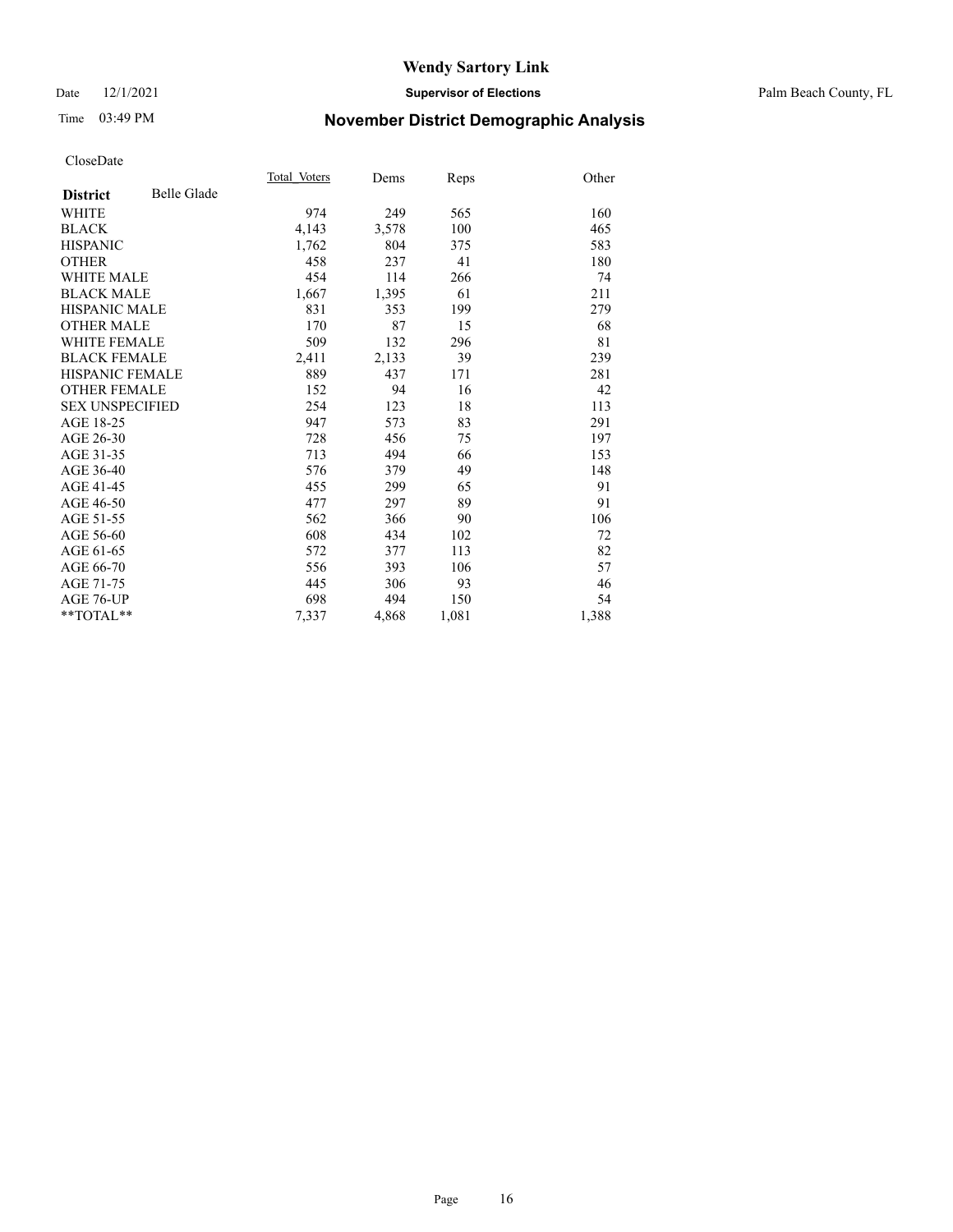# Wendy Sartory Link

Date 12/1/2021 **Supervisor of Elections** Palm Beach County, FL

Time 03:49 PM **November District Demographic Analysis**

CloseDate

| **District** Belle Glade | Total Voters | Dems | Reps | Other |
|---|---|---|---|---|
| WHITE | 974 | 249 | 565 | 160 |
| BLACK | 4,143 | 3,578 | 100 | 465 |
| HISPANIC | 1,762 | 804 | 375 | 583 |
| OTHER | 458 | 237 | 41 | 180 |
| WHITE MALE | 454 | 114 | 266 | 74 |
| BLACK MALE | 1,667 | 1,395 | 61 | 211 |
| HISPANIC MALE | 831 | 353 | 199 | 279 |
| OTHER MALE | 170 | 87 | 15 | 68 |
| WHITE FEMALE | 509 | 132 | 296 | 81 |
| BLACK FEMALE | 2,411 | 2,133 | 39 | 239 |
| HISPANIC FEMALE | 889 | 437 | 171 | 281 |
| OTHER FEMALE | 152 | 94 | 16 | 42 |
| SEX UNSPECIFIED | 254 | 123 | 18 | 113 |
| AGE 18-25 | 947 | 573 | 83 | 291 |
| AGE 26-30 | 728 | 456 | 75 | 197 |
| AGE 31-35 | 713 | 494 | 66 | 153 |
| AGE 36-40 | 576 | 379 | 49 | 148 |
| AGE 41-45 | 455 | 299 | 65 | 91 |
| AGE 46-50 | 477 | 297 | 89 | 91 |
| AGE 51-55 | 562 | 366 | 90 | 106 |
| AGE 56-60 | 608 | 434 | 102 | 72 |
| AGE 61-65 | 572 | 377 | 113 | 82 |
| AGE 66-70 | 556 | 393 | 106 | 57 |
| AGE 71-75 | 445 | 306 | 93 | 46 |
| AGE 76-UP | 698 | 494 | 150 | 54 |
| **TOTAL** | 7,337 | 4,868 | 1,081 | 1,388 |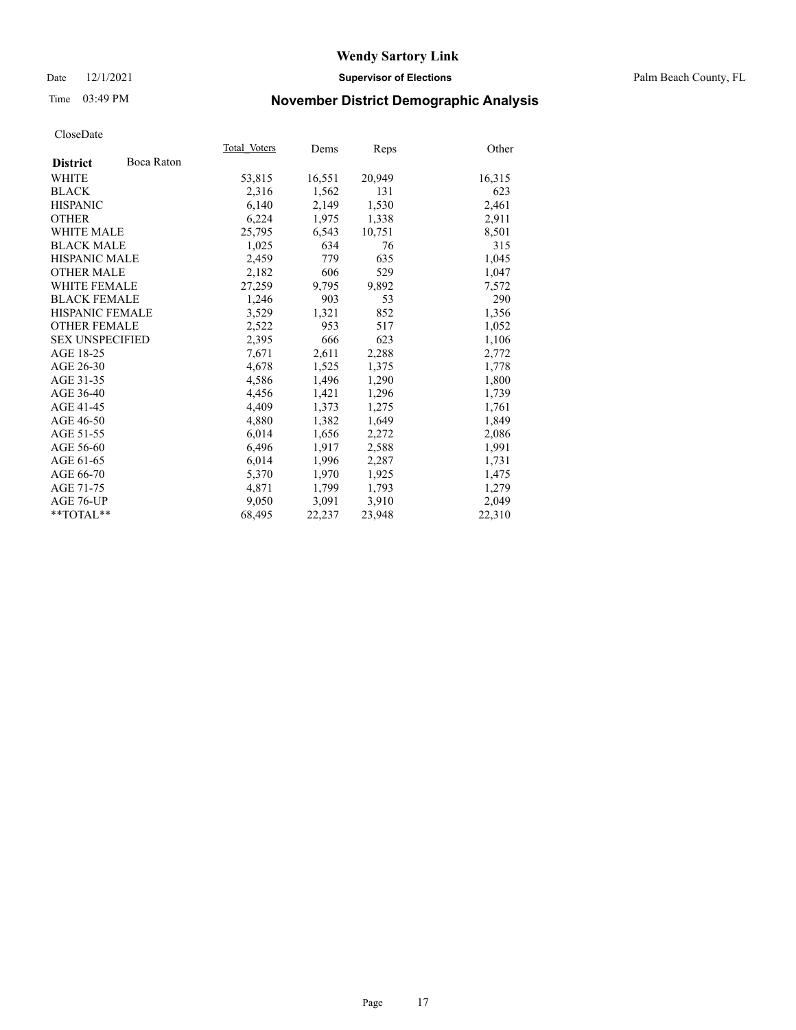# Wendy Sartory Link

Date 12/1/2021 **Supervisor of Elections** Palm Beach County, FL

Time 03:49 PM **November District Demographic Analysis**

CloseDate

| **District** Boca Raton | Total Voters | Dems | Reps | Other |
|---|---|---|---|---|
| WHITE | 53,815 | 16,551 | 20,949 | 16,315 |
| BLACK | 2,316 | 1,562 | 131 | 623 |
| HISPANIC | 6,140 | 2,149 | 1,530 | 2,461 |
| OTHER | 6,224 | 1,975 | 1,338 | 2,911 |
| WHITE MALE | 25,795 | 6,543 | 10,751 | 8,501 |
| BLACK MALE | 1,025 | 634 | 76 | 315 |
| HISPANIC MALE | 2,459 | 779 | 635 | 1,045 |
| OTHER MALE | 2,182 | 606 | 529 | 1,047 |
| WHITE FEMALE | 27,259 | 9,795 | 9,892 | 7,572 |
| BLACK FEMALE | 1,246 | 903 | 53 | 290 |
| HISPANIC FEMALE | 3,529 | 1,321 | 852 | 1,356 |
| OTHER FEMALE | 2,522 | 953 | 517 | 1,052 |
| SEX UNSPECIFIED | 2,395 | 666 | 623 | 1,106 |
| AGE 18-25 | 7,671 | 2,611 | 2,288 | 2,772 |
| AGE 26-30 | 4,678 | 1,525 | 1,375 | 1,778 |
| AGE 31-35 | 4,586 | 1,496 | 1,290 | 1,800 |
| AGE 36-40 | 4,456 | 1,421 | 1,296 | 1,739 |
| AGE 41-45 | 4,409 | 1,373 | 1,275 | 1,761 |
| AGE 46-50 | 4,880 | 1,382 | 1,649 | 1,849 |
| AGE 51-55 | 6,014 | 1,656 | 2,272 | 2,086 |
| AGE 56-60 | 6,496 | 1,917 | 2,588 | 1,991 |
| AGE 61-65 | 6,014 | 1,996 | 2,287 | 1,731 |
| AGE 66-70 | 5,370 | 1,970 | 1,925 | 1,475 |
| AGE 71-75 | 4,871 | 1,799 | 1,793 | 1,279 |
| AGE 76-UP | 9,050 | 3,091 | 3,910 | 2,049 |
| **TOTAL** | 68,495 | 22,237 | 23,948 | 22,310 |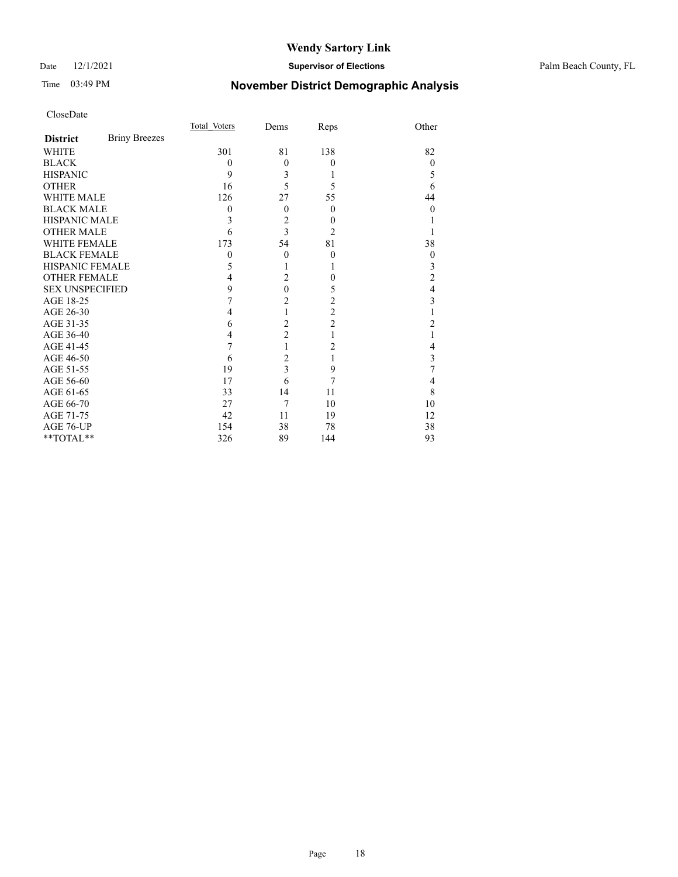# Wendy Sartory Link

Date 12/1/2021 **Supervisor of Elections** Palm Beach County, FL

Time 03:49 PM **November District Demographic Analysis**

CloseDate

| **District** Briny Breezes | Total_Voters | Dems | Reps | Other |
|---|---|---|---|---|
| WHITE | 301 | 81 | 138 | 82 |
| BLACK | 0 | 0 | 0 | 0 |
| HISPANIC | 9 | 3 | 1 | 5 |
| OTHER | 16 | 5 | 5 | 6 |
| WHITE MALE | 126 | 27 | 55 | 44 |
| BLACK MALE | 0 | 0 | 0 | 0 |
| HISPANIC MALE | 3 | 2 | 0 | 1 |
| OTHER MALE | 6 | 3 | 2 | 1 |
| WHITE FEMALE | 173 | 54 | 81 | 38 |
| BLACK FEMALE | 0 | 0 | 0 | 0 |
| HISPANIC FEMALE | 5 | 1 | 1 | 3 |
| OTHER FEMALE | 4 | 2 | 0 | 2 |
| SEX UNSPECIFIED | 9 | 0 | 5 | 4 |
| AGE 18-25 | 7 | 2 | 2 | 3 |
| AGE 26-30 | 4 | 1 | 2 | 1 |
| AGE 31-35 | 6 | 2 | 2 | 2 |
| AGE 36-40 | 4 | 2 | 1 | 1 |
| AGE 41-45 | 7 | 1 | 2 | 4 |
| AGE 46-50 | 6 | 2 | 1 | 3 |
| AGE 51-55 | 19 | 3 | 9 | 7 |
| AGE 56-60 | 17 | 6 | 7 | 4 |
| AGE 61-65 | 33 | 14 | 11 | 8 |
| AGE 66-70 | 27 | 7 | 10 | 10 |
| AGE 71-75 | 42 | 11 | 19 | 12 |
| AGE 76-UP | 154 | 38 | 78 | 38 |
| **TOTAL** | 326 | 89 | 144 | 93 |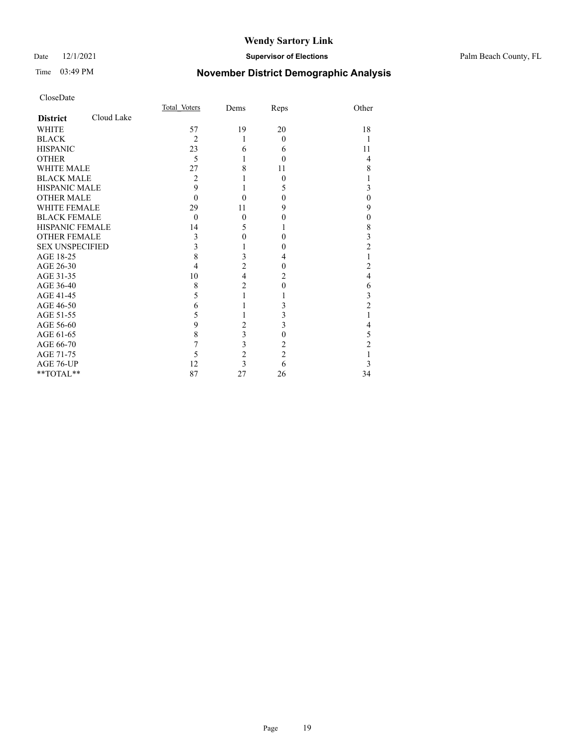# Wendy Sartory Link

Date 12/1/2021 **Supervisor of Elections** Palm Beach County, FL

Time 03:49 PM **November District Demographic Analysis**

CloseDate

| **District** Cloud Lake | Total_Voters | Dems | Reps | Other |
|---|---|---|---|---|
| WHITE | 57 | 19 | 20 | 18 |
| BLACK | 2 | 1 | 0 | 1 |
| HISPANIC | 23 | 6 | 6 | 11 |
| OTHER | 5 | 1 | 0 | 4 |
| WHITE MALE | 27 | 8 | 11 | 8 |
| BLACK MALE | 2 | 1 | 0 | 1 |
| HISPANIC MALE | 9 | 1 | 5 | 3 |
| OTHER MALE | 0 | 0 | 0 | 0 |
| WHITE FEMALE | 29 | 11 | 9 | 9 |
| BLACK FEMALE | 0 | 0 | 0 | 0 |
| HISPANIC FEMALE | 14 | 5 | 1 | 8 |
| OTHER FEMALE | 3 | 0 | 0 | 3 |
| SEX UNSPECIFIED | 3 | 1 | 0 | 2 |
| AGE 18-25 | 8 | 3 | 4 | 1 |
| AGE 26-30 | 4 | 2 | 0 | 2 |
| AGE 31-35 | 10 | 4 | 2 | 4 |
| AGE 36-40 | 8 | 2 | 0 | 6 |
| AGE 41-45 | 5 | 1 | 1 | 3 |
| AGE 46-50 | 6 | 1 | 3 | 2 |
| AGE 51-55 | 5 | 1 | 3 | 1 |
| AGE 56-60 | 9 | 2 | 3 | 4 |
| AGE 61-65 | 8 | 3 | 0 | 5 |
| AGE 66-70 | 7 | 3 | 2 | 2 |
| AGE 71-75 | 5 | 2 | 2 | 1 |
| AGE 76-UP | 12 | 3 | 6 | 3 |
| **TOTAL** | 87 | 27 | 26 | 34 |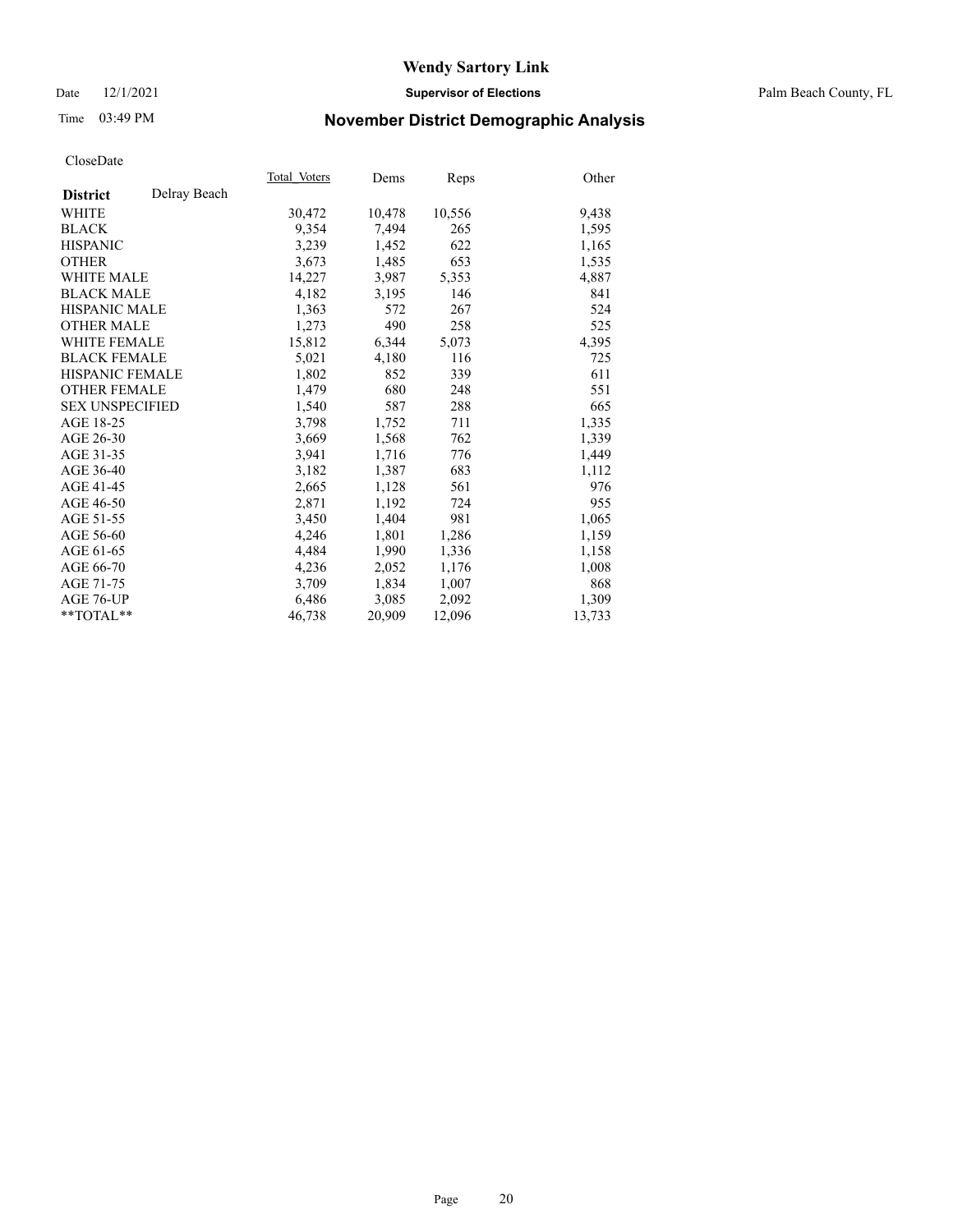# Wendy Sartory Link

Date 12/1/2021 **Supervisor of Elections** Palm Beach County, FL

Time 03:49 PM **November District Demographic Analysis**

CloseDate

| **District** Delray Beach | Total Voters | Dems | Reps | Other |
|---|---|---|---|---|
| WHITE | 30,472 | 10,478 | 10,556 | 9,438 |
| BLACK | 9,354 | 7,494 | 265 | 1,595 |
| HISPANIC | 3,239 | 1,452 | 622 | 1,165 |
| OTHER | 3,673 | 1,485 | 653 | 1,535 |
| WHITE MALE | 14,227 | 3,987 | 5,353 | 4,887 |
| BLACK MALE | 4,182 | 3,195 | 146 | 841 |
| HISPANIC MALE | 1,363 | 572 | 267 | 524 |
| OTHER MALE | 1,273 | 490 | 258 | 525 |
| WHITE FEMALE | 15,812 | 6,344 | 5,073 | 4,395 |
| BLACK FEMALE | 5,021 | 4,180 | 116 | 725 |
| HISPANIC FEMALE | 1,802 | 852 | 339 | 611 |
| OTHER FEMALE | 1,479 | 680 | 248 | 551 |
| SEX UNSPECIFIED | 1,540 | 587 | 288 | 665 |
| AGE 18-25 | 3,798 | 1,752 | 711 | 1,335 |
| AGE 26-30 | 3,669 | 1,568 | 762 | 1,339 |
| AGE 31-35 | 3,941 | 1,716 | 776 | 1,449 |
| AGE 36-40 | 3,182 | 1,387 | 683 | 1,112 |
| AGE 41-45 | 2,665 | 1,128 | 561 | 976 |
| AGE 46-50 | 2,871 | 1,192 | 724 | 955 |
| AGE 51-55 | 3,450 | 1,404 | 981 | 1,065 |
| AGE 56-60 | 4,246 | 1,801 | 1,286 | 1,159 |
| AGE 61-65 | 4,484 | 1,990 | 1,336 | 1,158 |
| AGE 66-70 | 4,236 | 2,052 | 1,176 | 1,008 |
| AGE 71-75 | 3,709 | 1,834 | 1,007 | 868 |
| AGE 76-UP | 6,486 | 3,085 | 2,092 | 1,309 |
| **TOTAL** | 46,738 | 20,909 | 12,096 | 13,733 |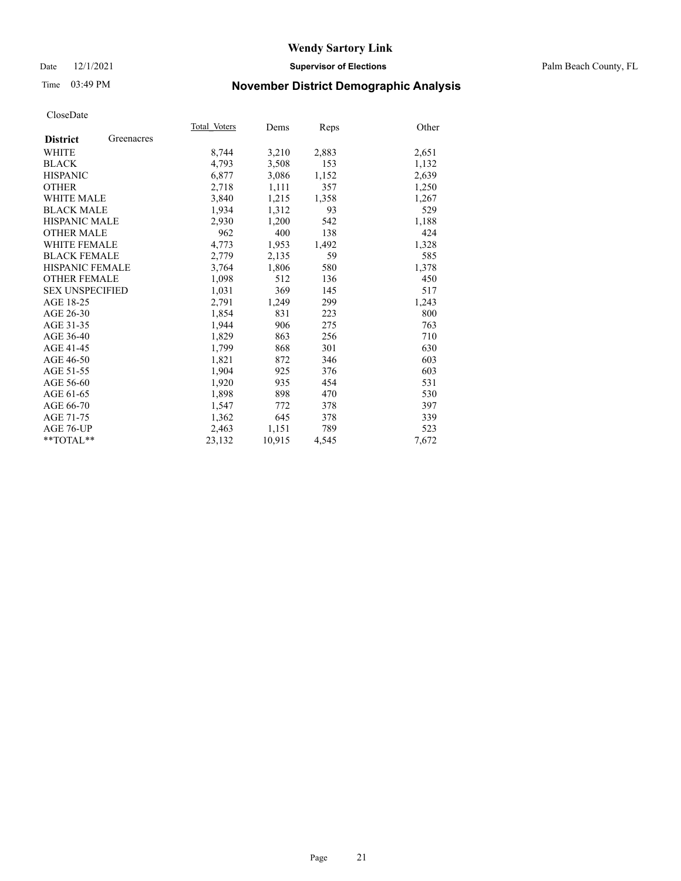# Wendy Sartory Link

Date 12/1/2021 **Supervisor of Elections** Palm Beach County, FL

Time 03:49 PM **November District Demographic Analysis**

CloseDate

| **District** Greenacres | Total Voters | Dems | Reps | Other |
|---|---|---|---|---|
| WHITE | 8,744 | 3,210 | 2,883 | 2,651 |
| BLACK | 4,793 | 3,508 | 153 | 1,132 |
| HISPANIC | 6,877 | 3,086 | 1,152 | 2,639 |
| OTHER | 2,718 | 1,111 | 357 | 1,250 |
| WHITE MALE | 3,840 | 1,215 | 1,358 | 1,267 |
| BLACK MALE | 1,934 | 1,312 | 93 | 529 |
| HISPANIC MALE | 2,930 | 1,200 | 542 | 1,188 |
| OTHER MALE | 962 | 400 | 138 | 424 |
| WHITE FEMALE | 4,773 | 1,953 | 1,492 | 1,328 |
| BLACK FEMALE | 2,779 | 2,135 | 59 | 585 |
| HISPANIC FEMALE | 3,764 | 1,806 | 580 | 1,378 |
| OTHER FEMALE | 1,098 | 512 | 136 | 450 |
| SEX UNSPECIFIED | 1,031 | 369 | 145 | 517 |
| AGE 18-25 | 2,791 | 1,249 | 299 | 1,243 |
| AGE 26-30 | 1,854 | 831 | 223 | 800 |
| AGE 31-35 | 1,944 | 906 | 275 | 763 |
| AGE 36-40 | 1,829 | 863 | 256 | 710 |
| AGE 41-45 | 1,799 | 868 | 301 | 630 |
| AGE 46-50 | 1,821 | 872 | 346 | 603 |
| AGE 51-55 | 1,904 | 925 | 376 | 603 |
| AGE 56-60 | 1,920 | 935 | 454 | 531 |
| AGE 61-65 | 1,898 | 898 | 470 | 530 |
| AGE 66-70 | 1,547 | 772 | 378 | 397 |
| AGE 71-75 | 1,362 | 645 | 378 | 339 |
| AGE 76-UP | 2,463 | 1,151 | 789 | 523 |
| **TOTAL** | 23,132 | 10,915 | 4,545 | 7,672 |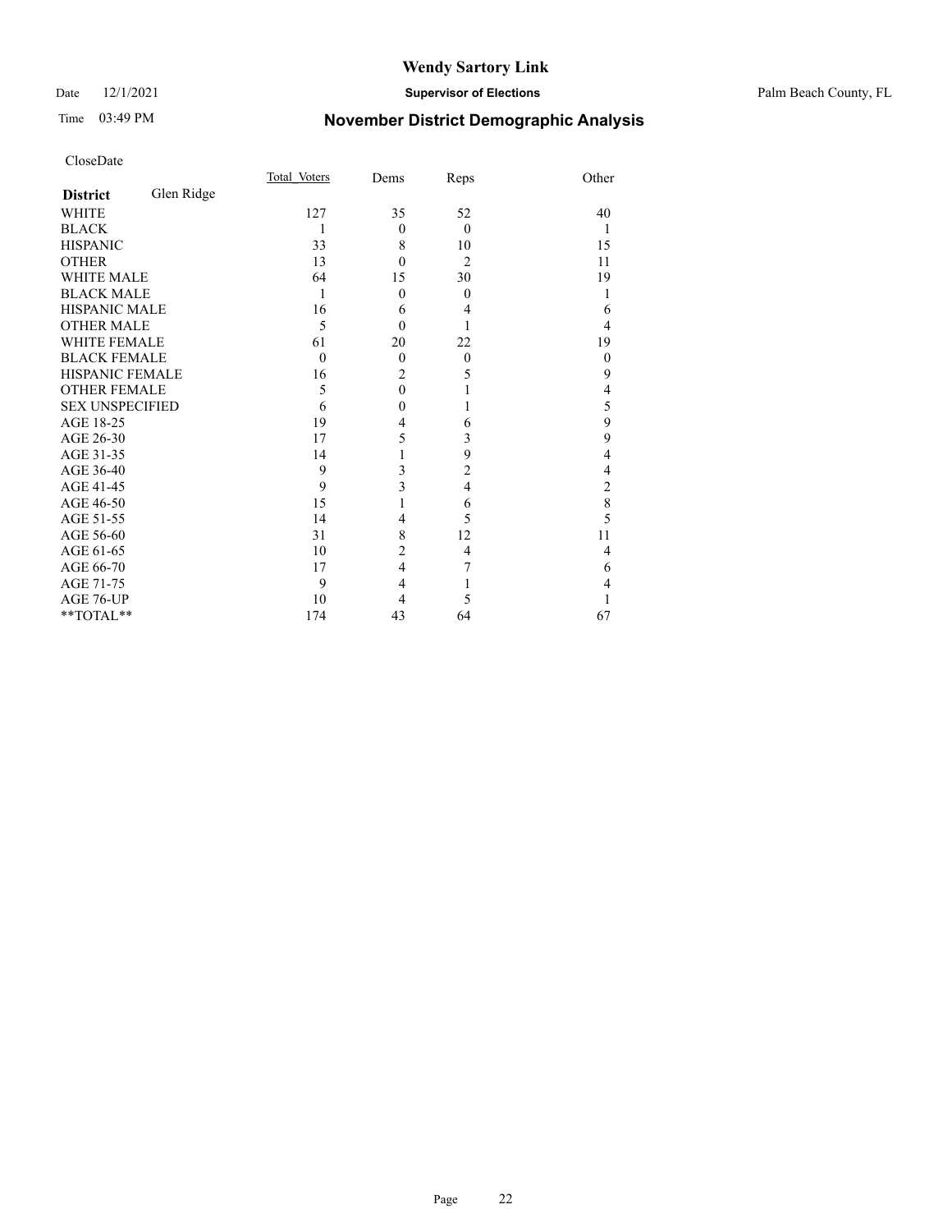CloseDate

| District | Glen Ridge | Total_Voters | Dems | Reps | Other |
|---|---|---|---|---|---|
| WHITE | | 127 | 35 | 52 | 40 |
| BLACK | | 1 | 0 | 0 | 1 |
| HISPANIC | | 33 | 8 | 10 | 15 |
| OTHER | | 13 | 0 | 2 | 11 |
| WHITE MALE | | 64 | 15 | 30 | 19 |
| BLACK MALE | | 1 | 0 | 0 | 1 |
| HISPANIC MALE | | 16 | 6 | 4 | 6 |
| OTHER MALE | | 5 | 0 | 1 | 4 |
| WHITE FEMALE | | 61 | 20 | 22 | 19 |
| BLACK FEMALE | | 0 | 0 | 0 | 0 |
| HISPANIC FEMALE | | 16 | 2 | 5 | 9 |
| OTHER FEMALE | | 5 | 0 | 1 | 4 |
| SEX UNSPECIFIED | | 6 | 0 | 1 | 5 |
| AGE 18-25 | | 19 | 4 | 6 | 9 |
| AGE 26-30 | | 17 | 5 | 3 | 9 |
| AGE 31-35 | | 14 | 1 | 9 | 4 |
| AGE 36-40 | | 9 | 3 | 2 | 4 |
| AGE 41-45 | | 9 | 3 | 4 | 2 |
| AGE 46-50 | | 15 | 1 | 6 | 8 |
| AGE 51-55 | | 14 | 4 | 5 | 5 |
| AGE 56-60 | | 31 | 8 | 12 | 11 |
| AGE 61-65 | | 10 | 2 | 4 | 4 |
| AGE 66-70 | | 17 | 4 | 7 | 6 |
| AGE 71-75 | | 9 | 4 | 1 | 4 |
| AGE 76-UP | | 10 | 4 | 5 | 1 |
| **TOTAL** | | 174 | 43 | 64 | 67 |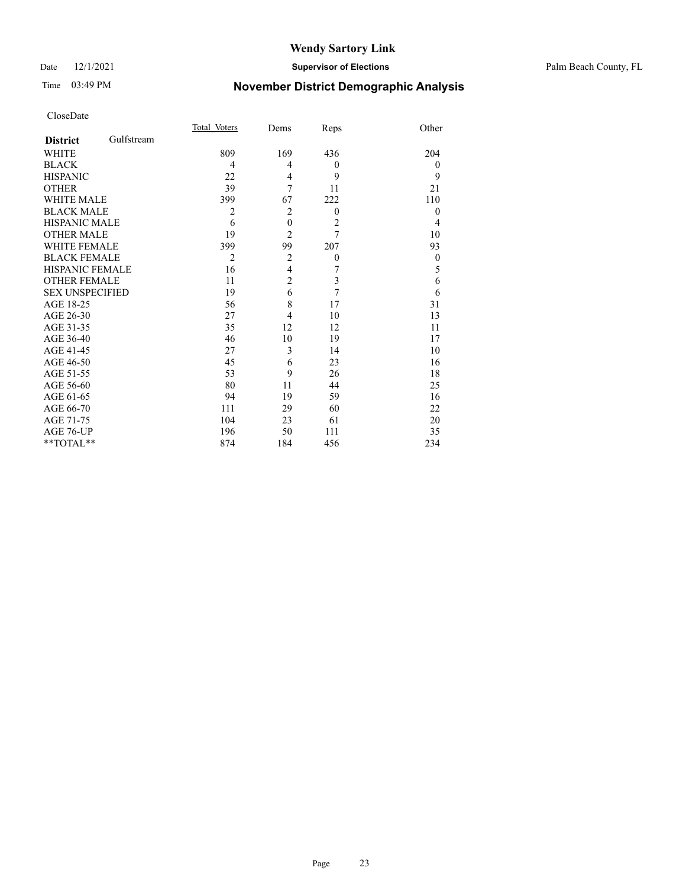# Wendy Sartory Link

Date 12/1/2021 **Supervisor of Elections** Palm Beach County, FL

Time 03:49 PM **November District Demographic Analysis**

CloseDate

| **District** Gulfstream | Total Voters | Dems | Reps | Other |
|---|---|---|---|---|
| WHITE | 809 | 169 | 436 | 204 |
| BLACK | 4 | 4 | 0 | 0 |
| HISPANIC | 22 | 4 | 9 | 9 |
| OTHER | 39 | 7 | 11 | 21 |
| WHITE MALE | 399 | 67 | 222 | 110 |
| BLACK MALE | 2 | 2 | 0 | 0 |
| HISPANIC MALE | 6 | 0 | 2 | 4 |
| OTHER MALE | 19 | 2 | 7 | 10 |
| WHITE FEMALE | 399 | 99 | 207 | 93 |
| BLACK FEMALE | 2 | 2 | 0 | 0 |
| HISPANIC FEMALE | 16 | 4 | 7 | 5 |
| OTHER FEMALE | 11 | 2 | 3 | 6 |
| SEX UNSPECIFIED | 19 | 6 | 7 | 6 |
| AGE 18-25 | 56 | 8 | 17 | 31 |
| AGE 26-30 | 27 | 4 | 10 | 13 |
| AGE 31-35 | 35 | 12 | 12 | 11 |
| AGE 36-40 | 46 | 10 | 19 | 17 |
| AGE 41-45 | 27 | 3 | 14 | 10 |
| AGE 46-50 | 45 | 6 | 23 | 16 |
| AGE 51-55 | 53 | 9 | 26 | 18 |
| AGE 56-60 | 80 | 11 | 44 | 25 |
| AGE 61-65 | 94 | 19 | 59 | 16 |
| AGE 66-70 | 111 | 29 | 60 | 22 |
| AGE 71-75 | 104 | 23 | 61 | 20 |
| AGE 76-UP | 196 | 50 | 111 | 35 |
| **TOTAL** | 874 | 184 | 456 | 234 |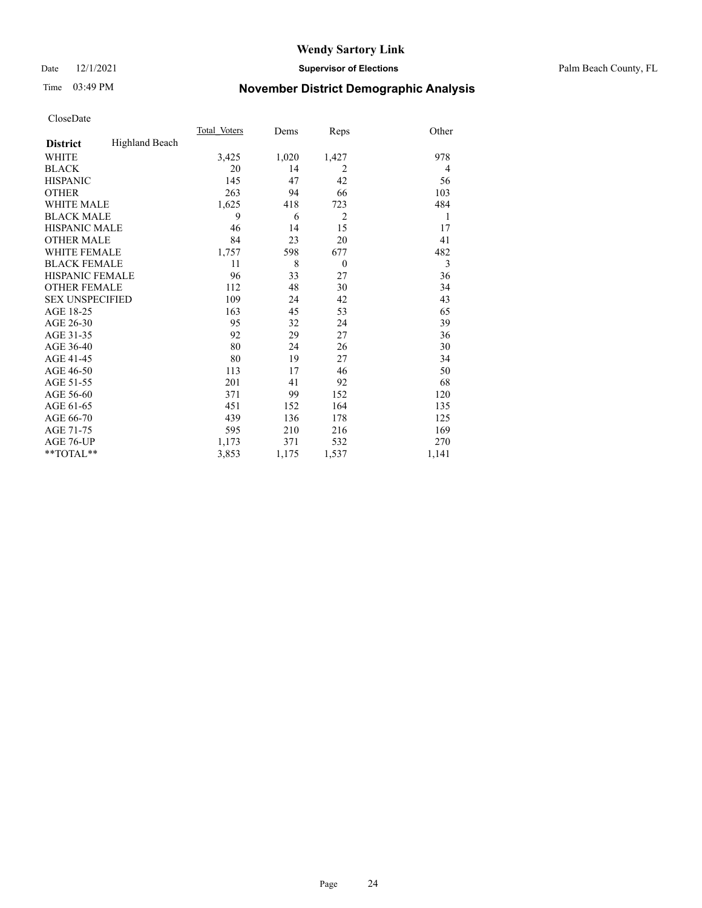CloseDate

| District | Highland Beach | Total_Voters | Dems | Reps | Other |
|---|---|---|---|---|---|
| WHITE | | 3,425 | 1,020 | 1,427 | 978 |
| BLACK | | 20 | 14 | 2 | 4 |
| HISPANIC | | 145 | 47 | 42 | 56 |
| OTHER | | 263 | 94 | 66 | 103 |
| WHITE MALE | | 1,625 | 418 | 723 | 484 |
| BLACK MALE | | 9 | 6 | 2 | 1 |
| HISPANIC MALE | | 46 | 14 | 15 | 17 |
| OTHER MALE | | 84 | 23 | 20 | 41 |
| WHITE FEMALE | | 1,757 | 598 | 677 | 482 |
| BLACK FEMALE | | 11 | 8 | 0 | 3 |
| HISPANIC FEMALE | | 96 | 33 | 27 | 36 |
| OTHER FEMALE | | 112 | 48 | 30 | 34 |
| SEX UNSPECIFIED | | 109 | 24 | 42 | 43 |
| AGE 18-25 | | 163 | 45 | 53 | 65 |
| AGE 26-30 | | 95 | 32 | 24 | 39 |
| AGE 31-35 | | 92 | 29 | 27 | 36 |
| AGE 36-40 | | 80 | 24 | 26 | 30 |
| AGE 41-45 | | 80 | 19 | 27 | 34 |
| AGE 46-50 | | 113 | 17 | 46 | 50 |
| AGE 51-55 | | 201 | 41 | 92 | 68 |
| AGE 56-60 | | 371 | 99 | 152 | 120 |
| AGE 61-65 | | 451 | 152 | 164 | 135 |
| AGE 66-70 | | 439 | 136 | 178 | 125 |
| AGE 71-75 | | 595 | 210 | 216 | 169 |
| AGE 76-UP | | 1,173 | 371 | 532 | 270 |
| **TOTAL** | | 3,853 | 1,175 | 1,537 | 1,141 |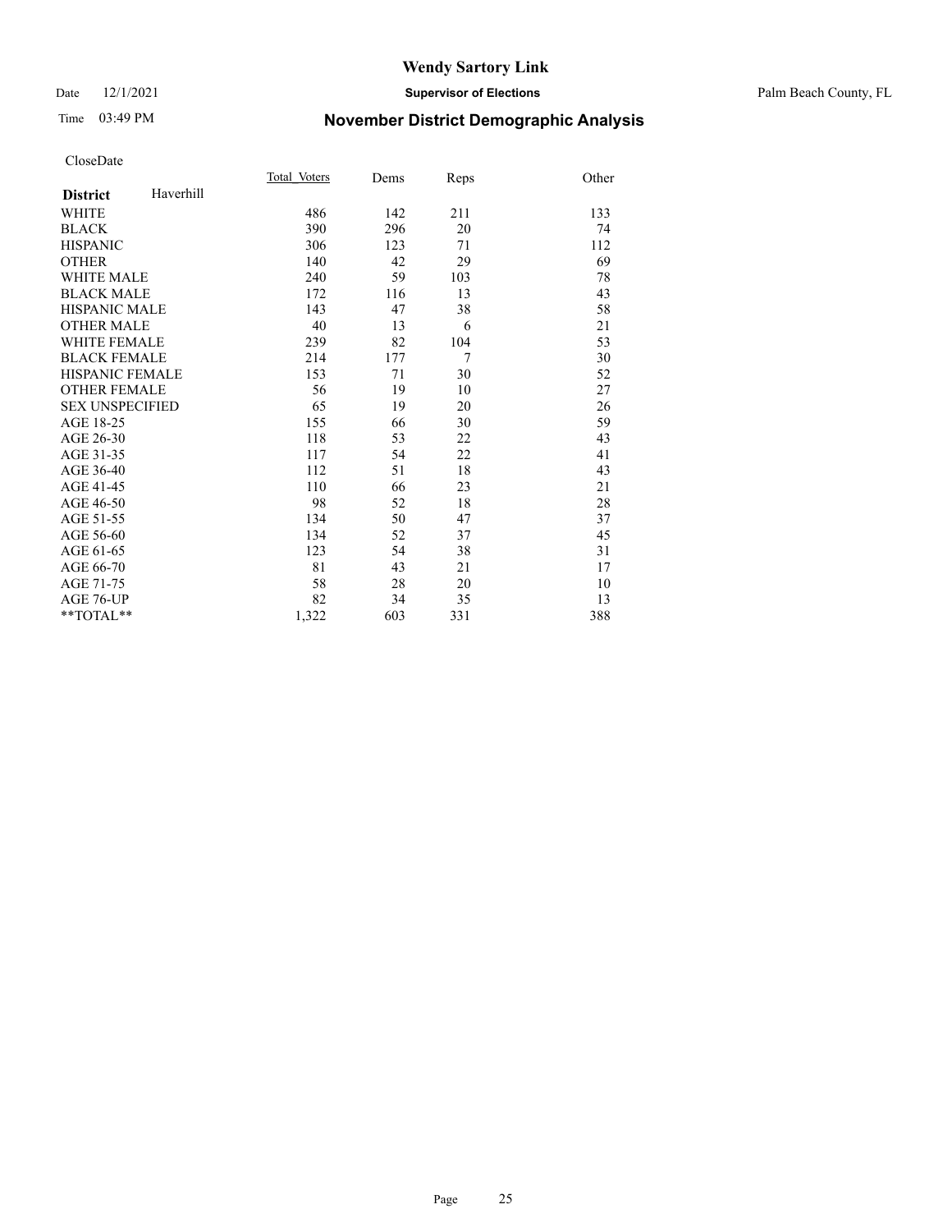# Wendy Sartory Link

Date 12/1/2021 **Supervisor of Elections** Palm Beach County, FL

Time 03:49 PM **November District Demographic Analysis**

CloseDate

| **District** Haverhill | Total_Voters | Dems | Reps | Other |
|---|---|---|---|---|
| WHITE | 486 | 142 | 211 | 133 |
| BLACK | 390 | 296 | 20 | 74 |
| HISPANIC | 306 | 123 | 71 | 112 |
| OTHER | 140 | 42 | 29 | 69 |
| WHITE MALE | 240 | 59 | 103 | 78 |
| BLACK MALE | 172 | 116 | 13 | 43 |
| HISPANIC MALE | 143 | 47 | 38 | 58 |
| OTHER MALE | 40 | 13 | 6 | 21 |
| WHITE FEMALE | 239 | 82 | 104 | 53 |
| BLACK FEMALE | 214 | 177 | 7 | 30 |
| HISPANIC FEMALE | 153 | 71 | 30 | 52 |
| OTHER FEMALE | 56 | 19 | 10 | 27 |
| SEX UNSPECIFIED | 65 | 19 | 20 | 26 |
| AGE 18-25 | 155 | 66 | 30 | 59 |
| AGE 26-30 | 118 | 53 | 22 | 43 |
| AGE 31-35 | 117 | 54 | 22 | 41 |
| AGE 36-40 | 112 | 51 | 18 | 43 |
| AGE 41-45 | 110 | 66 | 23 | 21 |
| AGE 46-50 | 98 | 52 | 18 | 28 |
| AGE 51-55 | 134 | 50 | 47 | 37 |
| AGE 56-60 | 134 | 52 | 37 | 45 |
| AGE 61-65 | 123 | 54 | 38 | 31 |
| AGE 66-70 | 81 | 43 | 21 | 17 |
| AGE 71-75 | 58 | 28 | 20 | 10 |
| AGE 76-UP | 82 | 34 | 35 | 13 |
| **TOTAL** | 1,322 | 603 | 331 | 388 |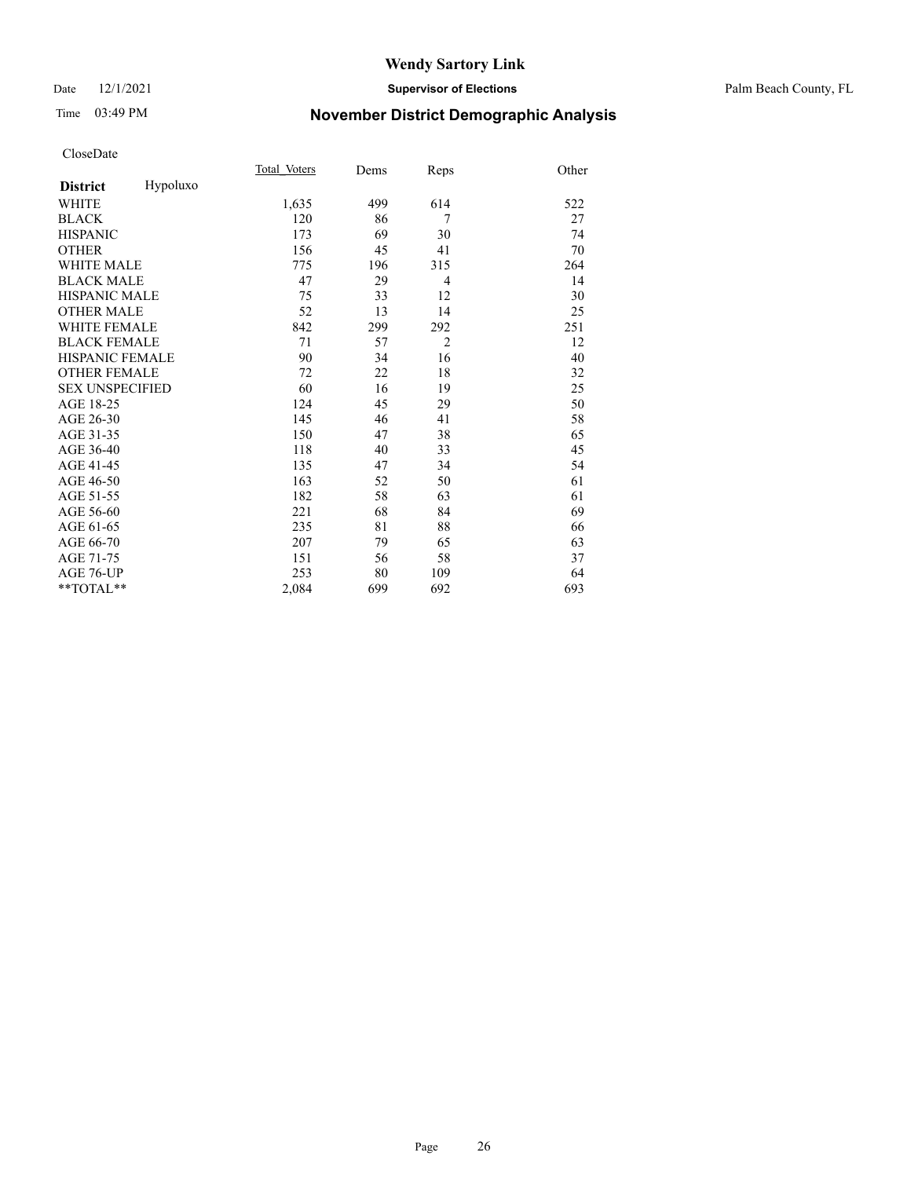# Wendy Sartory Link

Date 12/1/2021 **Supervisor of Elections** Palm Beach County, FL

Time 03:49 PM **November District Demographic Analysis**

CloseDate

| **District** Hypoluxo | Total Voters | Dems | Reps | Other |
|---|---|---|---|---|
| WHITE | 1,635 | 499 | 614 | 522 |
| BLACK | 120 | 86 | 7 | 27 |
| HISPANIC | 173 | 69 | 30 | 74 |
| OTHER | 156 | 45 | 41 | 70 |
| WHITE MALE | 775 | 196 | 315 | 264 |
| BLACK MALE | 47 | 29 | 4 | 14 |
| HISPANIC MALE | 75 | 33 | 12 | 30 |
| OTHER MALE | 52 | 13 | 14 | 25 |
| WHITE FEMALE | 842 | 299 | 292 | 251 |
| BLACK FEMALE | 71 | 57 | 2 | 12 |
| HISPANIC FEMALE | 90 | 34 | 16 | 40 |
| OTHER FEMALE | 72 | 22 | 18 | 32 |
| SEX UNSPECIFIED | 60 | 16 | 19 | 25 |
| AGE 18-25 | 124 | 45 | 29 | 50 |
| AGE 26-30 | 145 | 46 | 41 | 58 |
| AGE 31-35 | 150 | 47 | 38 | 65 |
| AGE 36-40 | 118 | 40 | 33 | 45 |
| AGE 41-45 | 135 | 47 | 34 | 54 |
| AGE 46-50 | 163 | 52 | 50 | 61 |
| AGE 51-55 | 182 | 58 | 63 | 61 |
| AGE 56-60 | 221 | 68 | 84 | 69 |
| AGE 61-65 | 235 | 81 | 88 | 66 |
| AGE 66-70 | 207 | 79 | 65 | 63 |
| AGE 71-75 | 151 | 56 | 58 | 37 |
| AGE 76-UP | 253 | 80 | 109 | 64 |
| **TOTAL** | 2,084 | 699 | 692 | 693 |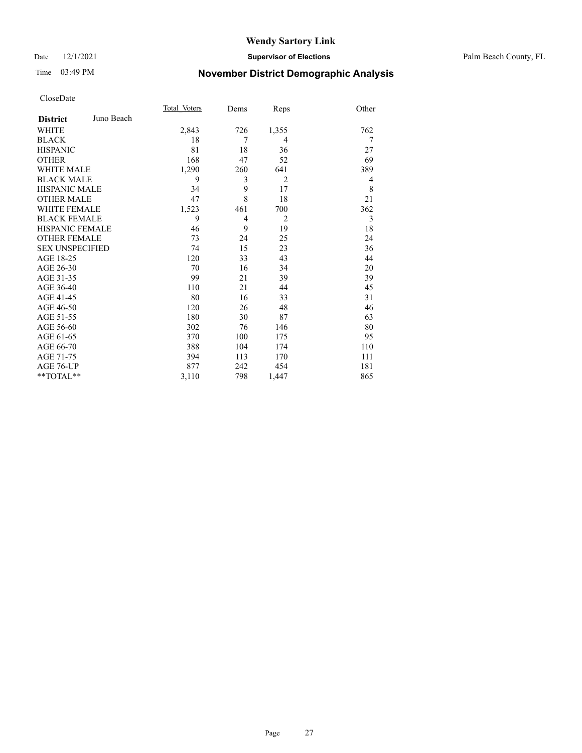# Wendy Sartory Link

Date 12/1/2021 **Supervisor of Elections** Palm Beach County, FL

Time 03:49 PM **November District Demographic Analysis**

CloseDate

| **District** Juno Beach | Total_Voters | Dems | Reps | Other |
|---|---|---|---|---|
| WHITE | 2,843 | 726 | 1,355 | 762 |
| BLACK | 18 | 7 | 4 | 7 |
| HISPANIC | 81 | 18 | 36 | 27 |
| OTHER | 168 | 47 | 52 | 69 |
| WHITE MALE | 1,290 | 260 | 641 | 389 |
| BLACK MALE | 9 | 3 | 2 | 4 |
| HISPANIC MALE | 34 | 9 | 17 | 8 |
| OTHER MALE | 47 | 8 | 18 | 21 |
| WHITE FEMALE | 1,523 | 461 | 700 | 362 |
| BLACK FEMALE | 9 | 4 | 2 | 3 |
| HISPANIC FEMALE | 46 | 9 | 19 | 18 |
| OTHER FEMALE | 73 | 24 | 25 | 24 |
| SEX UNSPECIFIED | 74 | 15 | 23 | 36 |
| AGE 18-25 | 120 | 33 | 43 | 44 |
| AGE 26-30 | 70 | 16 | 34 | 20 |
| AGE 31-35 | 99 | 21 | 39 | 39 |
| AGE 36-40 | 110 | 21 | 44 | 45 |
| AGE 41-45 | 80 | 16 | 33 | 31 |
| AGE 46-50 | 120 | 26 | 48 | 46 |
| AGE 51-55 | 180 | 30 | 87 | 63 |
| AGE 56-60 | 302 | 76 | 146 | 80 |
| AGE 61-65 | 370 | 100 | 175 | 95 |
| AGE 66-70 | 388 | 104 | 174 | 110 |
| AGE 71-75 | 394 | 113 | 170 | 111 |
| AGE 76-UP | 877 | 242 | 454 | 181 |
| **TOTAL** | 3,110 | 798 | 1,447 | 865 |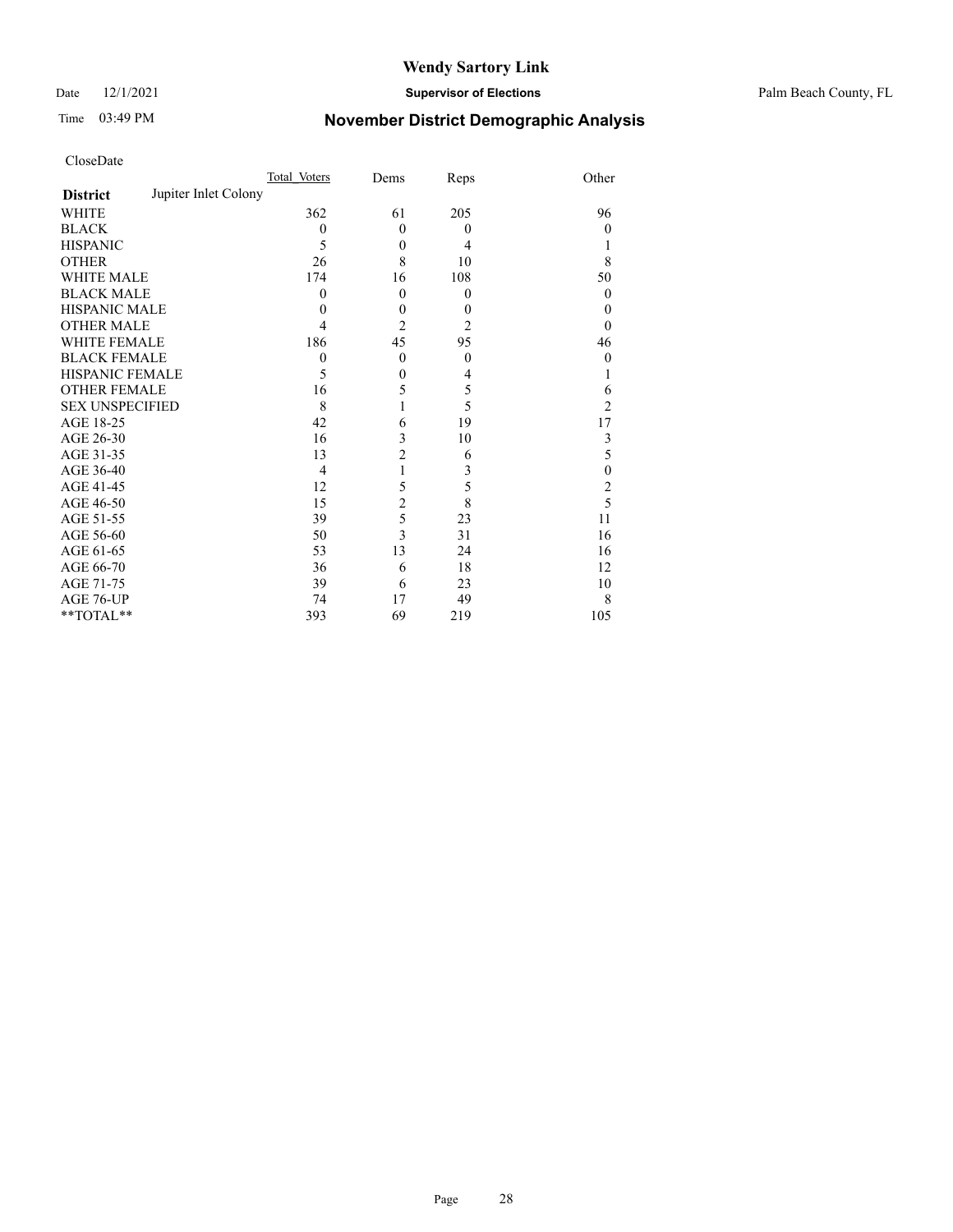# Wendy Sartory Link

Date 12/1/2021 **Supervisor of Elections** Palm Beach County, FL

Time 03:49 PM **November District Demographic Analysis**

CloseDate

| **District** Jupiter Inlet Colony | Total Voters | Dems | Reps | Other |
|---|---|---|---|---|
| WHITE | 362 | 61 | 205 | 96 |
| BLACK | 0 | 0 | 0 | 0 |
| HISPANIC | 5 | 0 | 4 | 1 |
| OTHER | 26 | 8 | 10 | 8 |
| WHITE MALE | 174 | 16 | 108 | 50 |
| BLACK MALE | 0 | 0 | 0 | 0 |
| HISPANIC MALE | 0 | 0 | 0 | 0 |
| OTHER MALE | 4 | 2 | 2 | 0 |
| WHITE FEMALE | 186 | 45 | 95 | 46 |
| BLACK FEMALE | 0 | 0 | 0 | 0 |
| HISPANIC FEMALE | 5 | 0 | 4 | 1 |
| OTHER FEMALE | 16 | 5 | 5 | 6 |
| SEX UNSPECIFIED | 8 | 1 | 5 | 2 |
| AGE 18-25 | 42 | 6 | 19 | 17 |
| AGE 26-30 | 16 | 3 | 10 | 3 |
| AGE 31-35 | 13 | 2 | 6 | 5 |
| AGE 36-40 | 4 | 1 | 3 | 0 |
| AGE 41-45 | 12 | 5 | 5 | 2 |
| AGE 46-50 | 15 | 2 | 8 | 5 |
| AGE 51-55 | 39 | 5 | 23 | 11 |
| AGE 56-60 | 50 | 3 | 31 | 16 |
| AGE 61-65 | 53 | 13 | 24 | 16 |
| AGE 66-70 | 36 | 6 | 18 | 12 |
| AGE 71-75 | 39 | 6 | 23 | 10 |
| AGE 76-UP | 74 | 17 | 49 | 8 |
| **TOTAL** | 393 | 69 | 219 | 105 |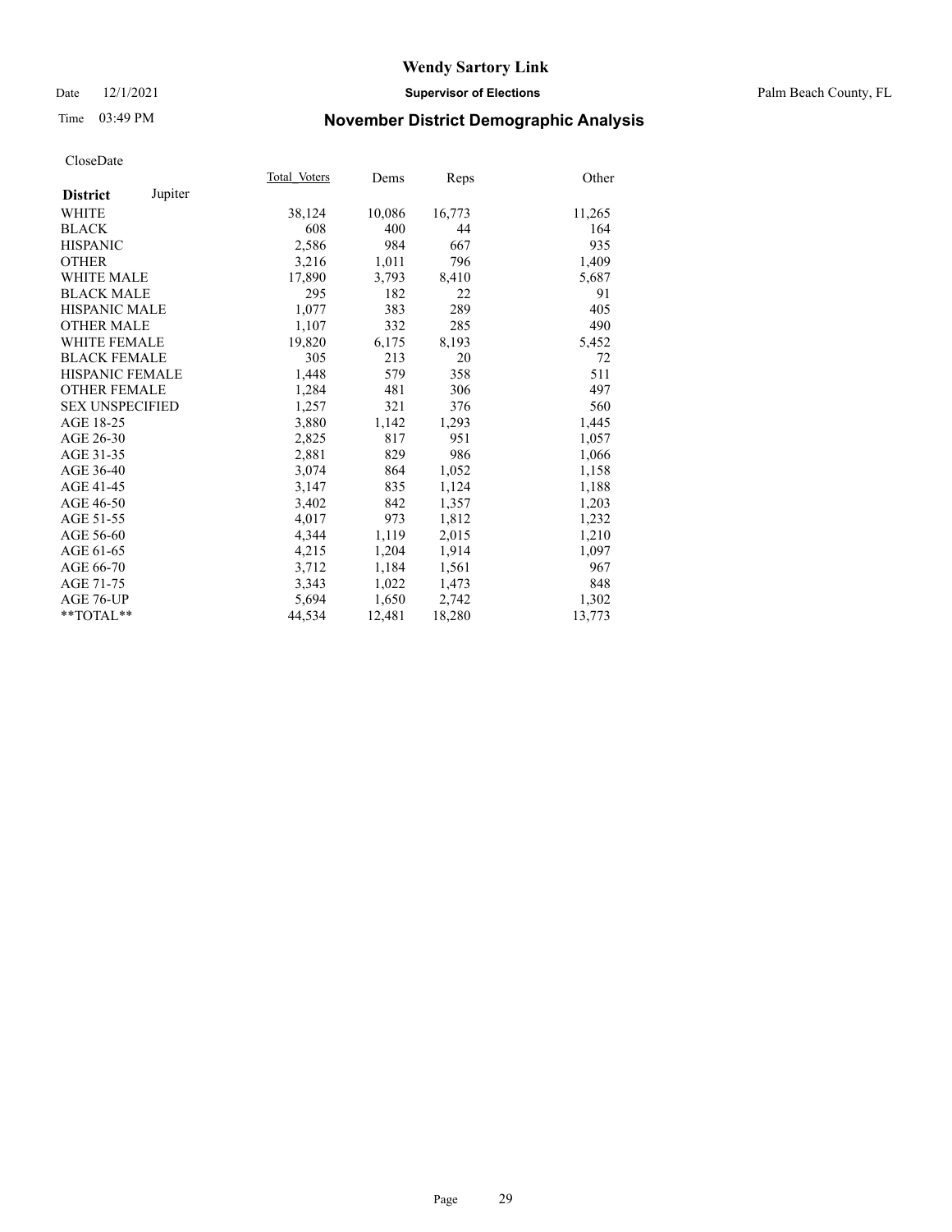# Wendy Sartory Link

Date 12/1/2021 **Supervisor of Elections** Palm Beach County, FL

Time 03:49 PM **November District Demographic Analysis**

CloseDate

| **District** Jupiter | Total Voters | Dems | Reps | Other |
|---|---|---|---|---|
| WHITE | 38,124 | 10,086 | 16,773 | 11,265 |
| BLACK | 608 | 400 | 44 | 164 |
| HISPANIC | 2,586 | 984 | 667 | 935 |
| OTHER | 3,216 | 1,011 | 796 | 1,409 |
| WHITE MALE | 17,890 | 3,793 | 8,410 | 5,687 |
| BLACK MALE | 295 | 182 | 22 | 91 |
| HISPANIC MALE | 1,077 | 383 | 289 | 405 |
| OTHER MALE | 1,107 | 332 | 285 | 490 |
| WHITE FEMALE | 19,820 | 6,175 | 8,193 | 5,452 |
| BLACK FEMALE | 305 | 213 | 20 | 72 |
| HISPANIC FEMALE | 1,448 | 579 | 358 | 511 |
| OTHER FEMALE | 1,284 | 481 | 306 | 497 |
| SEX UNSPECIFIED | 1,257 | 321 | 376 | 560 |
| AGE 18-25 | 3,880 | 1,142 | 1,293 | 1,445 |
| AGE 26-30 | 2,825 | 817 | 951 | 1,057 |
| AGE 31-35 | 2,881 | 829 | 986 | 1,066 |
| AGE 36-40 | 3,074 | 864 | 1,052 | 1,158 |
| AGE 41-45 | 3,147 | 835 | 1,124 | 1,188 |
| AGE 46-50 | 3,402 | 842 | 1,357 | 1,203 |
| AGE 51-55 | 4,017 | 973 | 1,812 | 1,232 |
| AGE 56-60 | 4,344 | 1,119 | 2,015 | 1,210 |
| AGE 61-65 | 4,215 | 1,204 | 1,914 | 1,097 |
| AGE 66-70 | 3,712 | 1,184 | 1,561 | 967 |
| AGE 71-75 | 3,343 | 1,022 | 1,473 | 848 |
| AGE 76-UP | 5,694 | 1,650 | 2,742 | 1,302 |
| **TOTAL** | 44,534 | 12,481 | 18,280 | 13,773 |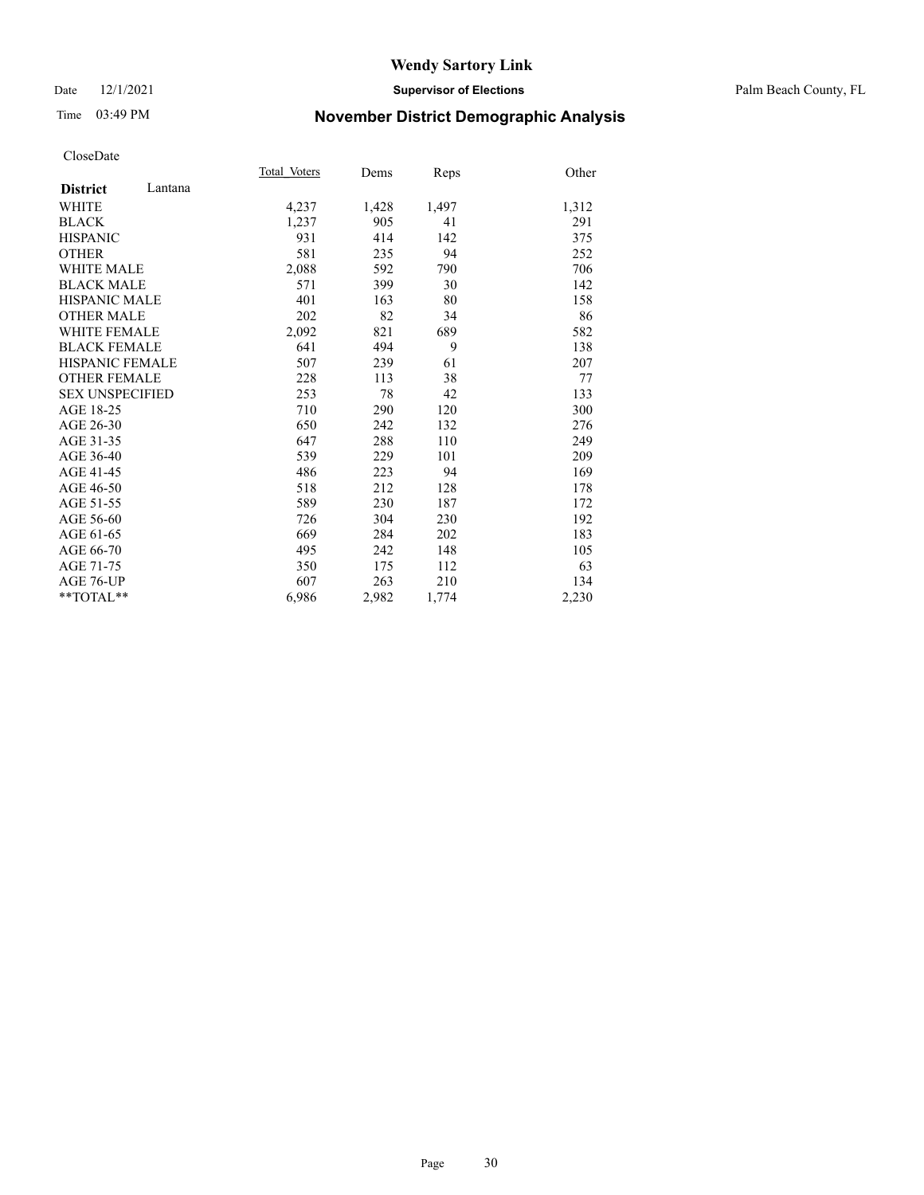# Wendy Sartory Link

Date 12/1/2021 **Supervisor of Elections** Palm Beach County, FL

Time 03:49 PM **November District Demographic Analysis**

CloseDate

| **District** Lantana | Total_Voters | Dems | Reps | Other |
|---|---|---|---|---|
| WHITE | 4,237 | 1,428 | 1,497 | 1,312 |
| BLACK | 1,237 | 905 | 41 | 291 |
| HISPANIC | 931 | 414 | 142 | 375 |
| OTHER | 581 | 235 | 94 | 252 |
| WHITE MALE | 2,088 | 592 | 790 | 706 |
| BLACK MALE | 571 | 399 | 30 | 142 |
| HISPANIC MALE | 401 | 163 | 80 | 158 |
| OTHER MALE | 202 | 82 | 34 | 86 |
| WHITE FEMALE | 2,092 | 821 | 689 | 582 |
| BLACK FEMALE | 641 | 494 | 9 | 138 |
| HISPANIC FEMALE | 507 | 239 | 61 | 207 |
| OTHER FEMALE | 228 | 113 | 38 | 77 |
| SEX UNSPECIFIED | 253 | 78 | 42 | 133 |
| AGE 18-25 | 710 | 290 | 120 | 300 |
| AGE 26-30 | 650 | 242 | 132 | 276 |
| AGE 31-35 | 647 | 288 | 110 | 249 |
| AGE 36-40 | 539 | 229 | 101 | 209 |
| AGE 41-45 | 486 | 223 | 94 | 169 |
| AGE 46-50 | 518 | 212 | 128 | 178 |
| AGE 51-55 | 589 | 230 | 187 | 172 |
| AGE 56-60 | 726 | 304 | 230 | 192 |
| AGE 61-65 | 669 | 284 | 202 | 183 |
| AGE 66-70 | 495 | 242 | 148 | 105 |
| AGE 71-75 | 350 | 175 | 112 | 63 |
| AGE 76-UP | 607 | 263 | 210 | 134 |
| **TOTAL** | 6,986 | 2,982 | 1,774 | 2,230 |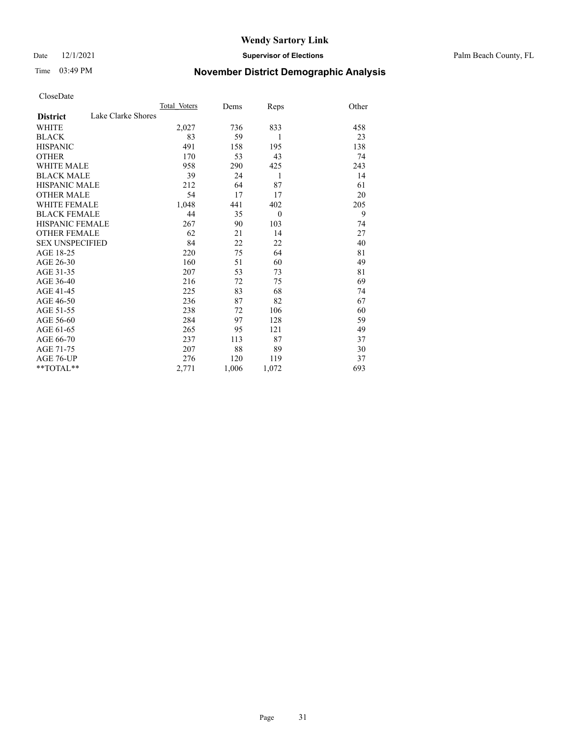# Wendy Sartory Link

Date 12/1/2021 **Supervisor of Elections** Palm Beach County, FL

Time 03:49 PM **November District Demographic Analysis**

CloseDate

| **District** Lake Clarke Shores | Total_Voters | Dems | Reps | Other |
|---|---|---|---|---|
| WHITE | 2,027 | 736 | 833 | 458 |
| BLACK | 83 | 59 | 1 | 23 |
| HISPANIC | 491 | 158 | 195 | 138 |
| OTHER | 170 | 53 | 43 | 74 |
| WHITE MALE | 958 | 290 | 425 | 243 |
| BLACK MALE | 39 | 24 | 1 | 14 |
| HISPANIC MALE | 212 | 64 | 87 | 61 |
| OTHER MALE | 54 | 17 | 17 | 20 |
| WHITE FEMALE | 1,048 | 441 | 402 | 205 |
| BLACK FEMALE | 44 | 35 | 0 | 9 |
| HISPANIC FEMALE | 267 | 90 | 103 | 74 |
| OTHER FEMALE | 62 | 21 | 14 | 27 |
| SEX UNSPECIFIED | 84 | 22 | 22 | 40 |
| AGE 18-25 | 220 | 75 | 64 | 81 |
| AGE 26-30 | 160 | 51 | 60 | 49 |
| AGE 31-35 | 207 | 53 | 73 | 81 |
| AGE 36-40 | 216 | 72 | 75 | 69 |
| AGE 41-45 | 225 | 83 | 68 | 74 |
| AGE 46-50 | 236 | 87 | 82 | 67 |
| AGE 51-55 | 238 | 72 | 106 | 60 |
| AGE 56-60 | 284 | 97 | 128 | 59 |
| AGE 61-65 | 265 | 95 | 121 | 49 |
| AGE 66-70 | 237 | 113 | 87 | 37 |
| AGE 71-75 | 207 | 88 | 89 | 30 |
| AGE 76-UP | 276 | 120 | 119 | 37 |
| **TOTAL** | 2,771 | 1,006 | 1,072 | 693 |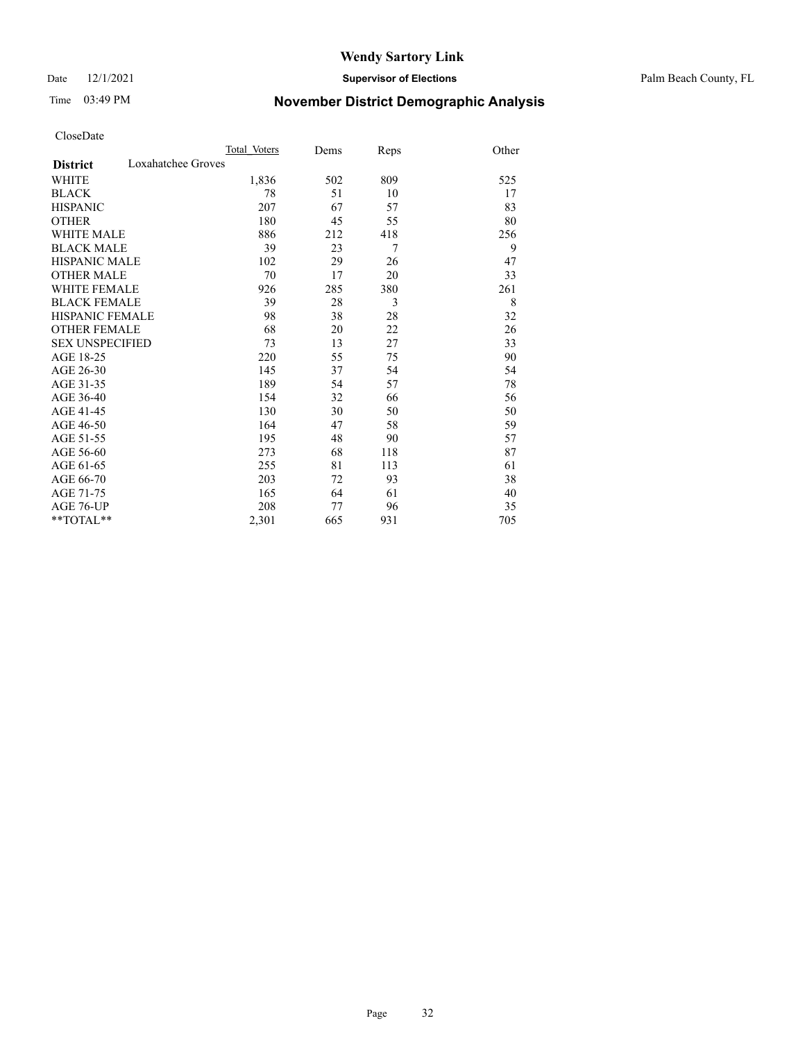Wendy Sartory Link

Date 12/1/2021 **Supervisor of Elections** Palm Beach County, FL

Time 03:49 PM **November District Demographic Analysis**

CloseDate

| | Total Voters | Dems | Reps | Other |
|---|---|---|---|---|
| **District** Loxahatchee Groves | | | | |
| WHITE | 1,836 | 502 | 809 | 525 |
| BLACK | 78 | 51 | 10 | 17 |
| HISPANIC | 207 | 67 | 57 | 83 |
| OTHER | 180 | 45 | 55 | 80 |
| WHITE MALE | 886 | 212 | 418 | 256 |
| BLACK MALE | 39 | 23 | 7 | 9 |
| HISPANIC MALE | 102 | 29 | 26 | 47 |
| OTHER MALE | 70 | 17 | 20 | 33 |
| WHITE FEMALE | 926 | 285 | 380 | 261 |
| BLACK FEMALE | 39 | 28 | 3 | 8 |
| HISPANIC FEMALE | 98 | 38 | 28 | 32 |
| OTHER FEMALE | 68 | 20 | 22 | 26 |
| SEX UNSPECIFIED | 73 | 13 | 27 | 33 |
| AGE 18-25 | 220 | 55 | 75 | 90 |
| AGE 26-30 | 145 | 37 | 54 | 54 |
| AGE 31-35 | 189 | 54 | 57 | 78 |
| AGE 36-40 | 154 | 32 | 66 | 56 |
| AGE 41-45 | 130 | 30 | 50 | 50 |
| AGE 46-50 | 164 | 47 | 58 | 59 |
| AGE 51-55 | 195 | 48 | 90 | 57 |
| AGE 56-60 | 273 | 68 | 118 | 87 |
| AGE 61-65 | 255 | 81 | 113 | 61 |
| AGE 66-70 | 203 | 72 | 93 | 38 |
| AGE 71-75 | 165 | 64 | 61 | 40 |
| AGE 76-UP | 208 | 77 | 96 | 35 |
| **TOTAL** | 2,301 | 665 | 931 | 705 |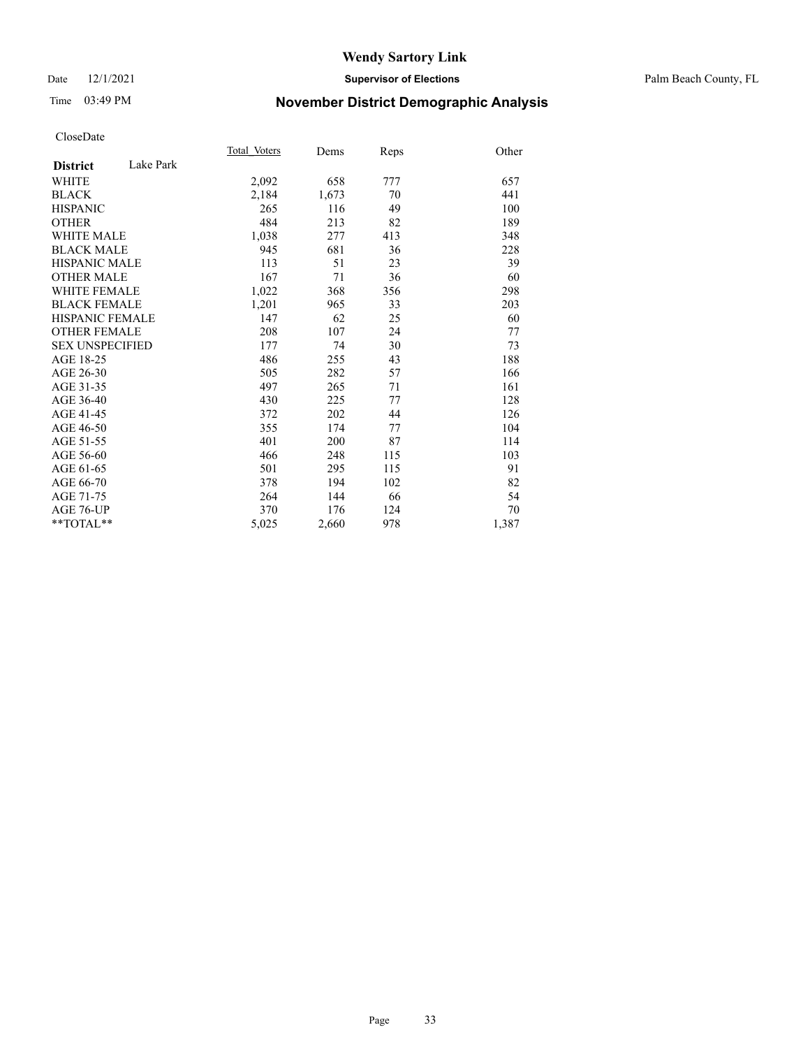# Wendy Sartory Link

Date 12/1/2021 **Supervisor of Elections** Palm Beach County, FL

Time 03:49 PM **November District Demographic Analysis**

CloseDate

| **District** Lake Park | Total_Voters | Dems | Reps | Other |
|---|---|---|---|---|
| WHITE | 2,092 | 658 | 777 | 657 |
| BLACK | 2,184 | 1,673 | 70 | 441 |
| HISPANIC | 265 | 116 | 49 | 100 |
| OTHER | 484 | 213 | 82 | 189 |
| WHITE MALE | 1,038 | 277 | 413 | 348 |
| BLACK MALE | 945 | 681 | 36 | 228 |
| HISPANIC MALE | 113 | 51 | 23 | 39 |
| OTHER MALE | 167 | 71 | 36 | 60 |
| WHITE FEMALE | 1,022 | 368 | 356 | 298 |
| BLACK FEMALE | 1,201 | 965 | 33 | 203 |
| HISPANIC FEMALE | 147 | 62 | 25 | 60 |
| OTHER FEMALE | 208 | 107 | 24 | 77 |
| SEX UNSPECIFIED | 177 | 74 | 30 | 73 |
| AGE 18-25 | 486 | 255 | 43 | 188 |
| AGE 26-30 | 505 | 282 | 57 | 166 |
| AGE 31-35 | 497 | 265 | 71 | 161 |
| AGE 36-40 | 430 | 225 | 77 | 128 |
| AGE 41-45 | 372 | 202 | 44 | 126 |
| AGE 46-50 | 355 | 174 | 77 | 104 |
| AGE 51-55 | 401 | 200 | 87 | 114 |
| AGE 56-60 | 466 | 248 | 115 | 103 |
| AGE 61-65 | 501 | 295 | 115 | 91 |
| AGE 66-70 | 378 | 194 | 102 | 82 |
| AGE 71-75 | 264 | 144 | 66 | 54 |
| AGE 76-UP | 370 | 176 | 124 | 70 |
| **TOTAL** | 5,025 | 2,660 | 978 | 1,387 |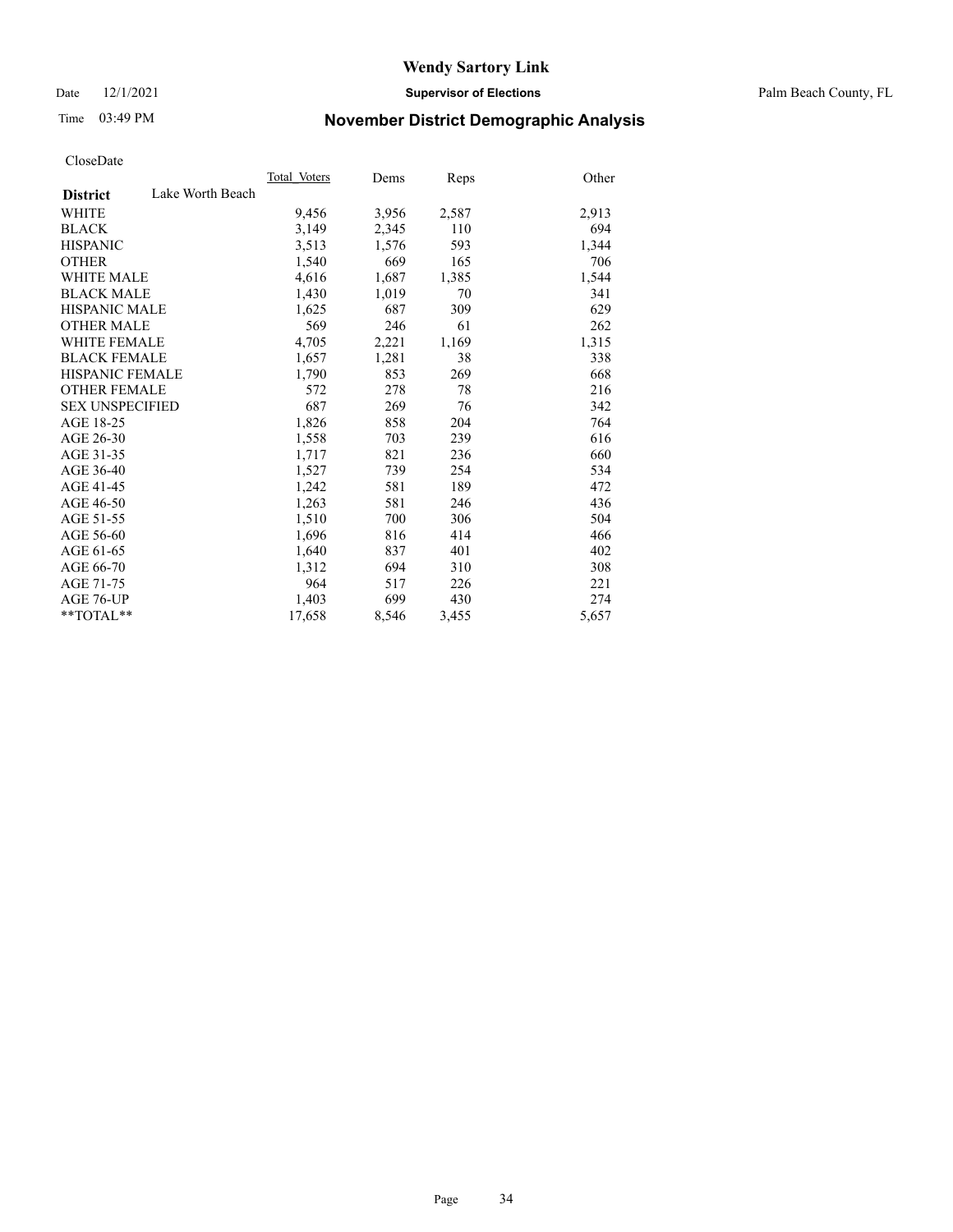# Wendy Sartory Link

Date 12/1/2021 **Supervisor of Elections** Palm Beach County, FL

Time 03:49 PM **November District Demographic Analysis**

CloseDate

| **District** Lake Worth Beach | Total Voters | Dems | Reps | Other |
|---|---|---|---|---|
| WHITE | 9,456 | 3,956 | 2,587 | 2,913 |
| BLACK | 3,149 | 2,345 | 110 | 694 |
| HISPANIC | 3,513 | 1,576 | 593 | 1,344 |
| OTHER | 1,540 | 669 | 165 | 706 |
| WHITE MALE | 4,616 | 1,687 | 1,385 | 1,544 |
| BLACK MALE | 1,430 | 1,019 | 70 | 341 |
| HISPANIC MALE | 1,625 | 687 | 309 | 629 |
| OTHER MALE | 569 | 246 | 61 | 262 |
| WHITE FEMALE | 4,705 | 2,221 | 1,169 | 1,315 |
| BLACK FEMALE | 1,657 | 1,281 | 38 | 338 |
| HISPANIC FEMALE | 1,790 | 853 | 269 | 668 |
| OTHER FEMALE | 572 | 278 | 78 | 216 |
| SEX UNSPECIFIED | 687 | 269 | 76 | 342 |
| AGE 18-25 | 1,826 | 858 | 204 | 764 |
| AGE 26-30 | 1,558 | 703 | 239 | 616 |
| AGE 31-35 | 1,717 | 821 | 236 | 660 |
| AGE 36-40 | 1,527 | 739 | 254 | 534 |
| AGE 41-45 | 1,242 | 581 | 189 | 472 |
| AGE 46-50 | 1,263 | 581 | 246 | 436 |
| AGE 51-55 | 1,510 | 700 | 306 | 504 |
| AGE 56-60 | 1,696 | 816 | 414 | 466 |
| AGE 61-65 | 1,640 | 837 | 401 | 402 |
| AGE 66-70 | 1,312 | 694 | 310 | 308 |
| AGE 71-75 | 964 | 517 | 226 | 221 |
| AGE 76-UP | 1,403 | 699 | 430 | 274 |
| **TOTAL** | 17,658 | 8,546 | 3,455 | 5,657 |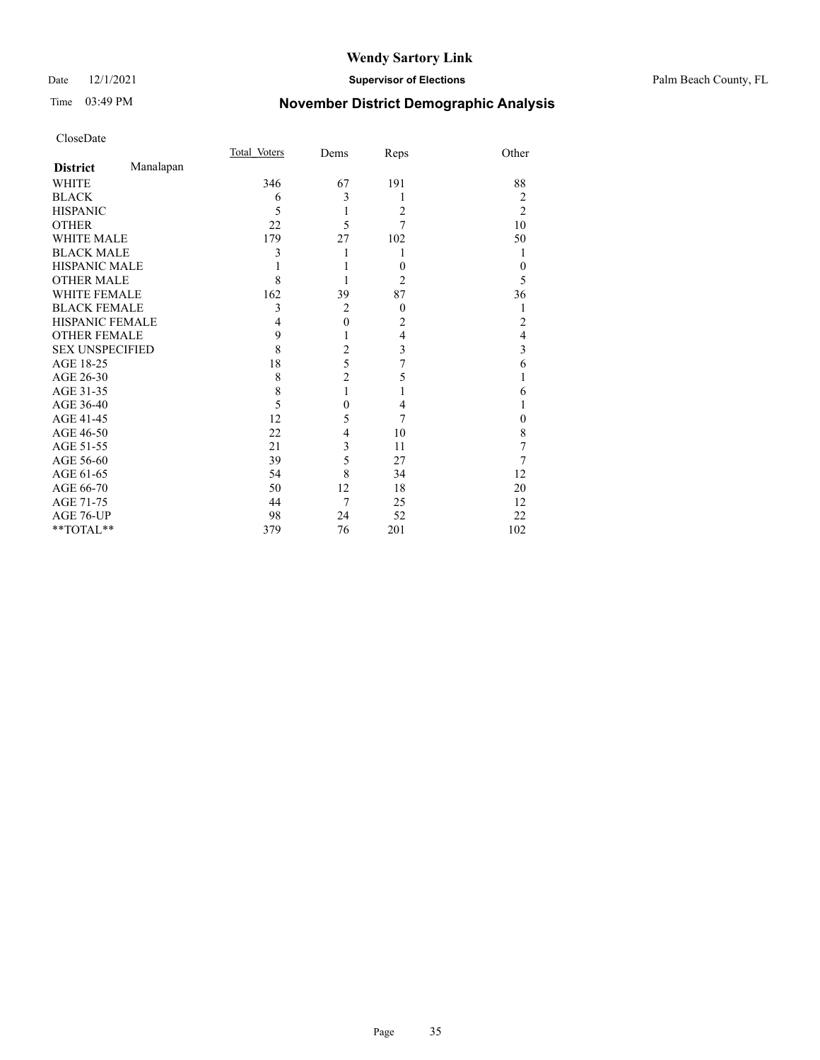# Wendy Sartory Link

Date 12/1/2021 **Supervisor of Elections** Palm Beach County, FL

Time 03:49 PM **November District Demographic Analysis**

CloseDate

| **District** Manalapan | Total Voters | Dems | Reps | Other |
|---|---|---|---|---|
| WHITE | 346 | 67 | 191 | 88 |
| BLACK | 6 | 3 | 1 | 2 |
| HISPANIC | 5 | 1 | 2 | 2 |
| OTHER | 22 | 5 | 7 | 10 |
| WHITE MALE | 179 | 27 | 102 | 50 |
| BLACK MALE | 3 | 1 | 1 | 1 |
| HISPANIC MALE | 1 | 1 | 0 | 0 |
| OTHER MALE | 8 | 1 | 2 | 5 |
| WHITE FEMALE | 162 | 39 | 87 | 36 |
| BLACK FEMALE | 3 | 2 | 0 | 1 |
| HISPANIC FEMALE | 4 | 0 | 2 | 2 |
| OTHER FEMALE | 9 | 1 | 4 | 4 |
| SEX UNSPECIFIED | 8 | 2 | 3 | 3 |
| AGE 18-25 | 18 | 5 | 7 | 6 |
| AGE 26-30 | 8 | 2 | 5 | 1 |
| AGE 31-35 | 8 | 1 | 1 | 6 |
| AGE 36-40 | 5 | 0 | 4 | 1 |
| AGE 41-45 | 12 | 5 | 7 | 0 |
| AGE 46-50 | 22 | 4 | 10 | 8 |
| AGE 51-55 | 21 | 3 | 11 | 7 |
| AGE 56-60 | 39 | 5 | 27 | 7 |
| AGE 61-65 | 54 | 8 | 34 | 12 |
| AGE 66-70 | 50 | 12 | 18 | 20 |
| AGE 71-75 | 44 | 7 | 25 | 12 |
| AGE 76-UP | 98 | 24 | 52 | 22 |
| **TOTAL** | 379 | 76 | 201 | 102 |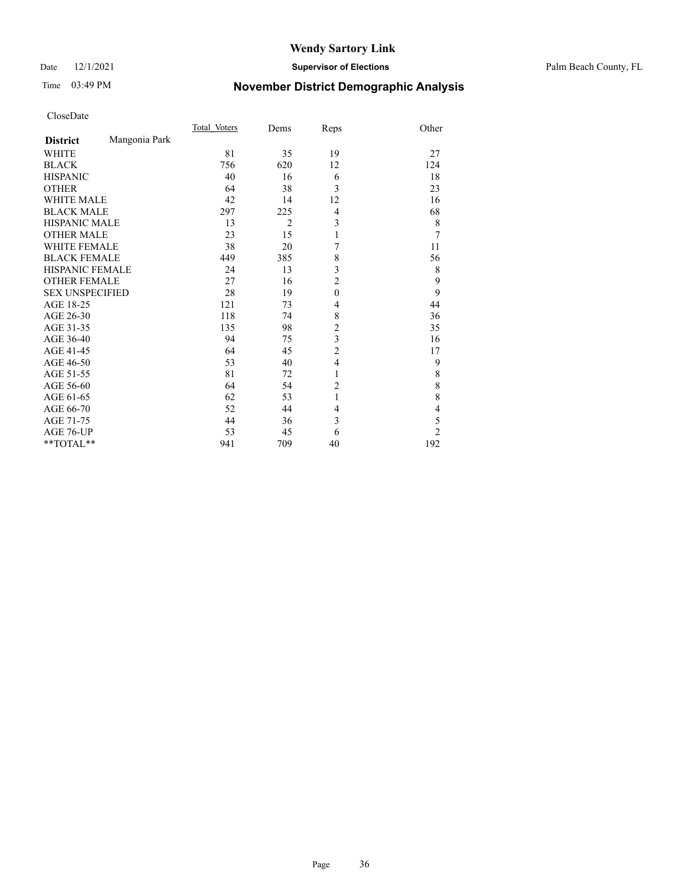# Wendy Sartory Link

Date 12/1/2021 **Supervisor of Elections** Palm Beach County, FL

Time 03:49 PM **November District Demographic Analysis**

CloseDate

| **District** Mangonia Park | Total Voters | Dems | Reps | Other |
|---|---|---|---|---|
| WHITE | 81 | 35 | 19 | 27 |
| BLACK | 756 | 620 | 12 | 124 |
| HISPANIC | 40 | 16 | 6 | 18 |
| OTHER | 64 | 38 | 3 | 23 |
| WHITE MALE | 42 | 14 | 12 | 16 |
| BLACK MALE | 297 | 225 | 4 | 68 |
| HISPANIC MALE | 13 | 2 | 3 | 8 |
| OTHER MALE | 23 | 15 | 1 | 7 |
| WHITE FEMALE | 38 | 20 | 7 | 11 |
| BLACK FEMALE | 449 | 385 | 8 | 56 |
| HISPANIC FEMALE | 24 | 13 | 3 | 8 |
| OTHER FEMALE | 27 | 16 | 2 | 9 |
| SEX UNSPECIFIED | 28 | 19 | 0 | 9 |
| AGE 18-25 | 121 | 73 | 4 | 44 |
| AGE 26-30 | 118 | 74 | 8 | 36 |
| AGE 31-35 | 135 | 98 | 2 | 35 |
| AGE 36-40 | 94 | 75 | 3 | 16 |
| AGE 41-45 | 64 | 45 | 2 | 17 |
| AGE 46-50 | 53 | 40 | 4 | 9 |
| AGE 51-55 | 81 | 72 | 1 | 8 |
| AGE 56-60 | 64 | 54 | 2 | 8 |
| AGE 61-65 | 62 | 53 | 1 | 8 |
| AGE 66-70 | 52 | 44 | 4 | 4 |
| AGE 71-75 | 44 | 36 | 3 | 5 |
| AGE 76-UP | 53 | 45 | 6 | 2 |
| **TOTAL** | 941 | 709 | 40 | 192 |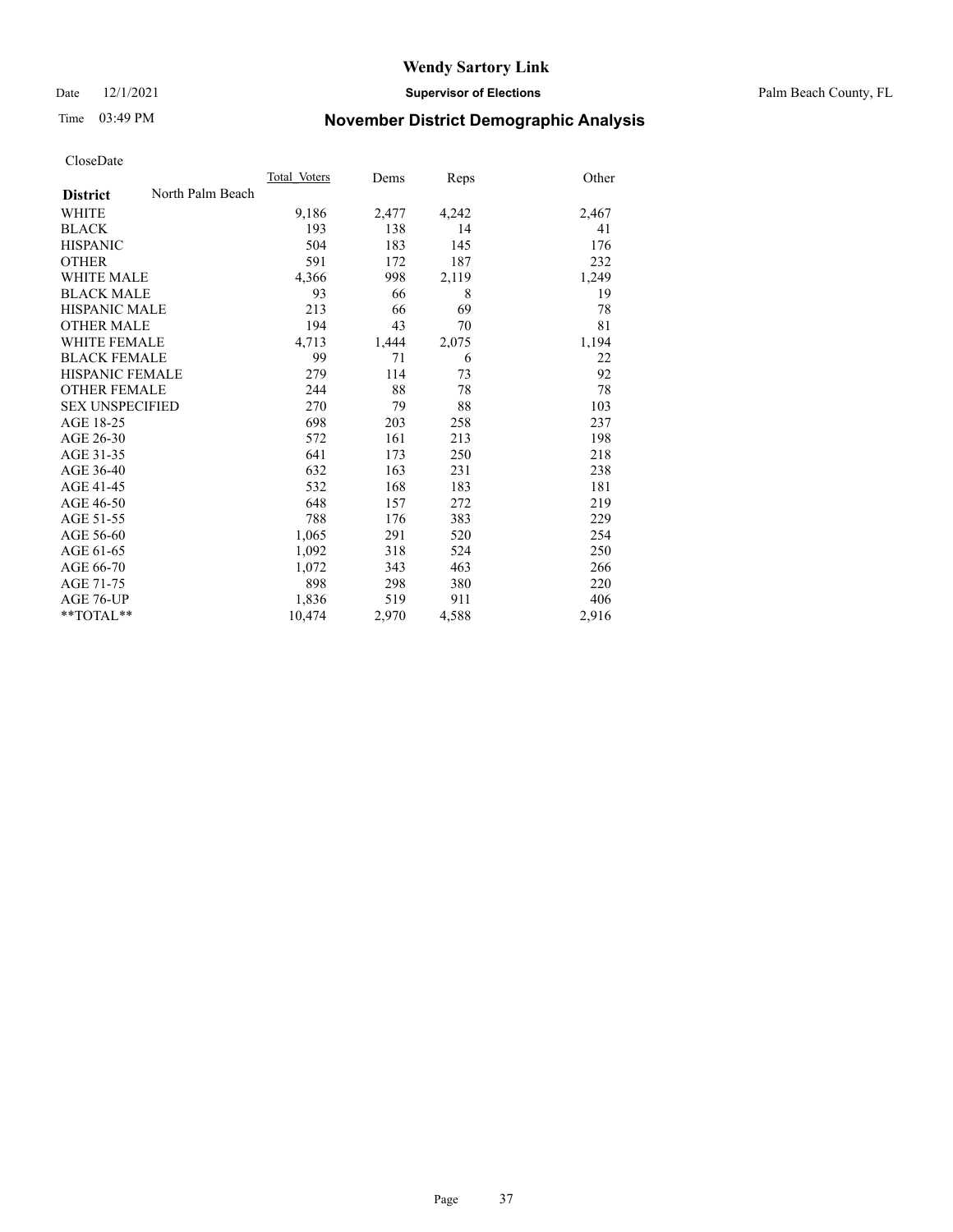Wendy Sartory Link

Date 12/1/2021 **Supervisor of Elections** Palm Beach County, FL

Time 03:49 PM

## November District Demographic Analysis

CloseDate

| **District** North Palm Beach | Total Voters | Dems | Reps | Other |
|---|---|---|---|---|
| WHITE | 9,186 | 2,477 | 4,242 | 2,467 |
| BLACK | 193 | 138 | 14 | 41 |
| HISPANIC | 504 | 183 | 145 | 176 |
| OTHER | 591 | 172 | 187 | 232 |
| WHITE MALE | 4,366 | 998 | 2,119 | 1,249 |
| BLACK MALE | 93 | 66 | 8 | 19 |
| HISPANIC MALE | 213 | 66 | 69 | 78 |
| OTHER MALE | 194 | 43 | 70 | 81 |
| WHITE FEMALE | 4,713 | 1,444 | 2,075 | 1,194 |
| BLACK FEMALE | 99 | 71 | 6 | 22 |
| HISPANIC FEMALE | 279 | 114 | 73 | 92 |
| OTHER FEMALE | 244 | 88 | 78 | 78 |
| SEX UNSPECIFIED | 270 | 79 | 88 | 103 |
| AGE 18-25 | 698 | 203 | 258 | 237 |
| AGE 26-30 | 572 | 161 | 213 | 198 |
| AGE 31-35 | 641 | 173 | 250 | 218 |
| AGE 36-40 | 632 | 163 | 231 | 238 |
| AGE 41-45 | 532 | 168 | 183 | 181 |
| AGE 46-50 | 648 | 157 | 272 | 219 |
| AGE 51-55 | 788 | 176 | 383 | 229 |
| AGE 56-60 | 1,065 | 291 | 520 | 254 |
| AGE 61-65 | 1,092 | 318 | 524 | 250 |
| AGE 66-70 | 1,072 | 343 | 463 | 266 |
| AGE 71-75 | 898 | 298 | 380 | 220 |
| AGE 76-UP | 1,836 | 519 | 911 | 406 |
| **TOTAL** | 10,474 | 2,970 | 4,588 | 2,916 |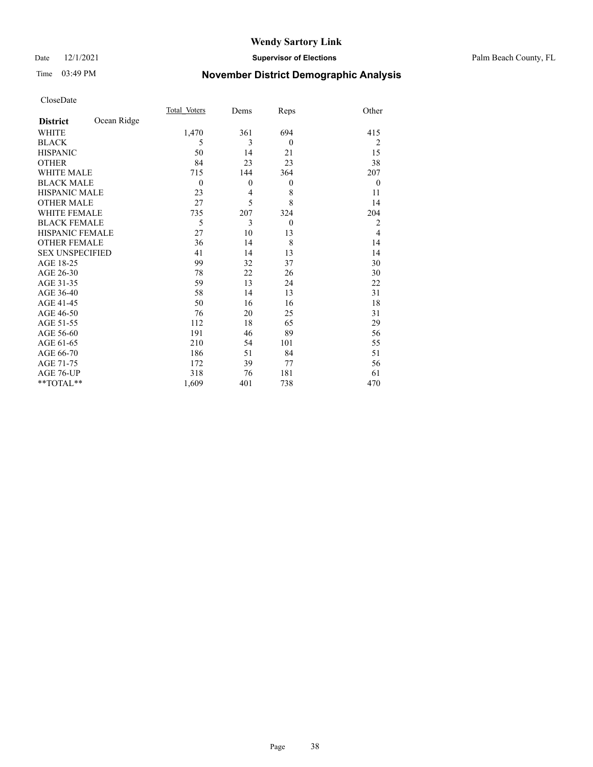# Wendy Sartory Link

Date 12/1/2021 **Supervisor of Elections** Palm Beach County, FL

Time 03:49 PM **November District Demographic Analysis**

CloseDate

| **District** Ocean Ridge | Total_Voters | Dems | Reps | Other |
|---|---|---|---|---|
| WHITE | 1,470 | 361 | 694 | 415 |
| BLACK | 5 | 3 | 0 | 2 |
| HISPANIC | 50 | 14 | 21 | 15 |
| OTHER | 84 | 23 | 23 | 38 |
| WHITE MALE | 715 | 144 | 364 | 207 |
| BLACK MALE | 0 | 0 | 0 | 0 |
| HISPANIC MALE | 23 | 4 | 8 | 11 |
| OTHER MALE | 27 | 5 | 8 | 14 |
| WHITE FEMALE | 735 | 207 | 324 | 204 |
| BLACK FEMALE | 5 | 3 | 0 | 2 |
| HISPANIC FEMALE | 27 | 10 | 13 | 4 |
| OTHER FEMALE | 36 | 14 | 8 | 14 |
| SEX UNSPECIFIED | 41 | 14 | 13 | 14 |
| AGE 18-25 | 99 | 32 | 37 | 30 |
| AGE 26-30 | 78 | 22 | 26 | 30 |
| AGE 31-35 | 59 | 13 | 24 | 22 |
| AGE 36-40 | 58 | 14 | 13 | 31 |
| AGE 41-45 | 50 | 16 | 16 | 18 |
| AGE 46-50 | 76 | 20 | 25 | 31 |
| AGE 51-55 | 112 | 18 | 65 | 29 |
| AGE 56-60 | 191 | 46 | 89 | 56 |
| AGE 61-65 | 210 | 54 | 101 | 55 |
| AGE 66-70 | 186 | 51 | 84 | 51 |
| AGE 71-75 | 172 | 39 | 77 | 56 |
| AGE 76-UP | 318 | 76 | 181 | 61 |
| **TOTAL** | 1,609 | 401 | 738 | 470 |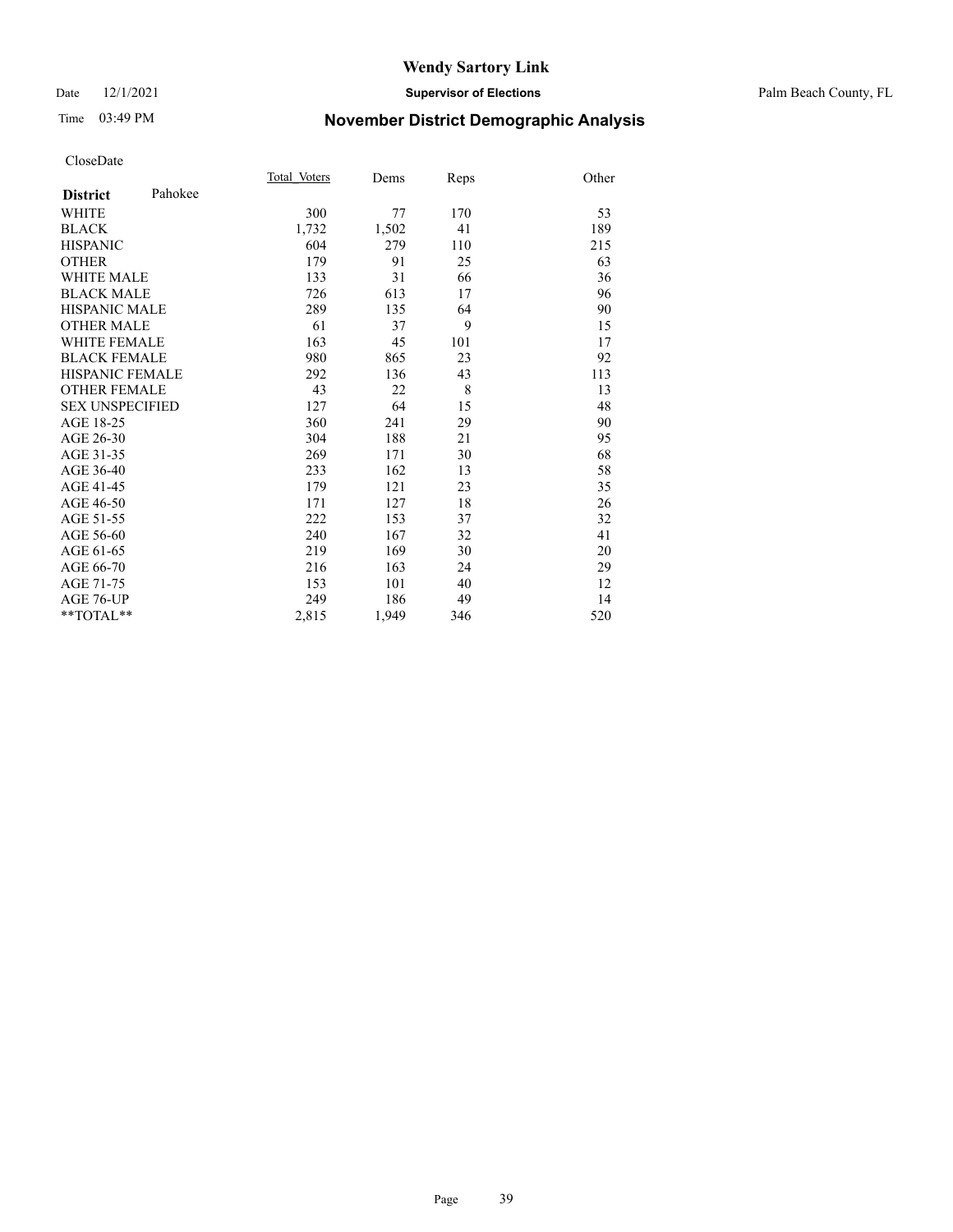# Wendy Sartory Link

Date 12/1/2021 **Supervisor of Elections** Palm Beach County, FL

Time 03:49 PM **November District Demographic Analysis**

CloseDate

| **District** Pahokee | Total Voters | Dems | Reps | Other |
|---|---|---|---|---|
| WHITE | 300 | 77 | 170 | 53 |
| BLACK | 1,732 | 1,502 | 41 | 189 |
| HISPANIC | 604 | 279 | 110 | 215 |
| OTHER | 179 | 91 | 25 | 63 |
| WHITE MALE | 133 | 31 | 66 | 36 |
| BLACK MALE | 726 | 613 | 17 | 96 |
| HISPANIC MALE | 289 | 135 | 64 | 90 |
| OTHER MALE | 61 | 37 | 9 | 15 |
| WHITE FEMALE | 163 | 45 | 101 | 17 |
| BLACK FEMALE | 980 | 865 | 23 | 92 |
| HISPANIC FEMALE | 292 | 136 | 43 | 113 |
| OTHER FEMALE | 43 | 22 | 8 | 13 |
| SEX UNSPECIFIED | 127 | 64 | 15 | 48 |
| AGE 18-25 | 360 | 241 | 29 | 90 |
| AGE 26-30 | 304 | 188 | 21 | 95 |
| AGE 31-35 | 269 | 171 | 30 | 68 |
| AGE 36-40 | 233 | 162 | 13 | 58 |
| AGE 41-45 | 179 | 121 | 23 | 35 |
| AGE 46-50 | 171 | 127 | 18 | 26 |
| AGE 51-55 | 222 | 153 | 37 | 32 |
| AGE 56-60 | 240 | 167 | 32 | 41 |
| AGE 61-65 | 219 | 169 | 30 | 20 |
| AGE 66-70 | 216 | 163 | 24 | 29 |
| AGE 71-75 | 153 | 101 | 40 | 12 |
| AGE 76-UP | 249 | 186 | 49 | 14 |
| **TOTAL** | 2,815 | 1,949 | 346 | 520 |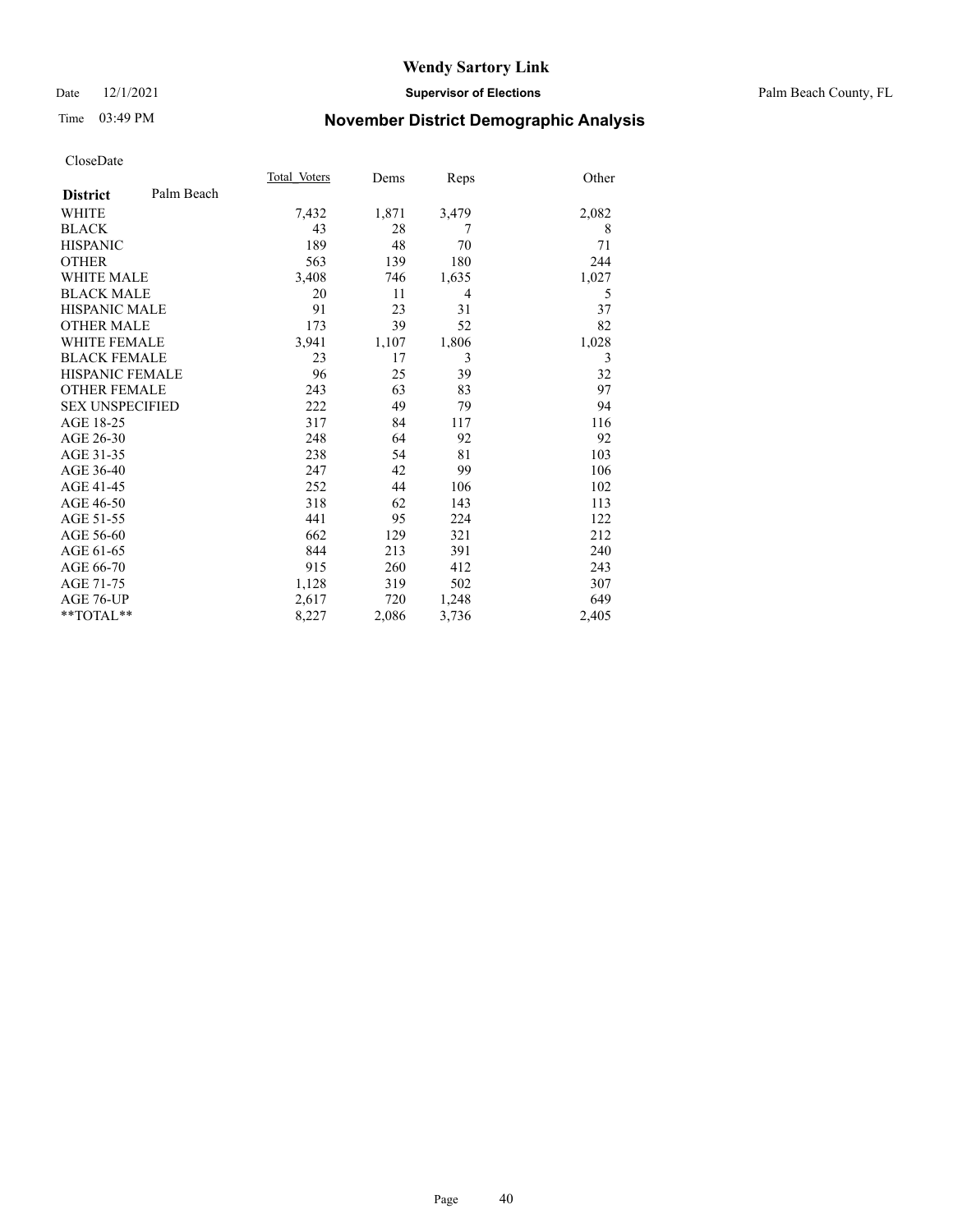# Wendy Sartory Link

Date 12/1/2021 **Supervisor of Elections** Palm Beach County, FL

Time 03:49 PM **November District Demographic Analysis**

CloseDate

| **District** Palm Beach | Total Voters | Dems | Reps | Other |
|---|---|---|---|---|
| WHITE | 7,432 | 1,871 | 3,479 | 2,082 |
| BLACK | 43 | 28 | 7 | 8 |
| HISPANIC | 189 | 48 | 70 | 71 |
| OTHER | 563 | 139 | 180 | 244 |
| WHITE MALE | 3,408 | 746 | 1,635 | 1,027 |
| BLACK MALE | 20 | 11 | 4 | 5 |
| HISPANIC MALE | 91 | 23 | 31 | 37 |
| OTHER MALE | 173 | 39 | 52 | 82 |
| WHITE FEMALE | 3,941 | 1,107 | 1,806 | 1,028 |
| BLACK FEMALE | 23 | 17 | 3 | 3 |
| HISPANIC FEMALE | 96 | 25 | 39 | 32 |
| OTHER FEMALE | 243 | 63 | 83 | 97 |
| SEX UNSPECIFIED | 222 | 49 | 79 | 94 |
| AGE 18-25 | 317 | 84 | 117 | 116 |
| AGE 26-30 | 248 | 64 | 92 | 92 |
| AGE 31-35 | 238 | 54 | 81 | 103 |
| AGE 36-40 | 247 | 42 | 99 | 106 |
| AGE 41-45 | 252 | 44 | 106 | 102 |
| AGE 46-50 | 318 | 62 | 143 | 113 |
| AGE 51-55 | 441 | 95 | 224 | 122 |
| AGE 56-60 | 662 | 129 | 321 | 212 |
| AGE 61-65 | 844 | 213 | 391 | 240 |
| AGE 66-70 | 915 | 260 | 412 | 243 |
| AGE 71-75 | 1,128 | 319 | 502 | 307 |
| AGE 76-UP | 2,617 | 720 | 1,248 | 649 |
| **TOTAL** | 8,227 | 2,086 | 3,736 | 2,405 |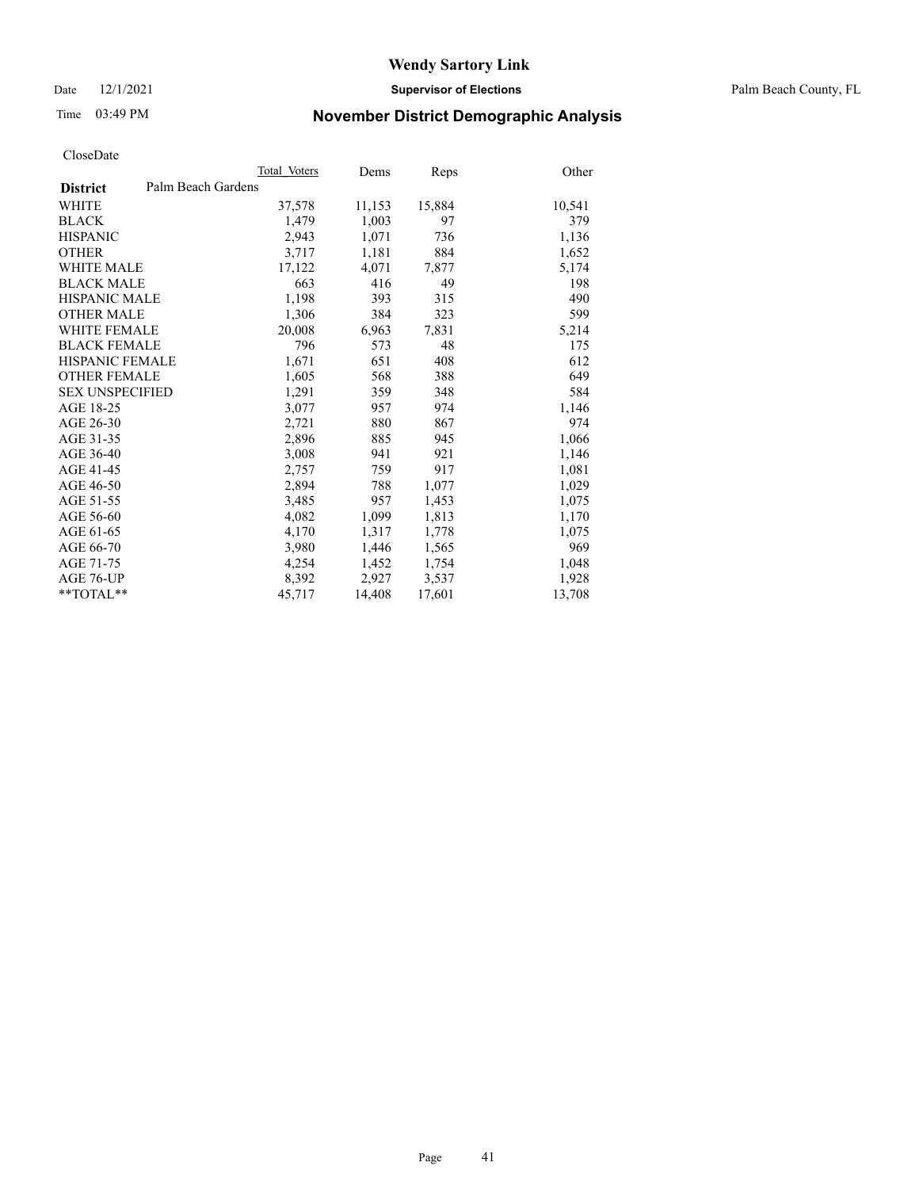# Wendy Sartory Link

Date 12/1/2021 **Supervisor of Elections** Palm Beach County, FL

Time 03:49 PM **November District Demographic Analysis**

CloseDate

| **District** Palm Beach Gardens | Total Voters | Dems | Reps | Other |
|---|---|---|---|---|
| WHITE | 37,578 | 11,153 | 15,884 | 10,541 |
| BLACK | 1,479 | 1,003 | 97 | 379 |
| HISPANIC | 2,943 | 1,071 | 736 | 1,136 |
| OTHER | 3,717 | 1,181 | 884 | 1,652 |
| WHITE MALE | 17,122 | 4,071 | 7,877 | 5,174 |
| BLACK MALE | 663 | 416 | 49 | 198 |
| HISPANIC MALE | 1,198 | 393 | 315 | 490 |
| OTHER MALE | 1,306 | 384 | 323 | 599 |
| WHITE FEMALE | 20,008 | 6,963 | 7,831 | 5,214 |
| BLACK FEMALE | 796 | 573 | 48 | 175 |
| HISPANIC FEMALE | 1,671 | 651 | 408 | 612 |
| OTHER FEMALE | 1,605 | 568 | 388 | 649 |
| SEX UNSPECIFIED | 1,291 | 359 | 348 | 584 |
| AGE 18-25 | 3,077 | 957 | 974 | 1,146 |
| AGE 26-30 | 2,721 | 880 | 867 | 974 |
| AGE 31-35 | 2,896 | 885 | 945 | 1,066 |
| AGE 36-40 | 3,008 | 941 | 921 | 1,146 |
| AGE 41-45 | 2,757 | 759 | 917 | 1,081 |
| AGE 46-50 | 2,894 | 788 | 1,077 | 1,029 |
| AGE 51-55 | 3,485 | 957 | 1,453 | 1,075 |
| AGE 56-60 | 4,082 | 1,099 | 1,813 | 1,170 |
| AGE 61-65 | 4,170 | 1,317 | 1,778 | 1,075 |
| AGE 66-70 | 3,980 | 1,446 | 1,565 | 969 |
| AGE 71-75 | 4,254 | 1,452 | 1,754 | 1,048 |
| AGE 76-UP | 8,392 | 2,927 | 3,537 | 1,928 |
| **TOTAL** | 45,717 | 14,408 | 17,601 | 13,708 |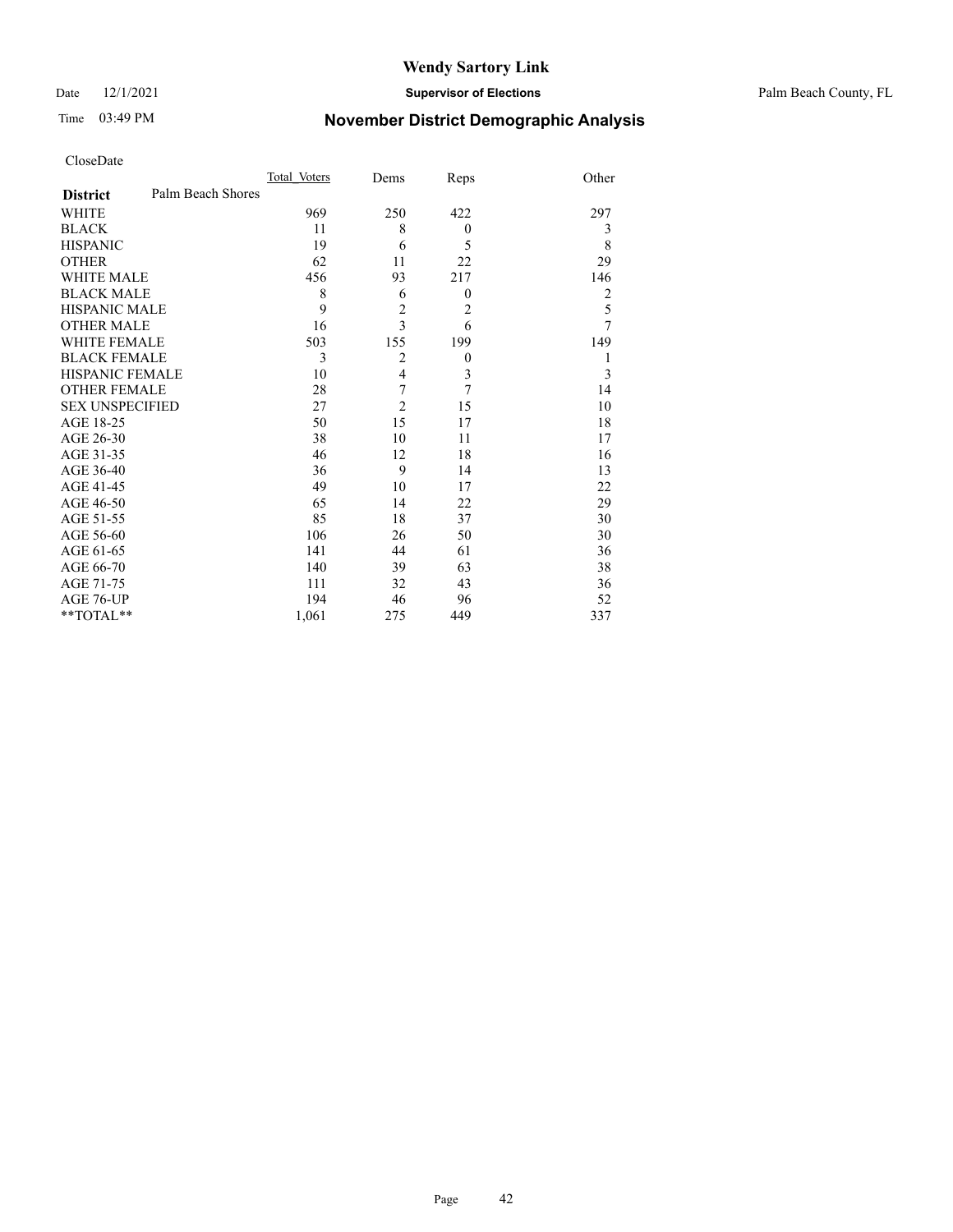# Wendy Sartory Link

Date 12/1/2021 **Supervisor of Elections** Palm Beach County, FL

Time 03:49 PM **November District Demographic Analysis**

CloseDate

| **District** Palm Beach Shores | Total_Voters | Dems | Reps | Other |
|---|---|---|---|---|
| WHITE | 969 | 250 | 422 | 297 |
| BLACK | 11 | 8 | 0 | 3 |
| HISPANIC | 19 | 6 | 5 | 8 |
| OTHER | 62 | 11 | 22 | 29 |
| WHITE MALE | 456 | 93 | 217 | 146 |
| BLACK MALE | 8 | 6 | 0 | 2 |
| HISPANIC MALE | 9 | 2 | 2 | 5 |
| OTHER MALE | 16 | 3 | 6 | 7 |
| WHITE FEMALE | 503 | 155 | 199 | 149 |
| BLACK FEMALE | 3 | 2 | 0 | 1 |
| HISPANIC FEMALE | 10 | 4 | 3 | 3 |
| OTHER FEMALE | 28 | 7 | 7 | 14 |
| SEX UNSPECIFIED | 27 | 2 | 15 | 10 |
| AGE 18-25 | 50 | 15 | 17 | 18 |
| AGE 26-30 | 38 | 10 | 11 | 17 |
| AGE 31-35 | 46 | 12 | 18 | 16 |
| AGE 36-40 | 36 | 9 | 14 | 13 |
| AGE 41-45 | 49 | 10 | 17 | 22 |
| AGE 46-50 | 65 | 14 | 22 | 29 |
| AGE 51-55 | 85 | 18 | 37 | 30 |
| AGE 56-60 | 106 | 26 | 50 | 30 |
| AGE 61-65 | 141 | 44 | 61 | 36 |
| AGE 66-70 | 140 | 39 | 63 | 38 |
| AGE 71-75 | 111 | 32 | 43 | 36 |
| AGE 76-UP | 194 | 46 | 96 | 52 |
| **TOTAL** | 1,061 | 275 | 449 | 337 |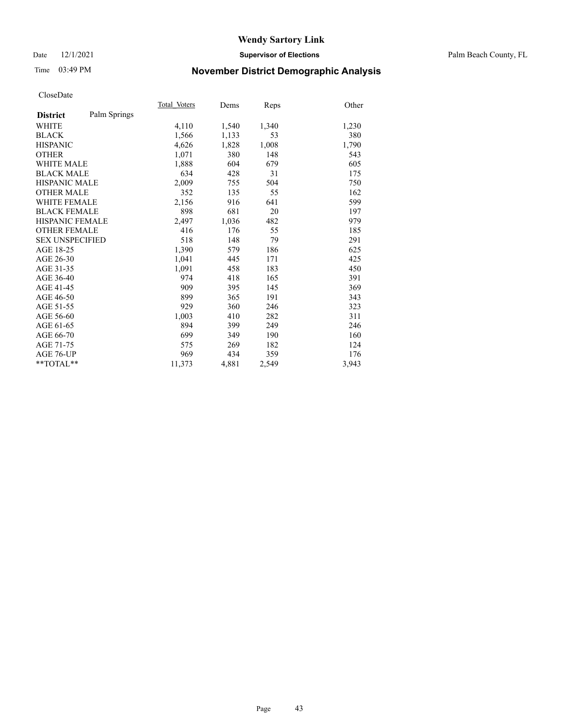# Wendy Sartory Link

Date 12/1/2021 **Supervisor of Elections** Palm Beach County, FL

Time 03:49 PM **November District Demographic Analysis**

CloseDate

| **District** Palm Springs | Total_Voters | Dems | Reps | Other |
|---|---|---|---|---|
| WHITE | 4,110 | 1,540 | 1,340 | 1,230 |
| BLACK | 1,566 | 1,133 | 53 | 380 |
| HISPANIC | 4,626 | 1,828 | 1,008 | 1,790 |
| OTHER | 1,071 | 380 | 148 | 543 |
| WHITE MALE | 1,888 | 604 | 679 | 605 |
| BLACK MALE | 634 | 428 | 31 | 175 |
| HISPANIC MALE | 2,009 | 755 | 504 | 750 |
| OTHER MALE | 352 | 135 | 55 | 162 |
| WHITE FEMALE | 2,156 | 916 | 641 | 599 |
| BLACK FEMALE | 898 | 681 | 20 | 197 |
| HISPANIC FEMALE | 2,497 | 1,036 | 482 | 979 |
| OTHER FEMALE | 416 | 176 | 55 | 185 |
| SEX UNSPECIFIED | 518 | 148 | 79 | 291 |
| AGE 18-25 | 1,390 | 579 | 186 | 625 |
| AGE 26-30 | 1,041 | 445 | 171 | 425 |
| AGE 31-35 | 1,091 | 458 | 183 | 450 |
| AGE 36-40 | 974 | 418 | 165 | 391 |
| AGE 41-45 | 909 | 395 | 145 | 369 |
| AGE 46-50 | 899 | 365 | 191 | 343 |
| AGE 51-55 | 929 | 360 | 246 | 323 |
| AGE 56-60 | 1,003 | 410 | 282 | 311 |
| AGE 61-65 | 894 | 399 | 249 | 246 |
| AGE 66-70 | 699 | 349 | 190 | 160 |
| AGE 71-75 | 575 | 269 | 182 | 124 |
| AGE 76-UP | 969 | 434 | 359 | 176 |
| **TOTAL** | 11,373 | 4,881 | 2,549 | 3,943 |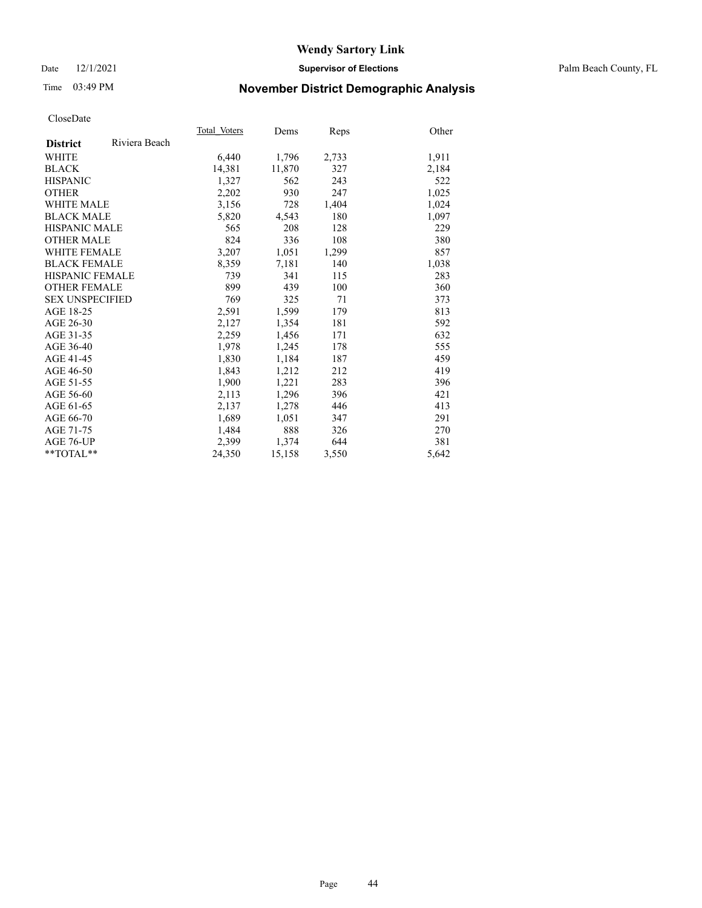# Wendy Sartory Link

Date 12/1/2021 **Supervisor of Elections** Palm Beach County, FL

Time 03:49 PM **November District Demographic Analysis**

CloseDate

| **District** Riviera Beach | Total Voters | Dems | Reps | Other |
|---|---|---|---|---|
| WHITE | 6,440 | 1,796 | 2,733 | 1,911 |
| BLACK | 14,381 | 11,870 | 327 | 2,184 |
| HISPANIC | 1,327 | 562 | 243 | 522 |
| OTHER | 2,202 | 930 | 247 | 1,025 |
| WHITE MALE | 3,156 | 728 | 1,404 | 1,024 |
| BLACK MALE | 5,820 | 4,543 | 180 | 1,097 |
| HISPANIC MALE | 565 | 208 | 128 | 229 |
| OTHER MALE | 824 | 336 | 108 | 380 |
| WHITE FEMALE | 3,207 | 1,051 | 1,299 | 857 |
| BLACK FEMALE | 8,359 | 7,181 | 140 | 1,038 |
| HISPANIC FEMALE | 739 | 341 | 115 | 283 |
| OTHER FEMALE | 899 | 439 | 100 | 360 |
| SEX UNSPECIFIED | 769 | 325 | 71 | 373 |
| AGE 18-25 | 2,591 | 1,599 | 179 | 813 |
| AGE 26-30 | 2,127 | 1,354 | 181 | 592 |
| AGE 31-35 | 2,259 | 1,456 | 171 | 632 |
| AGE 36-40 | 1,978 | 1,245 | 178 | 555 |
| AGE 41-45 | 1,830 | 1,184 | 187 | 459 |
| AGE 46-50 | 1,843 | 1,212 | 212 | 419 |
| AGE 51-55 | 1,900 | 1,221 | 283 | 396 |
| AGE 56-60 | 2,113 | 1,296 | 396 | 421 |
| AGE 61-65 | 2,137 | 1,278 | 446 | 413 |
| AGE 66-70 | 1,689 | 1,051 | 347 | 291 |
| AGE 71-75 | 1,484 | 888 | 326 | 270 |
| AGE 76-UP | 2,399 | 1,374 | 644 | 381 |
| **TOTAL** | 24,350 | 15,158 | 3,550 | 5,642 |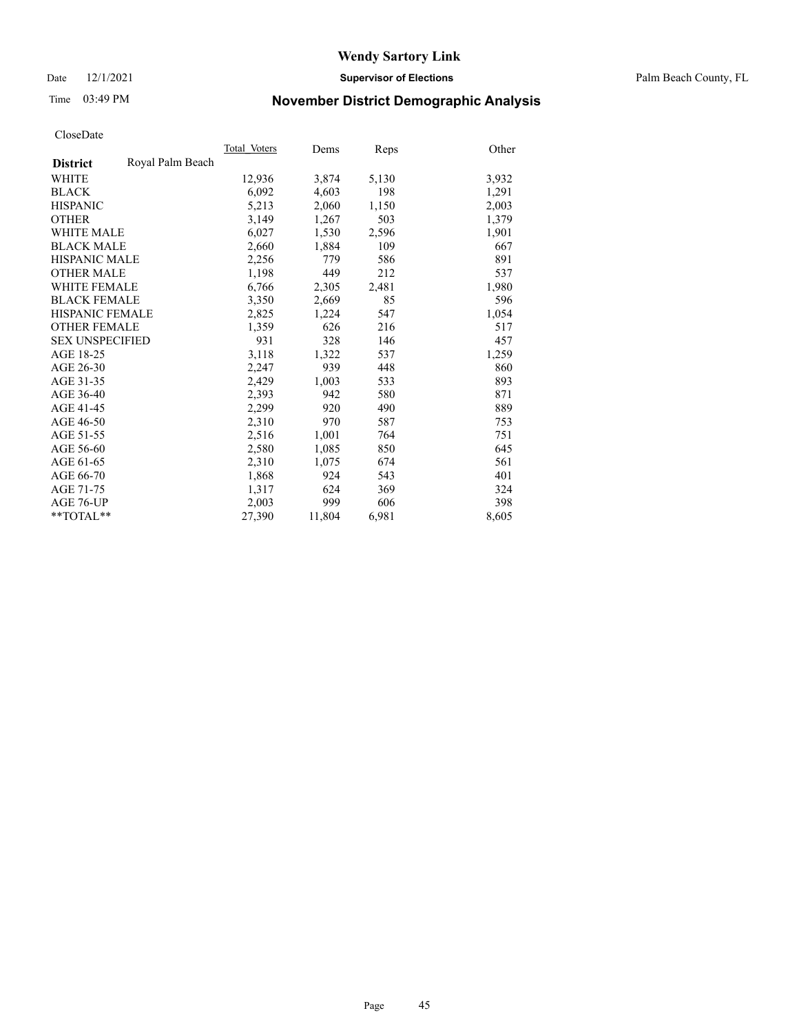Wendy Sartory Link

Date 12/1/2021 **Supervisor of Elections** Palm Beach County, FL

Time 03:49 PM **November District Demographic Analysis**

CloseDate

| | Total_Voters | Dems | Reps | Other |
|---|---|---|---|---|
| **District** Royal Palm Beach | | | | |
| WHITE | 12,936 | 3,874 | 5,130 | 3,932 |
| BLACK | 6,092 | 4,603 | 198 | 1,291 |
| HISPANIC | 5,213 | 2,060 | 1,150 | 2,003 |
| OTHER | 3,149 | 1,267 | 503 | 1,379 |
| WHITE MALE | 6,027 | 1,530 | 2,596 | 1,901 |
| BLACK MALE | 2,660 | 1,884 | 109 | 667 |
| HISPANIC MALE | 2,256 | 779 | 586 | 891 |
| OTHER MALE | 1,198 | 449 | 212 | 537 |
| WHITE FEMALE | 6,766 | 2,305 | 2,481 | 1,980 |
| BLACK FEMALE | 3,350 | 2,669 | 85 | 596 |
| HISPANIC FEMALE | 2,825 | 1,224 | 547 | 1,054 |
| OTHER FEMALE | 1,359 | 626 | 216 | 517 |
| SEX UNSPECIFIED | 931 | 328 | 146 | 457 |
| AGE 18-25 | 3,118 | 1,322 | 537 | 1,259 |
| AGE 26-30 | 2,247 | 939 | 448 | 860 |
| AGE 31-35 | 2,429 | 1,003 | 533 | 893 |
| AGE 36-40 | 2,393 | 942 | 580 | 871 |
| AGE 41-45 | 2,299 | 920 | 490 | 889 |
| AGE 46-50 | 2,310 | 970 | 587 | 753 |
| AGE 51-55 | 2,516 | 1,001 | 764 | 751 |
| AGE 56-60 | 2,580 | 1,085 | 850 | 645 |
| AGE 61-65 | 2,310 | 1,075 | 674 | 561 |
| AGE 66-70 | 1,868 | 924 | 543 | 401 |
| AGE 71-75 | 1,317 | 624 | 369 | 324 |
| AGE 76-UP | 2,003 | 999 | 606 | 398 |
| **TOTAL** | 27,390 | 11,804 | 6,981 | 8,605 |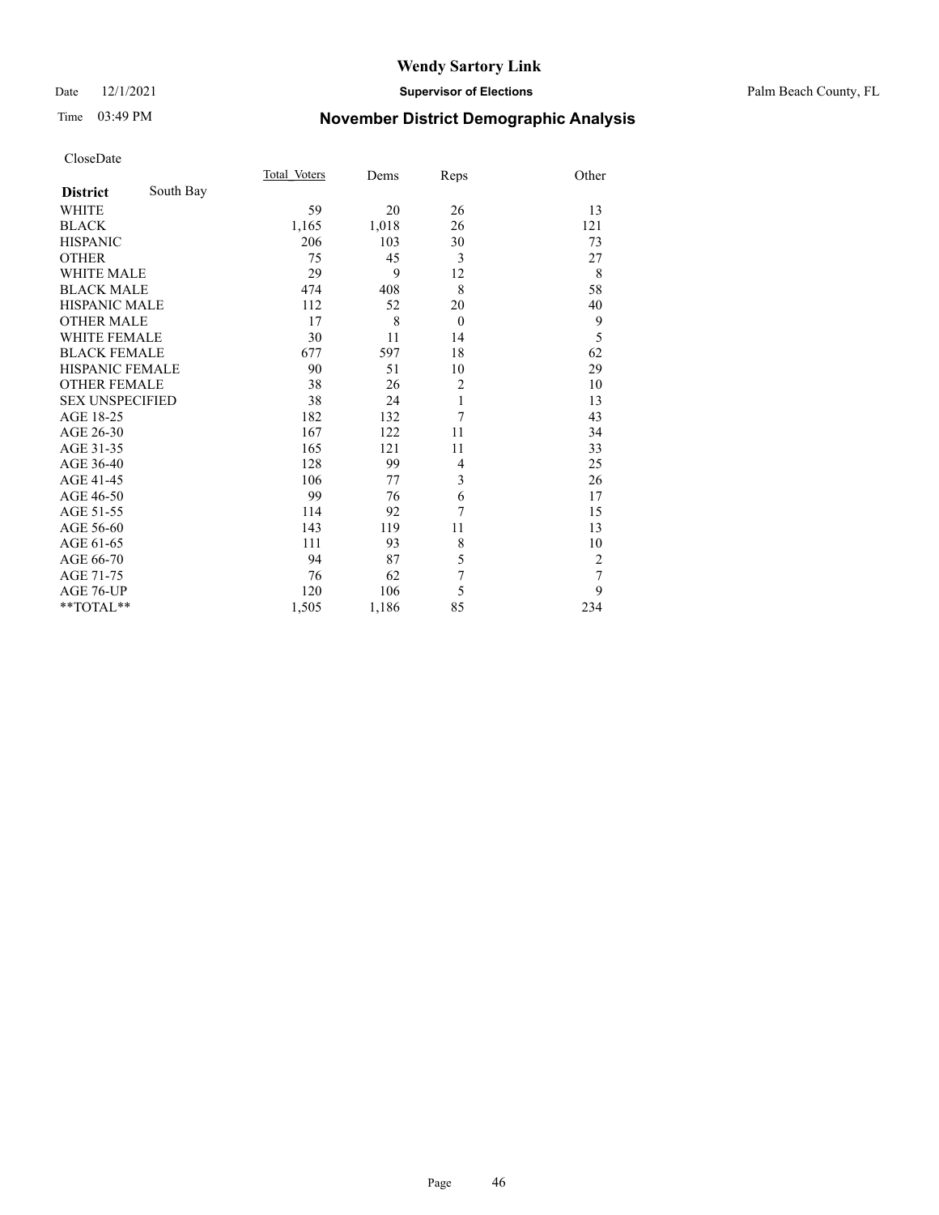CloseDate

| District | South Bay | Total_Voters | Dems | Reps | Other |
|---|---|---|---|---|---|
| WHITE | | 59 | 20 | 26 | 13 |
| BLACK | | 1,165 | 1,018 | 26 | 121 |
| HISPANIC | | 206 | 103 | 30 | 73 |
| OTHER | | 75 | 45 | 3 | 27 |
| WHITE MALE | | 29 | 9 | 12 | 8 |
| BLACK MALE | | 474 | 408 | 8 | 58 |
| HISPANIC MALE | | 112 | 52 | 20 | 40 |
| OTHER MALE | | 17 | 8 | 0 | 9 |
| WHITE FEMALE | | 30 | 11 | 14 | 5 |
| BLACK FEMALE | | 677 | 597 | 18 | 62 |
| HISPANIC FEMALE | | 90 | 51 | 10 | 29 |
| OTHER FEMALE | | 38 | 26 | 2 | 10 |
| SEX UNSPECIFIED | | 38 | 24 | 1 | 13 |
| AGE 18-25 | | 182 | 132 | 7 | 43 |
| AGE 26-30 | | 167 | 122 | 11 | 34 |
| AGE 31-35 | | 165 | 121 | 11 | 33 |
| AGE 36-40 | | 128 | 99 | 4 | 25 |
| AGE 41-45 | | 106 | 77 | 3 | 26 |
| AGE 46-50 | | 99 | 76 | 6 | 17 |
| AGE 51-55 | | 114 | 92 | 7 | 15 |
| AGE 56-60 | | 143 | 119 | 11 | 13 |
| AGE 61-65 | | 111 | 93 | 8 | 10 |
| AGE 66-70 | | 94 | 87 | 5 | 2 |
| AGE 71-75 | | 76 | 62 | 7 | 7 |
| AGE 76-UP | | 120 | 106 | 5 | 9 |
| **TOTAL** | | 1,505 | 1,186 | 85 | 234 |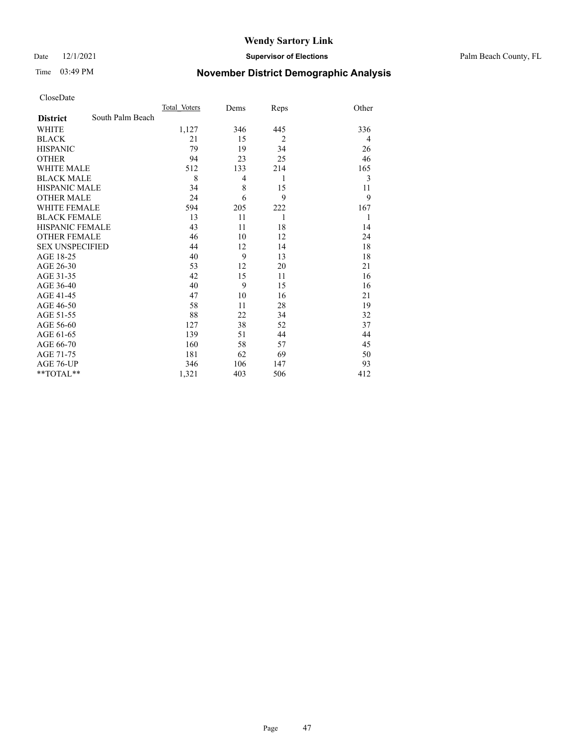# Wendy Sartory Link

Date 12/1/2021 **Supervisor of Elections** Palm Beach County, FL

Time 03:49 PM **November District Demographic Analysis**

CloseDate

| **District** South Palm Beach | Total_Voters | Dems | Reps | Other |
|---|---|---|---|---|
| WHITE | 1,127 | 346 | 445 | 336 |
| BLACK | 21 | 15 | 2 | 4 |
| HISPANIC | 79 | 19 | 34 | 26 |
| OTHER | 94 | 23 | 25 | 46 |
| WHITE MALE | 512 | 133 | 214 | 165 |
| BLACK MALE | 8 | 4 | 1 | 3 |
| HISPANIC MALE | 34 | 8 | 15 | 11 |
| OTHER MALE | 24 | 6 | 9 | 9 |
| WHITE FEMALE | 594 | 205 | 222 | 167 |
| BLACK FEMALE | 13 | 11 | 1 | 1 |
| HISPANIC FEMALE | 43 | 11 | 18 | 14 |
| OTHER FEMALE | 46 | 10 | 12 | 24 |
| SEX UNSPECIFIED | 44 | 12 | 14 | 18 |
| AGE 18-25 | 40 | 9 | 13 | 18 |
| AGE 26-30 | 53 | 12 | 20 | 21 |
| AGE 31-35 | 42 | 15 | 11 | 16 |
| AGE 36-40 | 40 | 9 | 15 | 16 |
| AGE 41-45 | 47 | 10 | 16 | 21 |
| AGE 46-50 | 58 | 11 | 28 | 19 |
| AGE 51-55 | 88 | 22 | 34 | 32 |
| AGE 56-60 | 127 | 38 | 52 | 37 |
| AGE 61-65 | 139 | 51 | 44 | 44 |
| AGE 66-70 | 160 | 58 | 57 | 45 |
| AGE 71-75 | 181 | 62 | 69 | 50 |
| AGE 76-UP | 346 | 106 | 147 | 93 |
| **TOTAL** | 1,321 | 403 | 506 | 412 |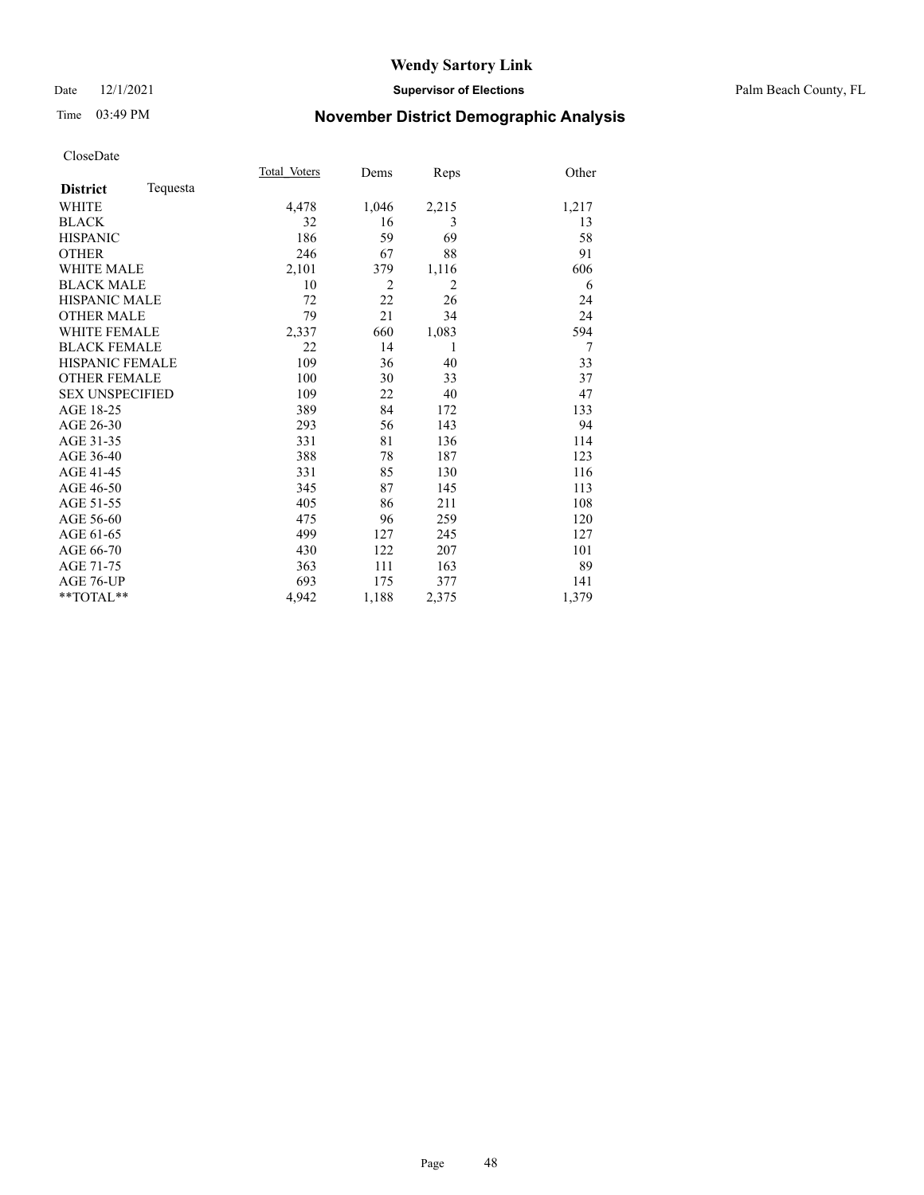# Wendy Sartory Link

Date 12/1/2021 **Supervisor of Elections** Palm Beach County, FL

Time 03:49 PM **November District Demographic Analysis**

CloseDate

| **District** Tequesta | Total_Voters | Dems | Reps | Other |
|---|---|---|---|---|
| WHITE | 4,478 | 1,046 | 2,215 | 1,217 |
| BLACK | 32 | 16 | 3 | 13 |
| HISPANIC | 186 | 59 | 69 | 58 |
| OTHER | 246 | 67 | 88 | 91 |
| WHITE MALE | 2,101 | 379 | 1,116 | 606 |
| BLACK MALE | 10 | 2 | 2 | 6 |
| HISPANIC MALE | 72 | 22 | 26 | 24 |
| OTHER MALE | 79 | 21 | 34 | 24 |
| WHITE FEMALE | 2,337 | 660 | 1,083 | 594 |
| BLACK FEMALE | 22 | 14 | 1 | 7 |
| HISPANIC FEMALE | 109 | 36 | 40 | 33 |
| OTHER FEMALE | 100 | 30 | 33 | 37 |
| SEX UNSPECIFIED | 109 | 22 | 40 | 47 |
| AGE 18-25 | 389 | 84 | 172 | 133 |
| AGE 26-30 | 293 | 56 | 143 | 94 |
| AGE 31-35 | 331 | 81 | 136 | 114 |
| AGE 36-40 | 388 | 78 | 187 | 123 |
| AGE 41-45 | 331 | 85 | 130 | 116 |
| AGE 46-50 | 345 | 87 | 145 | 113 |
| AGE 51-55 | 405 | 86 | 211 | 108 |
| AGE 56-60 | 475 | 96 | 259 | 120 |
| AGE 61-65 | 499 | 127 | 245 | 127 |
| AGE 66-70 | 430 | 122 | 207 | 101 |
| AGE 71-75 | 363 | 111 | 163 | 89 |
| AGE 76-UP | 693 | 175 | 377 | 141 |
| **TOTAL** | 4,942 | 1,188 | 2,375 | 1,379 |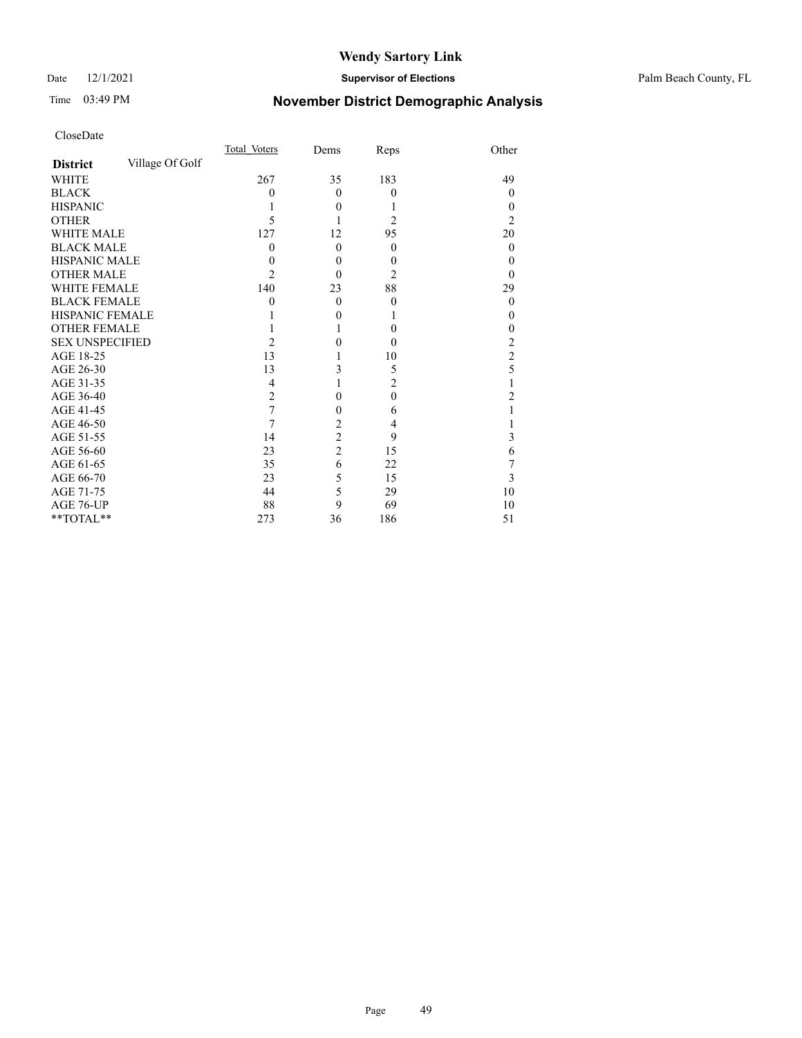# Wendy Sartory Link

Date 12/1/2021 **Supervisor of Elections** Palm Beach County, FL

Time 03:49 PM **November District Demographic Analysis**

CloseDate

| **District** Village Of Golf | Total_Voters | Dems | Reps | Other |
|---|---|---|---|---|
| WHITE | 267 | 35 | 183 | 49 |
| BLACK | 0 | 0 | 0 | 0 |
| HISPANIC | 1 | 0 | 1 | 0 |
| OTHER | 5 | 1 | 2 | 2 |
| WHITE MALE | 127 | 12 | 95 | 20 |
| BLACK MALE | 0 | 0 | 0 | 0 |
| HISPANIC MALE | 0 | 0 | 0 | 0 |
| OTHER MALE | 2 | 0 | 2 | 0 |
| WHITE FEMALE | 140 | 23 | 88 | 29 |
| BLACK FEMALE | 0 | 0 | 0 | 0 |
| HISPANIC FEMALE | 1 | 0 | 1 | 0 |
| OTHER FEMALE | 1 | 1 | 0 | 0 |
| SEX UNSPECIFIED | 2 | 0 | 0 | 2 |
| AGE 18-25 | 13 | 1 | 10 | 2 |
| AGE 26-30 | 13 | 3 | 5 | 5 |
| AGE 31-35 | 4 | 1 | 2 | 1 |
| AGE 36-40 | 2 | 0 | 0 | 2 |
| AGE 41-45 | 7 | 0 | 6 | 1 |
| AGE 46-50 | 7 | 2 | 4 | 1 |
| AGE 51-55 | 14 | 2 | 9 | 3 |
| AGE 56-60 | 23 | 2 | 15 | 6 |
| AGE 61-65 | 35 | 6 | 22 | 7 |
| AGE 66-70 | 23 | 5 | 15 | 3 |
| AGE 71-75 | 44 | 5 | 29 | 10 |
| AGE 76-UP | 88 | 9 | 69 | 10 |
| **TOTAL** | 273 | 36 | 186 | 51 |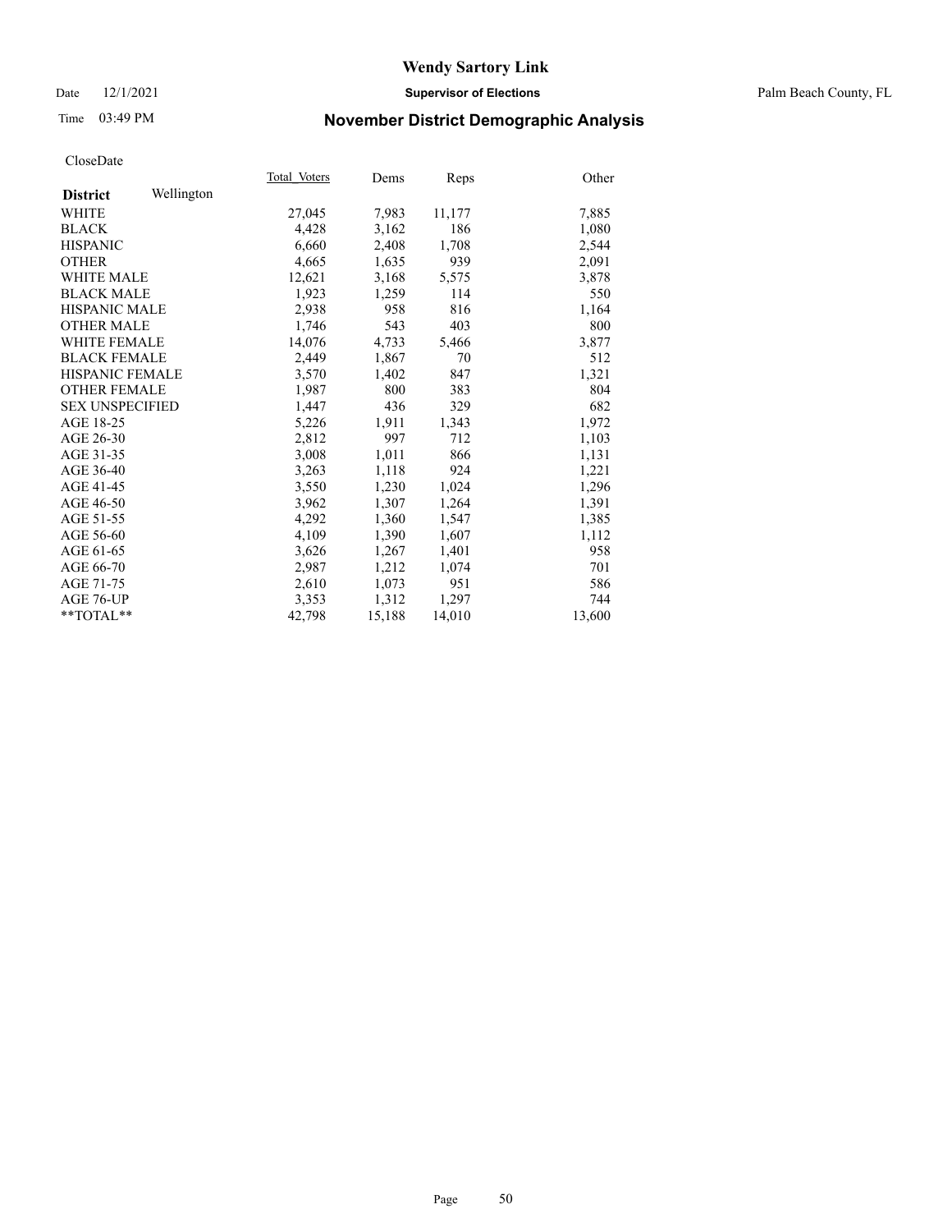# Wendy Sartory Link

Date 12/1/2021 **Supervisor of Elections** Palm Beach County, FL

Time 03:49 PM **November District Demographic Analysis**

CloseDate

| **District** Wellington | Total Voters | Dems | Reps | Other |
|---|---|---|---|---|
| WHITE | 27,045 | 7,983 | 11,177 | 7,885 |
| BLACK | 4,428 | 3,162 | 186 | 1,080 |
| HISPANIC | 6,660 | 2,408 | 1,708 | 2,544 |
| OTHER | 4,665 | 1,635 | 939 | 2,091 |
| WHITE MALE | 12,621 | 3,168 | 5,575 | 3,878 |
| BLACK MALE | 1,923 | 1,259 | 114 | 550 |
| HISPANIC MALE | 2,938 | 958 | 816 | 1,164 |
| OTHER MALE | 1,746 | 543 | 403 | 800 |
| WHITE FEMALE | 14,076 | 4,733 | 5,466 | 3,877 |
| BLACK FEMALE | 2,449 | 1,867 | 70 | 512 |
| HISPANIC FEMALE | 3,570 | 1,402 | 847 | 1,321 |
| OTHER FEMALE | 1,987 | 800 | 383 | 804 |
| SEX UNSPECIFIED | 1,447 | 436 | 329 | 682 |
| AGE 18-25 | 5,226 | 1,911 | 1,343 | 1,972 |
| AGE 26-30 | 2,812 | 997 | 712 | 1,103 |
| AGE 31-35 | 3,008 | 1,011 | 866 | 1,131 |
| AGE 36-40 | 3,263 | 1,118 | 924 | 1,221 |
| AGE 41-45 | 3,550 | 1,230 | 1,024 | 1,296 |
| AGE 46-50 | 3,962 | 1,307 | 1,264 | 1,391 |
| AGE 51-55 | 4,292 | 1,360 | 1,547 | 1,385 |
| AGE 56-60 | 4,109 | 1,390 | 1,607 | 1,112 |
| AGE 61-65 | 3,626 | 1,267 | 1,401 | 958 |
| AGE 66-70 | 2,987 | 1,212 | 1,074 | 701 |
| AGE 71-75 | 2,610 | 1,073 | 951 | 586 |
| AGE 76-UP | 3,353 | 1,312 | 1,297 | 744 |
| **TOTAL** | 42,798 | 15,188 | 14,010 | 13,600 |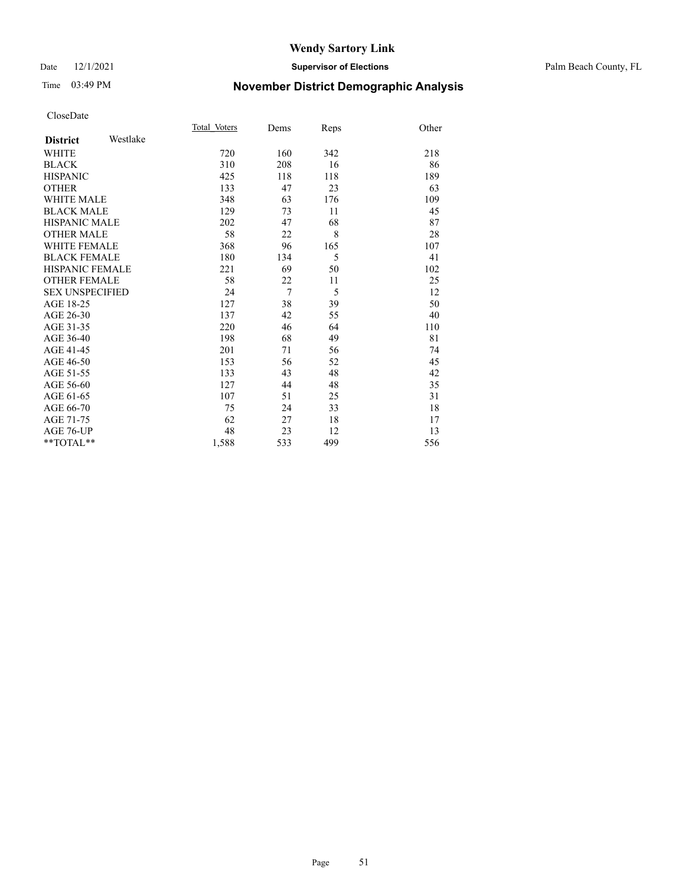# Wendy Sartory Link

Date 12/1/2021 **Supervisor of Elections** Palm Beach County, FL

Time 03:49 PM

## November District Demographic Analysis

CloseDate

| **District** Westlake | Total Voters | Dems | Reps | Other |
|---|---|---|---|---|
| WHITE | 720 | 160 | 342 | 218 |
| BLACK | 310 | 208 | 16 | 86 |
| HISPANIC | 425 | 118 | 118 | 189 |
| OTHER | 133 | 47 | 23 | 63 |
| WHITE MALE | 348 | 63 | 176 | 109 |
| BLACK MALE | 129 | 73 | 11 | 45 |
| HISPANIC MALE | 202 | 47 | 68 | 87 |
| OTHER MALE | 58 | 22 | 8 | 28 |
| WHITE FEMALE | 368 | 96 | 165 | 107 |
| BLACK FEMALE | 180 | 134 | 5 | 41 |
| HISPANIC FEMALE | 221 | 69 | 50 | 102 |
| OTHER FEMALE | 58 | 22 | 11 | 25 |
| SEX UNSPECIFIED | 24 | 7 | 5 | 12 |
| AGE 18-25 | 127 | 38 | 39 | 50 |
| AGE 26-30 | 137 | 42 | 55 | 40 |
| AGE 31-35 | 220 | 46 | 64 | 110 |
| AGE 36-40 | 198 | 68 | 49 | 81 |
| AGE 41-45 | 201 | 71 | 56 | 74 |
| AGE 46-50 | 153 | 56 | 52 | 45 |
| AGE 51-55 | 133 | 43 | 48 | 42 |
| AGE 56-60 | 127 | 44 | 48 | 35 |
| AGE 61-65 | 107 | 51 | 25 | 31 |
| AGE 66-70 | 75 | 24 | 33 | 18 |
| AGE 71-75 | 62 | 27 | 18 | 17 |
| AGE 76-UP | 48 | 23 | 12 | 13 |
| **TOTAL** | 1,588 | 533 | 499 | 556 |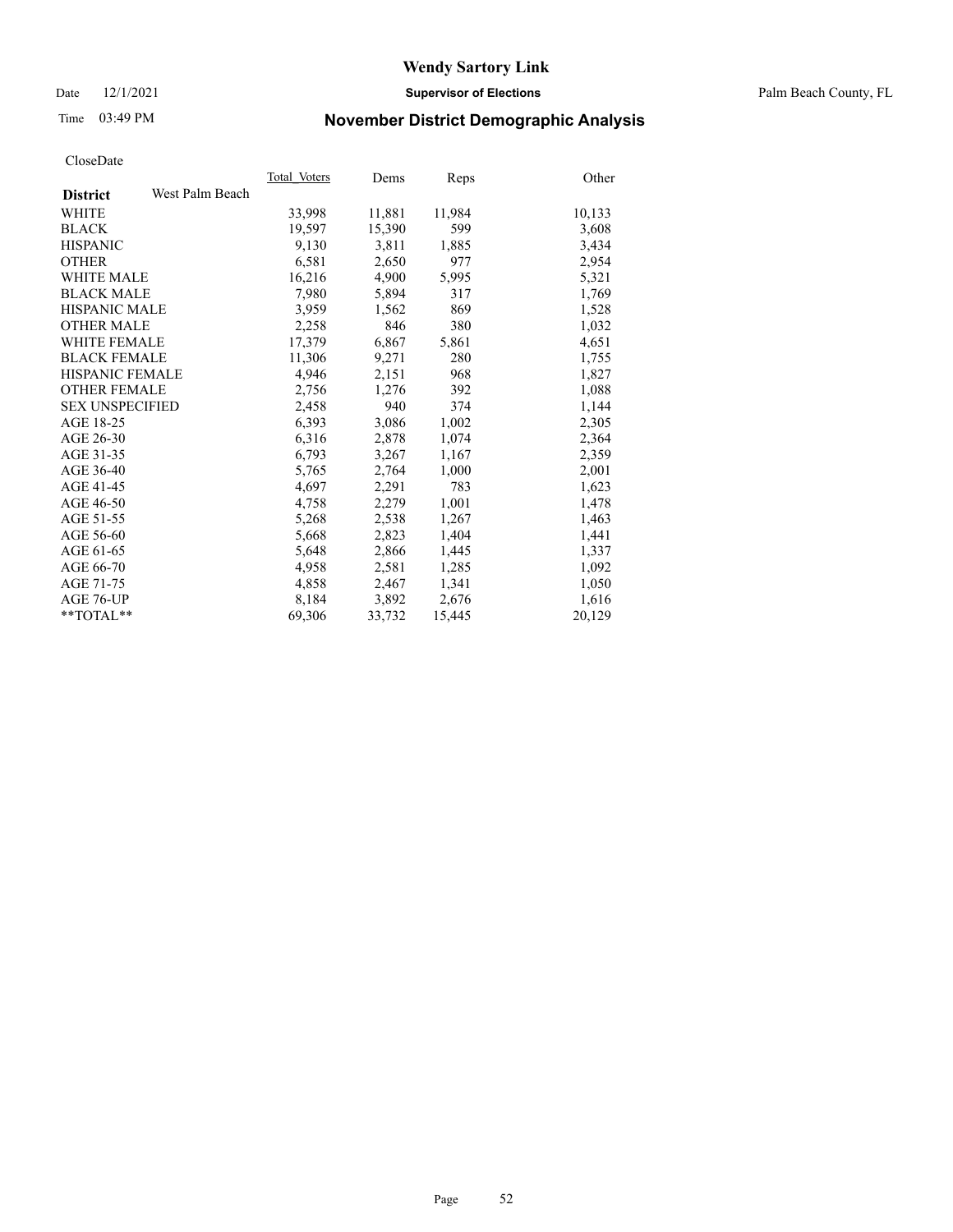# Wendy Sartory Link

Date 12/1/2021 **Supervisor of Elections** Palm Beach County, FL

Time 03:49 PM **November District Demographic Analysis**

CloseDate

| **District** West Palm Beach | Total Voters | Dems | Reps | Other |
|---|---|---|---|---|
| WHITE | 33,998 | 11,881 | 11,984 | 10,133 |
| BLACK | 19,597 | 15,390 | 599 | 3,608 |
| HISPANIC | 9,130 | 3,811 | 1,885 | 3,434 |
| OTHER | 6,581 | 2,650 | 977 | 2,954 |
| WHITE MALE | 16,216 | 4,900 | 5,995 | 5,321 |
| BLACK MALE | 7,980 | 5,894 | 317 | 1,769 |
| HISPANIC MALE | 3,959 | 1,562 | 869 | 1,528 |
| OTHER MALE | 2,258 | 846 | 380 | 1,032 |
| WHITE FEMALE | 17,379 | 6,867 | 5,861 | 4,651 |
| BLACK FEMALE | 11,306 | 9,271 | 280 | 1,755 |
| HISPANIC FEMALE | 4,946 | 2,151 | 968 | 1,827 |
| OTHER FEMALE | 2,756 | 1,276 | 392 | 1,088 |
| SEX UNSPECIFIED | 2,458 | 940 | 374 | 1,144 |
| AGE 18-25 | 6,393 | 3,086 | 1,002 | 2,305 |
| AGE 26-30 | 6,316 | 2,878 | 1,074 | 2,364 |
| AGE 31-35 | 6,793 | 3,267 | 1,167 | 2,359 |
| AGE 36-40 | 5,765 | 2,764 | 1,000 | 2,001 |
| AGE 41-45 | 4,697 | 2,291 | 783 | 1,623 |
| AGE 46-50 | 4,758 | 2,279 | 1,001 | 1,478 |
| AGE 51-55 | 5,268 | 2,538 | 1,267 | 1,463 |
| AGE 56-60 | 5,668 | 2,823 | 1,404 | 1,441 |
| AGE 61-65 | 5,648 | 2,866 | 1,445 | 1,337 |
| AGE 66-70 | 4,958 | 2,581 | 1,285 | 1,092 |
| AGE 71-75 | 4,858 | 2,467 | 1,341 | 1,050 |
| AGE 76-UP | 8,184 | 3,892 | 2,676 | 1,616 |
| **TOTAL** | 69,306 | 33,732 | 15,445 | 20,129 |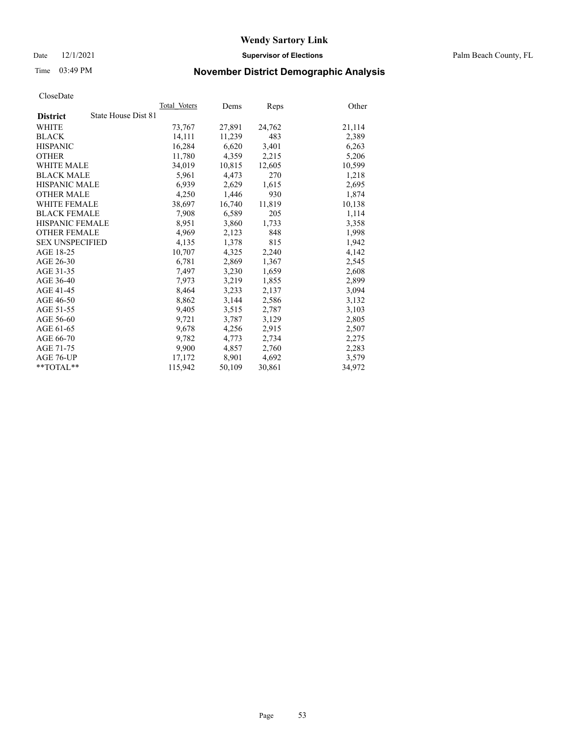# November District Demographic Analysis

CloseDate

| District: State House Dist 81 | Total Voters | Dems | Reps | Other |
|---|---|---|---|---|
| WHITE | 73,767 | 27,891 | 24,762 | 21,114 |
| BLACK | 14,111 | 11,239 | 483 | 2,389 |
| HISPANIC | 16,284 | 6,620 | 3,401 | 6,263 |
| OTHER | 11,780 | 4,359 | 2,215 | 5,206 |
| WHITE MALE | 34,019 | 10,815 | 12,605 | 10,599 |
| BLACK MALE | 5,961 | 4,473 | 270 | 1,218 |
| HISPANIC MALE | 6,939 | 2,629 | 1,615 | 2,695 |
| OTHER MALE | 4,250 | 1,446 | 930 | 1,874 |
| WHITE FEMALE | 38,697 | 16,740 | 11,819 | 10,138 |
| BLACK FEMALE | 7,908 | 6,589 | 205 | 1,114 |
| HISPANIC FEMALE | 8,951 | 3,860 | 1,733 | 3,358 |
| OTHER FEMALE | 4,969 | 2,123 | 848 | 1,998 |
| SEX UNSPECIFIED | 4,135 | 1,378 | 815 | 1,942 |
| AGE 18-25 | 10,707 | 4,325 | 2,240 | 4,142 |
| AGE 26-30 | 6,781 | 2,869 | 1,367 | 2,545 |
| AGE 31-35 | 7,497 | 3,230 | 1,659 | 2,608 |
| AGE 36-40 | 7,973 | 3,219 | 1,855 | 2,899 |
| AGE 41-45 | 8,464 | 3,233 | 2,137 | 3,094 |
| AGE 46-50 | 8,862 | 3,144 | 2,586 | 3,132 |
| AGE 51-55 | 9,405 | 3,515 | 2,787 | 3,103 |
| AGE 56-60 | 9,721 | 3,787 | 3,129 | 2,805 |
| AGE 61-65 | 9,678 | 4,256 | 2,915 | 2,507 |
| AGE 66-70 | 9,782 | 4,773 | 2,734 | 2,275 |
| AGE 71-75 | 9,900 | 4,857 | 2,760 | 2,283 |
| AGE 76-UP | 17,172 | 8,901 | 4,692 | 3,579 |
| **TOTAL** | 115,942 | 50,109 | 30,861 | 34,972 |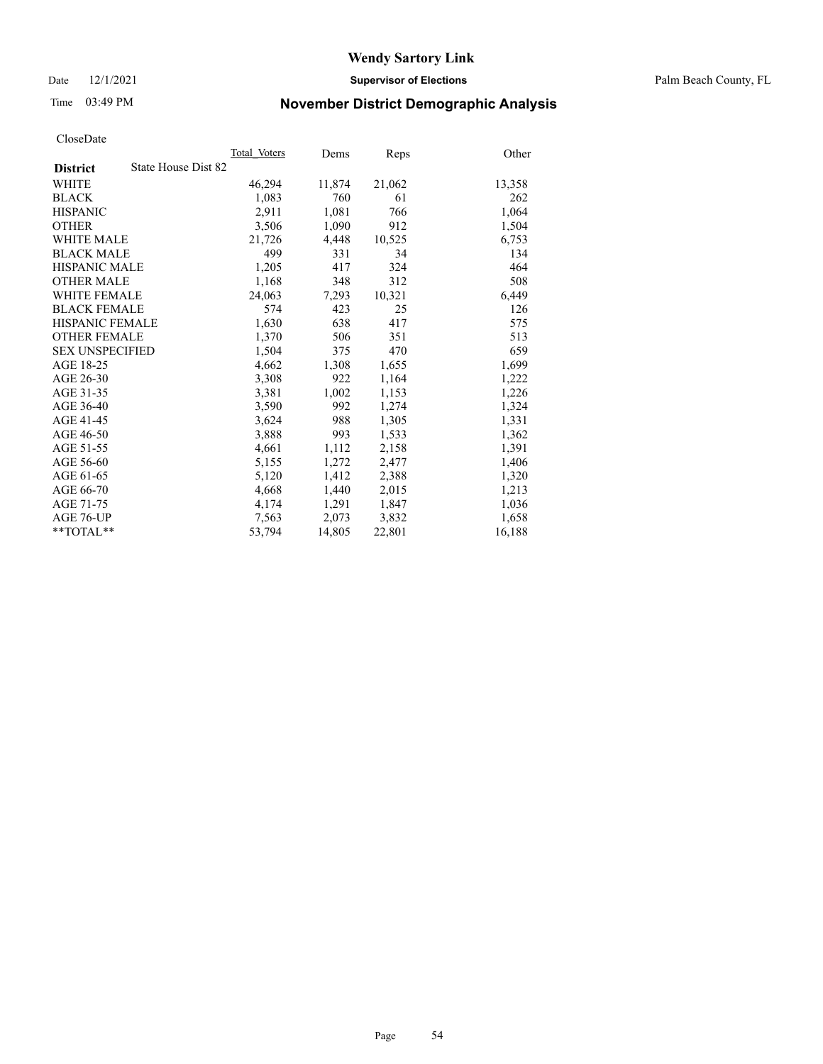# Wendy Sartory Link

Date 12/1/2021 **Supervisor of Elections** Palm Beach County, FL

Time 03:49 PM **November District Demographic Analysis**

CloseDate

| **District** | State House Dist 82 | Total_Voters | Dems | Reps | Other |
|---|---|---|---|---|---|
| WHITE | | 46,294 | 11,874 | 21,062 | 13,358 |
| BLACK | | 1,083 | 760 | 61 | 262 |
| HISPANIC | | 2,911 | 1,081 | 766 | 1,064 |
| OTHER | | 3,506 | 1,090 | 912 | 1,504 |
| WHITE MALE | | 21,726 | 4,448 | 10,525 | 6,753 |
| BLACK MALE | | 499 | 331 | 34 | 134 |
| HISPANIC MALE | | 1,205 | 417 | 324 | 464 |
| OTHER MALE | | 1,168 | 348 | 312 | 508 |
| WHITE FEMALE | | 24,063 | 7,293 | 10,321 | 6,449 |
| BLACK FEMALE | | 574 | 423 | 25 | 126 |
| HISPANIC FEMALE | | 1,630 | 638 | 417 | 575 |
| OTHER FEMALE | | 1,370 | 506 | 351 | 513 |
| SEX UNSPECIFIED | | 1,504 | 375 | 470 | 659 |
| AGE 18-25 | | 4,662 | 1,308 | 1,655 | 1,699 |
| AGE 26-30 | | 3,308 | 922 | 1,164 | 1,222 |
| AGE 31-35 | | 3,381 | 1,002 | 1,153 | 1,226 |
| AGE 36-40 | | 3,590 | 992 | 1,274 | 1,324 |
| AGE 41-45 | | 3,624 | 988 | 1,305 | 1,331 |
| AGE 46-50 | | 3,888 | 993 | 1,533 | 1,362 |
| AGE 51-55 | | 4,661 | 1,112 | 2,158 | 1,391 |
| AGE 56-60 | | 5,155 | 1,272 | 2,477 | 1,406 |
| AGE 61-65 | | 5,120 | 1,412 | 2,388 | 1,320 |
| AGE 66-70 | | 4,668 | 1,440 | 2,015 | 1,213 |
| AGE 71-75 | | 4,174 | 1,291 | 1,847 | 1,036 |
| AGE 76-UP | | 7,563 | 2,073 | 3,832 | 1,658 |
| **TOTAL** | | 53,794 | 14,805 | 22,801 | 16,188 |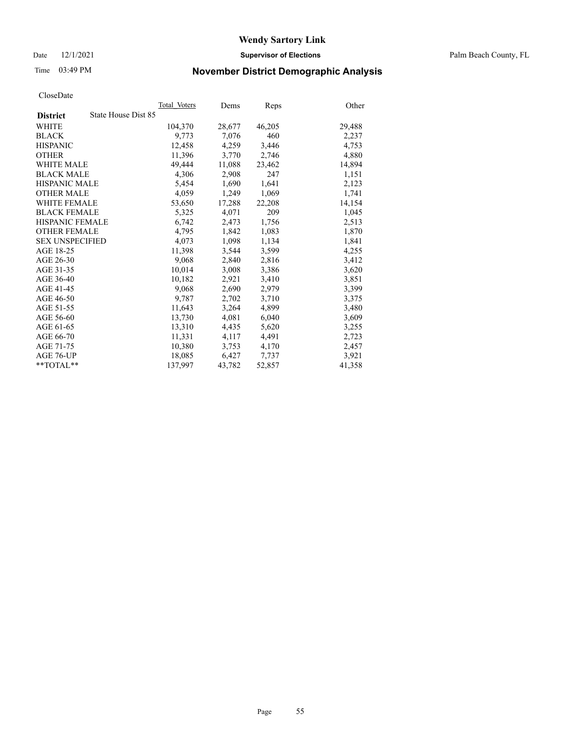Date 12/1/2021

Time 03:49 PM

# Wendy Sartory Link

**Supervisor of Elections**

Palm Beach County, FL

## November District Demographic Analysis

CloseDate

| **District** State House Dist 85 | Total Voters | Dems | Reps | Other |
|---|---|---|---|---|
| WHITE | 104,370 | 28,677 | 46,205 | 29,488 |
| BLACK | 9,773 | 7,076 | 460 | 2,237 |
| HISPANIC | 12,458 | 4,259 | 3,446 | 4,753 |
| OTHER | 11,396 | 3,770 | 2,746 | 4,880 |
| WHITE MALE | 49,444 | 11,088 | 23,462 | 14,894 |
| BLACK MALE | 4,306 | 2,908 | 247 | 1,151 |
| HISPANIC MALE | 5,454 | 1,690 | 1,641 | 2,123 |
| OTHER MALE | 4,059 | 1,249 | 1,069 | 1,741 |
| WHITE FEMALE | 53,650 | 17,288 | 22,208 | 14,154 |
| BLACK FEMALE | 5,325 | 4,071 | 209 | 1,045 |
| HISPANIC FEMALE | 6,742 | 2,473 | 1,756 | 2,513 |
| OTHER FEMALE | 4,795 | 1,842 | 1,083 | 1,870 |
| SEX UNSPECIFIED | 4,073 | 1,098 | 1,134 | 1,841 |
| AGE 18-25 | 11,398 | 3,544 | 3,599 | 4,255 |
| AGE 26-30 | 9,068 | 2,840 | 2,816 | 3,412 |
| AGE 31-35 | 10,014 | 3,008 | 3,386 | 3,620 |
| AGE 36-40 | 10,182 | 2,921 | 3,410 | 3,851 |
| AGE 41-45 | 9,068 | 2,690 | 2,979 | 3,399 |
| AGE 46-50 | 9,787 | 2,702 | 3,710 | 3,375 |
| AGE 51-55 | 11,643 | 3,264 | 4,899 | 3,480 |
| AGE 56-60 | 13,730 | 4,081 | 6,040 | 3,609 |
| AGE 61-65 | 13,310 | 4,435 | 5,620 | 3,255 |
| AGE 66-70 | 11,331 | 4,117 | 4,491 | 2,723 |
| AGE 71-75 | 10,380 | 3,753 | 4,170 | 2,457 |
| AGE 76-UP | 18,085 | 6,427 | 7,737 | 3,921 |
| **TOTAL** | 137,997 | 43,782 | 52,857 | 41,358 |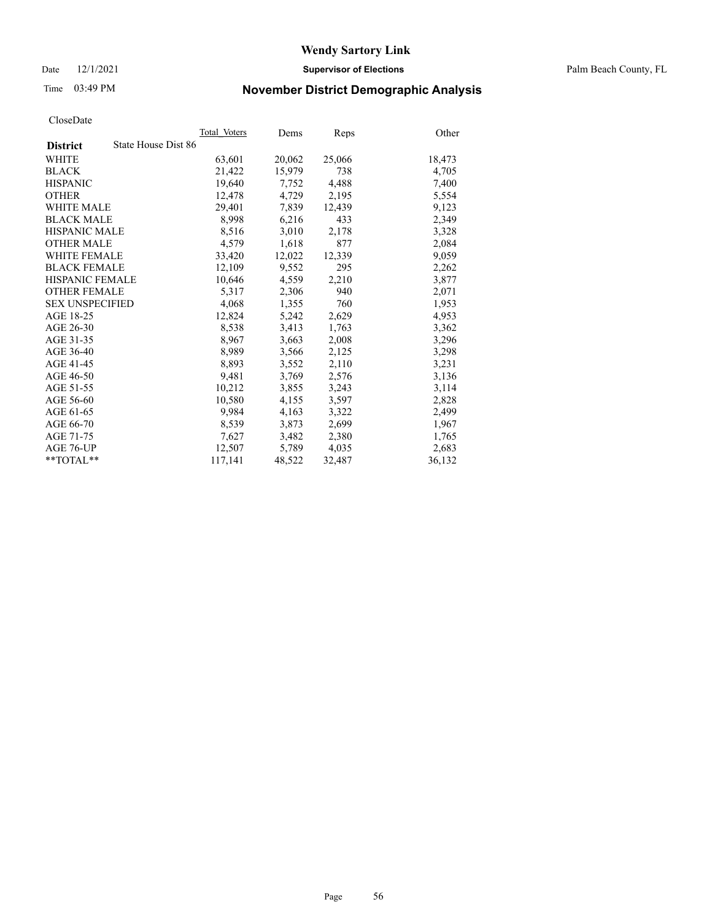# Wendy Sartory Link

Date 12/1/2021 **Supervisor of Elections** Palm Beach County, FL

Time 03:49 PM **November District Demographic Analysis**

CloseDate

| **District** State House Dist 86 | Total Voters | Dems | Reps | Other |
|---|---|---|---|---|
| WHITE | 63,601 | 20,062 | 25,066 | 18,473 |
| BLACK | 21,422 | 15,979 | 738 | 4,705 |
| HISPANIC | 19,640 | 7,752 | 4,488 | 7,400 |
| OTHER | 12,478 | 4,729 | 2,195 | 5,554 |
| WHITE MALE | 29,401 | 7,839 | 12,439 | 9,123 |
| BLACK MALE | 8,998 | 6,216 | 433 | 2,349 |
| HISPANIC MALE | 8,516 | 3,010 | 2,178 | 3,328 |
| OTHER MALE | 4,579 | 1,618 | 877 | 2,084 |
| WHITE FEMALE | 33,420 | 12,022 | 12,339 | 9,059 |
| BLACK FEMALE | 12,109 | 9,552 | 295 | 2,262 |
| HISPANIC FEMALE | 10,646 | 4,559 | 2,210 | 3,877 |
| OTHER FEMALE | 5,317 | 2,306 | 940 | 2,071 |
| SEX UNSPECIFIED | 4,068 | 1,355 | 760 | 1,953 |
| AGE 18-25 | 12,824 | 5,242 | 2,629 | 4,953 |
| AGE 26-30 | 8,538 | 3,413 | 1,763 | 3,362 |
| AGE 31-35 | 8,967 | 3,663 | 2,008 | 3,296 |
| AGE 36-40 | 8,989 | 3,566 | 2,125 | 3,298 |
| AGE 41-45 | 8,893 | 3,552 | 2,110 | 3,231 |
| AGE 46-50 | 9,481 | 3,769 | 2,576 | 3,136 |
| AGE 51-55 | 10,212 | 3,855 | 3,243 | 3,114 |
| AGE 56-60 | 10,580 | 4,155 | 3,597 | 2,828 |
| AGE 61-65 | 9,984 | 4,163 | 3,322 | 2,499 |
| AGE 66-70 | 8,539 | 3,873 | 2,699 | 1,967 |
| AGE 71-75 | 7,627 | 3,482 | 2,380 | 1,765 |
| AGE 76-UP | 12,507 | 5,789 | 4,035 | 2,683 |
| **TOTAL** | 117,141 | 48,522 | 32,487 | 36,132 |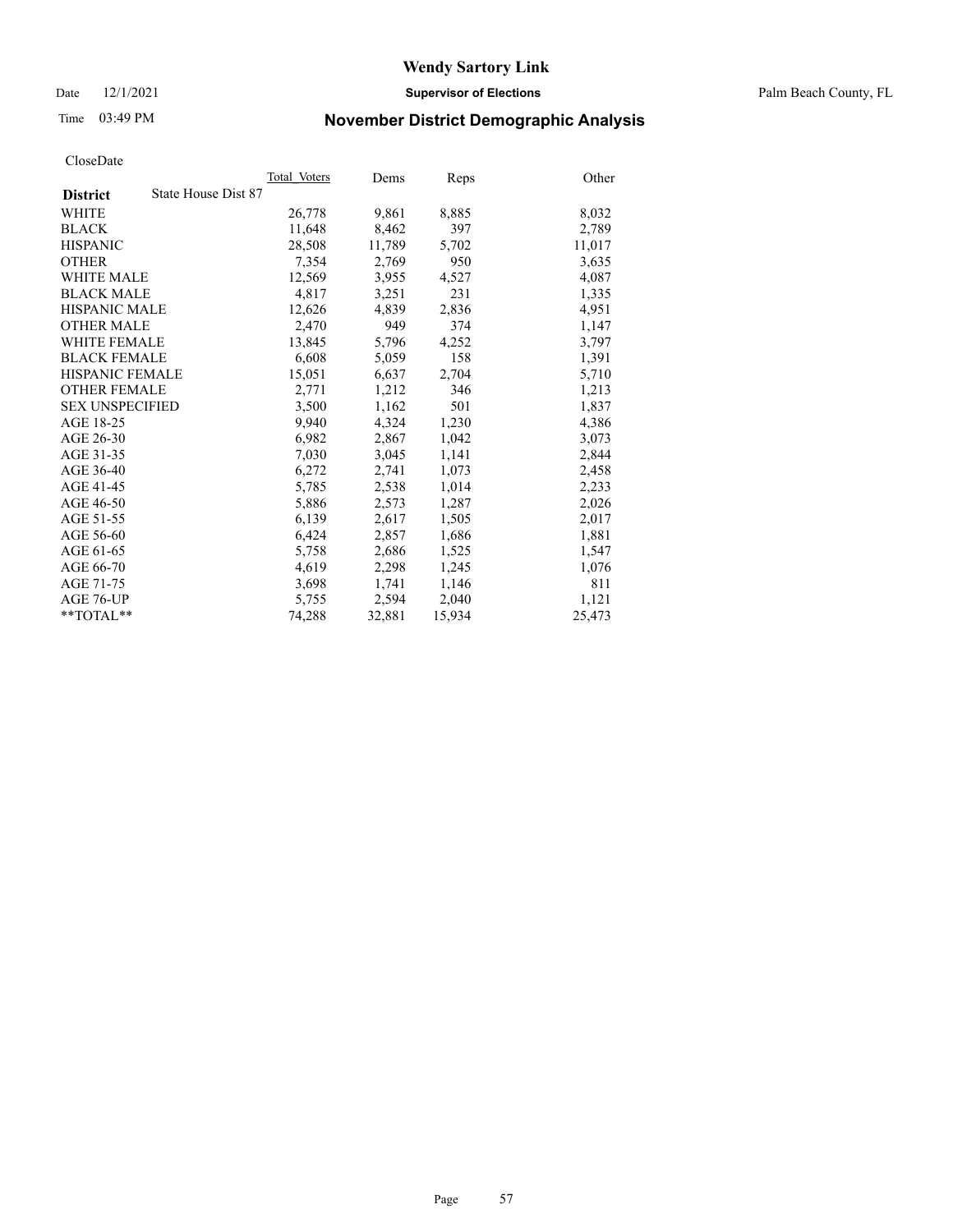# Wendy Sartory Link

Date 12/1/2021 **Supervisor of Elections** Palm Beach County, FL

Time 03:49 PM **November District Demographic Analysis**

CloseDate

| **District** State House Dist 87 | Total Voters | Dems | Reps | Other |
|---|---|---|---|---|
| WHITE | 26,778 | 9,861 | 8,885 | 8,032 |
| BLACK | 11,648 | 8,462 | 397 | 2,789 |
| HISPANIC | 28,508 | 11,789 | 5,702 | 11,017 |
| OTHER | 7,354 | 2,769 | 950 | 3,635 |
| WHITE MALE | 12,569 | 3,955 | 4,527 | 4,087 |
| BLACK MALE | 4,817 | 3,251 | 231 | 1,335 |
| HISPANIC MALE | 12,626 | 4,839 | 2,836 | 4,951 |
| OTHER MALE | 2,470 | 949 | 374 | 1,147 |
| WHITE FEMALE | 13,845 | 5,796 | 4,252 | 3,797 |
| BLACK FEMALE | 6,608 | 5,059 | 158 | 1,391 |
| HISPANIC FEMALE | 15,051 | 6,637 | 2,704 | 5,710 |
| OTHER FEMALE | 2,771 | 1,212 | 346 | 1,213 |
| SEX UNSPECIFIED | 3,500 | 1,162 | 501 | 1,837 |
| AGE 18-25 | 9,940 | 4,324 | 1,230 | 4,386 |
| AGE 26-30 | 6,982 | 2,867 | 1,042 | 3,073 |
| AGE 31-35 | 7,030 | 3,045 | 1,141 | 2,844 |
| AGE 36-40 | 6,272 | 2,741 | 1,073 | 2,458 |
| AGE 41-45 | 5,785 | 2,538 | 1,014 | 2,233 |
| AGE 46-50 | 5,886 | 2,573 | 1,287 | 2,026 |
| AGE 51-55 | 6,139 | 2,617 | 1,505 | 2,017 |
| AGE 56-60 | 6,424 | 2,857 | 1,686 | 1,881 |
| AGE 61-65 | 5,758 | 2,686 | 1,525 | 1,547 |
| AGE 66-70 | 4,619 | 2,298 | 1,245 | 1,076 |
| AGE 71-75 | 3,698 | 1,741 | 1,146 | 811 |
| AGE 76-UP | 5,755 | 2,594 | 2,040 | 1,121 |
| **TOTAL** | 74,288 | 32,881 | 15,934 | 25,473 |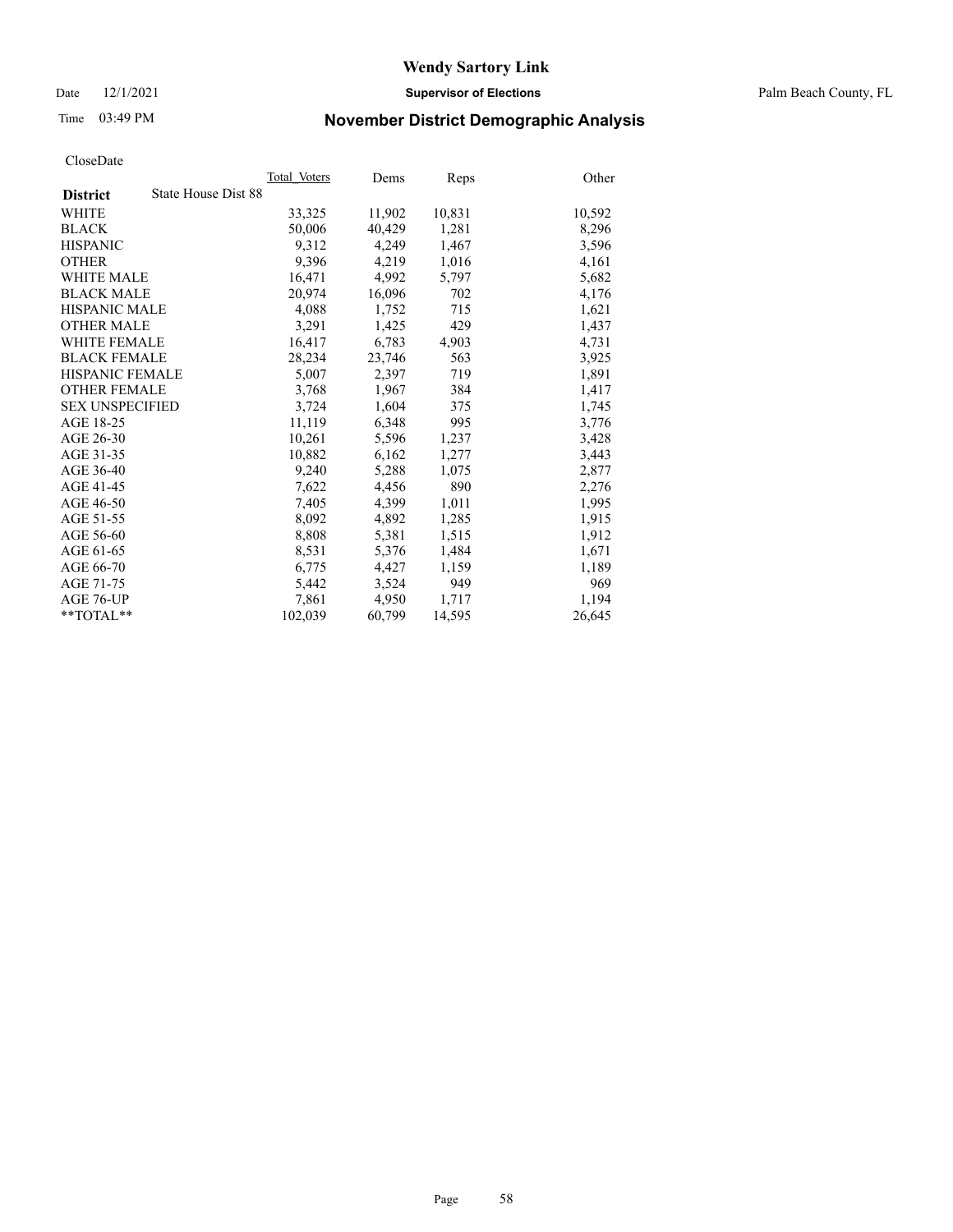CloseDate

| District: State House Dist 88 | Total_Voters | Dems | Reps | Other |
|---|---|---|---|---|
| WHITE | 33,325 | 11,902 | 10,831 | 10,592 |
| BLACK | 50,006 | 40,429 | 1,281 | 8,296 |
| HISPANIC | 9,312 | 4,249 | 1,467 | 3,596 |
| OTHER | 9,396 | 4,219 | 1,016 | 4,161 |
| WHITE MALE | 16,471 | 4,992 | 5,797 | 5,682 |
| BLACK MALE | 20,974 | 16,096 | 702 | 4,176 |
| HISPANIC MALE | 4,088 | 1,752 | 715 | 1,621 |
| OTHER MALE | 3,291 | 1,425 | 429 | 1,437 |
| WHITE FEMALE | 16,417 | 6,783 | 4,903 | 4,731 |
| BLACK FEMALE | 28,234 | 23,746 | 563 | 3,925 |
| HISPANIC FEMALE | 5,007 | 2,397 | 719 | 1,891 |
| OTHER FEMALE | 3,768 | 1,967 | 384 | 1,417 |
| SEX UNSPECIFIED | 3,724 | 1,604 | 375 | 1,745 |
| AGE 18-25 | 11,119 | 6,348 | 995 | 3,776 |
| AGE 26-30 | 10,261 | 5,596 | 1,237 | 3,428 |
| AGE 31-35 | 10,882 | 6,162 | 1,277 | 3,443 |
| AGE 36-40 | 9,240 | 5,288 | 1,075 | 2,877 |
| AGE 41-45 | 7,622 | 4,456 | 890 | 2,276 |
| AGE 46-50 | 7,405 | 4,399 | 1,011 | 1,995 |
| AGE 51-55 | 8,092 | 4,892 | 1,285 | 1,915 |
| AGE 56-60 | 8,808 | 5,381 | 1,515 | 1,912 |
| AGE 61-65 | 8,531 | 5,376 | 1,484 | 1,671 |
| AGE 66-70 | 6,775 | 4,427 | 1,159 | 1,189 |
| AGE 71-75 | 5,442 | 3,524 | 949 | 969 |
| AGE 76-UP | 7,861 | 4,950 | 1,717 | 1,194 |
| **TOTAL** | 102,039 | 60,799 | 14,595 | 26,645 |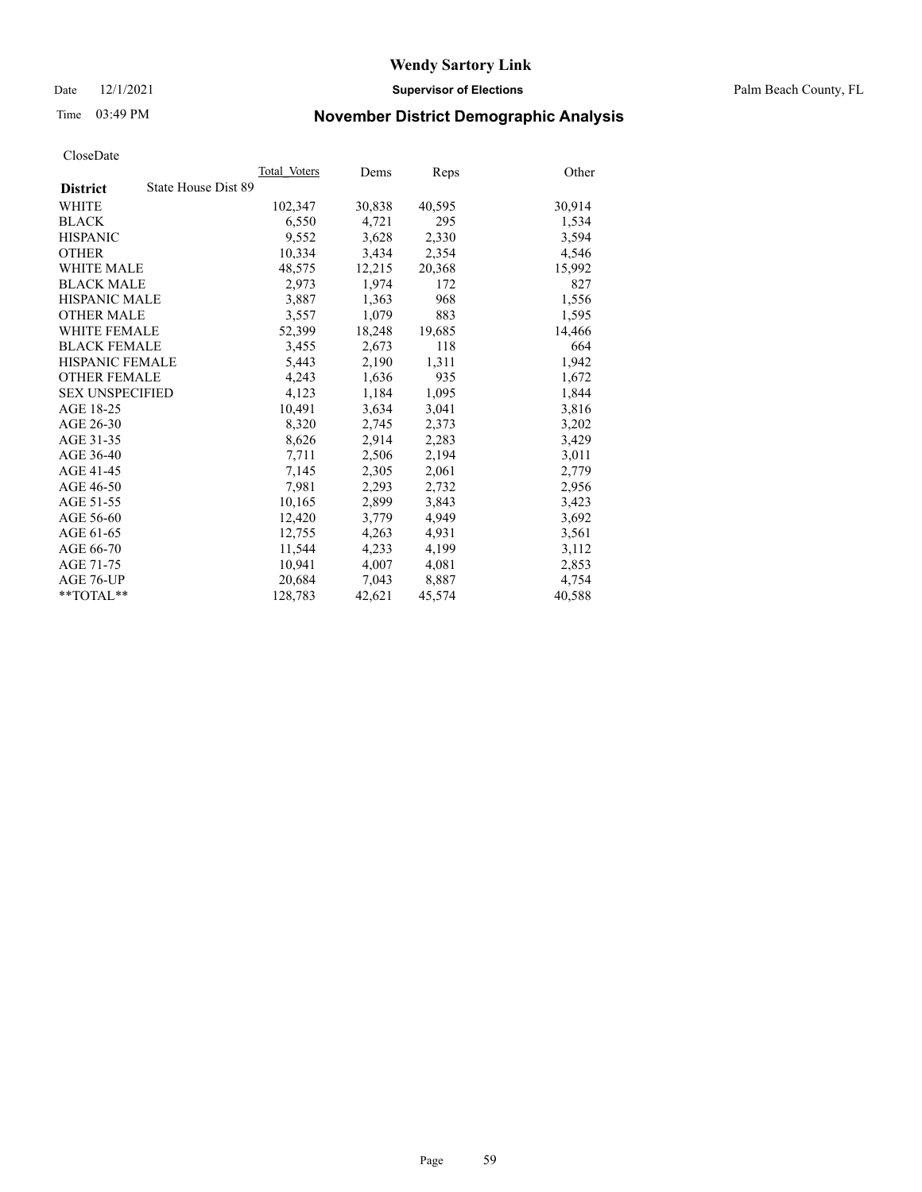# Wendy Sartory Link

Date 12/1/2021 **Supervisor of Elections** Palm Beach County, FL

Time 03:49 PM **November District Demographic Analysis**

CloseDate

| **District** State House Dist 89 | Total Voters | Dems | Reps | Other |
|---|---|---|---|---|
| WHITE | 102,347 | 30,838 | 40,595 | 30,914 |
| BLACK | 6,550 | 4,721 | 295 | 1,534 |
| HISPANIC | 9,552 | 3,628 | 2,330 | 3,594 |
| OTHER | 10,334 | 3,434 | 2,354 | 4,546 |
| WHITE MALE | 48,575 | 12,215 | 20,368 | 15,992 |
| BLACK MALE | 2,973 | 1,974 | 172 | 827 |
| HISPANIC MALE | 3,887 | 1,363 | 968 | 1,556 |
| OTHER MALE | 3,557 | 1,079 | 883 | 1,595 |
| WHITE FEMALE | 52,399 | 18,248 | 19,685 | 14,466 |
| BLACK FEMALE | 3,455 | 2,673 | 118 | 664 |
| HISPANIC FEMALE | 5,443 | 2,190 | 1,311 | 1,942 |
| OTHER FEMALE | 4,243 | 1,636 | 935 | 1,672 |
| SEX UNSPECIFIED | 4,123 | 1,184 | 1,095 | 1,844 |
| AGE 18-25 | 10,491 | 3,634 | 3,041 | 3,816 |
| AGE 26-30 | 8,320 | 2,745 | 2,373 | 3,202 |
| AGE 31-35 | 8,626 | 2,914 | 2,283 | 3,429 |
| AGE 36-40 | 7,711 | 2,506 | 2,194 | 3,011 |
| AGE 41-45 | 7,145 | 2,305 | 2,061 | 2,779 |
| AGE 46-50 | 7,981 | 2,293 | 2,732 | 2,956 |
| AGE 51-55 | 10,165 | 2,899 | 3,843 | 3,423 |
| AGE 56-60 | 12,420 | 3,779 | 4,949 | 3,692 |
| AGE 61-65 | 12,755 | 4,263 | 4,931 | 3,561 |
| AGE 66-70 | 11,544 | 4,233 | 4,199 | 3,112 |
| AGE 71-75 | 10,941 | 4,007 | 4,081 | 2,853 |
| AGE 76-UP | 20,684 | 7,043 | 8,887 | 4,754 |
| **TOTAL** | 128,783 | 42,621 | 45,574 | 40,588 |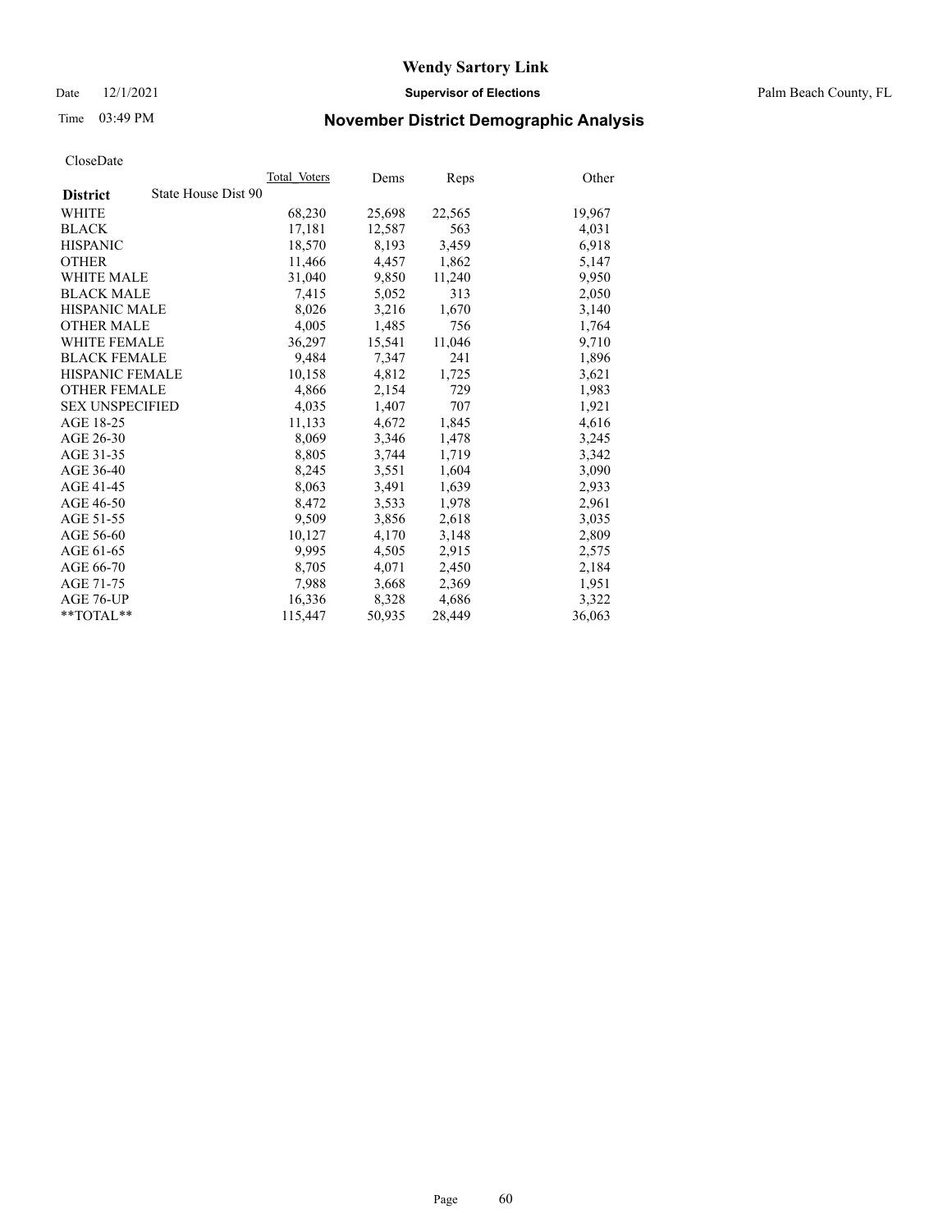# Wendy Sartory Link

Date 12/1/2021 **Supervisor of Elections** Palm Beach County, FL

Time 03:49 PM **November District Demographic Analysis**

CloseDate

| **District** State House Dist 90 | Total Voters | Dems | Reps | Other |
|---|---|---|---|---|
| WHITE | 68,230 | 25,698 | 22,565 | 19,967 |
| BLACK | 17,181 | 12,587 | 563 | 4,031 |
| HISPANIC | 18,570 | 8,193 | 3,459 | 6,918 |
| OTHER | 11,466 | 4,457 | 1,862 | 5,147 |
| WHITE MALE | 31,040 | 9,850 | 11,240 | 9,950 |
| BLACK MALE | 7,415 | 5,052 | 313 | 2,050 |
| HISPANIC MALE | 8,026 | 3,216 | 1,670 | 3,140 |
| OTHER MALE | 4,005 | 1,485 | 756 | 1,764 |
| WHITE FEMALE | 36,297 | 15,541 | 11,046 | 9,710 |
| BLACK FEMALE | 9,484 | 7,347 | 241 | 1,896 |
| HISPANIC FEMALE | 10,158 | 4,812 | 1,725 | 3,621 |
| OTHER FEMALE | 4,866 | 2,154 | 729 | 1,983 |
| SEX UNSPECIFIED | 4,035 | 1,407 | 707 | 1,921 |
| AGE 18-25 | 11,133 | 4,672 | 1,845 | 4,616 |
| AGE 26-30 | 8,069 | 3,346 | 1,478 | 3,245 |
| AGE 31-35 | 8,805 | 3,744 | 1,719 | 3,342 |
| AGE 36-40 | 8,245 | 3,551 | 1,604 | 3,090 |
| AGE 41-45 | 8,063 | 3,491 | 1,639 | 2,933 |
| AGE 46-50 | 8,472 | 3,533 | 1,978 | 2,961 |
| AGE 51-55 | 9,509 | 3,856 | 2,618 | 3,035 |
| AGE 56-60 | 10,127 | 4,170 | 3,148 | 2,809 |
| AGE 61-65 | 9,995 | 4,505 | 2,915 | 2,575 |
| AGE 66-70 | 8,705 | 4,071 | 2,450 | 2,184 |
| AGE 71-75 | 7,988 | 3,668 | 2,369 | 1,951 |
| AGE 76-UP | 16,336 | 8,328 | 4,686 | 3,322 |
| **TOTAL** | 115,447 | 50,935 | 28,449 | 36,063 |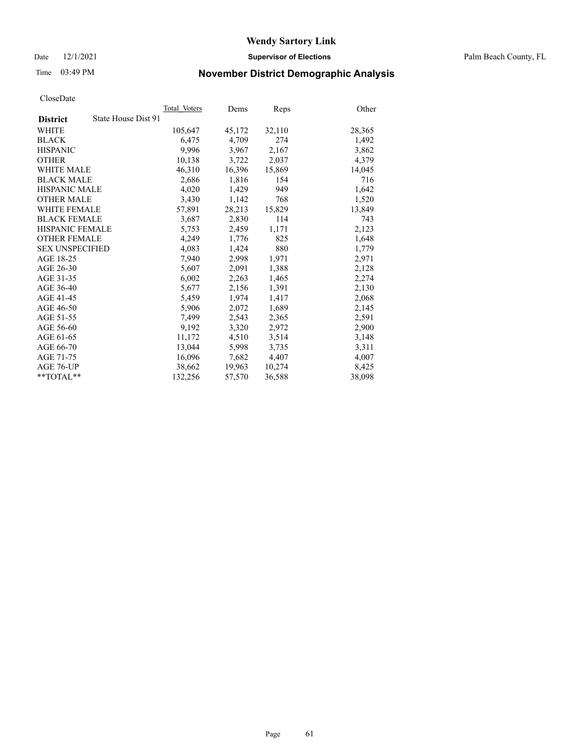# Wendy Sartory Link

Date 12/1/2021 **Supervisor of Elections** Palm Beach County, FL

Time 03:49 PM **November District Demographic Analysis**

CloseDate

| **District** State House Dist 91 | Total Voters | Dems | Reps | Other |
|---|---|---|---|---|
| WHITE | 105,647 | 45,172 | 32,110 | 28,365 |
| BLACK | 6,475 | 4,709 | 274 | 1,492 |
| HISPANIC | 9,996 | 3,967 | 2,167 | 3,862 |
| OTHER | 10,138 | 3,722 | 2,037 | 4,379 |
| WHITE MALE | 46,310 | 16,396 | 15,869 | 14,045 |
| BLACK MALE | 2,686 | 1,816 | 154 | 716 |
| HISPANIC MALE | 4,020 | 1,429 | 949 | 1,642 |
| OTHER MALE | 3,430 | 1,142 | 768 | 1,520 |
| WHITE FEMALE | 57,891 | 28,213 | 15,829 | 13,849 |
| BLACK FEMALE | 3,687 | 2,830 | 114 | 743 |
| HISPANIC FEMALE | 5,753 | 2,459 | 1,171 | 2,123 |
| OTHER FEMALE | 4,249 | 1,776 | 825 | 1,648 |
| SEX UNSPECIFIED | 4,083 | 1,424 | 880 | 1,779 |
| AGE 18-25 | 7,940 | 2,998 | 1,971 | 2,971 |
| AGE 26-30 | 5,607 | 2,091 | 1,388 | 2,128 |
| AGE 31-35 | 6,002 | 2,263 | 1,465 | 2,274 |
| AGE 36-40 | 5,677 | 2,156 | 1,391 | 2,130 |
| AGE 41-45 | 5,459 | 1,974 | 1,417 | 2,068 |
| AGE 46-50 | 5,906 | 2,072 | 1,689 | 2,145 |
| AGE 51-55 | 7,499 | 2,543 | 2,365 | 2,591 |
| AGE 56-60 | 9,192 | 3,320 | 2,972 | 2,900 |
| AGE 61-65 | 11,172 | 4,510 | 3,514 | 3,148 |
| AGE 66-70 | 13,044 | 5,998 | 3,735 | 3,311 |
| AGE 71-75 | 16,096 | 7,682 | 4,407 | 4,007 |
| AGE 76-UP | 38,662 | 19,963 | 10,274 | 8,425 |
| **TOTAL** | 132,256 | 57,570 | 36,588 | 38,098 |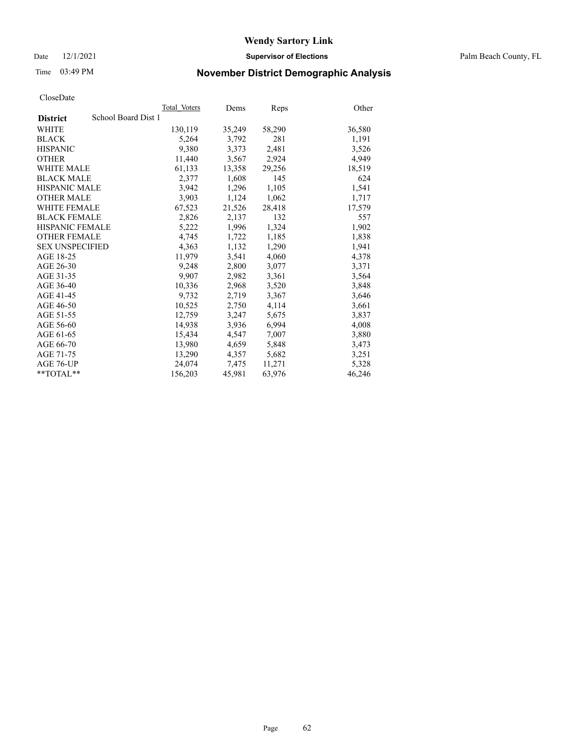# Wendy Sartory Link

Date 12/1/2021 **Supervisor of Elections** Palm Beach County, FL

Time 03:49 PM **November District Demographic Analysis**

CloseDate

| **District** School Board Dist 1 | Total Voters | Dems | Reps | Other |
|---|---|---|---|---|
| WHITE | 130,119 | 35,249 | 58,290 | 36,580 |
| BLACK | 5,264 | 3,792 | 281 | 1,191 |
| HISPANIC | 9,380 | 3,373 | 2,481 | 3,526 |
| OTHER | 11,440 | 3,567 | 2,924 | 4,949 |
| WHITE MALE | 61,133 | 13,358 | 29,256 | 18,519 |
| BLACK MALE | 2,377 | 1,608 | 145 | 624 |
| HISPANIC MALE | 3,942 | 1,296 | 1,105 | 1,541 |
| OTHER MALE | 3,903 | 1,124 | 1,062 | 1,717 |
| WHITE FEMALE | 67,523 | 21,526 | 28,418 | 17,579 |
| BLACK FEMALE | 2,826 | 2,137 | 132 | 557 |
| HISPANIC FEMALE | 5,222 | 1,996 | 1,324 | 1,902 |
| OTHER FEMALE | 4,745 | 1,722 | 1,185 | 1,838 |
| SEX UNSPECIFIED | 4,363 | 1,132 | 1,290 | 1,941 |
| AGE 18-25 | 11,979 | 3,541 | 4,060 | 4,378 |
| AGE 26-30 | 9,248 | 2,800 | 3,077 | 3,371 |
| AGE 31-35 | 9,907 | 2,982 | 3,361 | 3,564 |
| AGE 36-40 | 10,336 | 2,968 | 3,520 | 3,848 |
| AGE 41-45 | 9,732 | 2,719 | 3,367 | 3,646 |
| AGE 46-50 | 10,525 | 2,750 | 4,114 | 3,661 |
| AGE 51-55 | 12,759 | 3,247 | 5,675 | 3,837 |
| AGE 56-60 | 14,938 | 3,936 | 6,994 | 4,008 |
| AGE 61-65 | 15,434 | 4,547 | 7,007 | 3,880 |
| AGE 66-70 | 13,980 | 4,659 | 5,848 | 3,473 |
| AGE 71-75 | 13,290 | 4,357 | 5,682 | 3,251 |
| AGE 76-UP | 24,074 | 7,475 | 11,271 | 5,328 |
| **TOTAL** | 156,203 | 45,981 | 63,976 | 46,246 |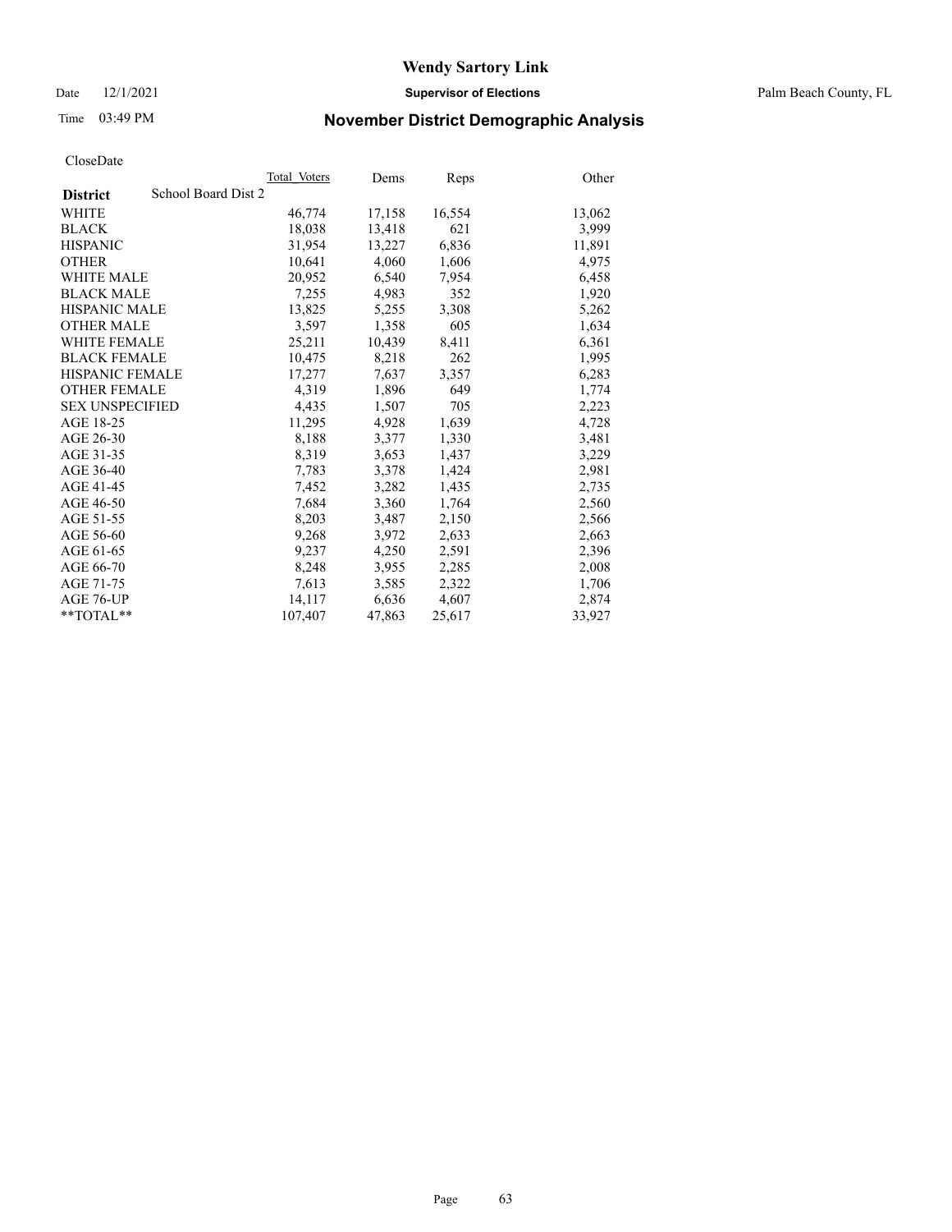# Wendy Sartory Link

Date 12/1/2021 **Supervisor of Elections** Palm Beach County, FL

Time 03:49 PM **November District Demographic Analysis**

CloseDate

| **District** School Board Dist 2 | Total Voters | Dems | Reps | Other |
|---|---|---|---|---|
| WHITE | 46,774 | 17,158 | 16,554 | 13,062 |
| BLACK | 18,038 | 13,418 | 621 | 3,999 |
| HISPANIC | 31,954 | 13,227 | 6,836 | 11,891 |
| OTHER | 10,641 | 4,060 | 1,606 | 4,975 |
| WHITE MALE | 20,952 | 6,540 | 7,954 | 6,458 |
| BLACK MALE | 7,255 | 4,983 | 352 | 1,920 |
| HISPANIC MALE | 13,825 | 5,255 | 3,308 | 5,262 |
| OTHER MALE | 3,597 | 1,358 | 605 | 1,634 |
| WHITE FEMALE | 25,211 | 10,439 | 8,411 | 6,361 |
| BLACK FEMALE | 10,475 | 8,218 | 262 | 1,995 |
| HISPANIC FEMALE | 17,277 | 7,637 | 3,357 | 6,283 |
| OTHER FEMALE | 4,319 | 1,896 | 649 | 1,774 |
| SEX UNSPECIFIED | 4,435 | 1,507 | 705 | 2,223 |
| AGE 18-25 | 11,295 | 4,928 | 1,639 | 4,728 |
| AGE 26-30 | 8,188 | 3,377 | 1,330 | 3,481 |
| AGE 31-35 | 8,319 | 3,653 | 1,437 | 3,229 |
| AGE 36-40 | 7,783 | 3,378 | 1,424 | 2,981 |
| AGE 41-45 | 7,452 | 3,282 | 1,435 | 2,735 |
| AGE 46-50 | 7,684 | 3,360 | 1,764 | 2,560 |
| AGE 51-55 | 8,203 | 3,487 | 2,150 | 2,566 |
| AGE 56-60 | 9,268 | 3,972 | 2,633 | 2,663 |
| AGE 61-65 | 9,237 | 4,250 | 2,591 | 2,396 |
| AGE 66-70 | 8,248 | 3,955 | 2,285 | 2,008 |
| AGE 71-75 | 7,613 | 3,585 | 2,322 | 1,706 |
| AGE 76-UP | 14,117 | 6,636 | 4,607 | 2,874 |
| **TOTAL** | 107,407 | 47,863 | 25,617 | 33,927 |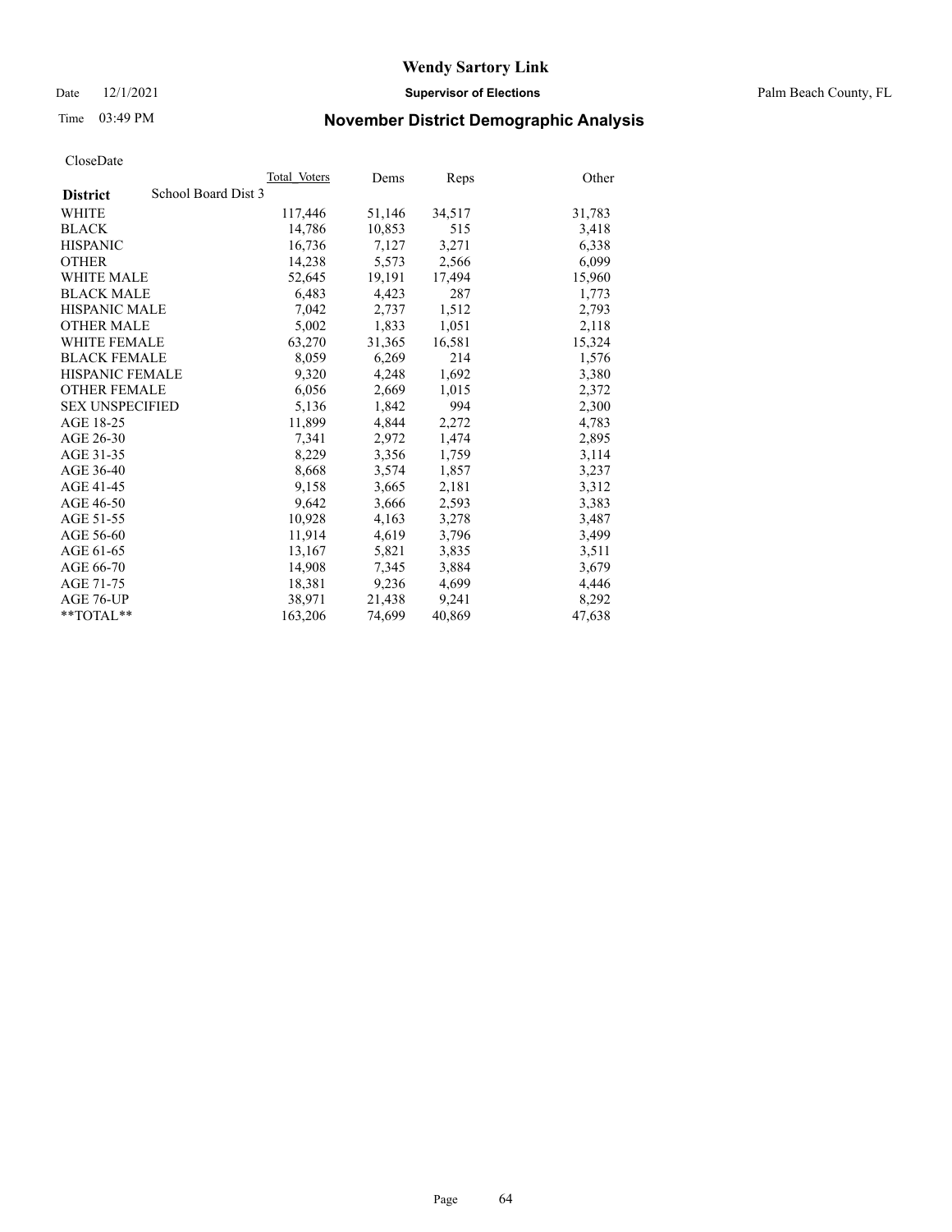# Wendy Sartory Link

Date 12/1/2021 **Supervisor of Elections** Palm Beach County, FL

Time 03:49 PM **November District Demographic Analysis**

CloseDate

| **District** School Board Dist 3 | Total Voters | Dems | Reps | Other |
|---|---|---|---|---|
| WHITE | 117,446 | 51,146 | 34,517 | 31,783 |
| BLACK | 14,786 | 10,853 | 515 | 3,418 |
| HISPANIC | 16,736 | 7,127 | 3,271 | 6,338 |
| OTHER | 14,238 | 5,573 | 2,566 | 6,099 |
| WHITE MALE | 52,645 | 19,191 | 17,494 | 15,960 |
| BLACK MALE | 6,483 | 4,423 | 287 | 1,773 |
| HISPANIC MALE | 7,042 | 2,737 | 1,512 | 2,793 |
| OTHER MALE | 5,002 | 1,833 | 1,051 | 2,118 |
| WHITE FEMALE | 63,270 | 31,365 | 16,581 | 15,324 |
| BLACK FEMALE | 8,059 | 6,269 | 214 | 1,576 |
| HISPANIC FEMALE | 9,320 | 4,248 | 1,692 | 3,380 |
| OTHER FEMALE | 6,056 | 2,669 | 1,015 | 2,372 |
| SEX UNSPECIFIED | 5,136 | 1,842 | 994 | 2,300 |
| AGE 18-25 | 11,899 | 4,844 | 2,272 | 4,783 |
| AGE 26-30 | 7,341 | 2,972 | 1,474 | 2,895 |
| AGE 31-35 | 8,229 | 3,356 | 1,759 | 3,114 |
| AGE 36-40 | 8,668 | 3,574 | 1,857 | 3,237 |
| AGE 41-45 | 9,158 | 3,665 | 2,181 | 3,312 |
| AGE 46-50 | 9,642 | 3,666 | 2,593 | 3,383 |
| AGE 51-55 | 10,928 | 4,163 | 3,278 | 3,487 |
| AGE 56-60 | 11,914 | 4,619 | 3,796 | 3,499 |
| AGE 61-65 | 13,167 | 5,821 | 3,835 | 3,511 |
| AGE 66-70 | 14,908 | 7,345 | 3,884 | 3,679 |
| AGE 71-75 | 18,381 | 9,236 | 4,699 | 4,446 |
| AGE 76-UP | 38,971 | 21,438 | 9,241 | 8,292 |
| **TOTAL** | 163,206 | 74,699 | 40,869 | 47,638 |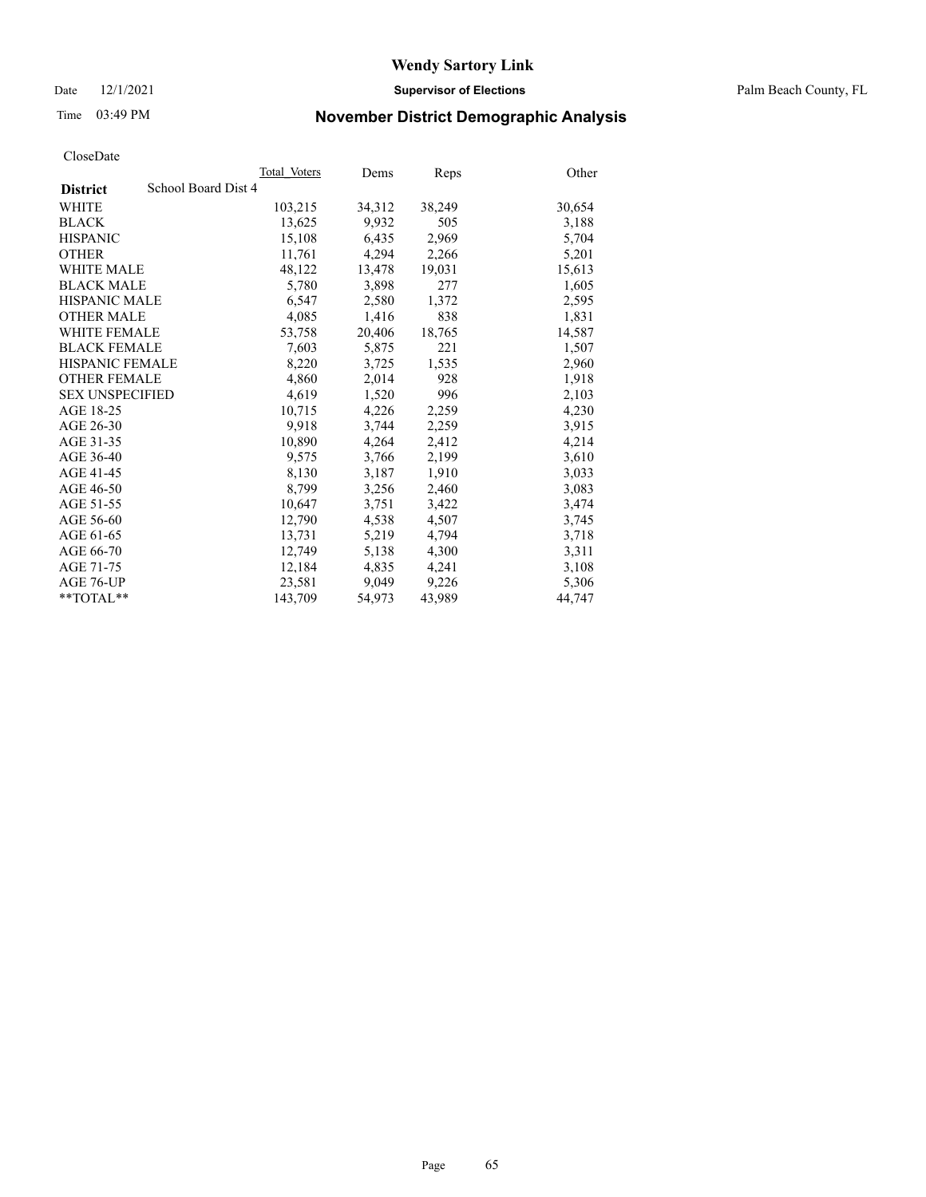# Wendy Sartory Link

Date 12/1/2021 **Supervisor of Elections** Palm Beach County, FL

Time 03:49 PM **November District Demographic Analysis**

CloseDate

| **District** School Board Dist 4 | Total Voters | Dems | Reps | Other |
|---|---|---|---|---|
| WHITE | 103,215 | 34,312 | 38,249 | 30,654 |
| BLACK | 13,625 | 9,932 | 505 | 3,188 |
| HISPANIC | 15,108 | 6,435 | 2,969 | 5,704 |
| OTHER | 11,761 | 4,294 | 2,266 | 5,201 |
| WHITE MALE | 48,122 | 13,478 | 19,031 | 15,613 |
| BLACK MALE | 5,780 | 3,898 | 277 | 1,605 |
| HISPANIC MALE | 6,547 | 2,580 | 1,372 | 2,595 |
| OTHER MALE | 4,085 | 1,416 | 838 | 1,831 |
| WHITE FEMALE | 53,758 | 20,406 | 18,765 | 14,587 |
| BLACK FEMALE | 7,603 | 5,875 | 221 | 1,507 |
| HISPANIC FEMALE | 8,220 | 3,725 | 1,535 | 2,960 |
| OTHER FEMALE | 4,860 | 2,014 | 928 | 1,918 |
| SEX UNSPECIFIED | 4,619 | 1,520 | 996 | 2,103 |
| AGE 18-25 | 10,715 | 4,226 | 2,259 | 4,230 |
| AGE 26-30 | 9,918 | 3,744 | 2,259 | 3,915 |
| AGE 31-35 | 10,890 | 4,264 | 2,412 | 4,214 |
| AGE 36-40 | 9,575 | 3,766 | 2,199 | 3,610 |
| AGE 41-45 | 8,130 | 3,187 | 1,910 | 3,033 |
| AGE 46-50 | 8,799 | 3,256 | 2,460 | 3,083 |
| AGE 51-55 | 10,647 | 3,751 | 3,422 | 3,474 |
| AGE 56-60 | 12,790 | 4,538 | 4,507 | 3,745 |
| AGE 61-65 | 13,731 | 5,219 | 4,794 | 3,718 |
| AGE 66-70 | 12,749 | 5,138 | 4,300 | 3,311 |
| AGE 71-75 | 12,184 | 4,835 | 4,241 | 3,108 |
| AGE 76-UP | 23,581 | 9,049 | 9,226 | 5,306 |
| **TOTAL** | 143,709 | 54,973 | 43,989 | 44,747 |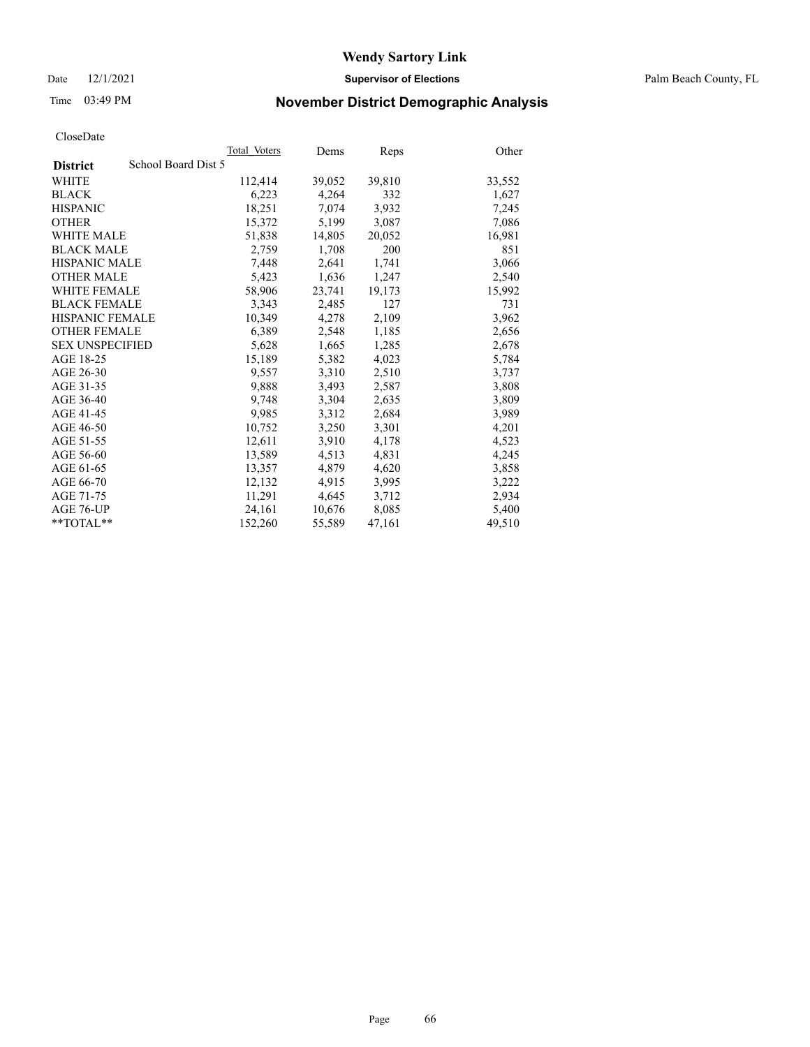# Wendy Sartory Link

Date 12/1/2021 **Supervisor of Elections** Palm Beach County, FL

Time 03:49 PM **November District Demographic Analysis**

CloseDate

| | Total Voters | Dems | Reps | Other |
|---|---|---|---|---|
| **District** School Board Dist 5 | | | | |
| WHITE | 112,414 | 39,052 | 39,810 | 33,552 |
| BLACK | 6,223 | 4,264 | 332 | 1,627 |
| HISPANIC | 18,251 | 7,074 | 3,932 | 7,245 |
| OTHER | 15,372 | 5,199 | 3,087 | 7,086 |
| WHITE MALE | 51,838 | 14,805 | 20,052 | 16,981 |
| BLACK MALE | 2,759 | 1,708 | 200 | 851 |
| HISPANIC MALE | 7,448 | 2,641 | 1,741 | 3,066 |
| OTHER MALE | 5,423 | 1,636 | 1,247 | 2,540 |
| WHITE FEMALE | 58,906 | 23,741 | 19,173 | 15,992 |
| BLACK FEMALE | 3,343 | 2,485 | 127 | 731 |
| HISPANIC FEMALE | 10,349 | 4,278 | 2,109 | 3,962 |
| OTHER FEMALE | 6,389 | 2,548 | 1,185 | 2,656 |
| SEX UNSPECIFIED | 5,628 | 1,665 | 1,285 | 2,678 |
| AGE 18-25 | 15,189 | 5,382 | 4,023 | 5,784 |
| AGE 26-30 | 9,557 | 3,310 | 2,510 | 3,737 |
| AGE 31-35 | 9,888 | 3,493 | 2,587 | 3,808 |
| AGE 36-40 | 9,748 | 3,304 | 2,635 | 3,809 |
| AGE 41-45 | 9,985 | 3,312 | 2,684 | 3,989 |
| AGE 46-50 | 10,752 | 3,250 | 3,301 | 4,201 |
| AGE 51-55 | 12,611 | 3,910 | 4,178 | 4,523 |
| AGE 56-60 | 13,589 | 4,513 | 4,831 | 4,245 |
| AGE 61-65 | 13,357 | 4,879 | 4,620 | 3,858 |
| AGE 66-70 | 12,132 | 4,915 | 3,995 | 3,222 |
| AGE 71-75 | 11,291 | 4,645 | 3,712 | 2,934 |
| AGE 76-UP | 24,161 | 10,676 | 8,085 | 5,400 |
| **TOTAL** | 152,260 | 55,589 | 47,161 | 49,510 |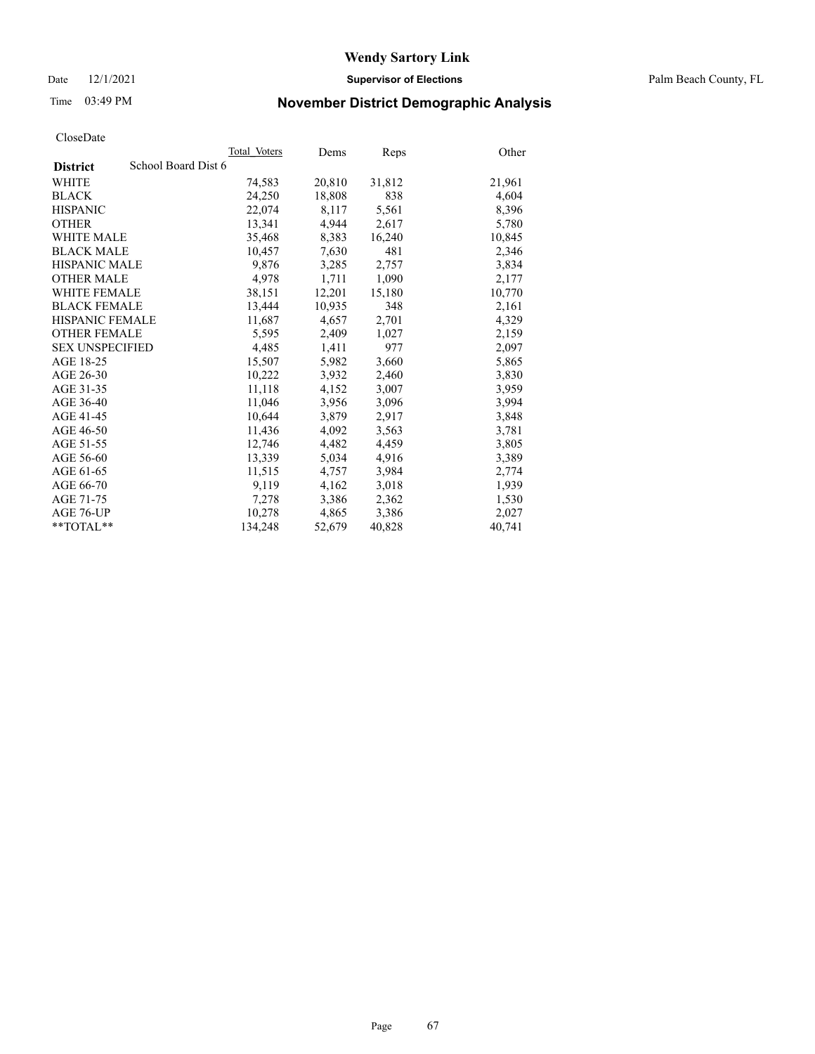**Wendy Sartory Link**

Date 12/1/2021 **Supervisor of Elections** Palm Beach County, FL

Time 03:49 PM **November District Demographic Analysis**

CloseDate

| District | School Board Dist 6 | Total Voters | Dems | Reps | Other |
|---|---|---|---|---|---|
| WHITE | | 74,583 | 20,810 | 31,812 | 21,961 |
| BLACK | | 24,250 | 18,808 | 838 | 4,604 |
| HISPANIC | | 22,074 | 8,117 | 5,561 | 8,396 |
| OTHER | | 13,341 | 4,944 | 2,617 | 5,780 |
| WHITE MALE | | 35,468 | 8,383 | 16,240 | 10,845 |
| BLACK MALE | | 10,457 | 7,630 | 481 | 2,346 |
| HISPANIC MALE | | 9,876 | 3,285 | 2,757 | 3,834 |
| OTHER MALE | | 4,978 | 1,711 | 1,090 | 2,177 |
| WHITE FEMALE | | 38,151 | 12,201 | 15,180 | 10,770 |
| BLACK FEMALE | | 13,444 | 10,935 | 348 | 2,161 |
| HISPANIC FEMALE | | 11,687 | 4,657 | 2,701 | 4,329 |
| OTHER FEMALE | | 5,595 | 2,409 | 1,027 | 2,159 |
| SEX UNSPECIFIED | | 4,485 | 1,411 | 977 | 2,097 |
| AGE 18-25 | | 15,507 | 5,982 | 3,660 | 5,865 |
| AGE 26-30 | | 10,222 | 3,932 | 2,460 | 3,830 |
| AGE 31-35 | | 11,118 | 4,152 | 3,007 | 3,959 |
| AGE 36-40 | | 11,046 | 3,956 | 3,096 | 3,994 |
| AGE 41-45 | | 10,644 | 3,879 | 2,917 | 3,848 |
| AGE 46-50 | | 11,436 | 4,092 | 3,563 | 3,781 |
| AGE 51-55 | | 12,746 | 4,482 | 4,459 | 3,805 |
| AGE 56-60 | | 13,339 | 5,034 | 4,916 | 3,389 |
| AGE 61-65 | | 11,515 | 4,757 | 3,984 | 2,774 |
| AGE 66-70 | | 9,119 | 4,162 | 3,018 | 1,939 |
| AGE 71-75 | | 7,278 | 3,386 | 2,362 | 1,530 |
| AGE 76-UP | | 10,278 | 4,865 | 3,386 | 2,027 |
| **TOTAL** | | 134,248 | 52,679 | 40,828 | 40,741 |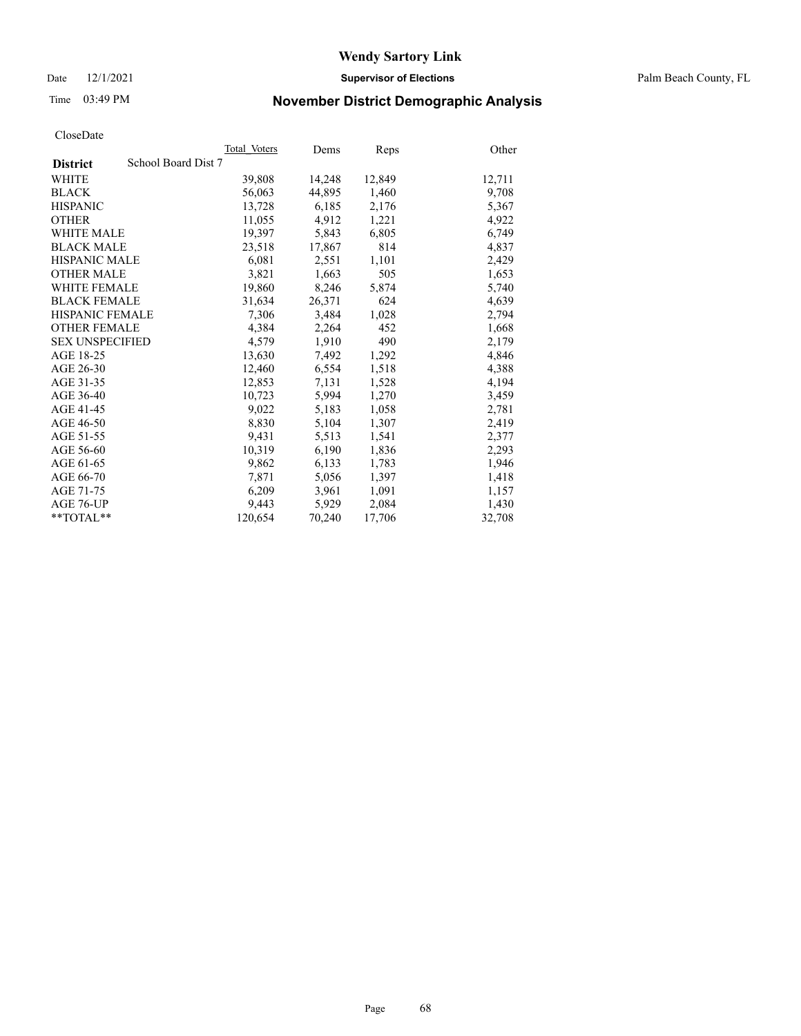**Wendy Sartory Link**

Date 12/1/2021 — **Supervisor of Elections** — Palm Beach County, FL

Time 03:49 PM

## November District Demographic Analysis

CloseDate

| **District** School Board Dist 7 | Total Voters | Dems | Reps | Other |
|---|---|---|---|---|
| WHITE | 39,808 | 14,248 | 12,849 | 12,711 |
| BLACK | 56,063 | 44,895 | 1,460 | 9,708 |
| HISPANIC | 13,728 | 6,185 | 2,176 | 5,367 |
| OTHER | 11,055 | 4,912 | 1,221 | 4,922 |
| WHITE MALE | 19,397 | 5,843 | 6,805 | 6,749 |
| BLACK MALE | 23,518 | 17,867 | 814 | 4,837 |
| HISPANIC MALE | 6,081 | 2,551 | 1,101 | 2,429 |
| OTHER MALE | 3,821 | 1,663 | 505 | 1,653 |
| WHITE FEMALE | 19,860 | 8,246 | 5,874 | 5,740 |
| BLACK FEMALE | 31,634 | 26,371 | 624 | 4,639 |
| HISPANIC FEMALE | 7,306 | 3,484 | 1,028 | 2,794 |
| OTHER FEMALE | 4,384 | 2,264 | 452 | 1,668 |
| SEX UNSPECIFIED | 4,579 | 1,910 | 490 | 2,179 |
| AGE 18-25 | 13,630 | 7,492 | 1,292 | 4,846 |
| AGE 26-30 | 12,460 | 6,554 | 1,518 | 4,388 |
| AGE 31-35 | 12,853 | 7,131 | 1,528 | 4,194 |
| AGE 36-40 | 10,723 | 5,994 | 1,270 | 3,459 |
| AGE 41-45 | 9,022 | 5,183 | 1,058 | 2,781 |
| AGE 46-50 | 8,830 | 5,104 | 1,307 | 2,419 |
| AGE 51-55 | 9,431 | 5,513 | 1,541 | 2,377 |
| AGE 56-60 | 10,319 | 6,190 | 1,836 | 2,293 |
| AGE 61-65 | 9,862 | 6,133 | 1,783 | 1,946 |
| AGE 66-70 | 7,871 | 5,056 | 1,397 | 1,418 |
| AGE 71-75 | 6,209 | 3,961 | 1,091 | 1,157 |
| AGE 76-UP | 9,443 | 5,929 | 2,084 | 1,430 |
| **TOTAL** | 120,654 | 70,240 | 17,706 | 32,708 |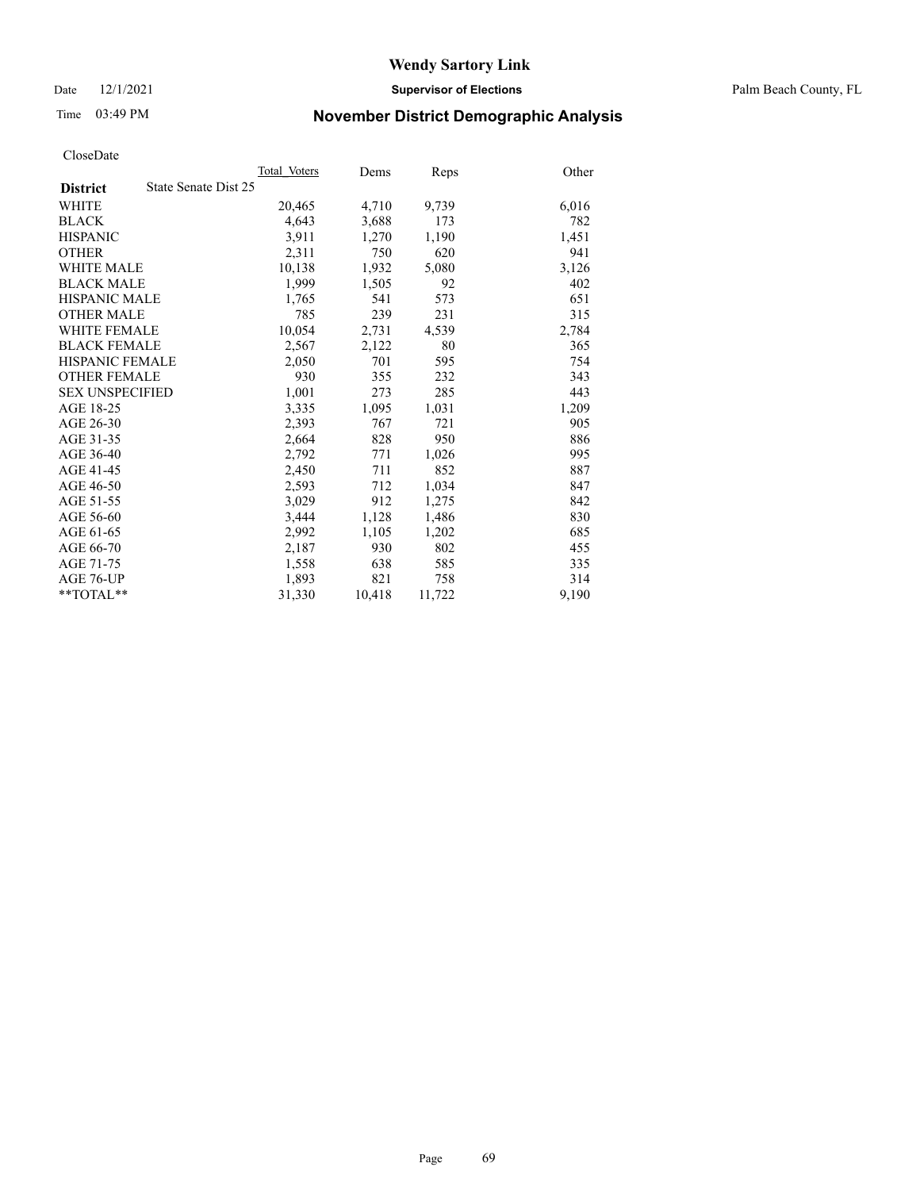# Wendy Sartory Link

Date 12/1/2021 **Supervisor of Elections** Palm Beach County, FL

Time 03:49 PM **November District Demographic Analysis**

CloseDate

| **District** State Senate Dist 25 | Total_Voters | Dems | Reps | Other |
|---|---|---|---|---|
| WHITE | 20,465 | 4,710 | 9,739 | 6,016 |
| BLACK | 4,643 | 3,688 | 173 | 782 |
| HISPANIC | 3,911 | 1,270 | 1,190 | 1,451 |
| OTHER | 2,311 | 750 | 620 | 941 |
| WHITE MALE | 10,138 | 1,932 | 5,080 | 3,126 |
| BLACK MALE | 1,999 | 1,505 | 92 | 402 |
| HISPANIC MALE | 1,765 | 541 | 573 | 651 |
| OTHER MALE | 785 | 239 | 231 | 315 |
| WHITE FEMALE | 10,054 | 2,731 | 4,539 | 2,784 |
| BLACK FEMALE | 2,567 | 2,122 | 80 | 365 |
| HISPANIC FEMALE | 2,050 | 701 | 595 | 754 |
| OTHER FEMALE | 930 | 355 | 232 | 343 |
| SEX UNSPECIFIED | 1,001 | 273 | 285 | 443 |
| AGE 18-25 | 3,335 | 1,095 | 1,031 | 1,209 |
| AGE 26-30 | 2,393 | 767 | 721 | 905 |
| AGE 31-35 | 2,664 | 828 | 950 | 886 |
| AGE 36-40 | 2,792 | 771 | 1,026 | 995 |
| AGE 41-45 | 2,450 | 711 | 852 | 887 |
| AGE 46-50 | 2,593 | 712 | 1,034 | 847 |
| AGE 51-55 | 3,029 | 912 | 1,275 | 842 |
| AGE 56-60 | 3,444 | 1,128 | 1,486 | 830 |
| AGE 61-65 | 2,992 | 1,105 | 1,202 | 685 |
| AGE 66-70 | 2,187 | 930 | 802 | 455 |
| AGE 71-75 | 1,558 | 638 | 585 | 335 |
| AGE 76-UP | 1,893 | 821 | 758 | 314 |
| **TOTAL** | 31,330 | 10,418 | 11,722 | 9,190 |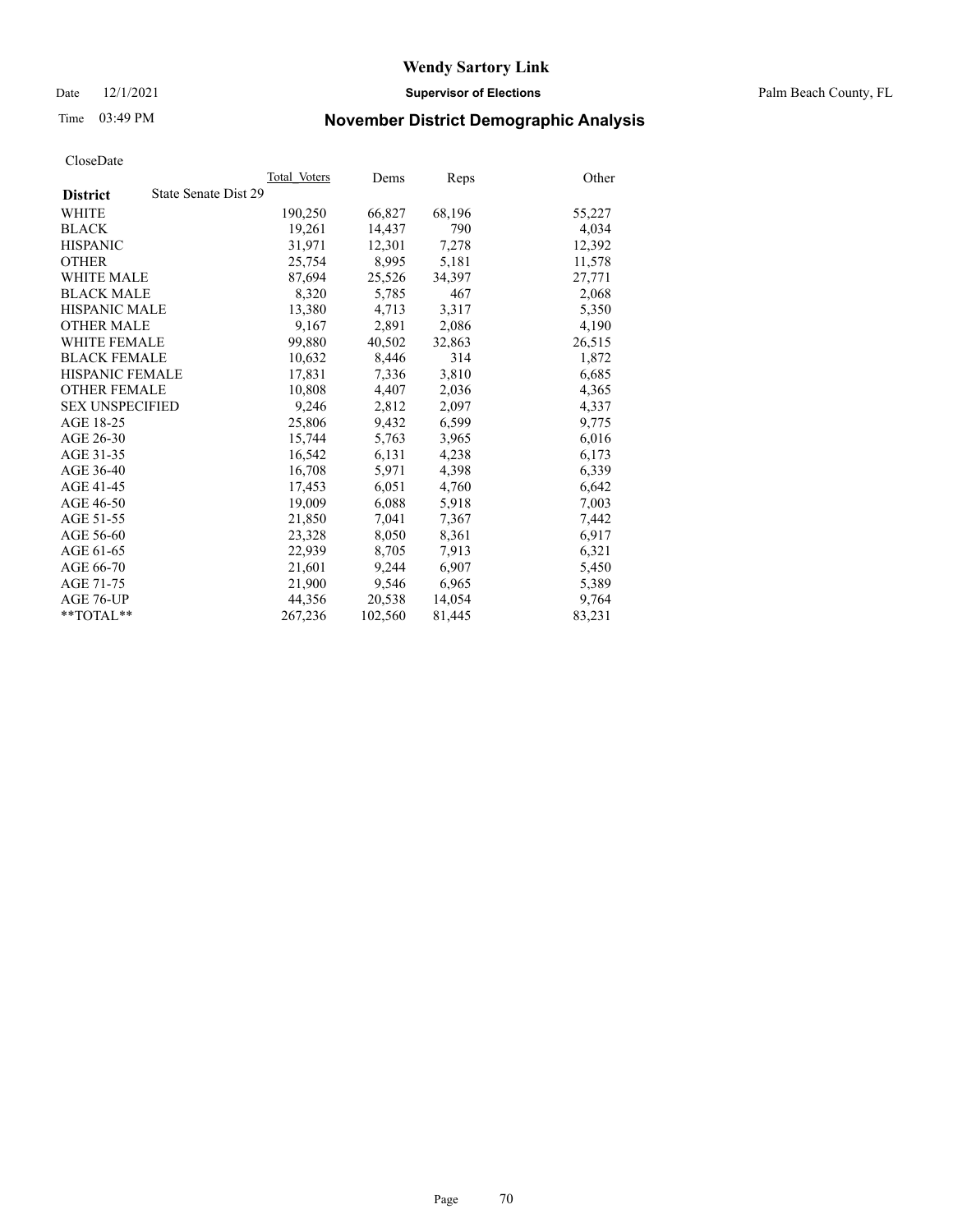# Wendy Sartory Link

Date 12/1/2021 **Supervisor of Elections** Palm Beach County, FL

Time 03:49 PM **November District Demographic Analysis**

CloseDate

| **District** State Senate Dist 29 | Total Voters | Dems | Reps | Other |
|---|---|---|---|---|
| WHITE | 190,250 | 66,827 | 68,196 | 55,227 |
| BLACK | 19,261 | 14,437 | 790 | 4,034 |
| HISPANIC | 31,971 | 12,301 | 7,278 | 12,392 |
| OTHER | 25,754 | 8,995 | 5,181 | 11,578 |
| WHITE MALE | 87,694 | 25,526 | 34,397 | 27,771 |
| BLACK MALE | 8,320 | 5,785 | 467 | 2,068 |
| HISPANIC MALE | 13,380 | 4,713 | 3,317 | 5,350 |
| OTHER MALE | 9,167 | 2,891 | 2,086 | 4,190 |
| WHITE FEMALE | 99,880 | 40,502 | 32,863 | 26,515 |
| BLACK FEMALE | 10,632 | 8,446 | 314 | 1,872 |
| HISPANIC FEMALE | 17,831 | 7,336 | 3,810 | 6,685 |
| OTHER FEMALE | 10,808 | 4,407 | 2,036 | 4,365 |
| SEX UNSPECIFIED | 9,246 | 2,812 | 2,097 | 4,337 |
| AGE 18-25 | 25,806 | 9,432 | 6,599 | 9,775 |
| AGE 26-30 | 15,744 | 5,763 | 3,965 | 6,016 |
| AGE 31-35 | 16,542 | 6,131 | 4,238 | 6,173 |
| AGE 36-40 | 16,708 | 5,971 | 4,398 | 6,339 |
| AGE 41-45 | 17,453 | 6,051 | 4,760 | 6,642 |
| AGE 46-50 | 19,009 | 6,088 | 5,918 | 7,003 |
| AGE 51-55 | 21,850 | 7,041 | 7,367 | 7,442 |
| AGE 56-60 | 23,328 | 8,050 | 8,361 | 6,917 |
| AGE 61-65 | 22,939 | 8,705 | 7,913 | 6,321 |
| AGE 66-70 | 21,601 | 9,244 | 6,907 | 5,450 |
| AGE 71-75 | 21,900 | 9,546 | 6,965 | 5,389 |
| AGE 76-UP | 44,356 | 20,538 | 14,054 | 9,764 |
| **TOTAL** | 267,236 | 102,560 | 81,445 | 83,231 |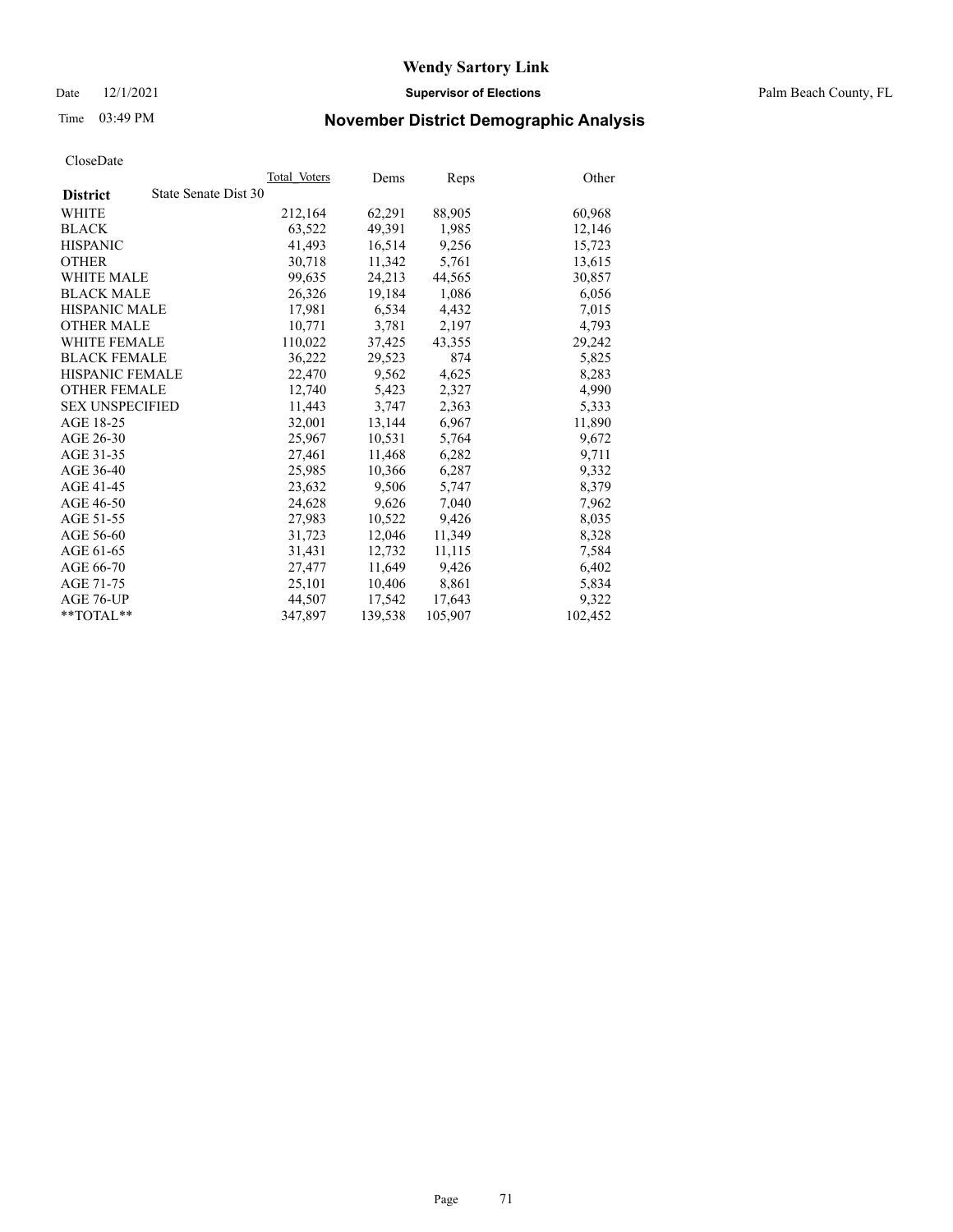CloseDate

| District | State Senate Dist 30 | Total_Voters | Dems | Reps | Other |
|---|---|---|---|---|---|
| WHITE | | 212,164 | 62,291 | 88,905 | 60,968 |
| BLACK | | 63,522 | 49,391 | 1,985 | 12,146 |
| HISPANIC | | 41,493 | 16,514 | 9,256 | 15,723 |
| OTHER | | 30,718 | 11,342 | 5,761 | 13,615 |
| WHITE MALE | | 99,635 | 24,213 | 44,565 | 30,857 |
| BLACK MALE | | 26,326 | 19,184 | 1,086 | 6,056 |
| HISPANIC MALE | | 17,981 | 6,534 | 4,432 | 7,015 |
| OTHER MALE | | 10,771 | 3,781 | 2,197 | 4,793 |
| WHITE FEMALE | | 110,022 | 37,425 | 43,355 | 29,242 |
| BLACK FEMALE | | 36,222 | 29,523 | 874 | 5,825 |
| HISPANIC FEMALE | | 22,470 | 9,562 | 4,625 | 8,283 |
| OTHER FEMALE | | 12,740 | 5,423 | 2,327 | 4,990 |
| SEX UNSPECIFIED | | 11,443 | 3,747 | 2,363 | 5,333 |
| AGE 18-25 | | 32,001 | 13,144 | 6,967 | 11,890 |
| AGE 26-30 | | 25,967 | 10,531 | 5,764 | 9,672 |
| AGE 31-35 | | 27,461 | 11,468 | 6,282 | 9,711 |
| AGE 36-40 | | 25,985 | 10,366 | 6,287 | 9,332 |
| AGE 41-45 | | 23,632 | 9,506 | 5,747 | 8,379 |
| AGE 46-50 | | 24,628 | 9,626 | 7,040 | 7,962 |
| AGE 51-55 | | 27,983 | 10,522 | 9,426 | 8,035 |
| AGE 56-60 | | 31,723 | 12,046 | 11,349 | 8,328 |
| AGE 61-65 | | 31,431 | 12,732 | 11,115 | 7,584 |
| AGE 66-70 | | 27,477 | 11,649 | 9,426 | 6,402 |
| AGE 71-75 | | 25,101 | 10,406 | 8,861 | 5,834 |
| AGE 76-UP | | 44,507 | 17,542 | 17,643 | 9,322 |
| **TOTAL** | | 347,897 | 139,538 | 105,907 | 102,452 |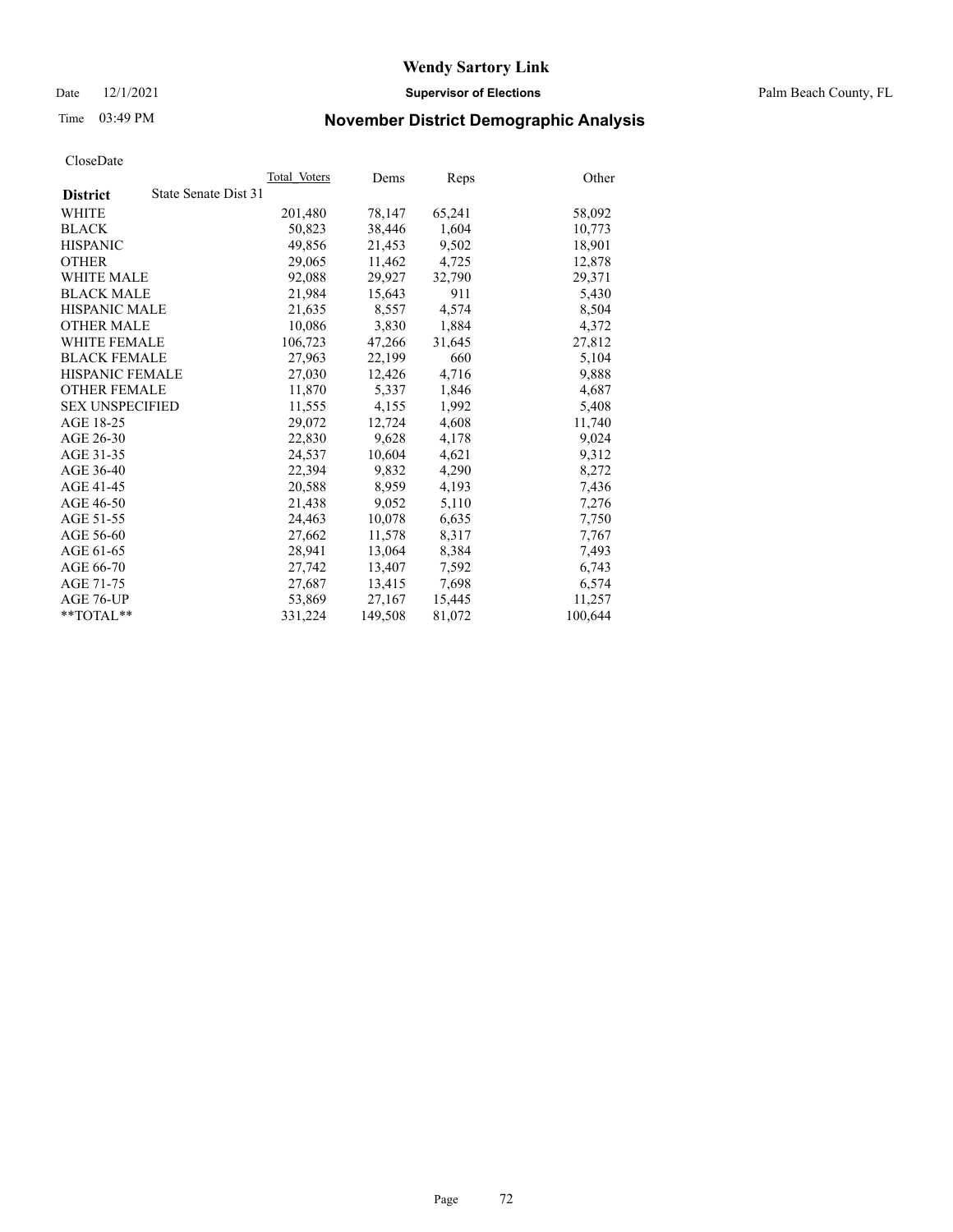# Wendy Sartory Link

Date 12/1/2021 **Supervisor of Elections** Palm Beach County, FL

Time 03:49 PM **November District Demographic Analysis**

CloseDate

| **District** State Senate Dist 31 | Total Voters | Dems | Reps | Other |
|---|---|---|---|---|
| WHITE | 201,480 | 78,147 | 65,241 | 58,092 |
| BLACK | 50,823 | 38,446 | 1,604 | 10,773 |
| HISPANIC | 49,856 | 21,453 | 9,502 | 18,901 |
| OTHER | 29,065 | 11,462 | 4,725 | 12,878 |
| WHITE MALE | 92,088 | 29,927 | 32,790 | 29,371 |
| BLACK MALE | 21,984 | 15,643 | 911 | 5,430 |
| HISPANIC MALE | 21,635 | 8,557 | 4,574 | 8,504 |
| OTHER MALE | 10,086 | 3,830 | 1,884 | 4,372 |
| WHITE FEMALE | 106,723 | 47,266 | 31,645 | 27,812 |
| BLACK FEMALE | 27,963 | 22,199 | 660 | 5,104 |
| HISPANIC FEMALE | 27,030 | 12,426 | 4,716 | 9,888 |
| OTHER FEMALE | 11,870 | 5,337 | 1,846 | 4,687 |
| SEX UNSPECIFIED | 11,555 | 4,155 | 1,992 | 5,408 |
| AGE 18-25 | 29,072 | 12,724 | 4,608 | 11,740 |
| AGE 26-30 | 22,830 | 9,628 | 4,178 | 9,024 |
| AGE 31-35 | 24,537 | 10,604 | 4,621 | 9,312 |
| AGE 36-40 | 22,394 | 9,832 | 4,290 | 8,272 |
| AGE 41-45 | 20,588 | 8,959 | 4,193 | 7,436 |
| AGE 46-50 | 21,438 | 9,052 | 5,110 | 7,276 |
| AGE 51-55 | 24,463 | 10,078 | 6,635 | 7,750 |
| AGE 56-60 | 27,662 | 11,578 | 8,317 | 7,767 |
| AGE 61-65 | 28,941 | 13,064 | 8,384 | 7,493 |
| AGE 66-70 | 27,742 | 13,407 | 7,592 | 6,743 |
| AGE 71-75 | 27,687 | 13,415 | 7,698 | 6,574 |
| AGE 76-UP | 53,869 | 27,167 | 15,445 | 11,257 |
| **TOTAL** | 331,224 | 149,508 | 81,072 | 100,644 |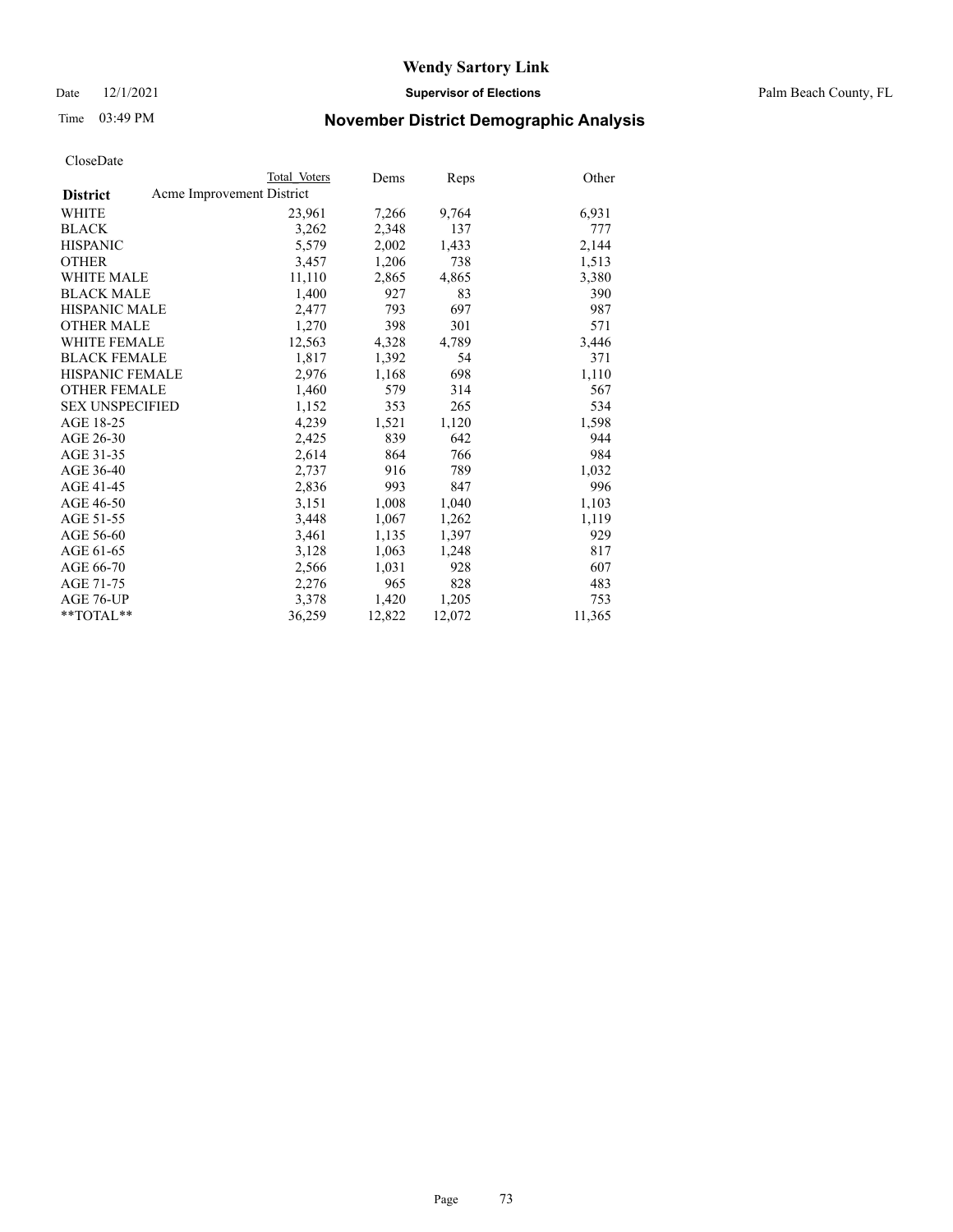# Wendy Sartory Link

Date 12/1/2021 **Supervisor of Elections** Palm Beach County, FL

Time 03:49 PM **November District Demographic Analysis**

CloseDate

| **District** | Total Voters | Dems | Reps | Other |
|---|---|---|---|---|
| Acme Improvement District | | | | |
| WHITE | 23,961 | 7,266 | 9,764 | 6,931 |
| BLACK | 3,262 | 2,348 | 137 | 777 |
| HISPANIC | 5,579 | 2,002 | 1,433 | 2,144 |
| OTHER | 3,457 | 1,206 | 738 | 1,513 |
| WHITE MALE | 11,110 | 2,865 | 4,865 | 3,380 |
| BLACK MALE | 1,400 | 927 | 83 | 390 |
| HISPANIC MALE | 2,477 | 793 | 697 | 987 |
| OTHER MALE | 1,270 | 398 | 301 | 571 |
| WHITE FEMALE | 12,563 | 4,328 | 4,789 | 3,446 |
| BLACK FEMALE | 1,817 | 1,392 | 54 | 371 |
| HISPANIC FEMALE | 2,976 | 1,168 | 698 | 1,110 |
| OTHER FEMALE | 1,460 | 579 | 314 | 567 |
| SEX UNSPECIFIED | 1,152 | 353 | 265 | 534 |
| AGE 18-25 | 4,239 | 1,521 | 1,120 | 1,598 |
| AGE 26-30 | 2,425 | 839 | 642 | 944 |
| AGE 31-35 | 2,614 | 864 | 766 | 984 |
| AGE 36-40 | 2,737 | 916 | 789 | 1,032 |
| AGE 41-45 | 2,836 | 993 | 847 | 996 |
| AGE 46-50 | 3,151 | 1,008 | 1,040 | 1,103 |
| AGE 51-55 | 3,448 | 1,067 | 1,262 | 1,119 |
| AGE 56-60 | 3,461 | 1,135 | 1,397 | 929 |
| AGE 61-65 | 3,128 | 1,063 | 1,248 | 817 |
| AGE 66-70 | 2,566 | 1,031 | 928 | 607 |
| AGE 71-75 | 2,276 | 965 | 828 | 483 |
| AGE 76-UP | 3,378 | 1,420 | 1,205 | 753 |
| **TOTAL** | 36,259 | 12,822 | 12,072 | 11,365 |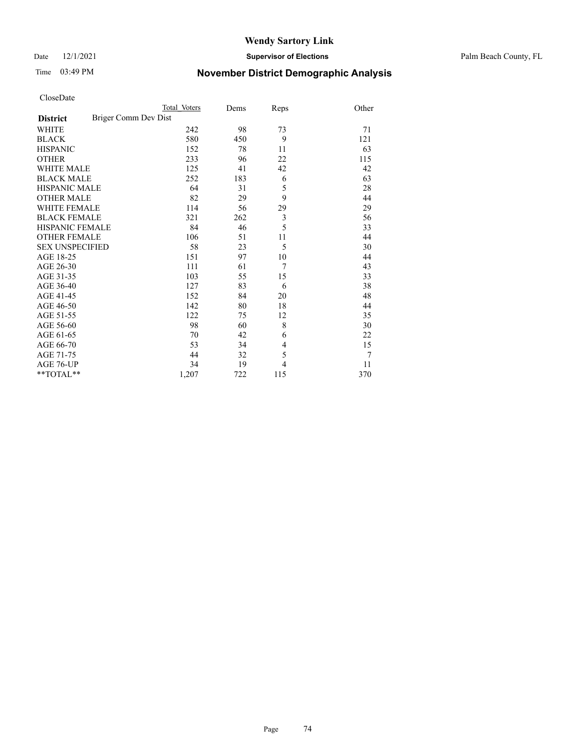# Wendy Sartory Link

Date 12/1/2021 **Supervisor of Elections** Palm Beach County, FL

Time 03:49 PM **November District Demographic Analysis**

CloseDate

| **District** | Briger Comm Dev Dist | Total Voters | Dems | Reps | Other |
|---|---|---|---|---|---|
| WHITE | | 242 | 98 | 73 | 71 |
| BLACK | | 580 | 450 | 9 | 121 |
| HISPANIC | | 152 | 78 | 11 | 63 |
| OTHER | | 233 | 96 | 22 | 115 |
| WHITE MALE | | 125 | 41 | 42 | 42 |
| BLACK MALE | | 252 | 183 | 6 | 63 |
| HISPANIC MALE | | 64 | 31 | 5 | 28 |
| OTHER MALE | | 82 | 29 | 9 | 44 |
| WHITE FEMALE | | 114 | 56 | 29 | 29 |
| BLACK FEMALE | | 321 | 262 | 3 | 56 |
| HISPANIC FEMALE | | 84 | 46 | 5 | 33 |
| OTHER FEMALE | | 106 | 51 | 11 | 44 |
| SEX UNSPECIFIED | | 58 | 23 | 5 | 30 |
| AGE 18-25 | | 151 | 97 | 10 | 44 |
| AGE 26-30 | | 111 | 61 | 7 | 43 |
| AGE 31-35 | | 103 | 55 | 15 | 33 |
| AGE 36-40 | | 127 | 83 | 6 | 38 |
| AGE 41-45 | | 152 | 84 | 20 | 48 |
| AGE 46-50 | | 142 | 80 | 18 | 44 |
| AGE 51-55 | | 122 | 75 | 12 | 35 |
| AGE 56-60 | | 98 | 60 | 8 | 30 |
| AGE 61-65 | | 70 | 42 | 6 | 22 |
| AGE 66-70 | | 53 | 34 | 4 | 15 |
| AGE 71-75 | | 44 | 32 | 5 | 7 |
| AGE 76-UP | | 34 | 19 | 4 | 11 |
| **TOTAL** | | 1,207 | 722 | 115 | 370 |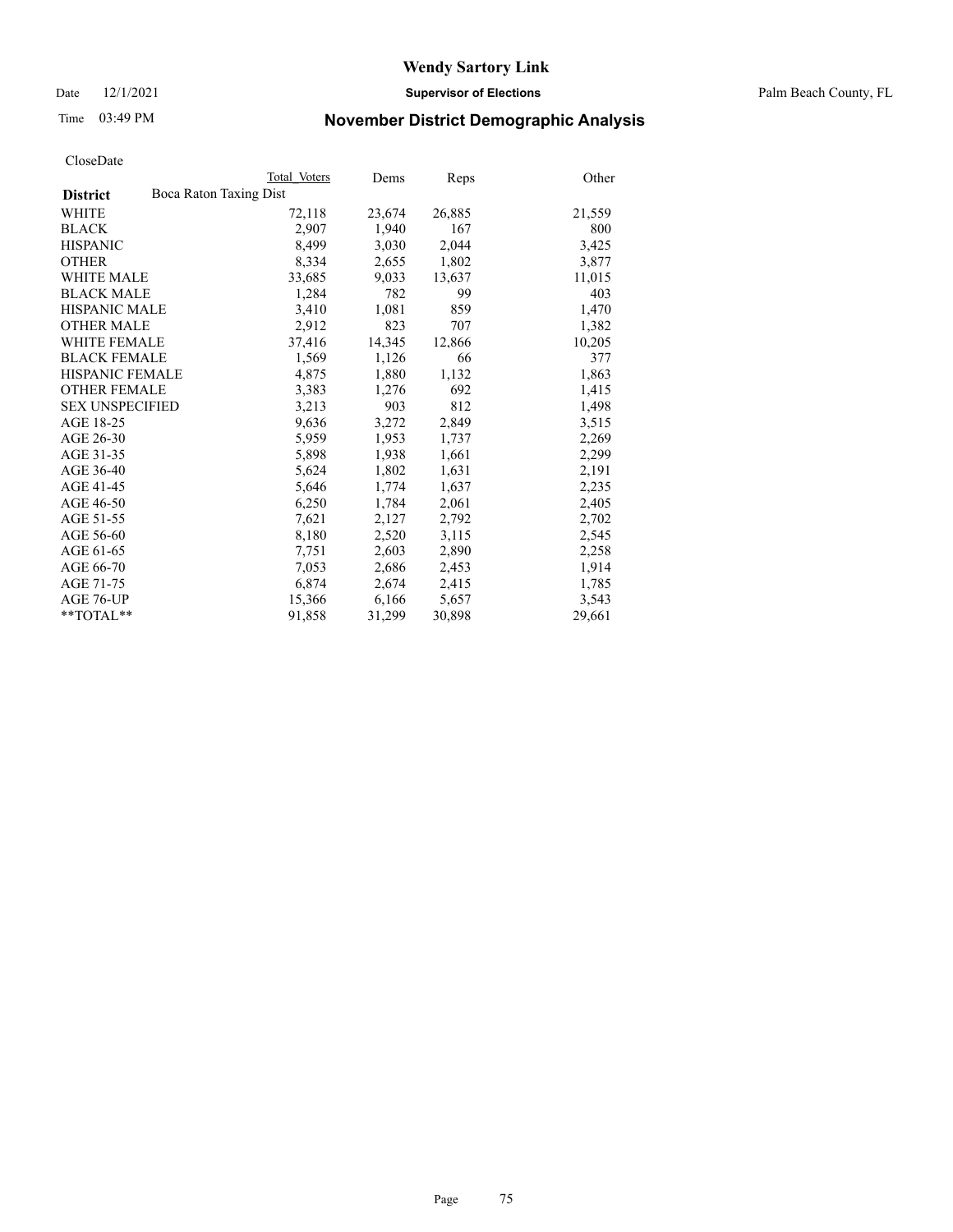# Wendy Sartory Link

Date 12/1/2021 **Supervisor of Elections** Palm Beach County, FL

Time 03:49 PM **November District Demographic Analysis**

CloseDate

| District | Boca Raton Taxing Dist Total Voters | Dems | Reps | Other |
|---|---|---|---|---|
| WHITE | 72,118 | 23,674 | 26,885 | 21,559 |
| BLACK | 2,907 | 1,940 | 167 | 800 |
| HISPANIC | 8,499 | 3,030 | 2,044 | 3,425 |
| OTHER | 8,334 | 2,655 | 1,802 | 3,877 |
| WHITE MALE | 33,685 | 9,033 | 13,637 | 11,015 |
| BLACK MALE | 1,284 | 782 | 99 | 403 |
| HISPANIC MALE | 3,410 | 1,081 | 859 | 1,470 |
| OTHER MALE | 2,912 | 823 | 707 | 1,382 |
| WHITE FEMALE | 37,416 | 14,345 | 12,866 | 10,205 |
| BLACK FEMALE | 1,569 | 1,126 | 66 | 377 |
| HISPANIC FEMALE | 4,875 | 1,880 | 1,132 | 1,863 |
| OTHER FEMALE | 3,383 | 1,276 | 692 | 1,415 |
| SEX UNSPECIFIED | 3,213 | 903 | 812 | 1,498 |
| AGE 18-25 | 9,636 | 3,272 | 2,849 | 3,515 |
| AGE 26-30 | 5,959 | 1,953 | 1,737 | 2,269 |
| AGE 31-35 | 5,898 | 1,938 | 1,661 | 2,299 |
| AGE 36-40 | 5,624 | 1,802 | 1,631 | 2,191 |
| AGE 41-45 | 5,646 | 1,774 | 1,637 | 2,235 |
| AGE 46-50 | 6,250 | 1,784 | 2,061 | 2,405 |
| AGE 51-55 | 7,621 | 2,127 | 2,792 | 2,702 |
| AGE 56-60 | 8,180 | 2,520 | 3,115 | 2,545 |
| AGE 61-65 | 7,751 | 2,603 | 2,890 | 2,258 |
| AGE 66-70 | 7,053 | 2,686 | 2,453 | 1,914 |
| AGE 71-75 | 6,874 | 2,674 | 2,415 | 1,785 |
| AGE 76-UP | 15,366 | 6,166 | 5,657 | 3,543 |
| **TOTAL** | 91,858 | 31,299 | 30,898 | 29,661 |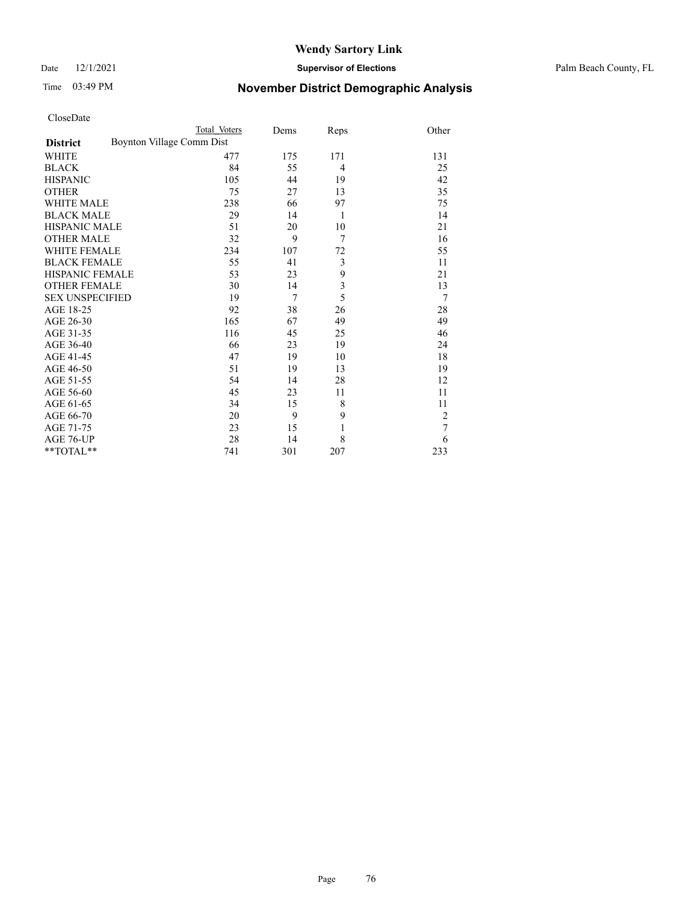# Wendy Sartory Link

Date 12/1/2021 **Supervisor of Elections** Palm Beach County, FL

Time 03:49 PM **November District Demographic Analysis**

CloseDate

| **District** | Total Voters | Dems | Reps | Other |
|---|---|---|---|---|
| Boynton Village Comm Dist | | | | |
| WHITE | 477 | 175 | 171 | 131 |
| BLACK | 84 | 55 | 4 | 25 |
| HISPANIC | 105 | 44 | 19 | 42 |
| OTHER | 75 | 27 | 13 | 35 |
| WHITE MALE | 238 | 66 | 97 | 75 |
| BLACK MALE | 29 | 14 | 1 | 14 |
| HISPANIC MALE | 51 | 20 | 10 | 21 |
| OTHER MALE | 32 | 9 | 7 | 16 |
| WHITE FEMALE | 234 | 107 | 72 | 55 |
| BLACK FEMALE | 55 | 41 | 3 | 11 |
| HISPANIC FEMALE | 53 | 23 | 9 | 21 |
| OTHER FEMALE | 30 | 14 | 3 | 13 |
| SEX UNSPECIFIED | 19 | 7 | 5 | 7 |
| AGE 18-25 | 92 | 38 | 26 | 28 |
| AGE 26-30 | 165 | 67 | 49 | 49 |
| AGE 31-35 | 116 | 45 | 25 | 46 |
| AGE 36-40 | 66 | 23 | 19 | 24 |
| AGE 41-45 | 47 | 19 | 10 | 18 |
| AGE 46-50 | 51 | 19 | 13 | 19 |
| AGE 51-55 | 54 | 14 | 28 | 12 |
| AGE 56-60 | 45 | 23 | 11 | 11 |
| AGE 61-65 | 34 | 15 | 8 | 11 |
| AGE 66-70 | 20 | 9 | 9 | 2 |
| AGE 71-75 | 23 | 15 | 1 | 7 |
| AGE 76-UP | 28 | 14 | 8 | 6 |
| **TOTAL** | 741 | 301 | 207 | 233 |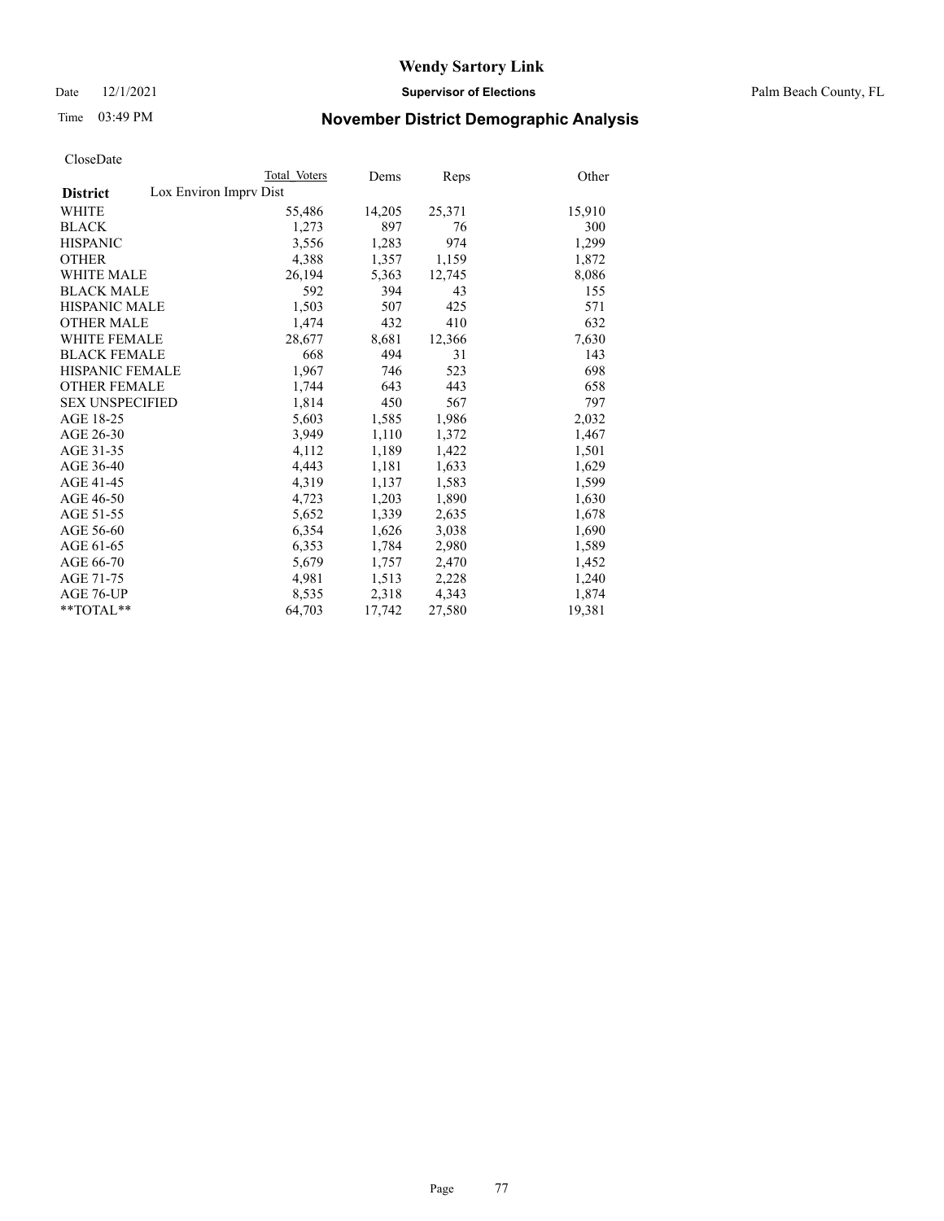# Wendy Sartory Link

Date 12/1/2021 **Supervisor of Elections** Palm Beach County, FL

Time 03:49 PM **November District Demographic Analysis**

CloseDate

| **District** | Total Voters | Dems | Reps | Other |
|---|---|---|---|---|
| Lox Environ Imprv Dist | | | | |
| WHITE | 55,486 | 14,205 | 25,371 | 15,910 |
| BLACK | 1,273 | 897 | 76 | 300 |
| HISPANIC | 3,556 | 1,283 | 974 | 1,299 |
| OTHER | 4,388 | 1,357 | 1,159 | 1,872 |
| WHITE MALE | 26,194 | 5,363 | 12,745 | 8,086 |
| BLACK MALE | 592 | 394 | 43 | 155 |
| HISPANIC MALE | 1,503 | 507 | 425 | 571 |
| OTHER MALE | 1,474 | 432 | 410 | 632 |
| WHITE FEMALE | 28,677 | 8,681 | 12,366 | 7,630 |
| BLACK FEMALE | 668 | 494 | 31 | 143 |
| HISPANIC FEMALE | 1,967 | 746 | 523 | 698 |
| OTHER FEMALE | 1,744 | 643 | 443 | 658 |
| SEX UNSPECIFIED | 1,814 | 450 | 567 | 797 |
| AGE 18-25 | 5,603 | 1,585 | 1,986 | 2,032 |
| AGE 26-30 | 3,949 | 1,110 | 1,372 | 1,467 |
| AGE 31-35 | 4,112 | 1,189 | 1,422 | 1,501 |
| AGE 36-40 | 4,443 | 1,181 | 1,633 | 1,629 |
| AGE 41-45 | 4,319 | 1,137 | 1,583 | 1,599 |
| AGE 46-50 | 4,723 | 1,203 | 1,890 | 1,630 |
| AGE 51-55 | 5,652 | 1,339 | 2,635 | 1,678 |
| AGE 56-60 | 6,354 | 1,626 | 3,038 | 1,690 |
| AGE 61-65 | 6,353 | 1,784 | 2,980 | 1,589 |
| AGE 66-70 | 5,679 | 1,757 | 2,470 | 1,452 |
| AGE 71-75 | 4,981 | 1,513 | 2,228 | 1,240 |
| AGE 76-UP | 8,535 | 2,318 | 4,343 | 1,874 |
| **TOTAL** | 64,703 | 17,742 | 27,580 | 19,381 |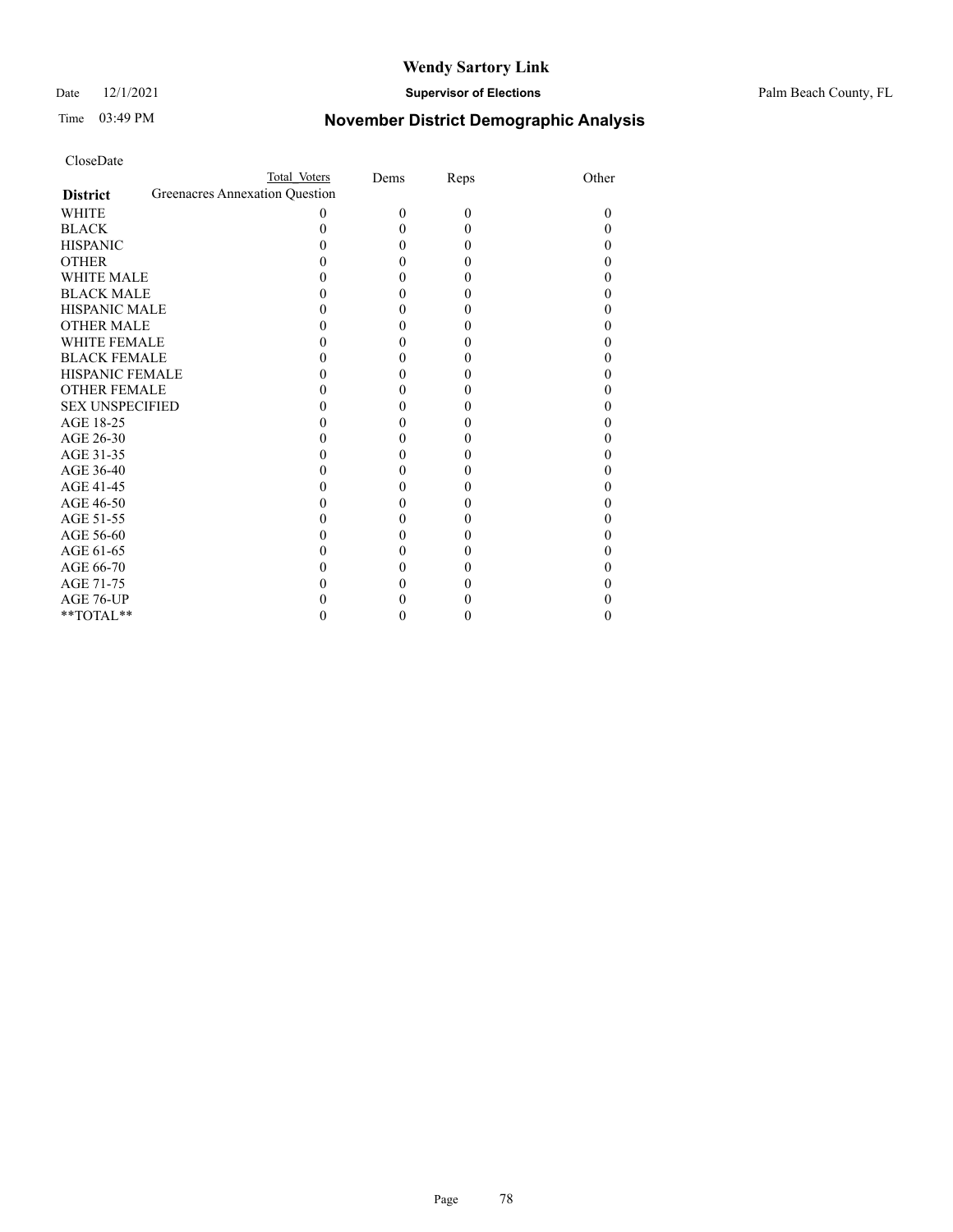CloseDate

| District | Total Voters | Dems | Reps | Other |
|---|---|---|---|---|
| Greenacres Annexation Question | | | | |
| WHITE | 0 | 0 | 0 | 0 |
| BLACK | 0 | 0 | 0 | 0 |
| HISPANIC | 0 | 0 | 0 | 0 |
| OTHER | 0 | 0 | 0 | 0 |
| WHITE MALE | 0 | 0 | 0 | 0 |
| BLACK MALE | 0 | 0 | 0 | 0 |
| HISPANIC MALE | 0 | 0 | 0 | 0 |
| OTHER MALE | 0 | 0 | 0 | 0 |
| WHITE FEMALE | 0 | 0 | 0 | 0 |
| BLACK FEMALE | 0 | 0 | 0 | 0 |
| HISPANIC FEMALE | 0 | 0 | 0 | 0 |
| OTHER FEMALE | 0 | 0 | 0 | 0 |
| SEX UNSPECIFIED | 0 | 0 | 0 | 0 |
| AGE 18-25 | 0 | 0 | 0 | 0 |
| AGE 26-30 | 0 | 0 | 0 | 0 |
| AGE 31-35 | 0 | 0 | 0 | 0 |
| AGE 36-40 | 0 | 0 | 0 | 0 |
| AGE 41-45 | 0 | 0 | 0 | 0 |
| AGE 46-50 | 0 | 0 | 0 | 0 |
| AGE 51-55 | 0 | 0 | 0 | 0 |
| AGE 56-60 | 0 | 0 | 0 | 0 |
| AGE 61-65 | 0 | 0 | 0 | 0 |
| AGE 66-70 | 0 | 0 | 0 | 0 |
| AGE 71-75 | 0 | 0 | 0 | 0 |
| AGE 76-UP | 0 | 0 | 0 | 0 |
| **TOTAL** | 0 | 0 | 0 | 0 |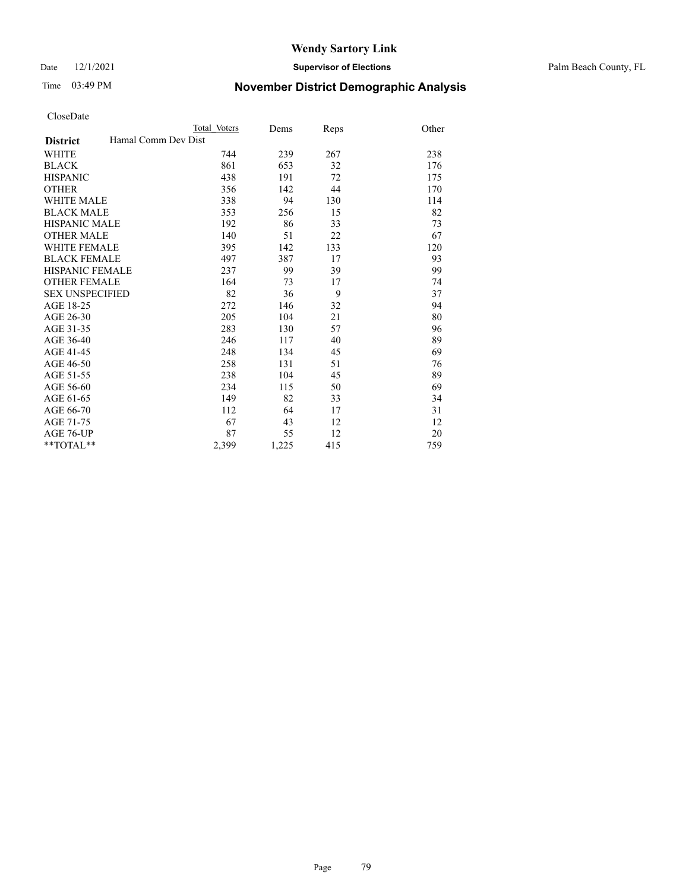# Wendy Sartory Link

Date 12/1/2021 **Supervisor of Elections** Palm Beach County, FL

Time 03:49 PM **November District Demographic Analysis**

CloseDate

| **District** | Hamal Comm Dev Dist | Total Voters | Dems | Reps | Other |
|---|---|---|---|---|---|
| WHITE | | 744 | 239 | 267 | 238 |
| BLACK | | 861 | 653 | 32 | 176 |
| HISPANIC | | 438 | 191 | 72 | 175 |
| OTHER | | 356 | 142 | 44 | 170 |
| WHITE MALE | | 338 | 94 | 130 | 114 |
| BLACK MALE | | 353 | 256 | 15 | 82 |
| HISPANIC MALE | | 192 | 86 | 33 | 73 |
| OTHER MALE | | 140 | 51 | 22 | 67 |
| WHITE FEMALE | | 395 | 142 | 133 | 120 |
| BLACK FEMALE | | 497 | 387 | 17 | 93 |
| HISPANIC FEMALE | | 237 | 99 | 39 | 99 |
| OTHER FEMALE | | 164 | 73 | 17 | 74 |
| SEX UNSPECIFIED | | 82 | 36 | 9 | 37 |
| AGE 18-25 | | 272 | 146 | 32 | 94 |
| AGE 26-30 | | 205 | 104 | 21 | 80 |
| AGE 31-35 | | 283 | 130 | 57 | 96 |
| AGE 36-40 | | 246 | 117 | 40 | 89 |
| AGE 41-45 | | 248 | 134 | 45 | 69 |
| AGE 46-50 | | 258 | 131 | 51 | 76 |
| AGE 51-55 | | 238 | 104 | 45 | 89 |
| AGE 56-60 | | 234 | 115 | 50 | 69 |
| AGE 61-65 | | 149 | 82 | 33 | 34 |
| AGE 66-70 | | 112 | 64 | 17 | 31 |
| AGE 71-75 | | 67 | 43 | 12 | 12 |
| AGE 76-UP | | 87 | 55 | 12 | 20 |
| **TOTAL** | | 2,399 | 1,225 | 415 | 759 |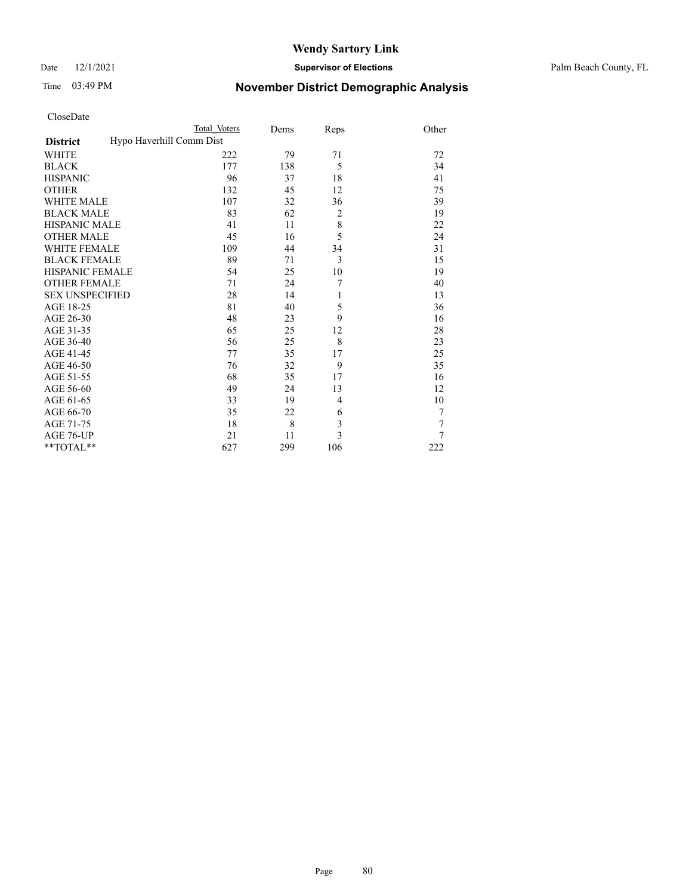# Wendy Sartory Link

Date 12/1/2021 **Supervisor of Elections** Palm Beach County, FL

Time 03:49 PM **November District Demographic Analysis**

CloseDate

| | Total Voters | Dems | Reps | Other |
|---|---|---|---|---|
| **District** Hypo Haverhill Comm Dist | | | | |
| WHITE | 222 | 79 | 71 | 72 |
| BLACK | 177 | 138 | 5 | 34 |
| HISPANIC | 96 | 37 | 18 | 41 |
| OTHER | 132 | 45 | 12 | 75 |
| WHITE MALE | 107 | 32 | 36 | 39 |
| BLACK MALE | 83 | 62 | 2 | 19 |
| HISPANIC MALE | 41 | 11 | 8 | 22 |
| OTHER MALE | 45 | 16 | 5 | 24 |
| WHITE FEMALE | 109 | 44 | 34 | 31 |
| BLACK FEMALE | 89 | 71 | 3 | 15 |
| HISPANIC FEMALE | 54 | 25 | 10 | 19 |
| OTHER FEMALE | 71 | 24 | 7 | 40 |
| SEX UNSPECIFIED | 28 | 14 | 1 | 13 |
| AGE 18-25 | 81 | 40 | 5 | 36 |
| AGE 26-30 | 48 | 23 | 9 | 16 |
| AGE 31-35 | 65 | 25 | 12 | 28 |
| AGE 36-40 | 56 | 25 | 8 | 23 |
| AGE 41-45 | 77 | 35 | 17 | 25 |
| AGE 46-50 | 76 | 32 | 9 | 35 |
| AGE 51-55 | 68 | 35 | 17 | 16 |
| AGE 56-60 | 49 | 24 | 13 | 12 |
| AGE 61-65 | 33 | 19 | 4 | 10 |
| AGE 66-70 | 35 | 22 | 6 | 7 |
| AGE 71-75 | 18 | 8 | 3 | 7 |
| AGE 76-UP | 21 | 11 | 3 | 7 |
| **TOTAL** | 627 | 299 | 106 | 222 |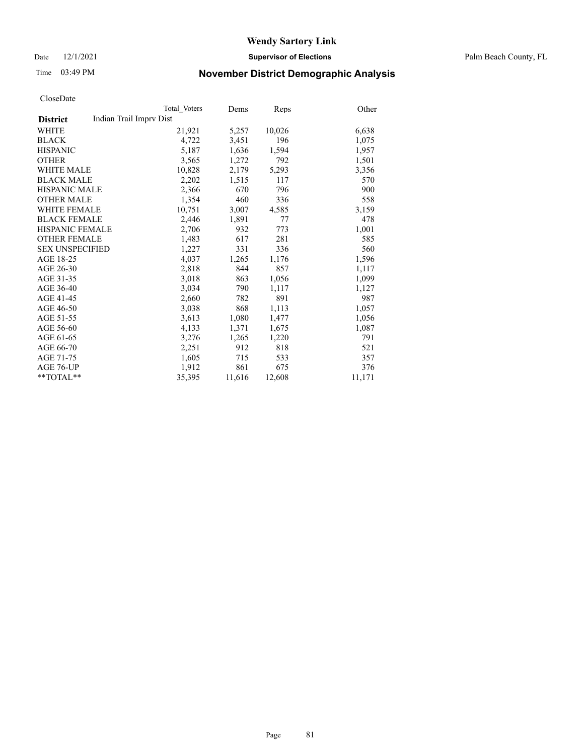# Wendy Sartory Link

Date 12/1/2021 **Supervisor of Elections** Palm Beach County, FL

Time 03:49 PM **November District Demographic Analysis**

CloseDate

| | Total Voters | Dems | Reps | Other |
|---|---|---|---|---|
| **District** Indian Trail Imprv Dist | | | | |
| WHITE | 21,921 | 5,257 | 10,026 | 6,638 |
| BLACK | 4,722 | 3,451 | 196 | 1,075 |
| HISPANIC | 5,187 | 1,636 | 1,594 | 1,957 |
| OTHER | 3,565 | 1,272 | 792 | 1,501 |
| WHITE MALE | 10,828 | 2,179 | 5,293 | 3,356 |
| BLACK MALE | 2,202 | 1,515 | 117 | 570 |
| HISPANIC MALE | 2,366 | 670 | 796 | 900 |
| OTHER MALE | 1,354 | 460 | 336 | 558 |
| WHITE FEMALE | 10,751 | 3,007 | 4,585 | 3,159 |
| BLACK FEMALE | 2,446 | 1,891 | 77 | 478 |
| HISPANIC FEMALE | 2,706 | 932 | 773 | 1,001 |
| OTHER FEMALE | 1,483 | 617 | 281 | 585 |
| SEX UNSPECIFIED | 1,227 | 331 | 336 | 560 |
| AGE 18-25 | 4,037 | 1,265 | 1,176 | 1,596 |
| AGE 26-30 | 2,818 | 844 | 857 | 1,117 |
| AGE 31-35 | 3,018 | 863 | 1,056 | 1,099 |
| AGE 36-40 | 3,034 | 790 | 1,117 | 1,127 |
| AGE 41-45 | 2,660 | 782 | 891 | 987 |
| AGE 46-50 | 3,038 | 868 | 1,113 | 1,057 |
| AGE 51-55 | 3,613 | 1,080 | 1,477 | 1,056 |
| AGE 56-60 | 4,133 | 1,371 | 1,675 | 1,087 |
| AGE 61-65 | 3,276 | 1,265 | 1,220 | 791 |
| AGE 66-70 | 2,251 | 912 | 818 | 521 |
| AGE 71-75 | 1,605 | 715 | 533 | 357 |
| AGE 76-UP | 1,912 | 861 | 675 | 376 |
| **TOTAL** | 35,395 | 11,616 | 12,608 | 11,171 |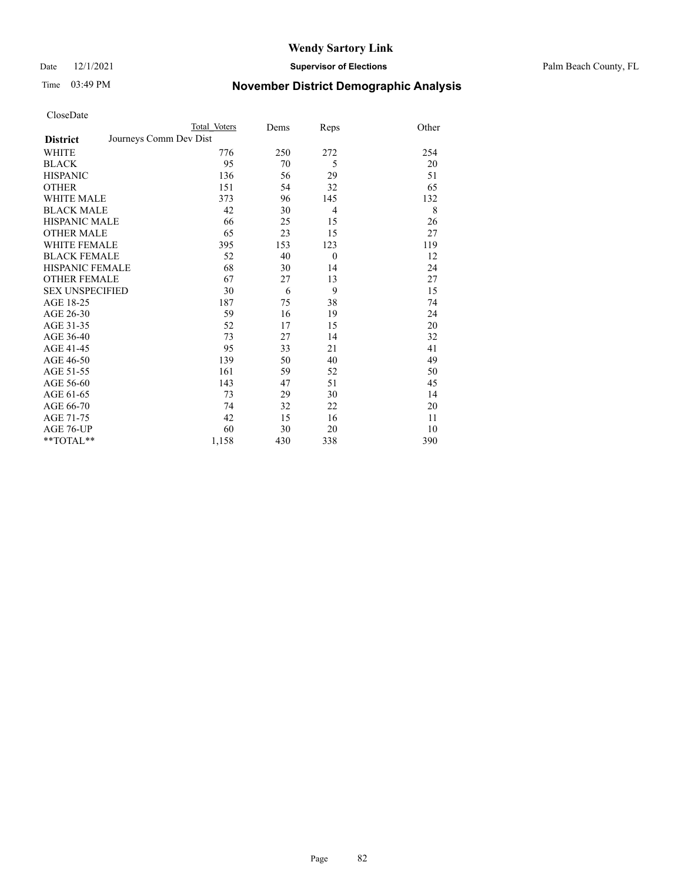# Wendy Sartory Link

Date 12/1/2021 **Supervisor of Elections** Palm Beach County, FL

Time 03:49 PM **November District Demographic Analysis**

CloseDate

| | Total Voters | Dems | Reps | Other |
|---|---|---|---|---|
| **District** Journeys Comm Dev Dist | | | | |
| WHITE | 776 | 250 | 272 | 254 |
| BLACK | 95 | 70 | 5 | 20 |
| HISPANIC | 136 | 56 | 29 | 51 |
| OTHER | 151 | 54 | 32 | 65 |
| WHITE MALE | 373 | 96 | 145 | 132 |
| BLACK MALE | 42 | 30 | 4 | 8 |
| HISPANIC MALE | 66 | 25 | 15 | 26 |
| OTHER MALE | 65 | 23 | 15 | 27 |
| WHITE FEMALE | 395 | 153 | 123 | 119 |
| BLACK FEMALE | 52 | 40 | 0 | 12 |
| HISPANIC FEMALE | 68 | 30 | 14 | 24 |
| OTHER FEMALE | 67 | 27 | 13 | 27 |
| SEX UNSPECIFIED | 30 | 6 | 9 | 15 |
| AGE 18-25 | 187 | 75 | 38 | 74 |
| AGE 26-30 | 59 | 16 | 19 | 24 |
| AGE 31-35 | 52 | 17 | 15 | 20 |
| AGE 36-40 | 73 | 27 | 14 | 32 |
| AGE 41-45 | 95 | 33 | 21 | 41 |
| AGE 46-50 | 139 | 50 | 40 | 49 |
| AGE 51-55 | 161 | 59 | 52 | 50 |
| AGE 56-60 | 143 | 47 | 51 | 45 |
| AGE 61-65 | 73 | 29 | 30 | 14 |
| AGE 66-70 | 74 | 32 | 22 | 20 |
| AGE 71-75 | 42 | 15 | 16 | 11 |
| AGE 76-UP | 60 | 30 | 20 | 10 |
| **TOTAL** | 1,158 | 430 | 338 | 390 |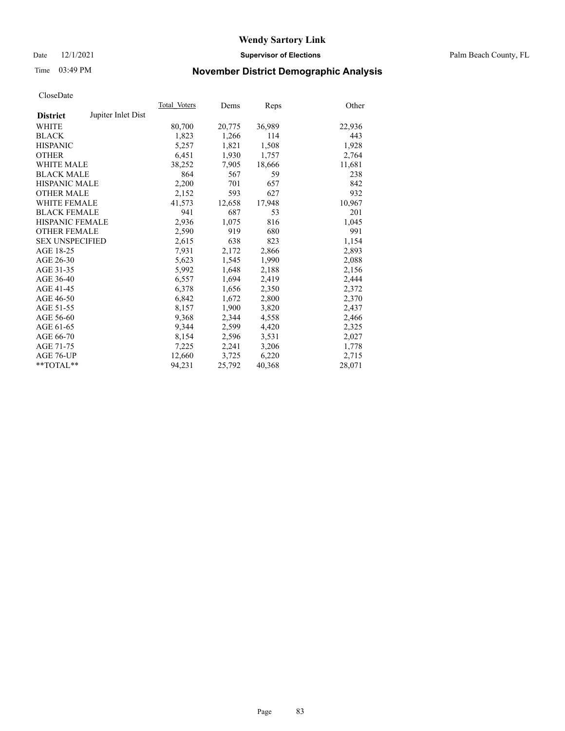# Wendy Sartory Link

Date 12/1/2021 **Supervisor of Elections** Palm Beach County, FL

Time 03:49 PM **November District Demographic Analysis**

CloseDate

| **District** Jupiter Inlet Dist | Total Voters | Dems | Reps | Other |
|---|---|---|---|---|
| WHITE | 80,700 | 20,775 | 36,989 | 22,936 |
| BLACK | 1,823 | 1,266 | 114 | 443 |
| HISPANIC | 5,257 | 1,821 | 1,508 | 1,928 |
| OTHER | 6,451 | 1,930 | 1,757 | 2,764 |
| WHITE MALE | 38,252 | 7,905 | 18,666 | 11,681 |
| BLACK MALE | 864 | 567 | 59 | 238 |
| HISPANIC MALE | 2,200 | 701 | 657 | 842 |
| OTHER MALE | 2,152 | 593 | 627 | 932 |
| WHITE FEMALE | 41,573 | 12,658 | 17,948 | 10,967 |
| BLACK FEMALE | 941 | 687 | 53 | 201 |
| HISPANIC FEMALE | 2,936 | 1,075 | 816 | 1,045 |
| OTHER FEMALE | 2,590 | 919 | 680 | 991 |
| SEX UNSPECIFIED | 2,615 | 638 | 823 | 1,154 |
| AGE 18-25 | 7,931 | 2,172 | 2,866 | 2,893 |
| AGE 26-30 | 5,623 | 1,545 | 1,990 | 2,088 |
| AGE 31-35 | 5,992 | 1,648 | 2,188 | 2,156 |
| AGE 36-40 | 6,557 | 1,694 | 2,419 | 2,444 |
| AGE 41-45 | 6,378 | 1,656 | 2,350 | 2,372 |
| AGE 46-50 | 6,842 | 1,672 | 2,800 | 2,370 |
| AGE 51-55 | 8,157 | 1,900 | 3,820 | 2,437 |
| AGE 56-60 | 9,368 | 2,344 | 4,558 | 2,466 |
| AGE 61-65 | 9,344 | 2,599 | 4,420 | 2,325 |
| AGE 66-70 | 8,154 | 2,596 | 3,531 | 2,027 |
| AGE 71-75 | 7,225 | 2,241 | 3,206 | 1,778 |
| AGE 76-UP | 12,660 | 3,725 | 6,220 | 2,715 |
| **TOTAL** | 94,231 | 25,792 | 40,368 | 28,071 |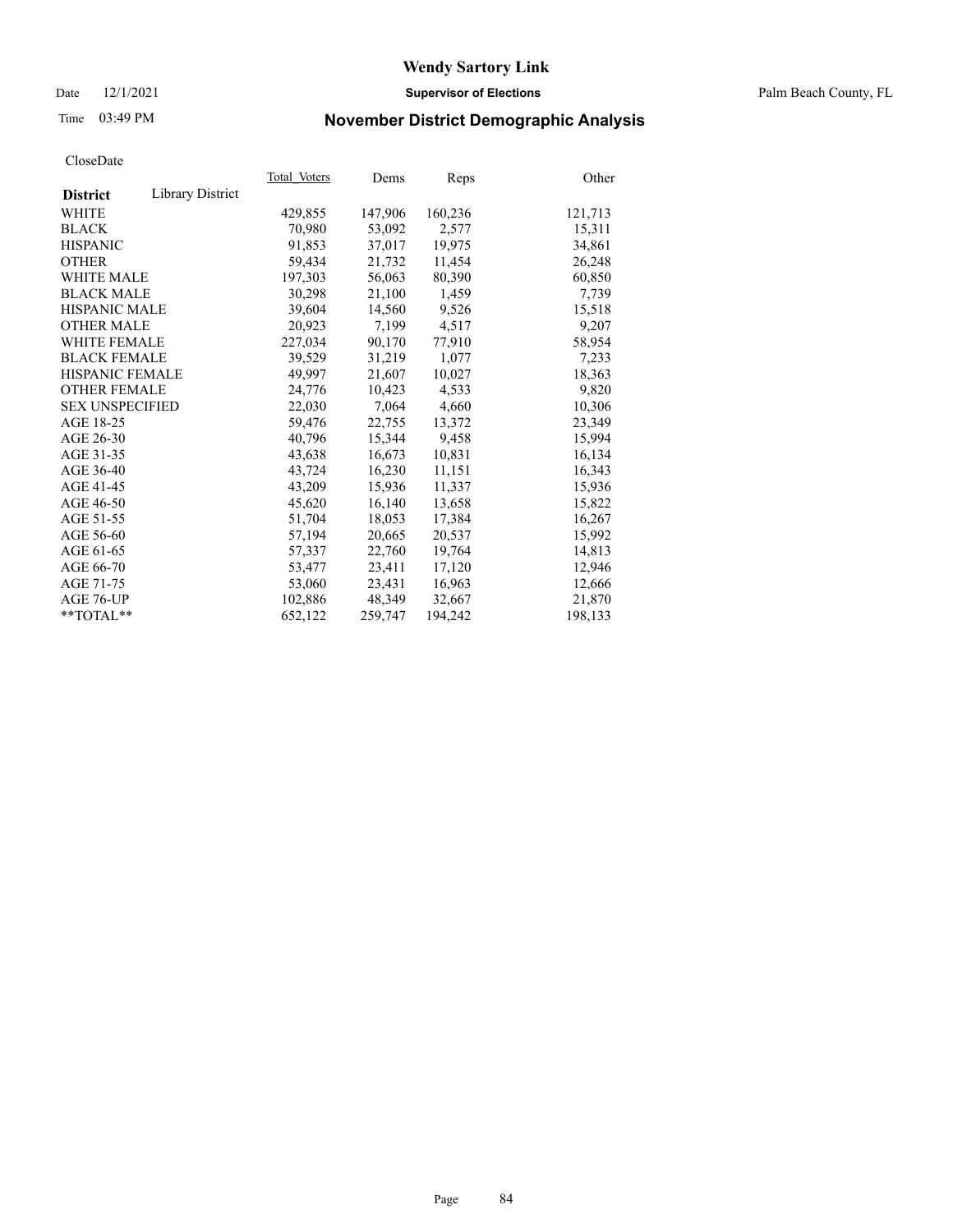# Wendy Sartory Link

Date 12/1/2021 **Supervisor of Elections** Palm Beach County, FL

Time 03:49 PM **November District Demographic Analysis**

CloseDate

| **District** Library District | Total Voters | Dems | Reps | Other |
|---|---|---|---|---|
| WHITE | 429,855 | 147,906 | 160,236 | 121,713 |
| BLACK | 70,980 | 53,092 | 2,577 | 15,311 |
| HISPANIC | 91,853 | 37,017 | 19,975 | 34,861 |
| OTHER | 59,434 | 21,732 | 11,454 | 26,248 |
| WHITE MALE | 197,303 | 56,063 | 80,390 | 60,850 |
| BLACK MALE | 30,298 | 21,100 | 1,459 | 7,739 |
| HISPANIC MALE | 39,604 | 14,560 | 9,526 | 15,518 |
| OTHER MALE | 20,923 | 7,199 | 4,517 | 9,207 |
| WHITE FEMALE | 227,034 | 90,170 | 77,910 | 58,954 |
| BLACK FEMALE | 39,529 | 31,219 | 1,077 | 7,233 |
| HISPANIC FEMALE | 49,997 | 21,607 | 10,027 | 18,363 |
| OTHER FEMALE | 24,776 | 10,423 | 4,533 | 9,820 |
| SEX UNSPECIFIED | 22,030 | 7,064 | 4,660 | 10,306 |
| AGE 18-25 | 59,476 | 22,755 | 13,372 | 23,349 |
| AGE 26-30 | 40,796 | 15,344 | 9,458 | 15,994 |
| AGE 31-35 | 43,638 | 16,673 | 10,831 | 16,134 |
| AGE 36-40 | 43,724 | 16,230 | 11,151 | 16,343 |
| AGE 41-45 | 43,209 | 15,936 | 11,337 | 15,936 |
| AGE 46-50 | 45,620 | 16,140 | 13,658 | 15,822 |
| AGE 51-55 | 51,704 | 18,053 | 17,384 | 16,267 |
| AGE 56-60 | 57,194 | 20,665 | 20,537 | 15,992 |
| AGE 61-65 | 57,337 | 22,760 | 19,764 | 14,813 |
| AGE 66-70 | 53,477 | 23,411 | 17,120 | 12,946 |
| AGE 71-75 | 53,060 | 23,431 | 16,963 | 12,666 |
| AGE 76-UP | 102,886 | 48,349 | 32,667 | 21,870 |
| **TOTAL** | 652,122 | 259,747 | 194,242 | 198,133 |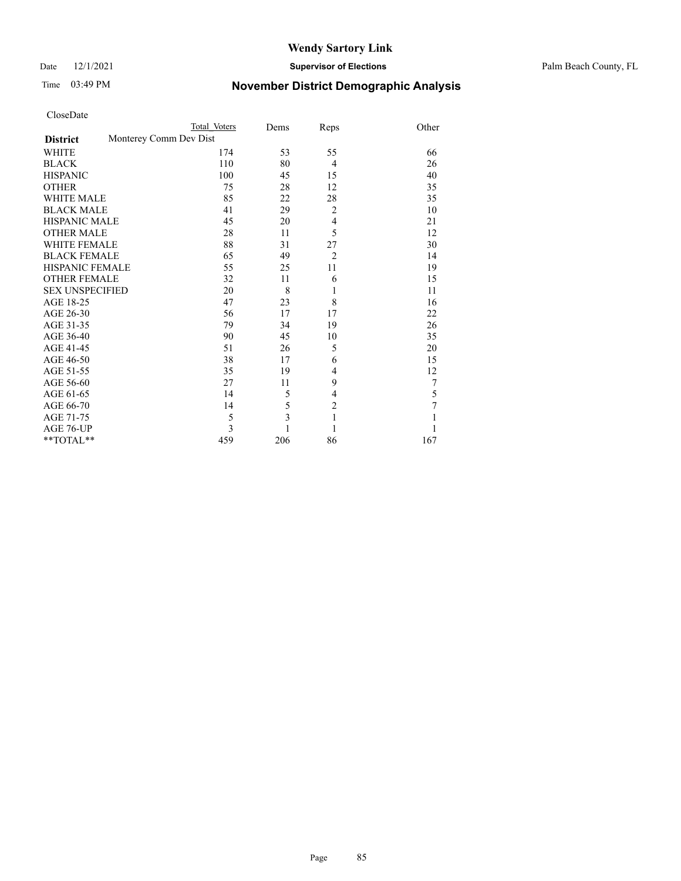# Wendy Sartory Link

Date 12/1/2021 **Supervisor of Elections** Palm Beach County, FL

Time 03:49 PM **November District Demographic Analysis**

CloseDate

| | Total Voters | Dems | Reps | Other |
|---|---|---|---|---|
| **District** Monterey Comm Dev Dist | | | | |
| WHITE | 174 | 53 | 55 | 66 |
| BLACK | 110 | 80 | 4 | 26 |
| HISPANIC | 100 | 45 | 15 | 40 |
| OTHER | 75 | 28 | 12 | 35 |
| WHITE MALE | 85 | 22 | 28 | 35 |
| BLACK MALE | 41 | 29 | 2 | 10 |
| HISPANIC MALE | 45 | 20 | 4 | 21 |
| OTHER MALE | 28 | 11 | 5 | 12 |
| WHITE FEMALE | 88 | 31 | 27 | 30 |
| BLACK FEMALE | 65 | 49 | 2 | 14 |
| HISPANIC FEMALE | 55 | 25 | 11 | 19 |
| OTHER FEMALE | 32 | 11 | 6 | 15 |
| SEX UNSPECIFIED | 20 | 8 | 1 | 11 |
| AGE 18-25 | 47 | 23 | 8 | 16 |
| AGE 26-30 | 56 | 17 | 17 | 22 |
| AGE 31-35 | 79 | 34 | 19 | 26 |
| AGE 36-40 | 90 | 45 | 10 | 35 |
| AGE 41-45 | 51 | 26 | 5 | 20 |
| AGE 46-50 | 38 | 17 | 6 | 15 |
| AGE 51-55 | 35 | 19 | 4 | 12 |
| AGE 56-60 | 27 | 11 | 9 | 7 |
| AGE 61-65 | 14 | 5 | 4 | 5 |
| AGE 66-70 | 14 | 5 | 2 | 7 |
| AGE 71-75 | 5 | 3 | 1 | 1 |
| AGE 76-UP | 3 | 1 | 1 | 1 |
| **TOTAL** | 459 | 206 | 86 | 167 |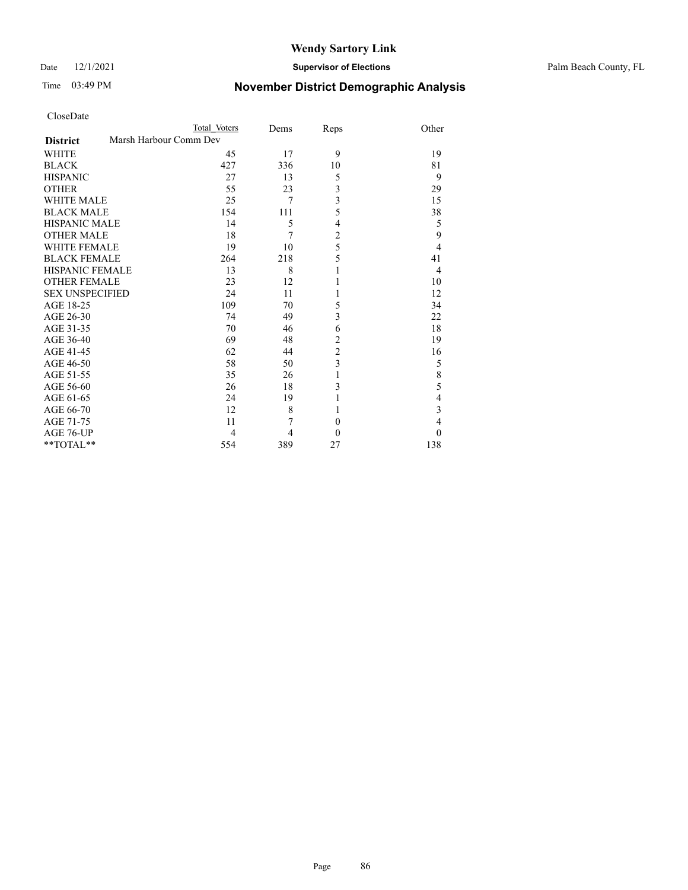# Wendy Sartory Link

Date 12/1/2021 **Supervisor of Elections** Palm Beach County, FL

Time 03:49 PM **November District Demographic Analysis**

CloseDate

| District | Total Voters | Dems | Reps | Other |
|---|---|---|---|---|
| Marsh Harbour Comm Dev | | | | |
| WHITE | 45 | 17 | 9 | 19 |
| BLACK | 427 | 336 | 10 | 81 |
| HISPANIC | 27 | 13 | 5 | 9 |
| OTHER | 55 | 23 | 3 | 29 |
| WHITE MALE | 25 | 7 | 3 | 15 |
| BLACK MALE | 154 | 111 | 5 | 38 |
| HISPANIC MALE | 14 | 5 | 4 | 5 |
| OTHER MALE | 18 | 7 | 2 | 9 |
| WHITE FEMALE | 19 | 10 | 5 | 4 |
| BLACK FEMALE | 264 | 218 | 5 | 41 |
| HISPANIC FEMALE | 13 | 8 | 1 | 4 |
| OTHER FEMALE | 23 | 12 | 1 | 10 |
| SEX UNSPECIFIED | 24 | 11 | 1 | 12 |
| AGE 18-25 | 109 | 70 | 5 | 34 |
| AGE 26-30 | 74 | 49 | 3 | 22 |
| AGE 31-35 | 70 | 46 | 6 | 18 |
| AGE 36-40 | 69 | 48 | 2 | 19 |
| AGE 41-45 | 62 | 44 | 2 | 16 |
| AGE 46-50 | 58 | 50 | 3 | 5 |
| AGE 51-55 | 35 | 26 | 1 | 8 |
| AGE 56-60 | 26 | 18 | 3 | 5 |
| AGE 61-65 | 24 | 19 | 1 | 4 |
| AGE 66-70 | 12 | 8 | 1 | 3 |
| AGE 71-75 | 11 | 7 | 0 | 4 |
| AGE 76-UP | 4 | 4 | 0 | 0 |
| **TOTAL** | 554 | 389 | 27 | 138 |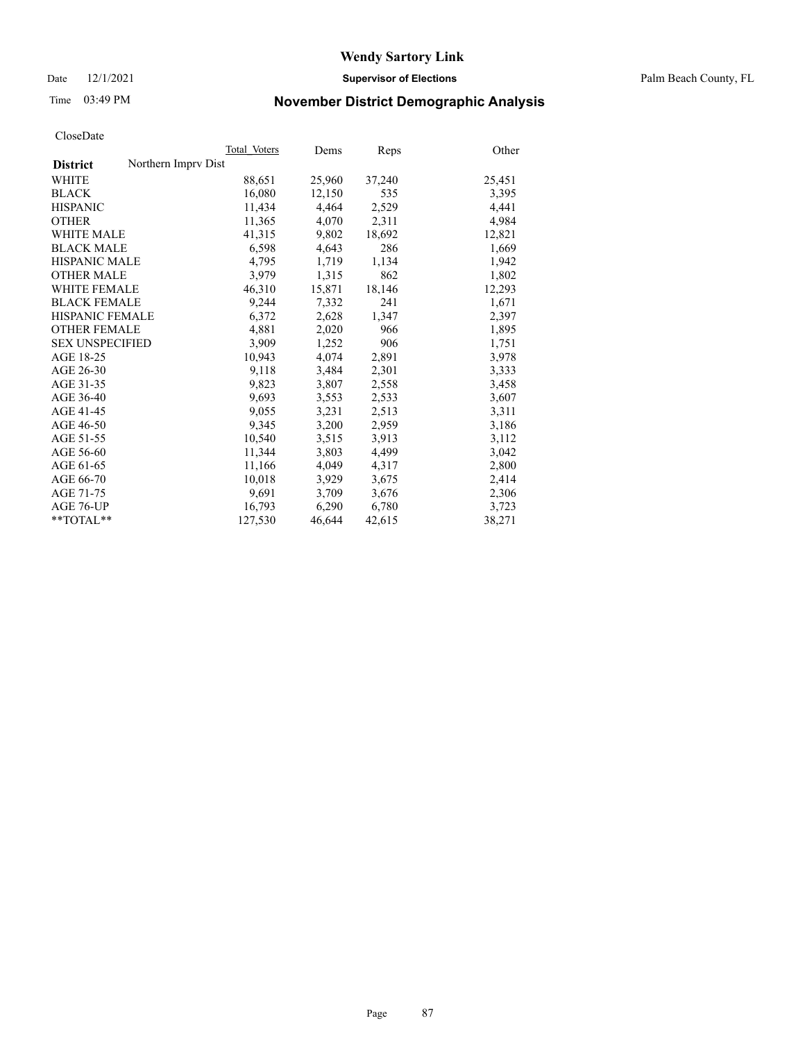# Wendy Sartory Link

Date 12/1/2021 **Supervisor of Elections** Palm Beach County, FL

Time 03:49 PM **November District Demographic Analysis**

CloseDate

| | Total Voters | Dems | Reps | Other |
|---|---|---|---|---|
| **District** Northern Imprv Dist | | | | |
| WHITE | 88,651 | 25,960 | 37,240 | 25,451 |
| BLACK | 16,080 | 12,150 | 535 | 3,395 |
| HISPANIC | 11,434 | 4,464 | 2,529 | 4,441 |
| OTHER | 11,365 | 4,070 | 2,311 | 4,984 |
| WHITE MALE | 41,315 | 9,802 | 18,692 | 12,821 |
| BLACK MALE | 6,598 | 4,643 | 286 | 1,669 |
| HISPANIC MALE | 4,795 | 1,719 | 1,134 | 1,942 |
| OTHER MALE | 3,979 | 1,315 | 862 | 1,802 |
| WHITE FEMALE | 46,310 | 15,871 | 18,146 | 12,293 |
| BLACK FEMALE | 9,244 | 7,332 | 241 | 1,671 |
| HISPANIC FEMALE | 6,372 | 2,628 | 1,347 | 2,397 |
| OTHER FEMALE | 4,881 | 2,020 | 966 | 1,895 |
| SEX UNSPECIFIED | 3,909 | 1,252 | 906 | 1,751 |
| AGE 18-25 | 10,943 | 4,074 | 2,891 | 3,978 |
| AGE 26-30 | 9,118 | 3,484 | 2,301 | 3,333 |
| AGE 31-35 | 9,823 | 3,807 | 2,558 | 3,458 |
| AGE 36-40 | 9,693 | 3,553 | 2,533 | 3,607 |
| AGE 41-45 | 9,055 | 3,231 | 2,513 | 3,311 |
| AGE 46-50 | 9,345 | 3,200 | 2,959 | 3,186 |
| AGE 51-55 | 10,540 | 3,515 | 3,913 | 3,112 |
| AGE 56-60 | 11,344 | 3,803 | 4,499 | 3,042 |
| AGE 61-65 | 11,166 | 4,049 | 4,317 | 2,800 |
| AGE 66-70 | 10,018 | 3,929 | 3,675 | 2,414 |
| AGE 71-75 | 9,691 | 3,709 | 3,676 | 2,306 |
| AGE 76-UP | 16,793 | 6,290 | 6,780 | 3,723 |
| **TOTAL** | 127,530 | 46,644 | 42,615 | 38,271 |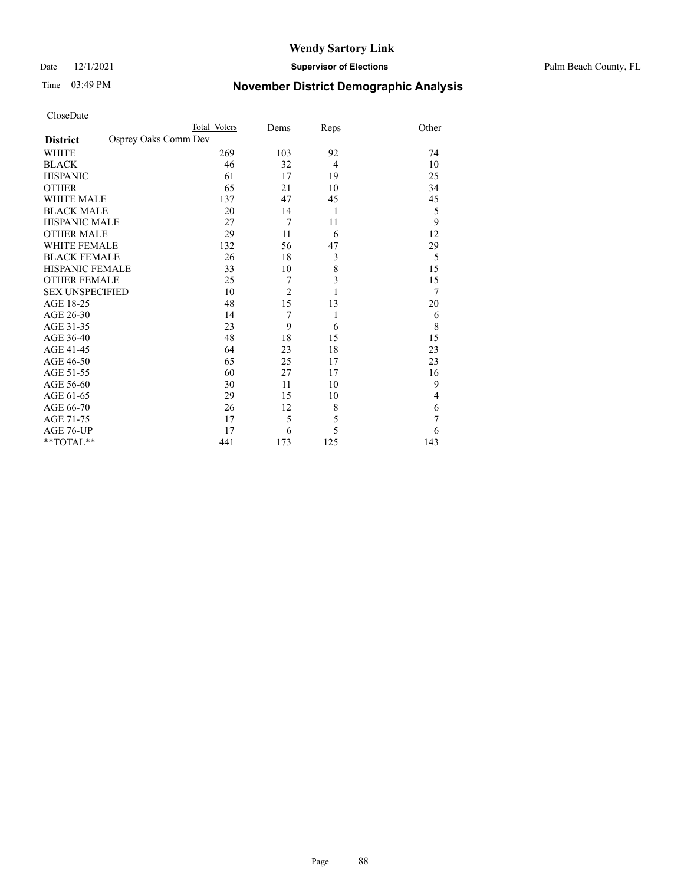# Wendy Sartory Link

Date 12/1/2021 **Supervisor of Elections** Palm Beach County, FL

Time 03:49 PM **November District Demographic Analysis**

CloseDate

| **District** | Total Voters | Dems | Reps | Other |
|---|---|---|---|---|
| Osprey Oaks Comm Dev | | | | |
| WHITE | 269 | 103 | 92 | 74 |
| BLACK | 46 | 32 | 4 | 10 |
| HISPANIC | 61 | 17 | 19 | 25 |
| OTHER | 65 | 21 | 10 | 34 |
| WHITE MALE | 137 | 47 | 45 | 45 |
| BLACK MALE | 20 | 14 | 1 | 5 |
| HISPANIC MALE | 27 | 7 | 11 | 9 |
| OTHER MALE | 29 | 11 | 6 | 12 |
| WHITE FEMALE | 132 | 56 | 47 | 29 |
| BLACK FEMALE | 26 | 18 | 3 | 5 |
| HISPANIC FEMALE | 33 | 10 | 8 | 15 |
| OTHER FEMALE | 25 | 7 | 3 | 15 |
| SEX UNSPECIFIED | 10 | 2 | 1 | 7 |
| AGE 18-25 | 48 | 15 | 13 | 20 |
| AGE 26-30 | 14 | 7 | 1 | 6 |
| AGE 31-35 | 23 | 9 | 6 | 8 |
| AGE 36-40 | 48 | 18 | 15 | 15 |
| AGE 41-45 | 64 | 23 | 18 | 23 |
| AGE 46-50 | 65 | 25 | 17 | 23 |
| AGE 51-55 | 60 | 27 | 17 | 16 |
| AGE 56-60 | 30 | 11 | 10 | 9 |
| AGE 61-65 | 29 | 15 | 10 | 4 |
| AGE 66-70 | 26 | 12 | 8 | 6 |
| AGE 71-75 | 17 | 5 | 5 | 7 |
| AGE 76-UP | 17 | 6 | 5 | 6 |
| **TOTAL** | 441 | 173 | 125 | 143 |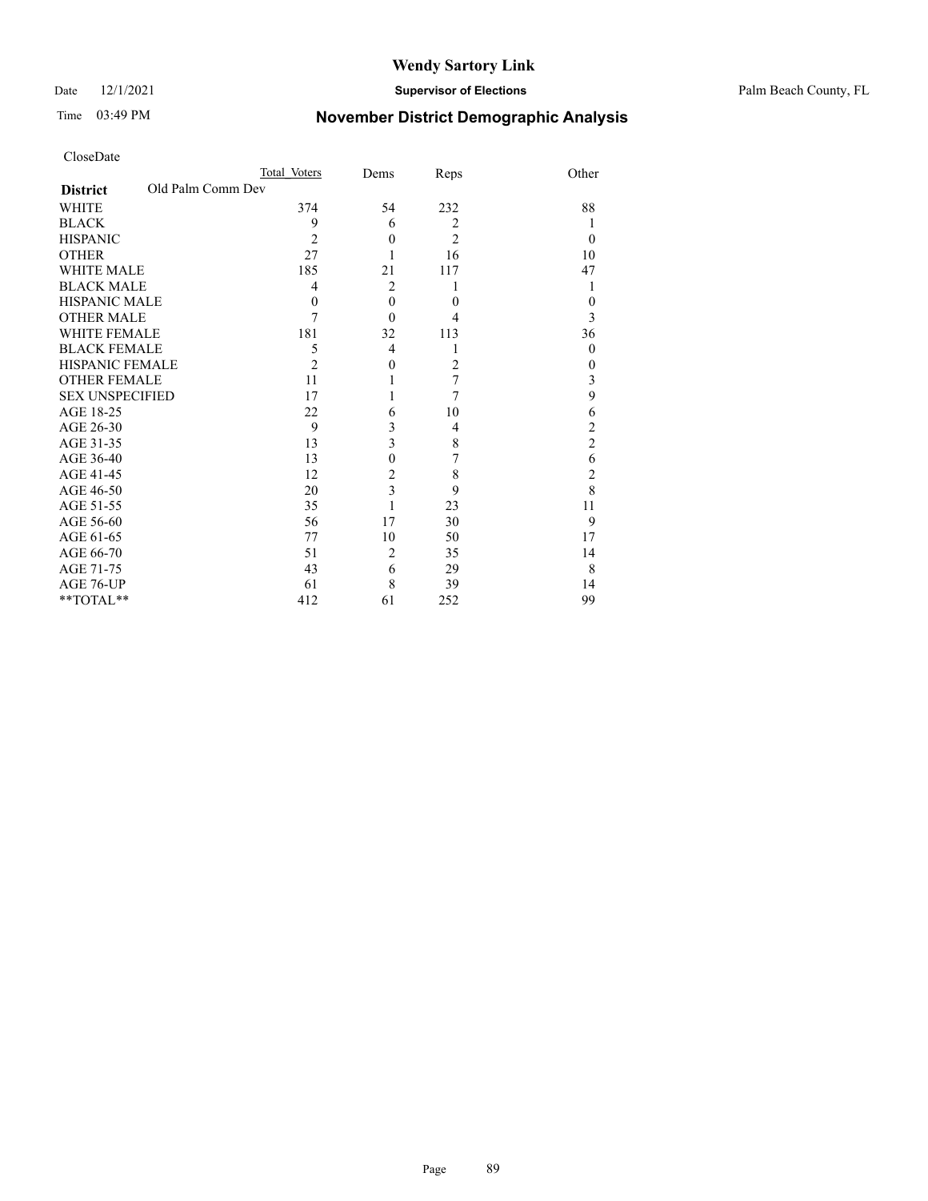# Wendy Sartory Link

Date 12/1/2021 **Supervisor of Elections** Palm Beach County, FL

Time 03:49 PM **November District Demographic Analysis**

CloseDate

| **District** Old Palm Comm Dev | Total Voters | Dems | Reps | Other |
|---|---|---|---|---|
| WHITE | 374 | 54 | 232 | 88 |
| BLACK | 9 | 6 | 2 | 1 |
| HISPANIC | 2 | 0 | 2 | 0 |
| OTHER | 27 | 1 | 16 | 10 |
| WHITE MALE | 185 | 21 | 117 | 47 |
| BLACK MALE | 4 | 2 | 1 | 1 |
| HISPANIC MALE | 0 | 0 | 0 | 0 |
| OTHER MALE | 7 | 0 | 4 | 3 |
| WHITE FEMALE | 181 | 32 | 113 | 36 |
| BLACK FEMALE | 5 | 4 | 1 | 0 |
| HISPANIC FEMALE | 2 | 0 | 2 | 0 |
| OTHER FEMALE | 11 | 1 | 7 | 3 |
| SEX UNSPECIFIED | 17 | 1 | 7 | 9 |
| AGE 18-25 | 22 | 6 | 10 | 6 |
| AGE 26-30 | 9 | 3 | 4 | 2 |
| AGE 31-35 | 13 | 3 | 8 | 2 |
| AGE 36-40 | 13 | 0 | 7 | 6 |
| AGE 41-45 | 12 | 2 | 8 | 2 |
| AGE 46-50 | 20 | 3 | 9 | 8 |
| AGE 51-55 | 35 | 1 | 23 | 11 |
| AGE 56-60 | 56 | 17 | 30 | 9 |
| AGE 61-65 | 77 | 10 | 50 | 17 |
| AGE 66-70 | 51 | 2 | 35 | 14 |
| AGE 71-75 | 43 | 6 | 29 | 8 |
| AGE 76-UP | 61 | 8 | 39 | 14 |
| **TOTAL** | 412 | 61 | 252 | 99 |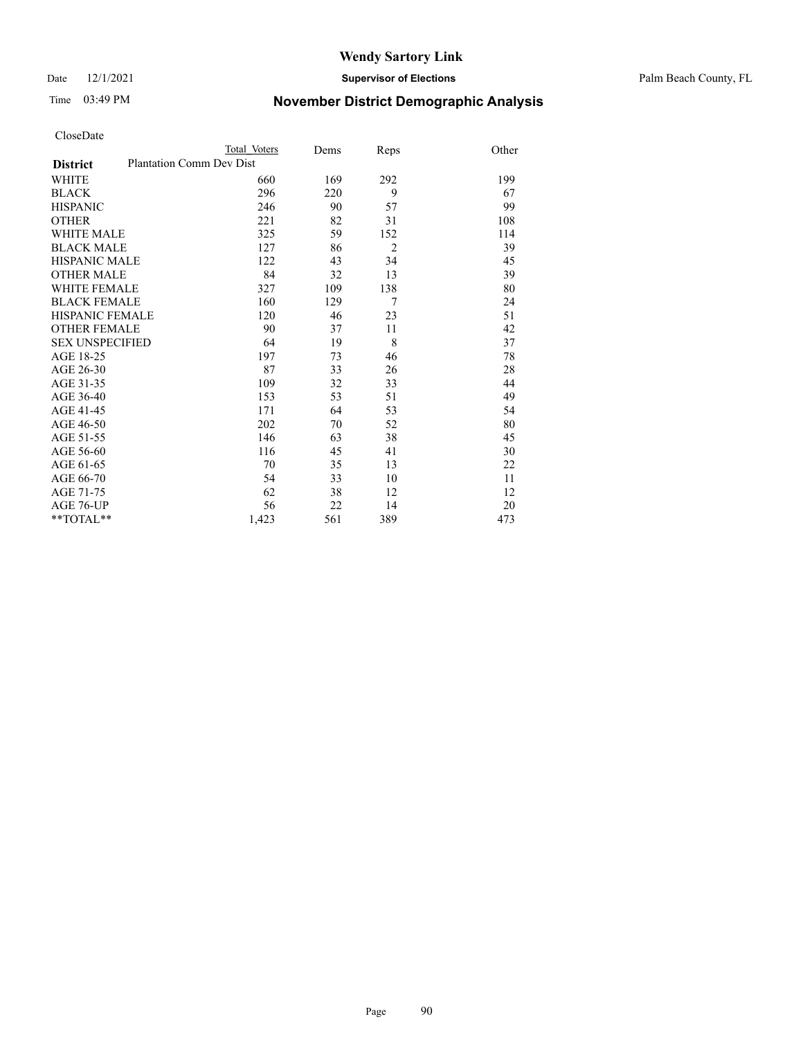# Wendy Sartory Link

Date 12/1/2021 **Supervisor of Elections** Palm Beach County, FL

Time 03:49 PM **November District Demographic Analysis**

CloseDate

| **District** | Total Voters | Dems | Reps | Other |
|---|---|---|---|---|
| Plantation Comm Dev Dist | | | | |
| WHITE | 660 | 169 | 292 | 199 |
| BLACK | 296 | 220 | 9 | 67 |
| HISPANIC | 246 | 90 | 57 | 99 |
| OTHER | 221 | 82 | 31 | 108 |
| WHITE MALE | 325 | 59 | 152 | 114 |
| BLACK MALE | 127 | 86 | 2 | 39 |
| HISPANIC MALE | 122 | 43 | 34 | 45 |
| OTHER MALE | 84 | 32 | 13 | 39 |
| WHITE FEMALE | 327 | 109 | 138 | 80 |
| BLACK FEMALE | 160 | 129 | 7 | 24 |
| HISPANIC FEMALE | 120 | 46 | 23 | 51 |
| OTHER FEMALE | 90 | 37 | 11 | 42 |
| SEX UNSPECIFIED | 64 | 19 | 8 | 37 |
| AGE 18-25 | 197 | 73 | 46 | 78 |
| AGE 26-30 | 87 | 33 | 26 | 28 |
| AGE 31-35 | 109 | 32 | 33 | 44 |
| AGE 36-40 | 153 | 53 | 51 | 49 |
| AGE 41-45 | 171 | 64 | 53 | 54 |
| AGE 46-50 | 202 | 70 | 52 | 80 |
| AGE 51-55 | 146 | 63 | 38 | 45 |
| AGE 56-60 | 116 | 45 | 41 | 30 |
| AGE 61-65 | 70 | 35 | 13 | 22 |
| AGE 66-70 | 54 | 33 | 10 | 11 |
| AGE 71-75 | 62 | 38 | 12 | 12 |
| AGE 76-UP | 56 | 22 | 14 | 20 |
| **TOTAL** | 1,423 | 561 | 389 | 473 |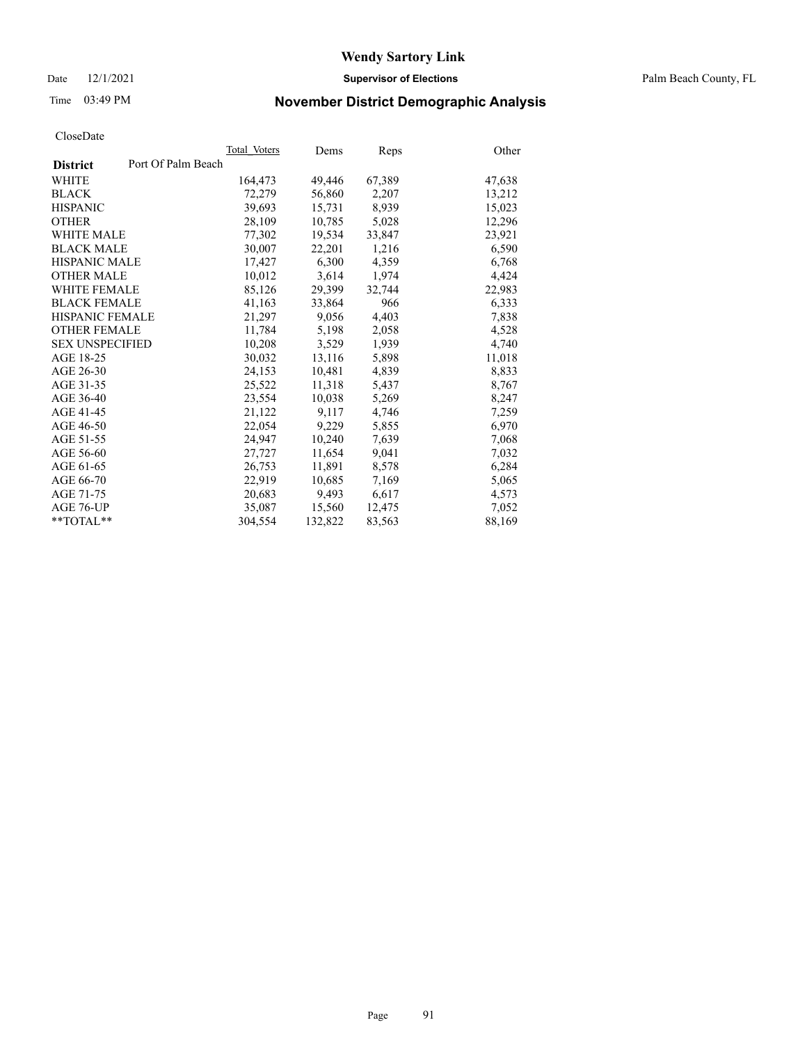**Wendy Sartory Link**

Date 12/1/2021 **Supervisor of Elections** Palm Beach County, FL

Time 03:49 PM

## November District Demographic Analysis

CloseDate

| **District** Port Of Palm Beach | Total_Voters | Dems | Reps | Other |
|---|---|---|---|---|
| WHITE | 164,473 | 49,446 | 67,389 | 47,638 |
| BLACK | 72,279 | 56,860 | 2,207 | 13,212 |
| HISPANIC | 39,693 | 15,731 | 8,939 | 15,023 |
| OTHER | 28,109 | 10,785 | 5,028 | 12,296 |
| WHITE MALE | 77,302 | 19,534 | 33,847 | 23,921 |
| BLACK MALE | 30,007 | 22,201 | 1,216 | 6,590 |
| HISPANIC MALE | 17,427 | 6,300 | 4,359 | 6,768 |
| OTHER MALE | 10,012 | 3,614 | 1,974 | 4,424 |
| WHITE FEMALE | 85,126 | 29,399 | 32,744 | 22,983 |
| BLACK FEMALE | 41,163 | 33,864 | 966 | 6,333 |
| HISPANIC FEMALE | 21,297 | 9,056 | 4,403 | 7,838 |
| OTHER FEMALE | 11,784 | 5,198 | 2,058 | 4,528 |
| SEX UNSPECIFIED | 10,208 | 3,529 | 1,939 | 4,740 |
| AGE 18-25 | 30,032 | 13,116 | 5,898 | 11,018 |
| AGE 26-30 | 24,153 | 10,481 | 4,839 | 8,833 |
| AGE 31-35 | 25,522 | 11,318 | 5,437 | 8,767 |
| AGE 36-40 | 23,554 | 10,038 | 5,269 | 8,247 |
| AGE 41-45 | 21,122 | 9,117 | 4,746 | 7,259 |
| AGE 46-50 | 22,054 | 9,229 | 5,855 | 6,970 |
| AGE 51-55 | 24,947 | 10,240 | 7,639 | 7,068 |
| AGE 56-60 | 27,727 | 11,654 | 9,041 | 7,032 |
| AGE 61-65 | 26,753 | 11,891 | 8,578 | 6,284 |
| AGE 66-70 | 22,919 | 10,685 | 7,169 | 5,065 |
| AGE 71-75 | 20,683 | 9,493 | 6,617 | 4,573 |
| AGE 76-UP | 35,087 | 15,560 | 12,475 | 7,052 |
| **TOTAL** | 304,554 | 132,822 | 83,563 | 88,169 |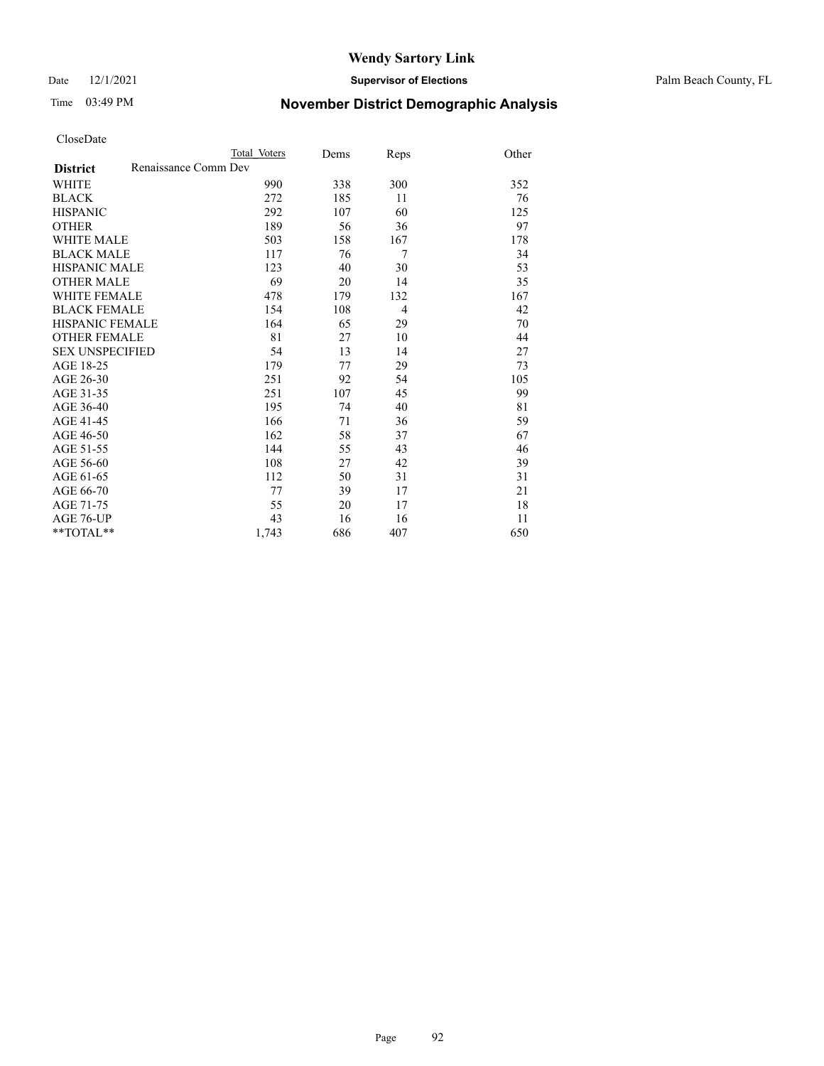# Wendy Sartory Link

Date 12/1/2021 **Supervisor of Elections** Palm Beach County, FL

Time 03:49 PM **November District Demographic Analysis**

CloseDate

| **District** | Renaissance Comm Dev | Total Voters | Dems | Reps | Other |
|---|---|---|---|---|---|
| WHITE | | 990 | 338 | 300 | 352 |
| BLACK | | 272 | 185 | 11 | 76 |
| HISPANIC | | 292 | 107 | 60 | 125 |
| OTHER | | 189 | 56 | 36 | 97 |
| WHITE MALE | | 503 | 158 | 167 | 178 |
| BLACK MALE | | 117 | 76 | 7 | 34 |
| HISPANIC MALE | | 123 | 40 | 30 | 53 |
| OTHER MALE | | 69 | 20 | 14 | 35 |
| WHITE FEMALE | | 478 | 179 | 132 | 167 |
| BLACK FEMALE | | 154 | 108 | 4 | 42 |
| HISPANIC FEMALE | | 164 | 65 | 29 | 70 |
| OTHER FEMALE | | 81 | 27 | 10 | 44 |
| SEX UNSPECIFIED | | 54 | 13 | 14 | 27 |
| AGE 18-25 | | 179 | 77 | 29 | 73 |
| AGE 26-30 | | 251 | 92 | 54 | 105 |
| AGE 31-35 | | 251 | 107 | 45 | 99 |
| AGE 36-40 | | 195 | 74 | 40 | 81 |
| AGE 41-45 | | 166 | 71 | 36 | 59 |
| AGE 46-50 | | 162 | 58 | 37 | 67 |
| AGE 51-55 | | 144 | 55 | 43 | 46 |
| AGE 56-60 | | 108 | 27 | 42 | 39 |
| AGE 61-65 | | 112 | 50 | 31 | 31 |
| AGE 66-70 | | 77 | 39 | 17 | 21 |
| AGE 71-75 | | 55 | 20 | 17 | 18 |
| AGE 76-UP | | 43 | 16 | 16 | 11 |
| **TOTAL** | | 1,743 | 686 | 407 | 650 |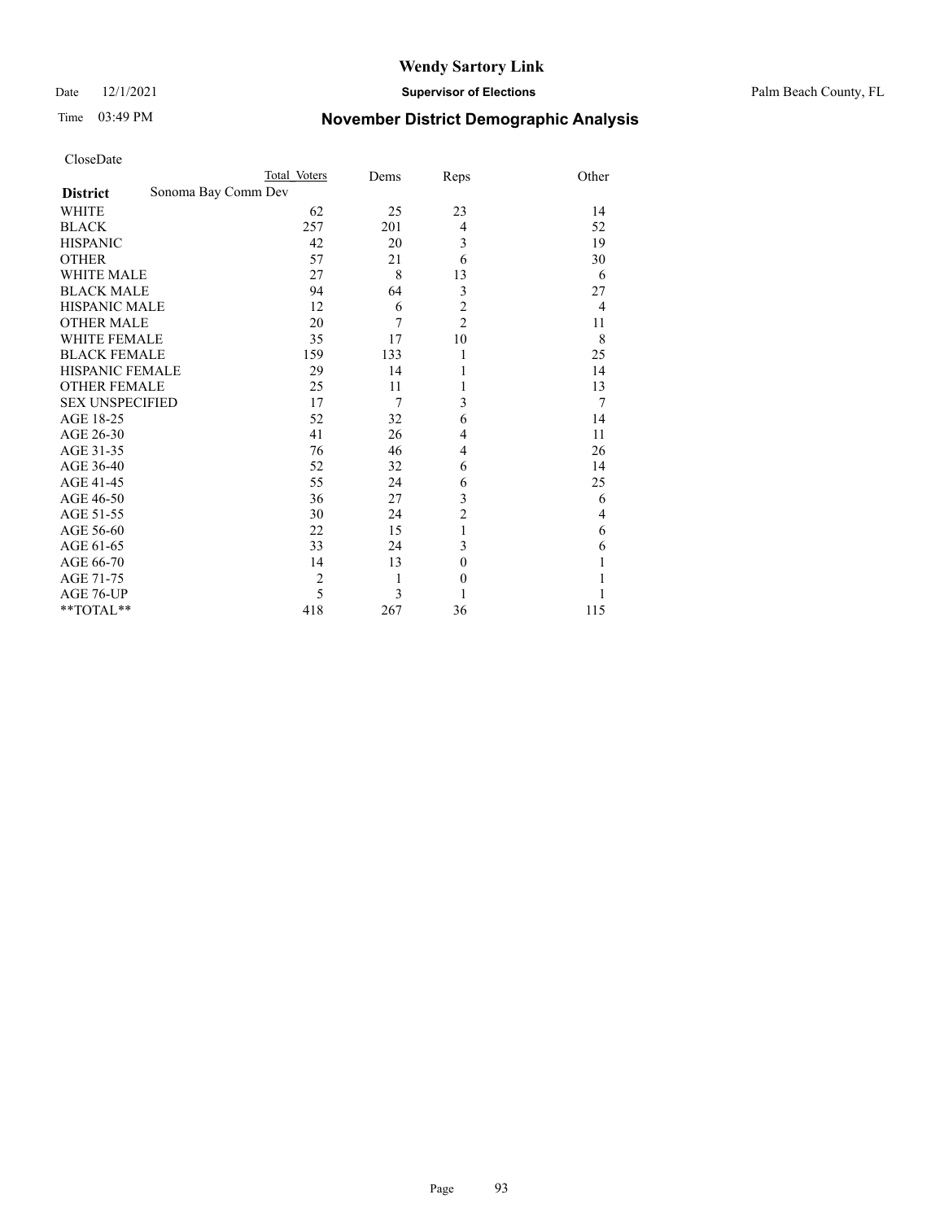# Wendy Sartory Link

Date 12/1/2021 **Supervisor of Elections** Palm Beach County, FL

Time 03:49 PM **November District Demographic Analysis**

CloseDate

| **District** Sonoma Bay Comm Dev | Total Voters | Dems | Reps | Other |
|---|---|---|---|---|
| WHITE | 62 | 25 | 23 | 14 |
| BLACK | 257 | 201 | 4 | 52 |
| HISPANIC | 42 | 20 | 3 | 19 |
| OTHER | 57 | 21 | 6 | 30 |
| WHITE MALE | 27 | 8 | 13 | 6 |
| BLACK MALE | 94 | 64 | 3 | 27 |
| HISPANIC MALE | 12 | 6 | 2 | 4 |
| OTHER MALE | 20 | 7 | 2 | 11 |
| WHITE FEMALE | 35 | 17 | 10 | 8 |
| BLACK FEMALE | 159 | 133 | 1 | 25 |
| HISPANIC FEMALE | 29 | 14 | 1 | 14 |
| OTHER FEMALE | 25 | 11 | 1 | 13 |
| SEX UNSPECIFIED | 17 | 7 | 3 | 7 |
| AGE 18-25 | 52 | 32 | 6 | 14 |
| AGE 26-30 | 41 | 26 | 4 | 11 |
| AGE 31-35 | 76 | 46 | 4 | 26 |
| AGE 36-40 | 52 | 32 | 6 | 14 |
| AGE 41-45 | 55 | 24 | 6 | 25 |
| AGE 46-50 | 36 | 27 | 3 | 6 |
| AGE 51-55 | 30 | 24 | 2 | 4 |
| AGE 56-60 | 22 | 15 | 1 | 6 |
| AGE 61-65 | 33 | 24 | 3 | 6 |
| AGE 66-70 | 14 | 13 | 0 | 1 |
| AGE 71-75 | 2 | 1 | 0 | 1 |
| AGE 76-UP | 5 | 3 | 1 | 1 |
| **TOTAL** | 418 | 267 | 36 | 115 |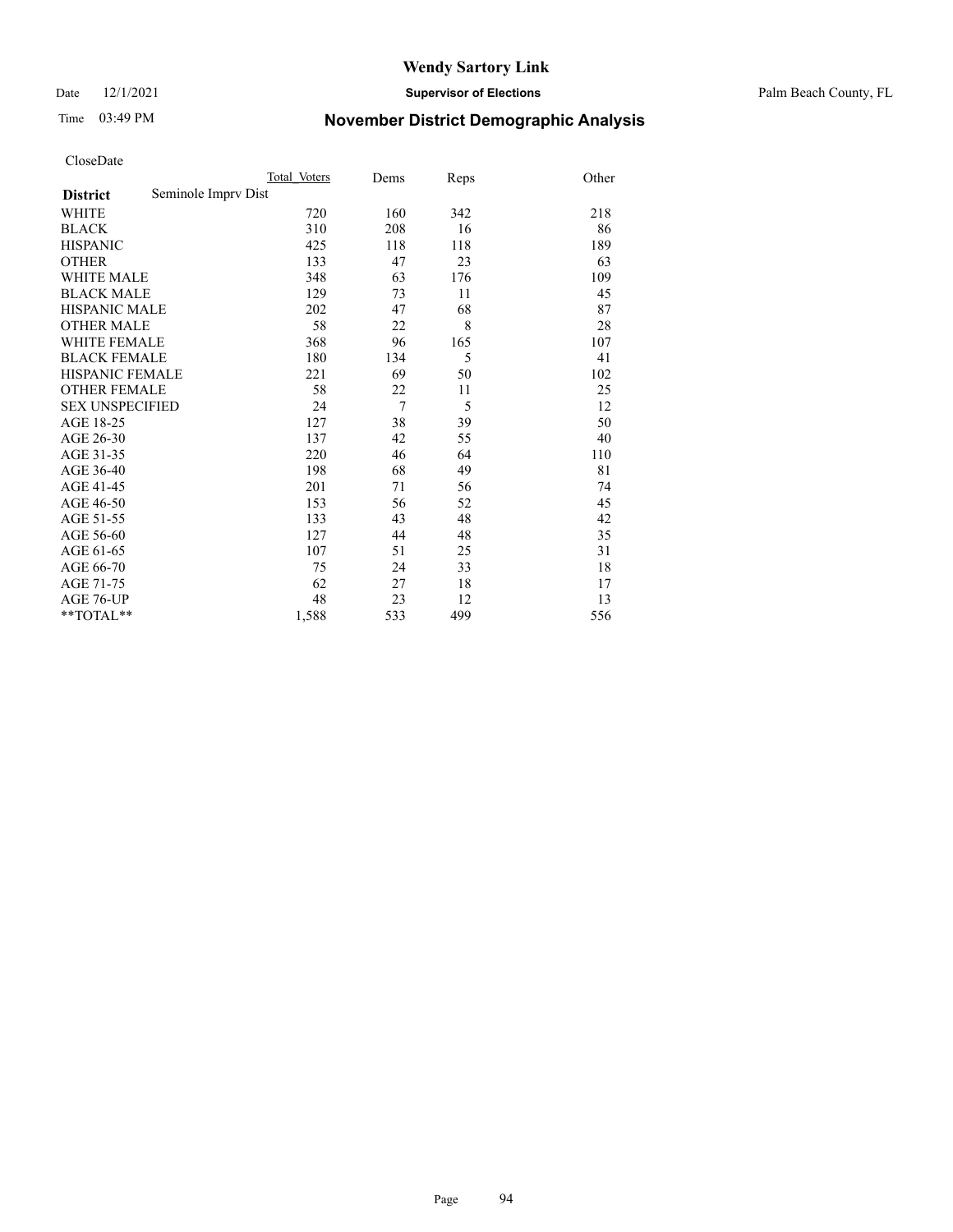# Wendy Sartory Link

Date 12/1/2021 **Supervisor of Elections** Palm Beach County, FL

Time 03:49 PM **November District Demographic Analysis**

CloseDate

| | Total Voters | Dems | Reps | Other |
|---|---|---|---|---|
| **District** Seminole Imprv Dist | | | | |
| WHITE | 720 | 160 | 342 | 218 |
| BLACK | 310 | 208 | 16 | 86 |
| HISPANIC | 425 | 118 | 118 | 189 |
| OTHER | 133 | 47 | 23 | 63 |
| WHITE MALE | 348 | 63 | 176 | 109 |
| BLACK MALE | 129 | 73 | 11 | 45 |
| HISPANIC MALE | 202 | 47 | 68 | 87 |
| OTHER MALE | 58 | 22 | 8 | 28 |
| WHITE FEMALE | 368 | 96 | 165 | 107 |
| BLACK FEMALE | 180 | 134 | 5 | 41 |
| HISPANIC FEMALE | 221 | 69 | 50 | 102 |
| OTHER FEMALE | 58 | 22 | 11 | 25 |
| SEX UNSPECIFIED | 24 | 7 | 5 | 12 |
| AGE 18-25 | 127 | 38 | 39 | 50 |
| AGE 26-30 | 137 | 42 | 55 | 40 |
| AGE 31-35 | 220 | 46 | 64 | 110 |
| AGE 36-40 | 198 | 68 | 49 | 81 |
| AGE 41-45 | 201 | 71 | 56 | 74 |
| AGE 46-50 | 153 | 56 | 52 | 45 |
| AGE 51-55 | 133 | 43 | 48 | 42 |
| AGE 56-60 | 127 | 44 | 48 | 35 |
| AGE 61-65 | 107 | 51 | 25 | 31 |
| AGE 66-70 | 75 | 24 | 33 | 18 |
| AGE 71-75 | 62 | 27 | 18 | 17 |
| AGE 76-UP | 48 | 23 | 12 | 13 |
| **TOTAL** | 1,588 | 533 | 499 | 556 |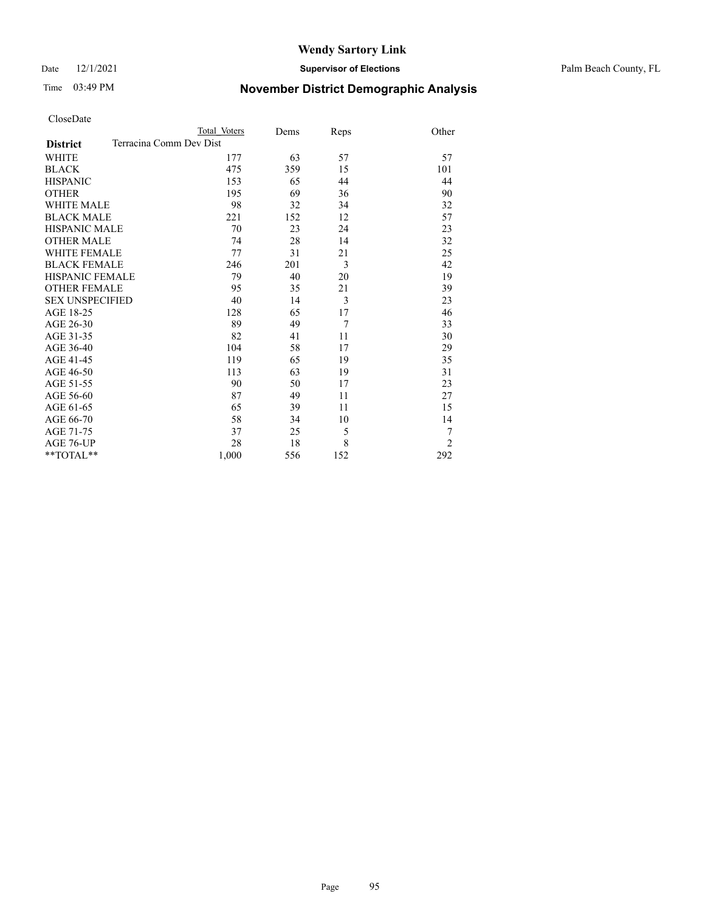# Wendy Sartory Link

Date 12/1/2021 **Supervisor of Elections** Palm Beach County, FL

Time 03:49 PM **November District Demographic Analysis**

CloseDate

| | Total Voters | Dems | Reps | Other |
|---|---|---|---|---|
| **District** Terracina Comm Dev Dist | | | | |
| WHITE | 177 | 63 | 57 | 57 |
| BLACK | 475 | 359 | 15 | 101 |
| HISPANIC | 153 | 65 | 44 | 44 |
| OTHER | 195 | 69 | 36 | 90 |
| WHITE MALE | 98 | 32 | 34 | 32 |
| BLACK MALE | 221 | 152 | 12 | 57 |
| HISPANIC MALE | 70 | 23 | 24 | 23 |
| OTHER MALE | 74 | 28 | 14 | 32 |
| WHITE FEMALE | 77 | 31 | 21 | 25 |
| BLACK FEMALE | 246 | 201 | 3 | 42 |
| HISPANIC FEMALE | 79 | 40 | 20 | 19 |
| OTHER FEMALE | 95 | 35 | 21 | 39 |
| SEX UNSPECIFIED | 40 | 14 | 3 | 23 |
| AGE 18-25 | 128 | 65 | 17 | 46 |
| AGE 26-30 | 89 | 49 | 7 | 33 |
| AGE 31-35 | 82 | 41 | 11 | 30 |
| AGE 36-40 | 104 | 58 | 17 | 29 |
| AGE 41-45 | 119 | 65 | 19 | 35 |
| AGE 46-50 | 113 | 63 | 19 | 31 |
| AGE 51-55 | 90 | 50 | 17 | 23 |
| AGE 56-60 | 87 | 49 | 11 | 27 |
| AGE 61-65 | 65 | 39 | 11 | 15 |
| AGE 66-70 | 58 | 34 | 10 | 14 |
| AGE 71-75 | 37 | 25 | 5 | 7 |
| AGE 76-UP | 28 | 18 | 8 | 2 |
| **TOTAL** | 1,000 | 556 | 152 | 292 |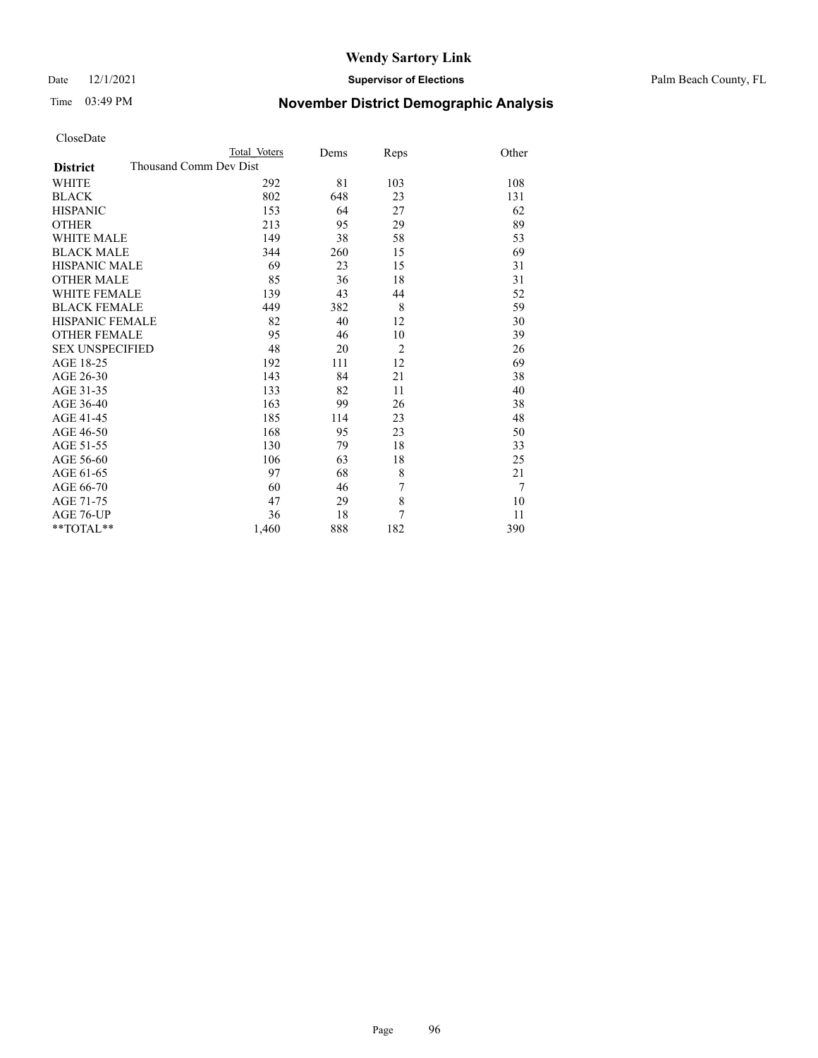# Wendy Sartory Link

Date 12/1/2021 **Supervisor of Elections** Palm Beach County, FL

Time 03:49 PM **November District Demographic Analysis**

CloseDate

| District | Total Voters | Dems | Reps | Other |
|---|---|---|---|---|
| Thousand Comm Dev Dist | | | | |
| WHITE | 292 | 81 | 103 | 108 |
| BLACK | 802 | 648 | 23 | 131 |
| HISPANIC | 153 | 64 | 27 | 62 |
| OTHER | 213 | 95 | 29 | 89 |
| WHITE MALE | 149 | 38 | 58 | 53 |
| BLACK MALE | 344 | 260 | 15 | 69 |
| HISPANIC MALE | 69 | 23 | 15 | 31 |
| OTHER MALE | 85 | 36 | 18 | 31 |
| WHITE FEMALE | 139 | 43 | 44 | 52 |
| BLACK FEMALE | 449 | 382 | 8 | 59 |
| HISPANIC FEMALE | 82 | 40 | 12 | 30 |
| OTHER FEMALE | 95 | 46 | 10 | 39 |
| SEX UNSPECIFIED | 48 | 20 | 2 | 26 |
| AGE 18-25 | 192 | 111 | 12 | 69 |
| AGE 26-30 | 143 | 84 | 21 | 38 |
| AGE 31-35 | 133 | 82 | 11 | 40 |
| AGE 36-40 | 163 | 99 | 26 | 38 |
| AGE 41-45 | 185 | 114 | 23 | 48 |
| AGE 46-50 | 168 | 95 | 23 | 50 |
| AGE 51-55 | 130 | 79 | 18 | 33 |
| AGE 56-60 | 106 | 63 | 18 | 25 |
| AGE 61-65 | 97 | 68 | 8 | 21 |
| AGE 66-70 | 60 | 46 | 7 | 7 |
| AGE 71-75 | 47 | 29 | 8 | 10 |
| AGE 76-UP | 36 | 18 | 7 | 11 |
| **TOTAL** | 1,460 | 888 | 182 | 390 |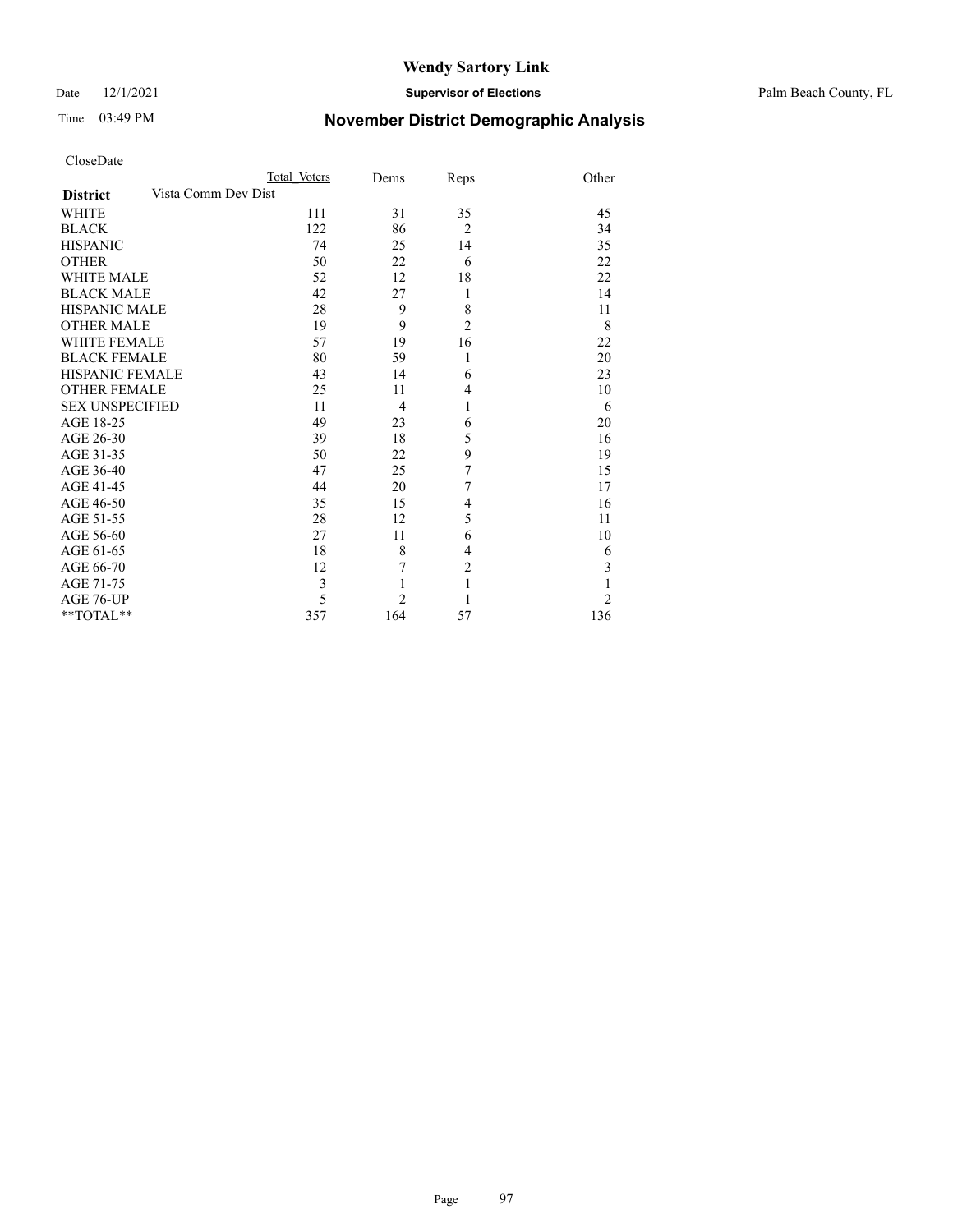# Wendy Sartory Link

Date 12/1/2021 **Supervisor of Elections** Palm Beach County, FL

Time 03:49 PM **November District Demographic Analysis**

CloseDate

| District | Total Voters | Dems | Reps | Other |
|---|---|---|---|---|
| Vista Comm Dev Dist | | | | |
| WHITE | 111 | 31 | 35 | 45 |
| BLACK | 122 | 86 | 2 | 34 |
| HISPANIC | 74 | 25 | 14 | 35 |
| OTHER | 50 | 22 | 6 | 22 |
| WHITE MALE | 52 | 12 | 18 | 22 |
| BLACK MALE | 42 | 27 | 1 | 14 |
| HISPANIC MALE | 28 | 9 | 8 | 11 |
| OTHER MALE | 19 | 9 | 2 | 8 |
| WHITE FEMALE | 57 | 19 | 16 | 22 |
| BLACK FEMALE | 80 | 59 | 1 | 20 |
| HISPANIC FEMALE | 43 | 14 | 6 | 23 |
| OTHER FEMALE | 25 | 11 | 4 | 10 |
| SEX UNSPECIFIED | 11 | 4 | 1 | 6 |
| AGE 18-25 | 49 | 23 | 6 | 20 |
| AGE 26-30 | 39 | 18 | 5 | 16 |
| AGE 31-35 | 50 | 22 | 9 | 19 |
| AGE 36-40 | 47 | 25 | 7 | 15 |
| AGE 41-45 | 44 | 20 | 7 | 17 |
| AGE 46-50 | 35 | 15 | 4 | 16 |
| AGE 51-55 | 28 | 12 | 5 | 11 |
| AGE 56-60 | 27 | 11 | 6 | 10 |
| AGE 61-65 | 18 | 8 | 4 | 6 |
| AGE 66-70 | 12 | 7 | 2 | 3 |
| AGE 71-75 | 3 | 1 | 1 | 1 |
| AGE 76-UP | 5 | 2 | 1 | 2 |
| **TOTAL** | 357 | 164 | 57 | 136 |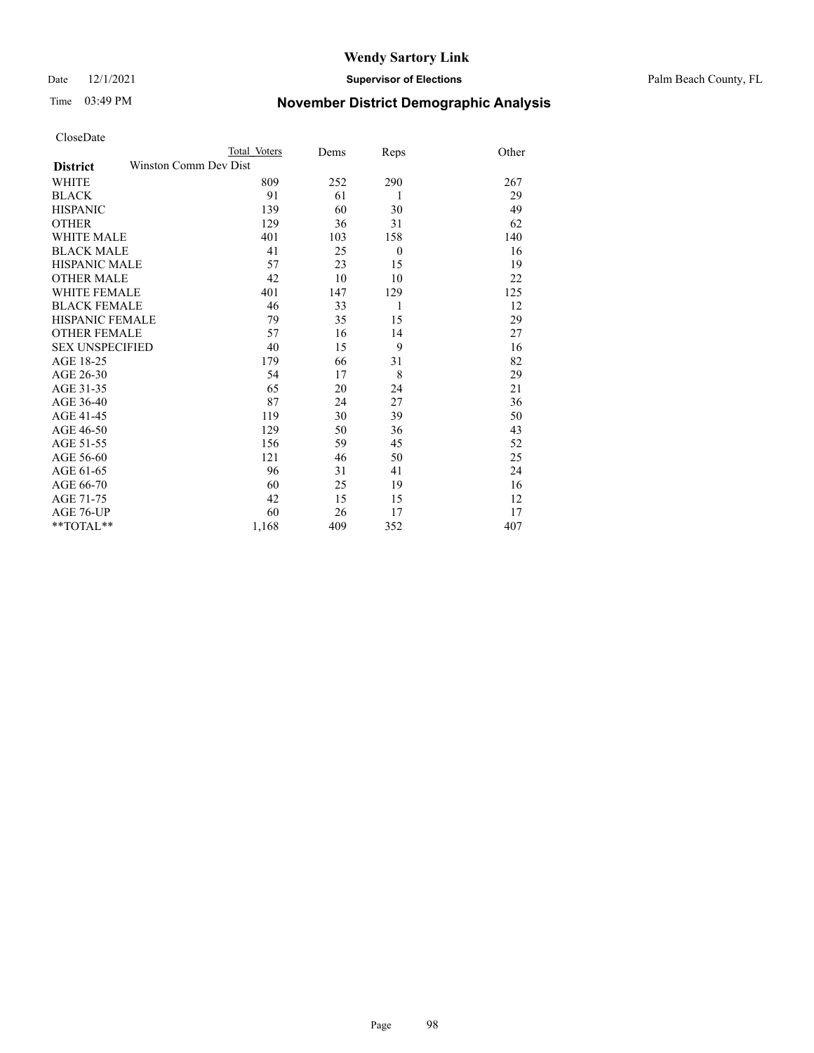# Wendy Sartory Link

Date 12/1/2021 **Supervisor of Elections** Palm Beach County, FL

Time 03:49 PM **November District Demographic Analysis**

CloseDate

| | Total Voters | Dems | Reps | Other |
|---|---|---|---|---|
| **District** Winston Comm Dev Dist | | | | |
| WHITE | 809 | 252 | 290 | 267 |
| BLACK | 91 | 61 | 1 | 29 |
| HISPANIC | 139 | 60 | 30 | 49 |
| OTHER | 129 | 36 | 31 | 62 |
| WHITE MALE | 401 | 103 | 158 | 140 |
| BLACK MALE | 41 | 25 | 0 | 16 |
| HISPANIC MALE | 57 | 23 | 15 | 19 |
| OTHER MALE | 42 | 10 | 10 | 22 |
| WHITE FEMALE | 401 | 147 | 129 | 125 |
| BLACK FEMALE | 46 | 33 | 1 | 12 |
| HISPANIC FEMALE | 79 | 35 | 15 | 29 |
| OTHER FEMALE | 57 | 16 | 14 | 27 |
| SEX UNSPECIFIED | 40 | 15 | 9 | 16 |
| AGE 18-25 | 179 | 66 | 31 | 82 |
| AGE 26-30 | 54 | 17 | 8 | 29 |
| AGE 31-35 | 65 | 20 | 24 | 21 |
| AGE 36-40 | 87 | 24 | 27 | 36 |
| AGE 41-45 | 119 | 30 | 39 | 50 |
| AGE 46-50 | 129 | 50 | 36 | 43 |
| AGE 51-55 | 156 | 59 | 45 | 52 |
| AGE 56-60 | 121 | 46 | 50 | 25 |
| AGE 61-65 | 96 | 31 | 41 | 24 |
| AGE 66-70 | 60 | 25 | 19 | 16 |
| AGE 71-75 | 42 | 15 | 15 | 12 |
| AGE 76-UP | 60 | 26 | 17 | 17 |
| **TOTAL** | 1,168 | 409 | 352 | 407 |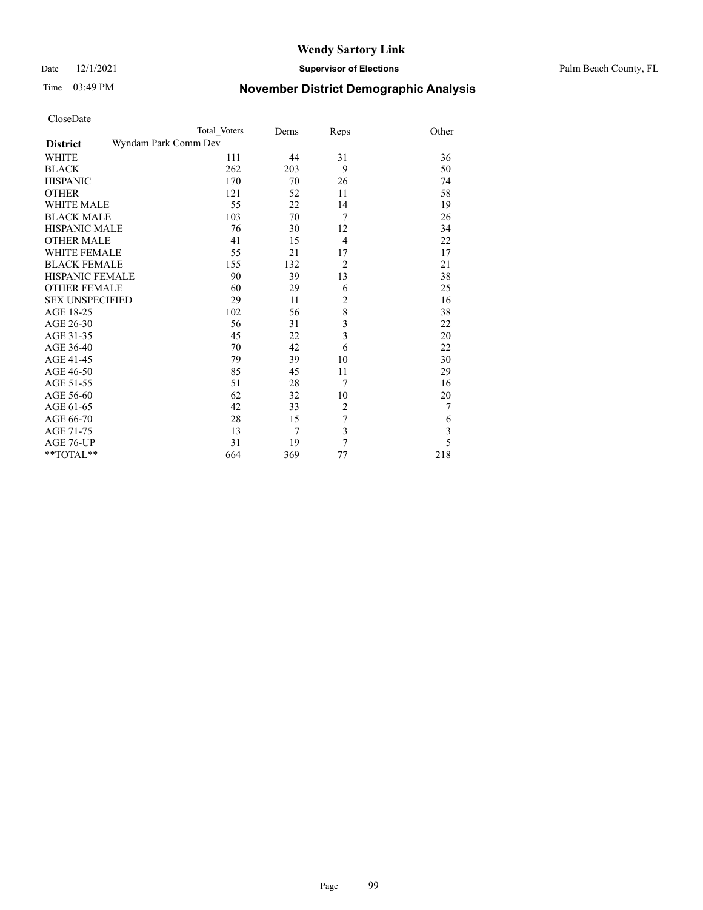CloseDate

| District | Total Voters | Dems | Reps | Other |
|---|---|---|---|---|
| Wyndam Park Comm Dev | | | | |
| WHITE | 111 | 44 | 31 | 36 |
| BLACK | 262 | 203 | 9 | 50 |
| HISPANIC | 170 | 70 | 26 | 74 |
| OTHER | 121 | 52 | 11 | 58 |
| WHITE MALE | 55 | 22 | 14 | 19 |
| BLACK MALE | 103 | 70 | 7 | 26 |
| HISPANIC MALE | 76 | 30 | 12 | 34 |
| OTHER MALE | 41 | 15 | 4 | 22 |
| WHITE FEMALE | 55 | 21 | 17 | 17 |
| BLACK FEMALE | 155 | 132 | 2 | 21 |
| HISPANIC FEMALE | 90 | 39 | 13 | 38 |
| OTHER FEMALE | 60 | 29 | 6 | 25 |
| SEX UNSPECIFIED | 29 | 11 | 2 | 16 |
| AGE 18-25 | 102 | 56 | 8 | 38 |
| AGE 26-30 | 56 | 31 | 3 | 22 |
| AGE 31-35 | 45 | 22 | 3 | 20 |
| AGE 36-40 | 70 | 42 | 6 | 22 |
| AGE 41-45 | 79 | 39 | 10 | 30 |
| AGE 46-50 | 85 | 45 | 11 | 29 |
| AGE 51-55 | 51 | 28 | 7 | 16 |
| AGE 56-60 | 62 | 32 | 10 | 20 |
| AGE 61-65 | 42 | 33 | 2 | 7 |
| AGE 66-70 | 28 | 15 | 7 | 6 |
| AGE 71-75 | 13 | 7 | 3 | 3 |
| AGE 76-UP | 31 | 19 | 7 | 5 |
| **TOTAL** | 664 | 369 | 77 | 218 |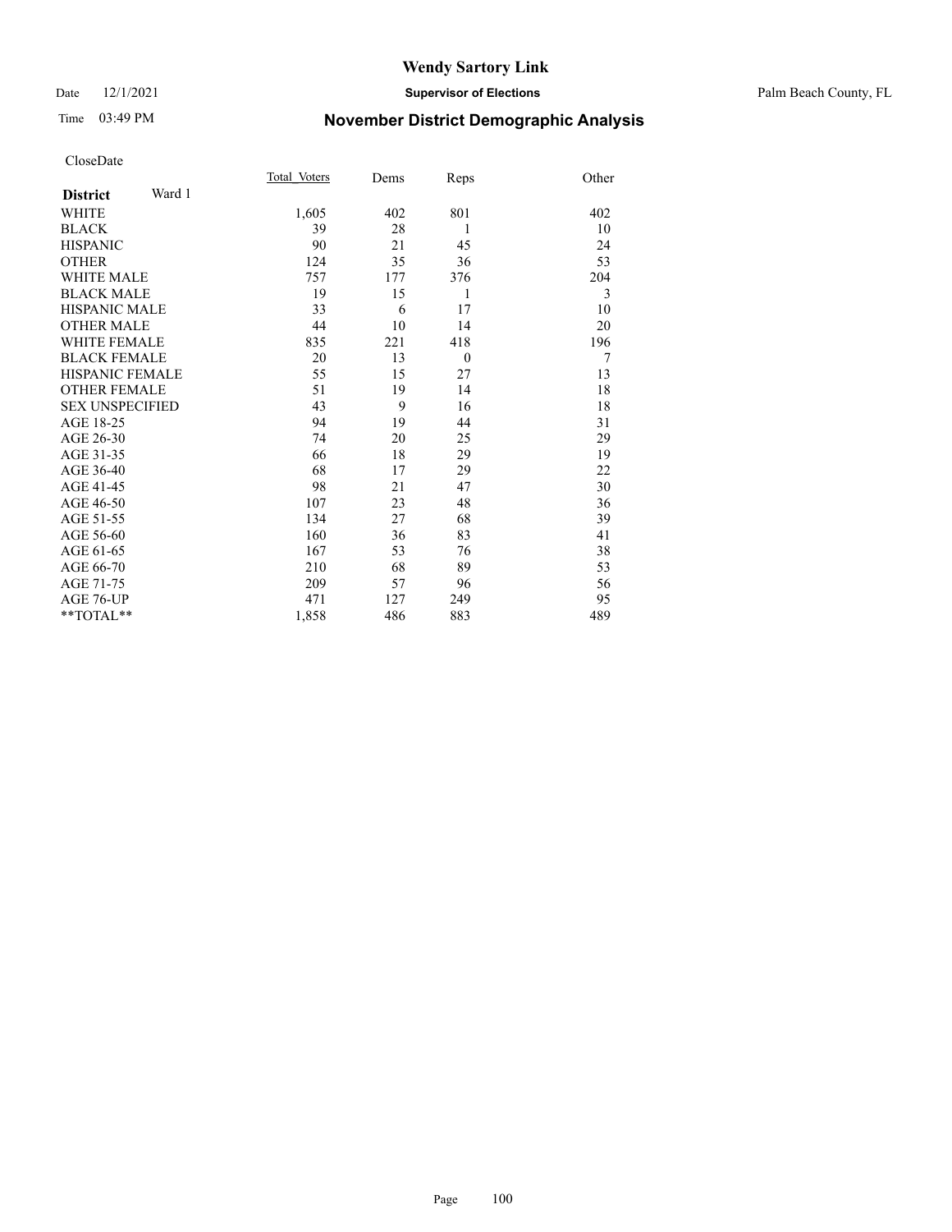# Wendy Sartory Link

Date 12/1/2021 **Supervisor of Elections** Palm Beach County, FL

Time 03:49 PM **November District Demographic Analysis**

CloseDate

| **District** Ward 1 | Total_Voters | Dems | Reps | Other |
|---|---|---|---|---|
| WHITE | 1,605 | 402 | 801 | 402 |
| BLACK | 39 | 28 | 1 | 10 |
| HISPANIC | 90 | 21 | 45 | 24 |
| OTHER | 124 | 35 | 36 | 53 |
| WHITE MALE | 757 | 177 | 376 | 204 |
| BLACK MALE | 19 | 15 | 1 | 3 |
| HISPANIC MALE | 33 | 6 | 17 | 10 |
| OTHER MALE | 44 | 10 | 14 | 20 |
| WHITE FEMALE | 835 | 221 | 418 | 196 |
| BLACK FEMALE | 20 | 13 | 0 | 7 |
| HISPANIC FEMALE | 55 | 15 | 27 | 13 |
| OTHER FEMALE | 51 | 19 | 14 | 18 |
| SEX UNSPECIFIED | 43 | 9 | 16 | 18 |
| AGE 18-25 | 94 | 19 | 44 | 31 |
| AGE 26-30 | 74 | 20 | 25 | 29 |
| AGE 31-35 | 66 | 18 | 29 | 19 |
| AGE 36-40 | 68 | 17 | 29 | 22 |
| AGE 41-45 | 98 | 21 | 47 | 30 |
| AGE 46-50 | 107 | 23 | 48 | 36 |
| AGE 51-55 | 134 | 27 | 68 | 39 |
| AGE 56-60 | 160 | 36 | 83 | 41 |
| AGE 61-65 | 167 | 53 | 76 | 38 |
| AGE 66-70 | 210 | 68 | 89 | 53 |
| AGE 71-75 | 209 | 57 | 96 | 56 |
| AGE 76-UP | 471 | 127 | 249 | 95 |
| **TOTAL** | 1,858 | 486 | 883 | 489 |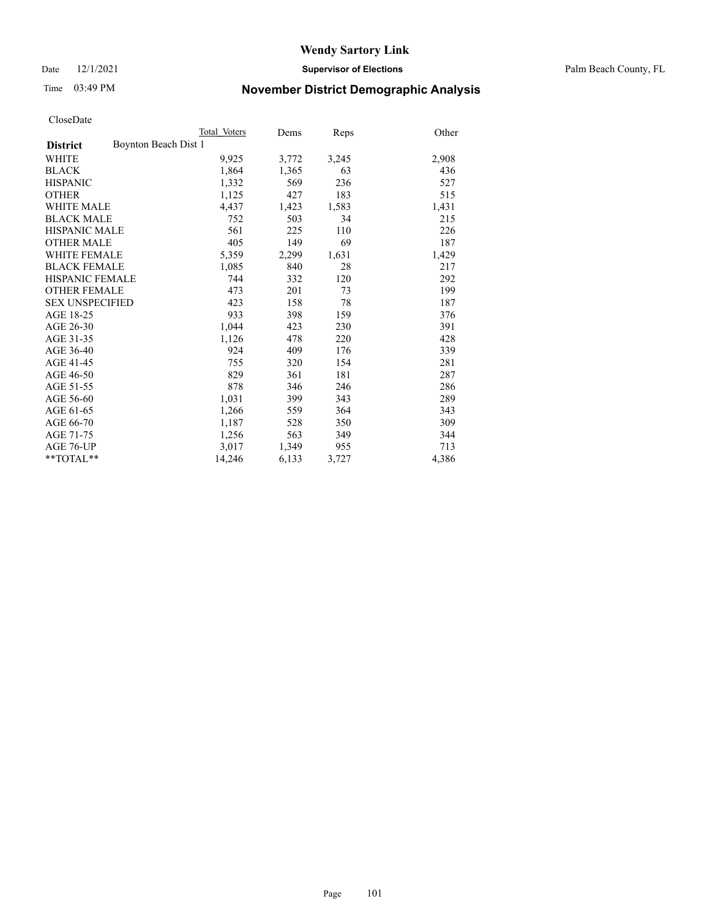CloseDate

| District | Boynton Beach Dist 1 Total Voters | Dems | Reps | Other |
|---|---|---|---|---|
| WHITE | 9,925 | 3,772 | 3,245 | 2,908 |
| BLACK | 1,864 | 1,365 | 63 | 436 |
| HISPANIC | 1,332 | 569 | 236 | 527 |
| OTHER | 1,125 | 427 | 183 | 515 |
| WHITE MALE | 4,437 | 1,423 | 1,583 | 1,431 |
| BLACK MALE | 752 | 503 | 34 | 215 |
| HISPANIC MALE | 561 | 225 | 110 | 226 |
| OTHER MALE | 405 | 149 | 69 | 187 |
| WHITE FEMALE | 5,359 | 2,299 | 1,631 | 1,429 |
| BLACK FEMALE | 1,085 | 840 | 28 | 217 |
| HISPANIC FEMALE | 744 | 332 | 120 | 292 |
| OTHER FEMALE | 473 | 201 | 73 | 199 |
| SEX UNSPECIFIED | 423 | 158 | 78 | 187 |
| AGE 18-25 | 933 | 398 | 159 | 376 |
| AGE 26-30 | 1,044 | 423 | 230 | 391 |
| AGE 31-35 | 1,126 | 478 | 220 | 428 |
| AGE 36-40 | 924 | 409 | 176 | 339 |
| AGE 41-45 | 755 | 320 | 154 | 281 |
| AGE 46-50 | 829 | 361 | 181 | 287 |
| AGE 51-55 | 878 | 346 | 246 | 286 |
| AGE 56-60 | 1,031 | 399 | 343 | 289 |
| AGE 61-65 | 1,266 | 559 | 364 | 343 |
| AGE 66-70 | 1,187 | 528 | 350 | 309 |
| AGE 71-75 | 1,256 | 563 | 349 | 344 |
| AGE 76-UP | 3,017 | 1,349 | 955 | 713 |
| **TOTAL** | 14,246 | 6,133 | 3,727 | 4,386 |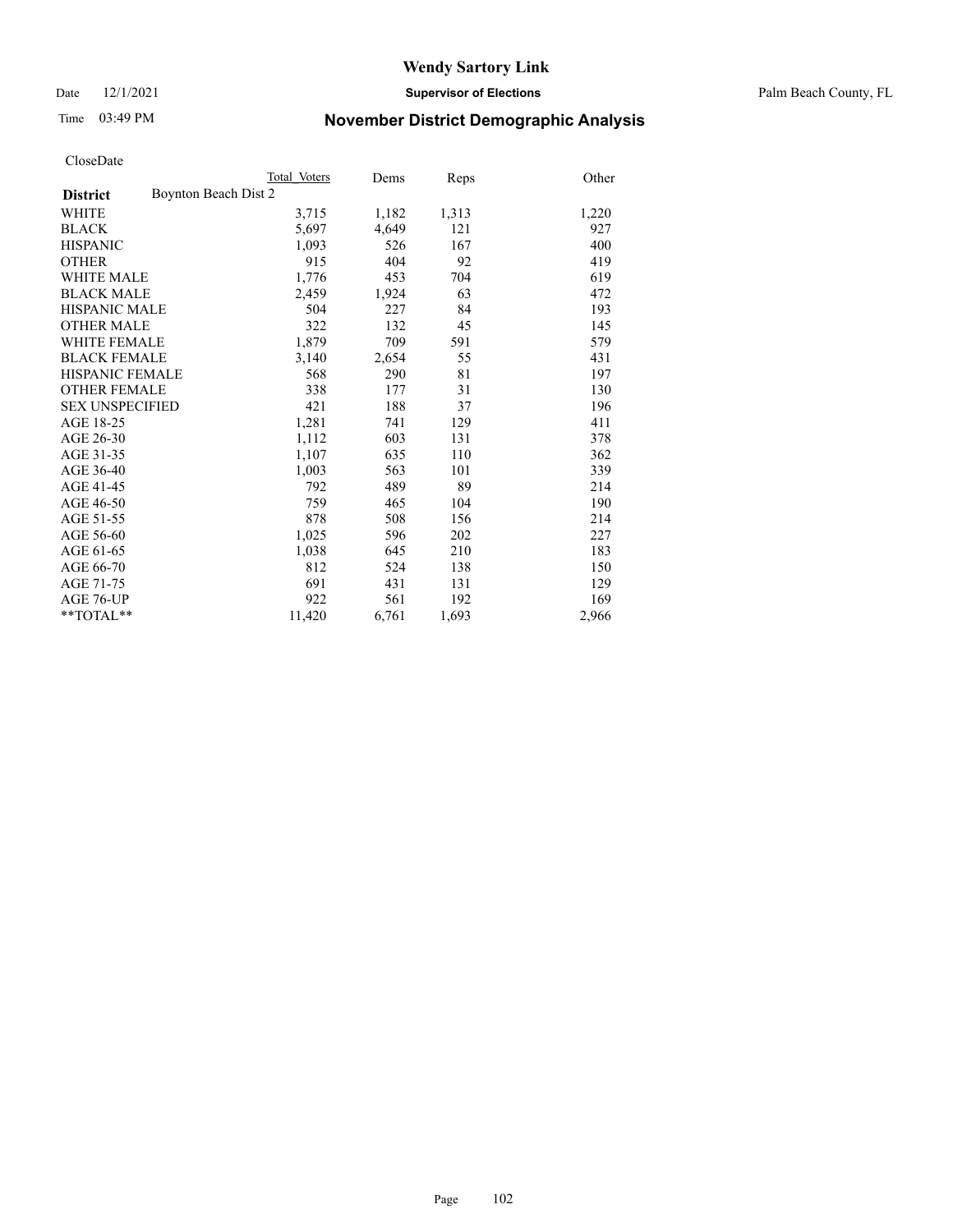CloseDate

| District | Boynton Beach Dist 2 | Total Voters | Dems | Reps | Other |
|---|---|---|---|---|---|
| WHITE | | 3,715 | 1,182 | 1,313 | 1,220 |
| BLACK | | 5,697 | 4,649 | 121 | 927 |
| HISPANIC | | 1,093 | 526 | 167 | 400 |
| OTHER | | 915 | 404 | 92 | 419 |
| WHITE MALE | | 1,776 | 453 | 704 | 619 |
| BLACK MALE | | 2,459 | 1,924 | 63 | 472 |
| HISPANIC MALE | | 504 | 227 | 84 | 193 |
| OTHER MALE | | 322 | 132 | 45 | 145 |
| WHITE FEMALE | | 1,879 | 709 | 591 | 579 |
| BLACK FEMALE | | 3,140 | 2,654 | 55 | 431 |
| HISPANIC FEMALE | | 568 | 290 | 81 | 197 |
| OTHER FEMALE | | 338 | 177 | 31 | 130 |
| SEX UNSPECIFIED | | 421 | 188 | 37 | 196 |
| AGE 18-25 | | 1,281 | 741 | 129 | 411 |
| AGE 26-30 | | 1,112 | 603 | 131 | 378 |
| AGE 31-35 | | 1,107 | 635 | 110 | 362 |
| AGE 36-40 | | 1,003 | 563 | 101 | 339 |
| AGE 41-45 | | 792 | 489 | 89 | 214 |
| AGE 46-50 | | 759 | 465 | 104 | 190 |
| AGE 51-55 | | 878 | 508 | 156 | 214 |
| AGE 56-60 | | 1,025 | 596 | 202 | 227 |
| AGE 61-65 | | 1,038 | 645 | 210 | 183 |
| AGE 66-70 | | 812 | 524 | 138 | 150 |
| AGE 71-75 | | 691 | 431 | 131 | 129 |
| AGE 76-UP | | 922 | 561 | 192 | 169 |
| **TOTAL** | | 11,420 | 6,761 | 1,693 | 2,966 |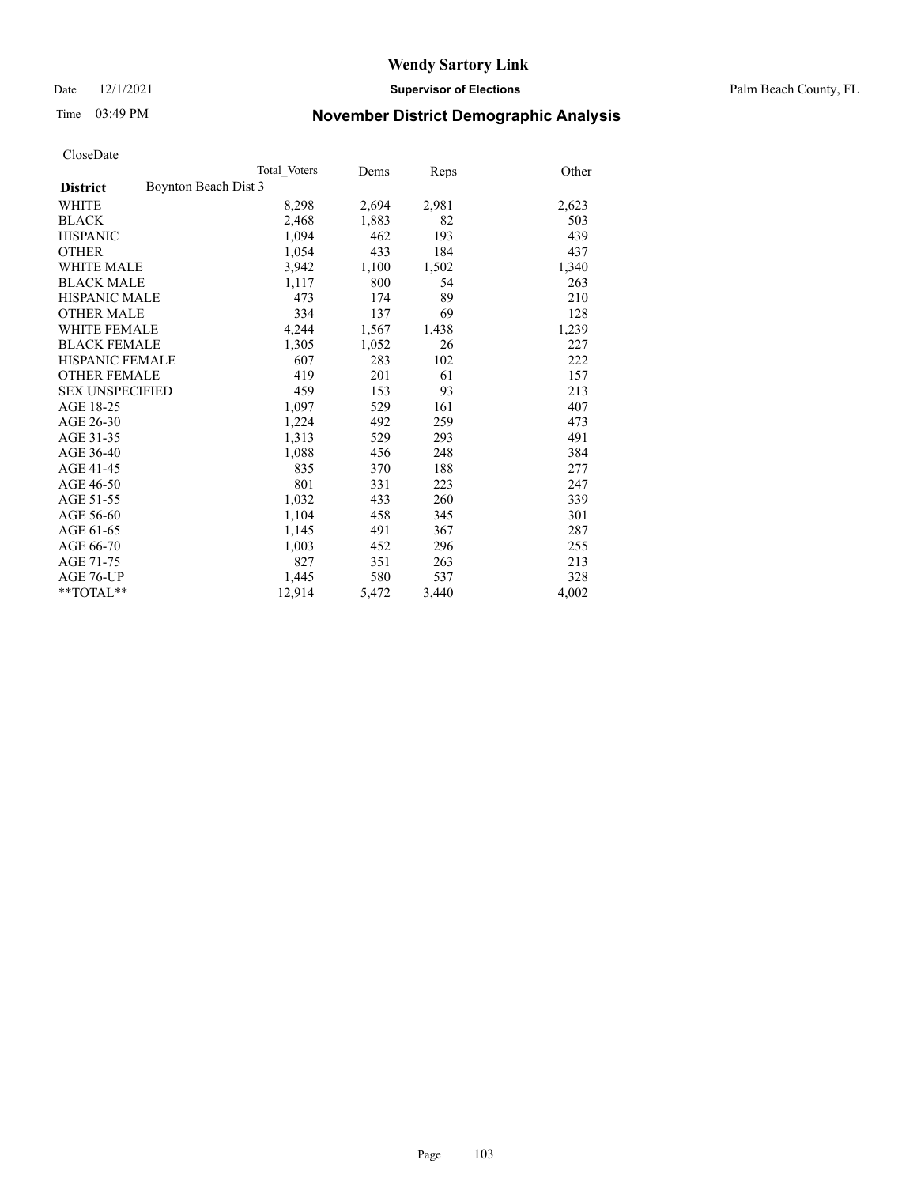# Wendy Sartory Link

Date 12/1/2021 **Supervisor of Elections** Palm Beach County, FL

Time 03:49 PM **November District Demographic Analysis**

CloseDate

| **District** | Boynton Beach Dist 3 | Total Voters | Dems | Reps | Other |
|---|---|---|---|---|---|
| WHITE | | 8,298 | 2,694 | 2,981 | 2,623 |
| BLACK | | 2,468 | 1,883 | 82 | 503 |
| HISPANIC | | 1,094 | 462 | 193 | 439 |
| OTHER | | 1,054 | 433 | 184 | 437 |
| WHITE MALE | | 3,942 | 1,100 | 1,502 | 1,340 |
| BLACK MALE | | 1,117 | 800 | 54 | 263 |
| HISPANIC MALE | | 473 | 174 | 89 | 210 |
| OTHER MALE | | 334 | 137 | 69 | 128 |
| WHITE FEMALE | | 4,244 | 1,567 | 1,438 | 1,239 |
| BLACK FEMALE | | 1,305 | 1,052 | 26 | 227 |
| HISPANIC FEMALE | | 607 | 283 | 102 | 222 |
| OTHER FEMALE | | 419 | 201 | 61 | 157 |
| SEX UNSPECIFIED | | 459 | 153 | 93 | 213 |
| AGE 18-25 | | 1,097 | 529 | 161 | 407 |
| AGE 26-30 | | 1,224 | 492 | 259 | 473 |
| AGE 31-35 | | 1,313 | 529 | 293 | 491 |
| AGE 36-40 | | 1,088 | 456 | 248 | 384 |
| AGE 41-45 | | 835 | 370 | 188 | 277 |
| AGE 46-50 | | 801 | 331 | 223 | 247 |
| AGE 51-55 | | 1,032 | 433 | 260 | 339 |
| AGE 56-60 | | 1,104 | 458 | 345 | 301 |
| AGE 61-65 | | 1,145 | 491 | 367 | 287 |
| AGE 66-70 | | 1,003 | 452 | 296 | 255 |
| AGE 71-75 | | 827 | 351 | 263 | 213 |
| AGE 76-UP | | 1,445 | 580 | 537 | 328 |
| **TOTAL** | | 12,914 | 5,472 | 3,440 | 4,002 |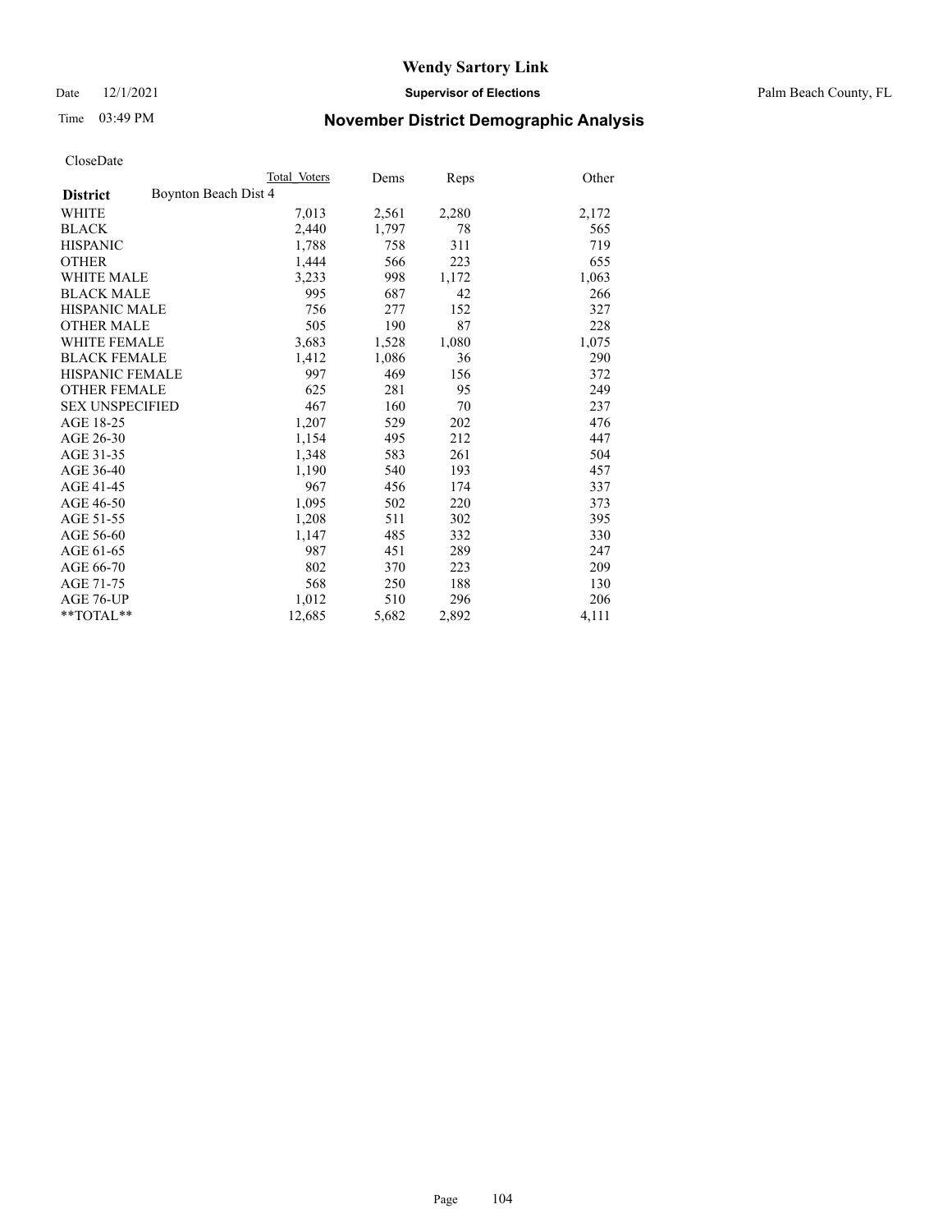# Wendy Sartory Link

Date 12/1/2021 **Supervisor of Elections** Palm Beach County, FL

Time 03:49 PM **November District Demographic Analysis**

CloseDate

| **District** | Total Voters | Dems | Reps | Other |
|---|---|---|---|---|
| Boynton Beach Dist 4 | | | | |
| WHITE | 7,013 | 2,561 | 2,280 | 2,172 |
| BLACK | 2,440 | 1,797 | 78 | 565 |
| HISPANIC | 1,788 | 758 | 311 | 719 |
| OTHER | 1,444 | 566 | 223 | 655 |
| WHITE MALE | 3,233 | 998 | 1,172 | 1,063 |
| BLACK MALE | 995 | 687 | 42 | 266 |
| HISPANIC MALE | 756 | 277 | 152 | 327 |
| OTHER MALE | 505 | 190 | 87 | 228 |
| WHITE FEMALE | 3,683 | 1,528 | 1,080 | 1,075 |
| BLACK FEMALE | 1,412 | 1,086 | 36 | 290 |
| HISPANIC FEMALE | 997 | 469 | 156 | 372 |
| OTHER FEMALE | 625 | 281 | 95 | 249 |
| SEX UNSPECIFIED | 467 | 160 | 70 | 237 |
| AGE 18-25 | 1,207 | 529 | 202 | 476 |
| AGE 26-30 | 1,154 | 495 | 212 | 447 |
| AGE 31-35 | 1,348 | 583 | 261 | 504 |
| AGE 36-40 | 1,190 | 540 | 193 | 457 |
| AGE 41-45 | 967 | 456 | 174 | 337 |
| AGE 46-50 | 1,095 | 502 | 220 | 373 |
| AGE 51-55 | 1,208 | 511 | 302 | 395 |
| AGE 56-60 | 1,147 | 485 | 332 | 330 |
| AGE 61-65 | 987 | 451 | 289 | 247 |
| AGE 66-70 | 802 | 370 | 223 | 209 |
| AGE 71-75 | 568 | 250 | 188 | 130 |
| AGE 76-UP | 1,012 | 510 | 296 | 206 |
| **TOTAL** | 12,685 | 5,682 | 2,892 | 4,111 |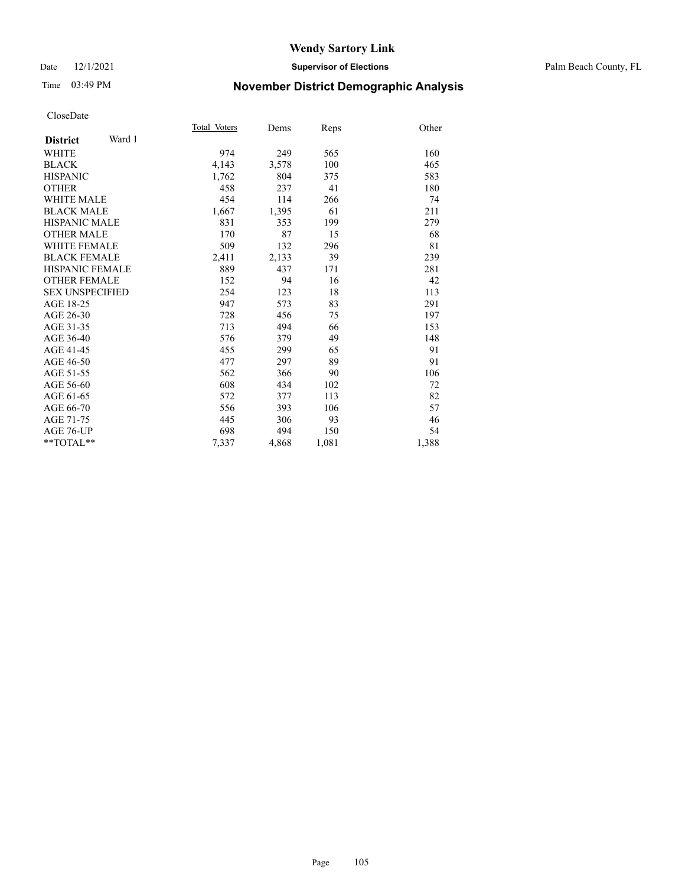# Wendy Sartory Link

Date 12/1/2021 **Supervisor of Elections** Palm Beach County, FL

Time 03:49 PM **November District Demographic Analysis**

CloseDate

| **District** Ward 1 | Total Voters | Dems | Reps | Other |
|---|---|---|---|---|
| WHITE | 974 | 249 | 565 | 160 |
| BLACK | 4,143 | 3,578 | 100 | 465 |
| HISPANIC | 1,762 | 804 | 375 | 583 |
| OTHER | 458 | 237 | 41 | 180 |
| WHITE MALE | 454 | 114 | 266 | 74 |
| BLACK MALE | 1,667 | 1,395 | 61 | 211 |
| HISPANIC MALE | 831 | 353 | 199 | 279 |
| OTHER MALE | 170 | 87 | 15 | 68 |
| WHITE FEMALE | 509 | 132 | 296 | 81 |
| BLACK FEMALE | 2,411 | 2,133 | 39 | 239 |
| HISPANIC FEMALE | 889 | 437 | 171 | 281 |
| OTHER FEMALE | 152 | 94 | 16 | 42 |
| SEX UNSPECIFIED | 254 | 123 | 18 | 113 |
| AGE 18-25 | 947 | 573 | 83 | 291 |
| AGE 26-30 | 728 | 456 | 75 | 197 |
| AGE 31-35 | 713 | 494 | 66 | 153 |
| AGE 36-40 | 576 | 379 | 49 | 148 |
| AGE 41-45 | 455 | 299 | 65 | 91 |
| AGE 46-50 | 477 | 297 | 89 | 91 |
| AGE 51-55 | 562 | 366 | 90 | 106 |
| AGE 56-60 | 608 | 434 | 102 | 72 |
| AGE 61-65 | 572 | 377 | 113 | 82 |
| AGE 66-70 | 556 | 393 | 106 | 57 |
| AGE 71-75 | 445 | 306 | 93 | 46 |
| AGE 76-UP | 698 | 494 | 150 | 54 |
| **TOTAL** | 7,337 | 4,868 | 1,081 | 1,388 |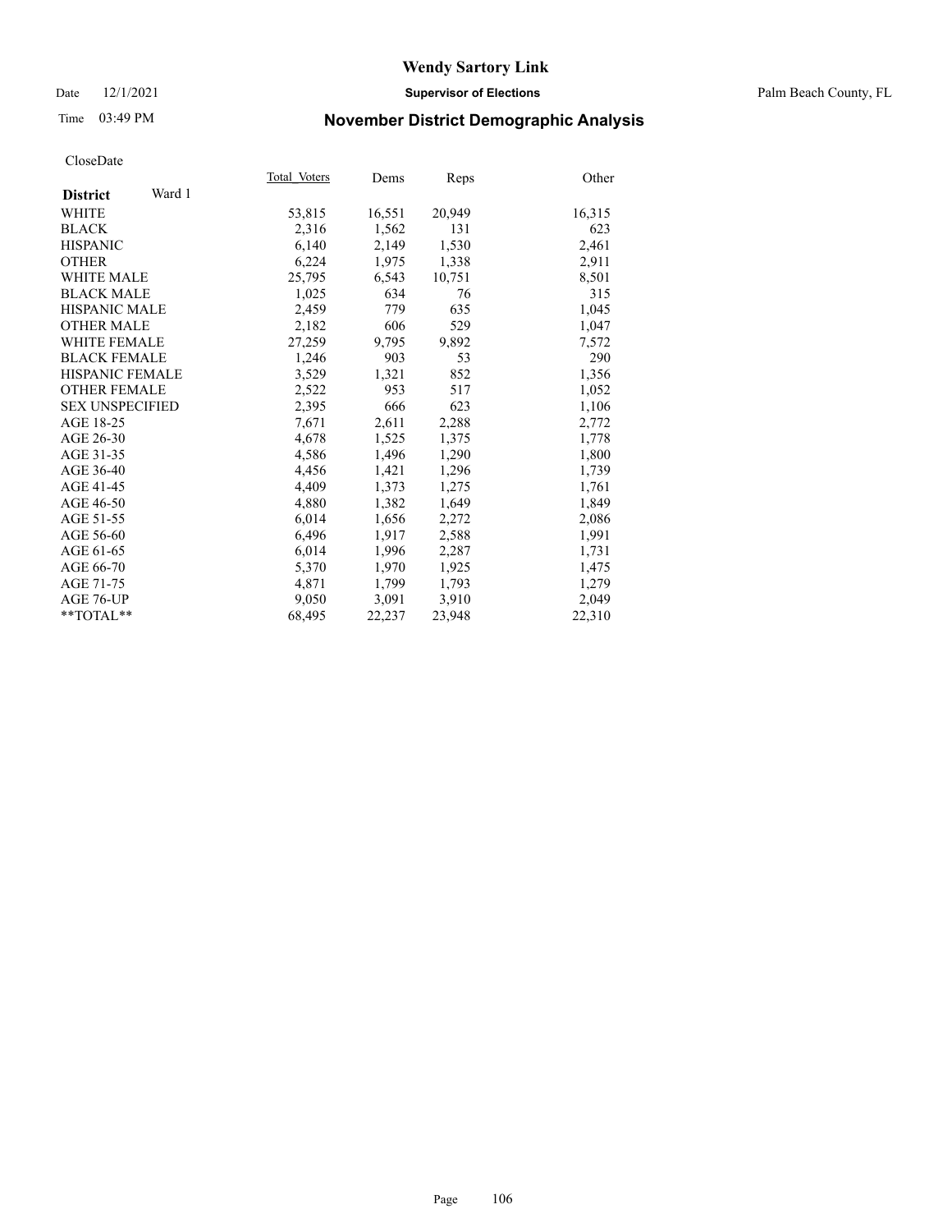# Wendy Sartory Link

Date 12/1/2021 **Supervisor of Elections** Palm Beach County, FL

Time 03:49 PM **November District Demographic Analysis**

CloseDate

| **District** Ward 1 | Total_Voters | Dems | Reps | Other |
|---|---|---|---|---|
| WHITE | 53,815 | 16,551 | 20,949 | 16,315 |
| BLACK | 2,316 | 1,562 | 131 | 623 |
| HISPANIC | 6,140 | 2,149 | 1,530 | 2,461 |
| OTHER | 6,224 | 1,975 | 1,338 | 2,911 |
| WHITE MALE | 25,795 | 6,543 | 10,751 | 8,501 |
| BLACK MALE | 1,025 | 634 | 76 | 315 |
| HISPANIC MALE | 2,459 | 779 | 635 | 1,045 |
| OTHER MALE | 2,182 | 606 | 529 | 1,047 |
| WHITE FEMALE | 27,259 | 9,795 | 9,892 | 7,572 |
| BLACK FEMALE | 1,246 | 903 | 53 | 290 |
| HISPANIC FEMALE | 3,529 | 1,321 | 852 | 1,356 |
| OTHER FEMALE | 2,522 | 953 | 517 | 1,052 |
| SEX UNSPECIFIED | 2,395 | 666 | 623 | 1,106 |
| AGE 18-25 | 7,671 | 2,611 | 2,288 | 2,772 |
| AGE 26-30 | 4,678 | 1,525 | 1,375 | 1,778 |
| AGE 31-35 | 4,586 | 1,496 | 1,290 | 1,800 |
| AGE 36-40 | 4,456 | 1,421 | 1,296 | 1,739 |
| AGE 41-45 | 4,409 | 1,373 | 1,275 | 1,761 |
| AGE 46-50 | 4,880 | 1,382 | 1,649 | 1,849 |
| AGE 51-55 | 6,014 | 1,656 | 2,272 | 2,086 |
| AGE 56-60 | 6,496 | 1,917 | 2,588 | 1,991 |
| AGE 61-65 | 6,014 | 1,996 | 2,287 | 1,731 |
| AGE 66-70 | 5,370 | 1,970 | 1,925 | 1,475 |
| AGE 71-75 | 4,871 | 1,799 | 1,793 | 1,279 |
| AGE 76-UP | 9,050 | 3,091 | 3,910 | 2,049 |
| **TOTAL** | 68,495 | 22,237 | 23,948 | 22,310 |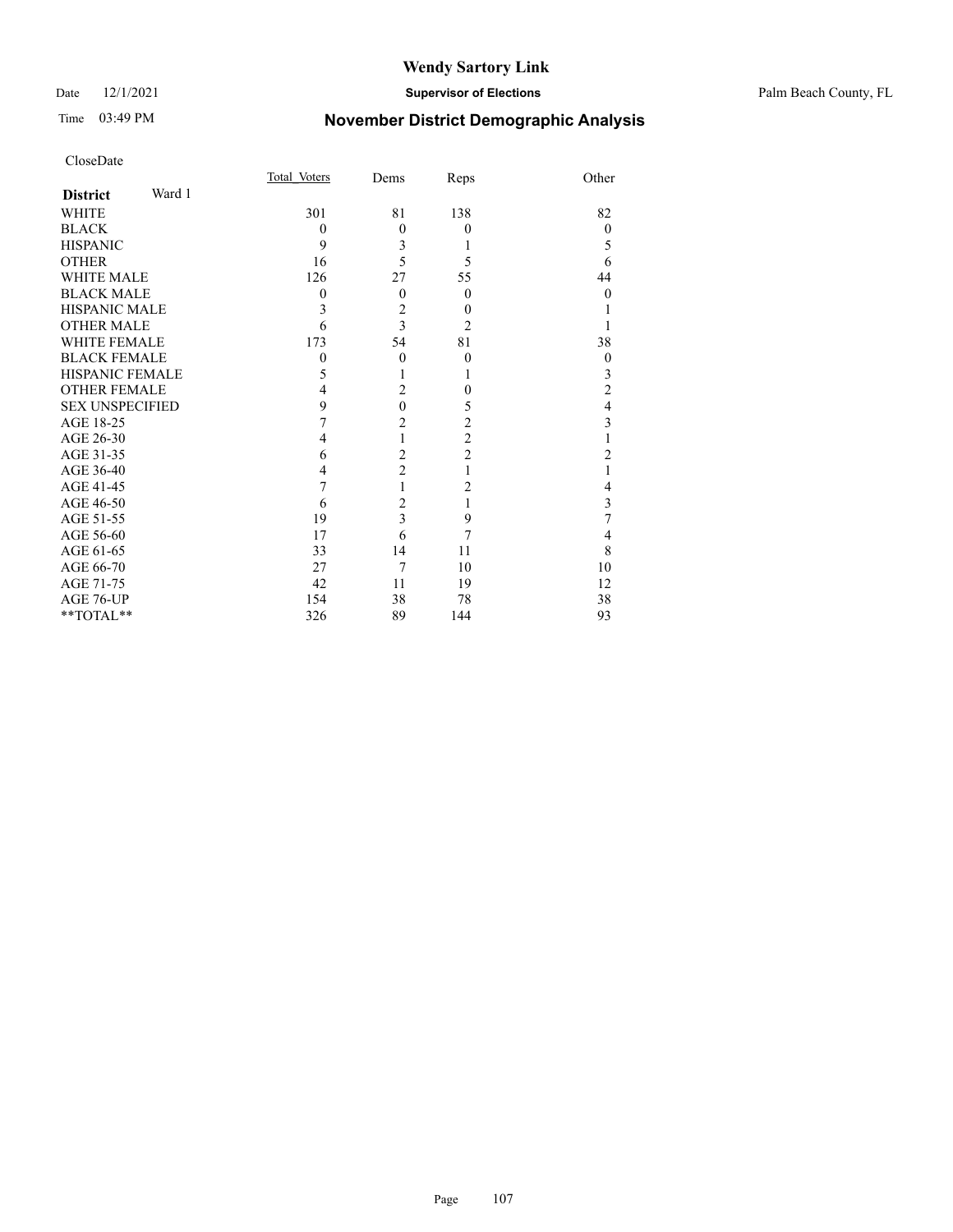# Wendy Sartory Link

Date 12/1/2021 **Supervisor of Elections** Palm Beach County, FL

Time 03:49 PM **November District Demographic Analysis**

CloseDate

| **District** Ward 1 | Total_Voters | Dems | Reps | Other |
|---|---|---|---|---|
| WHITE | 301 | 81 | 138 | 82 |
| BLACK | 0 | 0 | 0 | 0 |
| HISPANIC | 9 | 3 | 1 | 5 |
| OTHER | 16 | 5 | 5 | 6 |
| WHITE MALE | 126 | 27 | 55 | 44 |
| BLACK MALE | 0 | 0 | 0 | 0 |
| HISPANIC MALE | 3 | 2 | 0 | 1 |
| OTHER MALE | 6 | 3 | 2 | 1 |
| WHITE FEMALE | 173 | 54 | 81 | 38 |
| BLACK FEMALE | 0 | 0 | 0 | 0 |
| HISPANIC FEMALE | 5 | 1 | 1 | 3 |
| OTHER FEMALE | 4 | 2 | 0 | 2 |
| SEX UNSPECIFIED | 9 | 0 | 5 | 4 |
| AGE 18-25 | 7 | 2 | 2 | 3 |
| AGE 26-30 | 4 | 1 | 2 | 1 |
| AGE 31-35 | 6 | 2 | 2 | 2 |
| AGE 36-40 | 4 | 2 | 1 | 1 |
| AGE 41-45 | 7 | 1 | 2 | 4 |
| AGE 46-50 | 6 | 2 | 1 | 3 |
| AGE 51-55 | 19 | 3 | 9 | 7 |
| AGE 56-60 | 17 | 6 | 7 | 4 |
| AGE 61-65 | 33 | 14 | 11 | 8 |
| AGE 66-70 | 27 | 7 | 10 | 10 |
| AGE 71-75 | 42 | 11 | 19 | 12 |
| AGE 76-UP | 154 | 38 | 78 | 38 |
| **TOTAL** | 326 | 89 | 144 | 93 |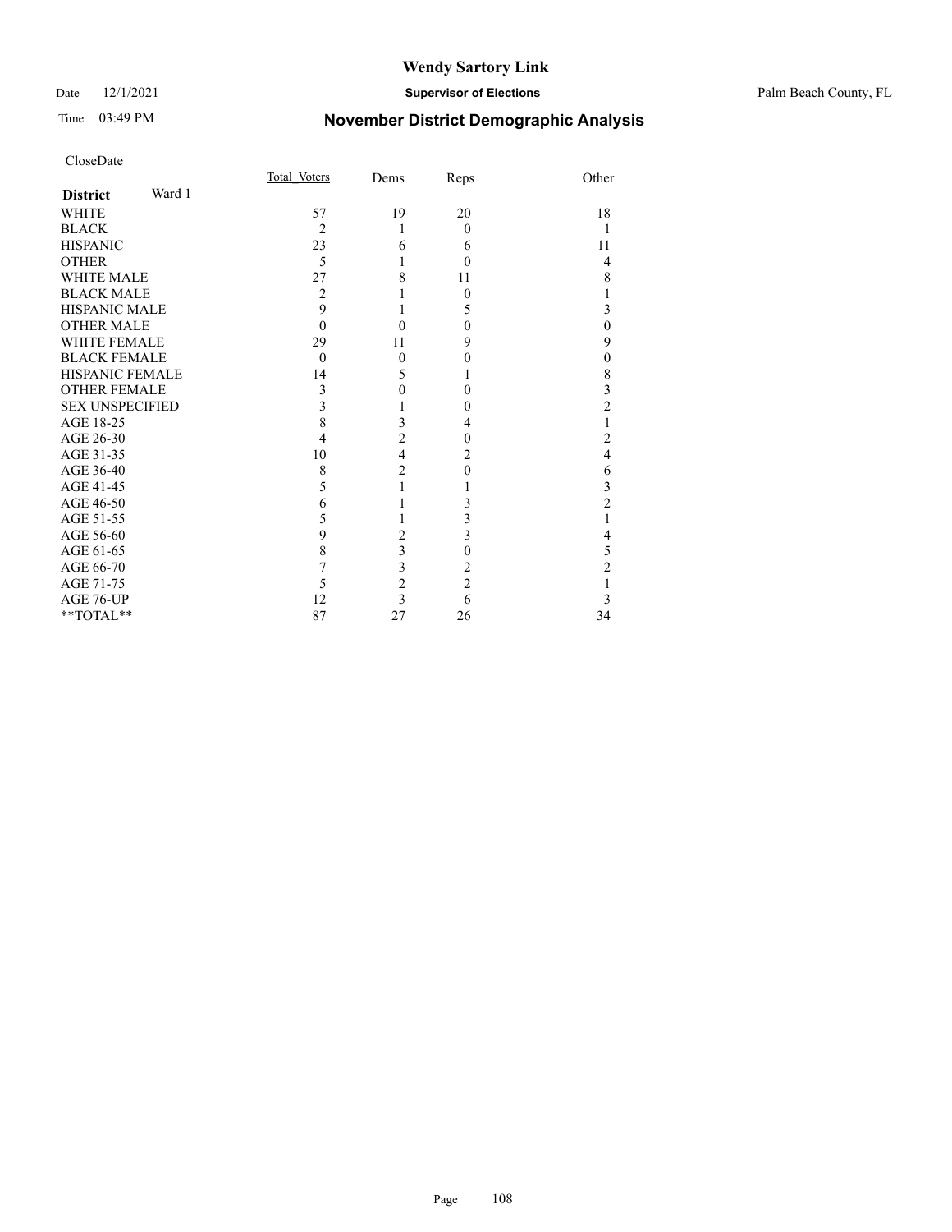# Wendy Sartory Link

Date 12/1/2021 **Supervisor of Elections** Palm Beach County, FL

Time 03:49 PM

## November District Demographic Analysis

CloseDate

| **District** Ward 1 | Total Voters | Dems | Reps | Other |
|---|---|---|---|---|
| WHITE | 57 | 19 | 20 | 18 |
| BLACK | 2 | 1 | 0 | 1 |
| HISPANIC | 23 | 6 | 6 | 11 |
| OTHER | 5 | 1 | 0 | 4 |
| WHITE MALE | 27 | 8 | 11 | 8 |
| BLACK MALE | 2 | 1 | 0 | 1 |
| HISPANIC MALE | 9 | 1 | 5 | 3 |
| OTHER MALE | 0 | 0 | 0 | 0 |
| WHITE FEMALE | 29 | 11 | 9 | 9 |
| BLACK FEMALE | 0 | 0 | 0 | 0 |
| HISPANIC FEMALE | 14 | 5 | 1 | 8 |
| OTHER FEMALE | 3 | 0 | 0 | 3 |
| SEX UNSPECIFIED | 3 | 1 | 0 | 2 |
| AGE 18-25 | 8 | 3 | 4 | 1 |
| AGE 26-30 | 4 | 2 | 0 | 2 |
| AGE 31-35 | 10 | 4 | 2 | 4 |
| AGE 36-40 | 8 | 2 | 0 | 6 |
| AGE 41-45 | 5 | 1 | 1 | 3 |
| AGE 46-50 | 6 | 1 | 3 | 2 |
| AGE 51-55 | 5 | 1 | 3 | 1 |
| AGE 56-60 | 9 | 2 | 3 | 4 |
| AGE 61-65 | 8 | 3 | 0 | 5 |
| AGE 66-70 | 7 | 3 | 2 | 2 |
| AGE 71-75 | 5 | 2 | 2 | 1 |
| AGE 76-UP | 12 | 3 | 6 | 3 |
| **TOTAL** | 87 | 27 | 26 | 34 |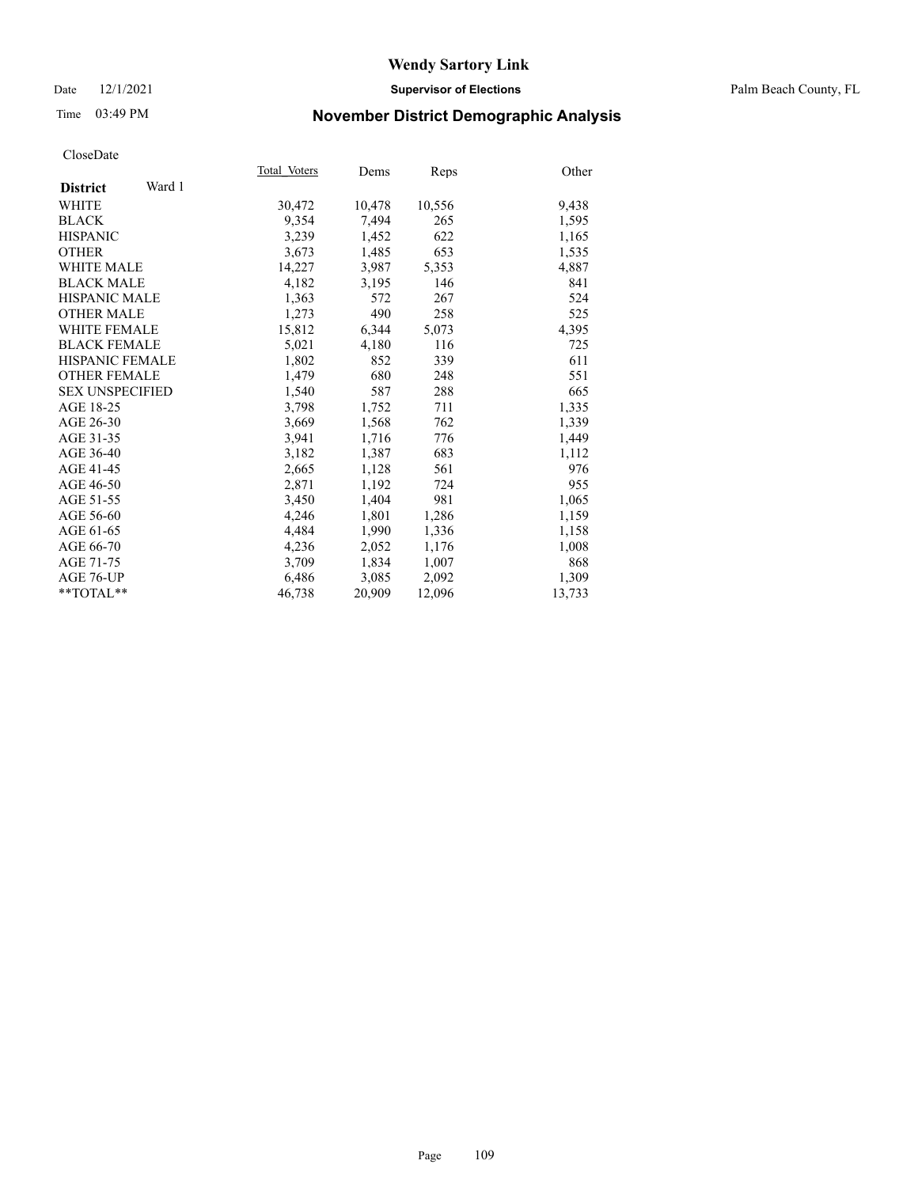# Wendy Sartory Link

Date 12/1/2021 **Supervisor of Elections** Palm Beach County, FL

Time 03:49 PM **November District Demographic Analysis**

CloseDate

| **District** Ward 1 | Total Voters | Dems | Reps | Other |
|---|---|---|---|---|
| WHITE | 30,472 | 10,478 | 10,556 | 9,438 |
| BLACK | 9,354 | 7,494 | 265 | 1,595 |
| HISPANIC | 3,239 | 1,452 | 622 | 1,165 |
| OTHER | 3,673 | 1,485 | 653 | 1,535 |
| WHITE MALE | 14,227 | 3,987 | 5,353 | 4,887 |
| BLACK MALE | 4,182 | 3,195 | 146 | 841 |
| HISPANIC MALE | 1,363 | 572 | 267 | 524 |
| OTHER MALE | 1,273 | 490 | 258 | 525 |
| WHITE FEMALE | 15,812 | 6,344 | 5,073 | 4,395 |
| BLACK FEMALE | 5,021 | 4,180 | 116 | 725 |
| HISPANIC FEMALE | 1,802 | 852 | 339 | 611 |
| OTHER FEMALE | 1,479 | 680 | 248 | 551 |
| SEX UNSPECIFIED | 1,540 | 587 | 288 | 665 |
| AGE 18-25 | 3,798 | 1,752 | 711 | 1,335 |
| AGE 26-30 | 3,669 | 1,568 | 762 | 1,339 |
| AGE 31-35 | 3,941 | 1,716 | 776 | 1,449 |
| AGE 36-40 | 3,182 | 1,387 | 683 | 1,112 |
| AGE 41-45 | 2,665 | 1,128 | 561 | 976 |
| AGE 46-50 | 2,871 | 1,192 | 724 | 955 |
| AGE 51-55 | 3,450 | 1,404 | 981 | 1,065 |
| AGE 56-60 | 4,246 | 1,801 | 1,286 | 1,159 |
| AGE 61-65 | 4,484 | 1,990 | 1,336 | 1,158 |
| AGE 66-70 | 4,236 | 2,052 | 1,176 | 1,008 |
| AGE 71-75 | 3,709 | 1,834 | 1,007 | 868 |
| AGE 76-UP | 6,486 | 3,085 | 2,092 | 1,309 |
| **TOTAL** | 46,738 | 20,909 | 12,096 | 13,733 |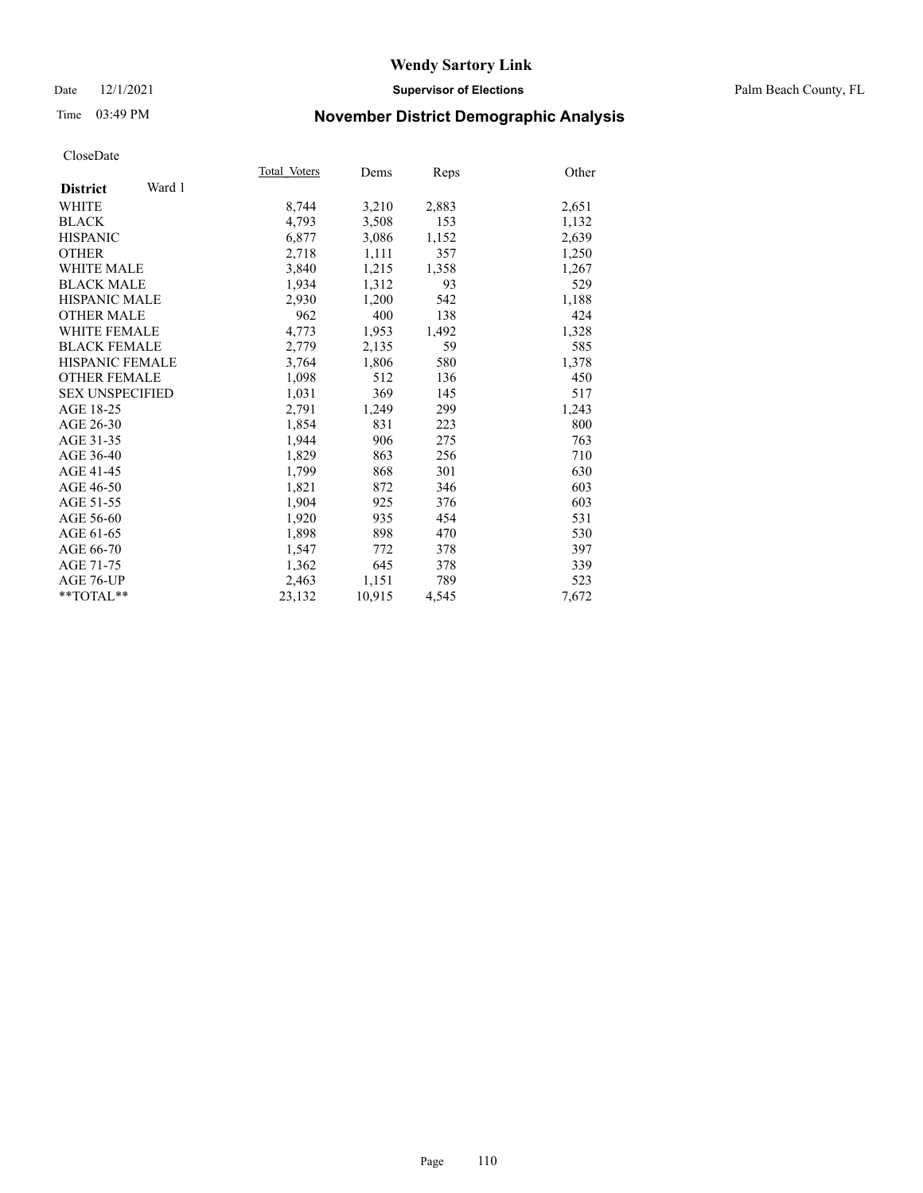# Wendy Sartory Link

Date 12/1/2021 **Supervisor of Elections** Palm Beach County, FL

Time 03:49 PM **November District Demographic Analysis**

CloseDate

| **District** Ward 1 | Total Voters | Dems | Reps | Other |
|---|---|---|---|---|
| WHITE | 8,744 | 3,210 | 2,883 | 2,651 |
| BLACK | 4,793 | 3,508 | 153 | 1,132 |
| HISPANIC | 6,877 | 3,086 | 1,152 | 2,639 |
| OTHER | 2,718 | 1,111 | 357 | 1,250 |
| WHITE MALE | 3,840 | 1,215 | 1,358 | 1,267 |
| BLACK MALE | 1,934 | 1,312 | 93 | 529 |
| HISPANIC MALE | 2,930 | 1,200 | 542 | 1,188 |
| OTHER MALE | 962 | 400 | 138 | 424 |
| WHITE FEMALE | 4,773 | 1,953 | 1,492 | 1,328 |
| BLACK FEMALE | 2,779 | 2,135 | 59 | 585 |
| HISPANIC FEMALE | 3,764 | 1,806 | 580 | 1,378 |
| OTHER FEMALE | 1,098 | 512 | 136 | 450 |
| SEX UNSPECIFIED | 1,031 | 369 | 145 | 517 |
| AGE 18-25 | 2,791 | 1,249 | 299 | 1,243 |
| AGE 26-30 | 1,854 | 831 | 223 | 800 |
| AGE 31-35 | 1,944 | 906 | 275 | 763 |
| AGE 36-40 | 1,829 | 863 | 256 | 710 |
| AGE 41-45 | 1,799 | 868 | 301 | 630 |
| AGE 46-50 | 1,821 | 872 | 346 | 603 |
| AGE 51-55 | 1,904 | 925 | 376 | 603 |
| AGE 56-60 | 1,920 | 935 | 454 | 531 |
| AGE 61-65 | 1,898 | 898 | 470 | 530 |
| AGE 66-70 | 1,547 | 772 | 378 | 397 |
| AGE 71-75 | 1,362 | 645 | 378 | 339 |
| AGE 76-UP | 2,463 | 1,151 | 789 | 523 |
| **TOTAL** | 23,132 | 10,915 | 4,545 | 7,672 |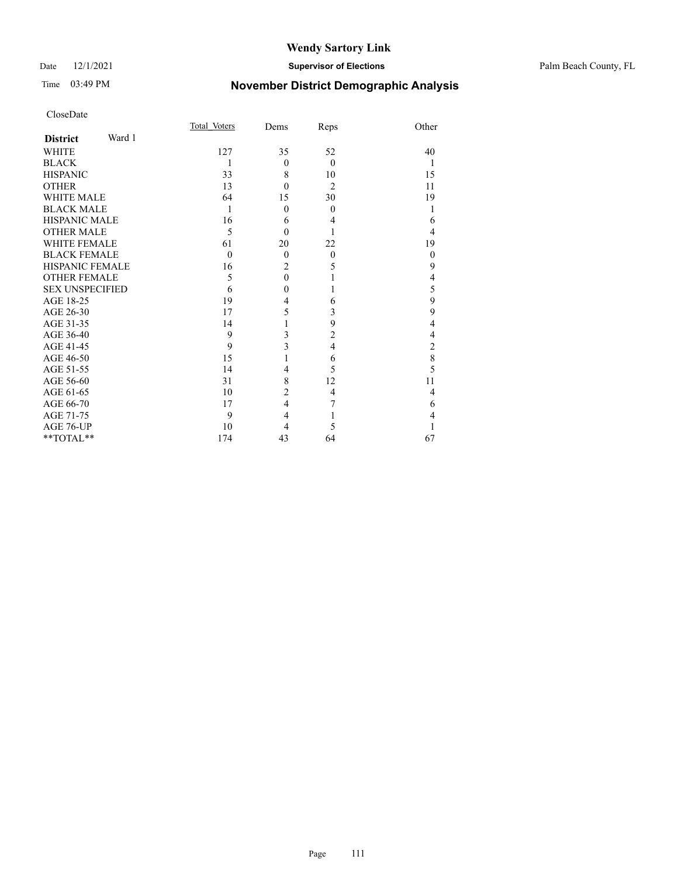# Wendy Sartory Link

Date 12/1/2021 **Supervisor of Elections** Palm Beach County, FL

Time 03:49 PM **November District Demographic Analysis**

CloseDate

| **District** Ward 1 | Total_Voters | Dems | Reps | Other |
|---|---|---|---|---|
| WHITE | 127 | 35 | 52 | 40 |
| BLACK | 1 | 0 | 0 | 1 |
| HISPANIC | 33 | 8 | 10 | 15 |
| OTHER | 13 | 0 | 2 | 11 |
| WHITE MALE | 64 | 15 | 30 | 19 |
| BLACK MALE | 1 | 0 | 0 | 1 |
| HISPANIC MALE | 16 | 6 | 4 | 6 |
| OTHER MALE | 5 | 0 | 1 | 4 |
| WHITE FEMALE | 61 | 20 | 22 | 19 |
| BLACK FEMALE | 0 | 0 | 0 | 0 |
| HISPANIC FEMALE | 16 | 2 | 5 | 9 |
| OTHER FEMALE | 5 | 0 | 1 | 4 |
| SEX UNSPECIFIED | 6 | 0 | 1 | 5 |
| AGE 18-25 | 19 | 4 | 6 | 9 |
| AGE 26-30 | 17 | 5 | 3 | 9 |
| AGE 31-35 | 14 | 1 | 9 | 4 |
| AGE 36-40 | 9 | 3 | 2 | 4 |
| AGE 41-45 | 9 | 3 | 4 | 2 |
| AGE 46-50 | 15 | 1 | 6 | 8 |
| AGE 51-55 | 14 | 4 | 5 | 5 |
| AGE 56-60 | 31 | 8 | 12 | 11 |
| AGE 61-65 | 10 | 2 | 4 | 4 |
| AGE 66-70 | 17 | 4 | 7 | 6 |
| AGE 71-75 | 9 | 4 | 1 | 4 |
| AGE 76-UP | 10 | 4 | 5 | 1 |
| **TOTAL** | 174 | 43 | 64 | 67 |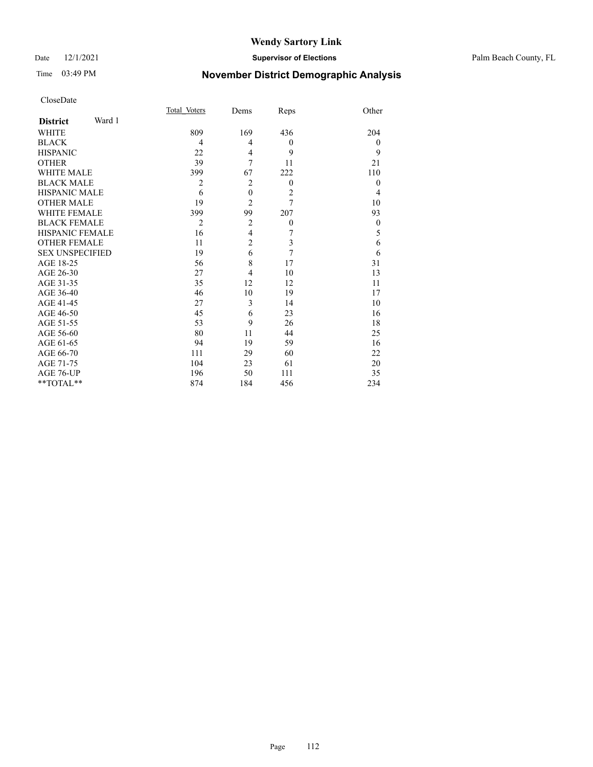# Wendy Sartory Link

Date 12/1/2021 **Supervisor of Elections** Palm Beach County, FL

Time 03:49 PM **November District Demographic Analysis**

CloseDate

| **District** Ward 1 | Total_Voters | Dems | Reps | Other |
|---|---|---|---|---|
| WHITE | 809 | 169 | 436 | 204 |
| BLACK | 4 | 4 | 0 | 0 |
| HISPANIC | 22 | 4 | 9 | 9 |
| OTHER | 39 | 7 | 11 | 21 |
| WHITE MALE | 399 | 67 | 222 | 110 |
| BLACK MALE | 2 | 2 | 0 | 0 |
| HISPANIC MALE | 6 | 0 | 2 | 4 |
| OTHER MALE | 19 | 2 | 7 | 10 |
| WHITE FEMALE | 399 | 99 | 207 | 93 |
| BLACK FEMALE | 2 | 2 | 0 | 0 |
| HISPANIC FEMALE | 16 | 4 | 7 | 5 |
| OTHER FEMALE | 11 | 2 | 3 | 6 |
| SEX UNSPECIFIED | 19 | 6 | 7 | 6 |
| AGE 18-25 | 56 | 8 | 17 | 31 |
| AGE 26-30 | 27 | 4 | 10 | 13 |
| AGE 31-35 | 35 | 12 | 12 | 11 |
| AGE 36-40 | 46 | 10 | 19 | 17 |
| AGE 41-45 | 27 | 3 | 14 | 10 |
| AGE 46-50 | 45 | 6 | 23 | 16 |
| AGE 51-55 | 53 | 9 | 26 | 18 |
| AGE 56-60 | 80 | 11 | 44 | 25 |
| AGE 61-65 | 94 | 19 | 59 | 16 |
| AGE 66-70 | 111 | 29 | 60 | 22 |
| AGE 71-75 | 104 | 23 | 61 | 20 |
| AGE 76-UP | 196 | 50 | 111 | 35 |
| **TOTAL** | 874 | 184 | 456 | 234 |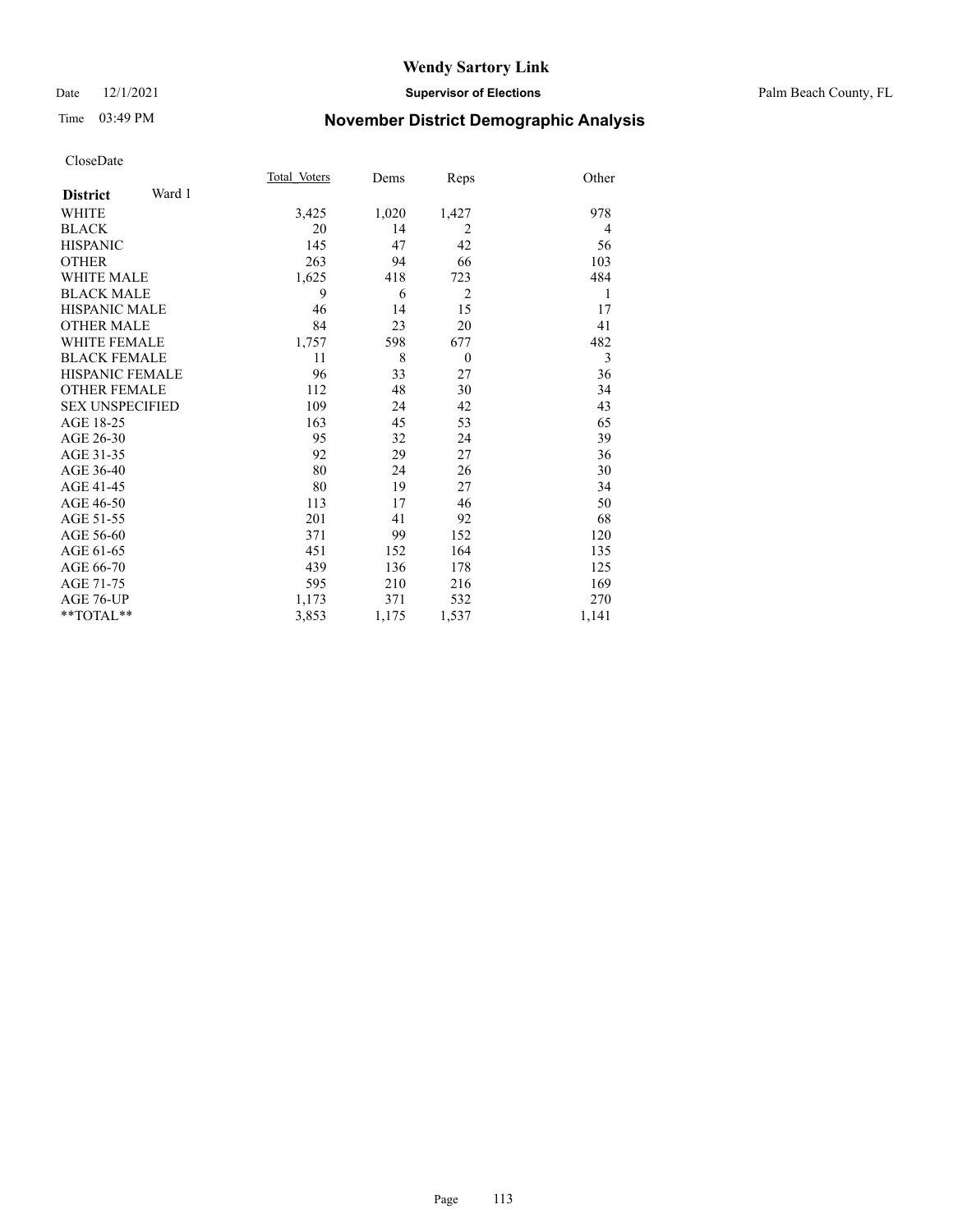# Wendy Sartory Link

Date 12/1/2021 **Supervisor of Elections** Palm Beach County, FL

Time 03:49 PM **November District Demographic Analysis**

CloseDate

| **District** Ward 1 | Total_Voters | Dems | Reps | Other |
|---|---|---|---|---|
| WHITE | 3,425 | 1,020 | 1,427 | 978 |
| BLACK | 20 | 14 | 2 | 4 |
| HISPANIC | 145 | 47 | 42 | 56 |
| OTHER | 263 | 94 | 66 | 103 |
| WHITE MALE | 1,625 | 418 | 723 | 484 |
| BLACK MALE | 9 | 6 | 2 | 1 |
| HISPANIC MALE | 46 | 14 | 15 | 17 |
| OTHER MALE | 84 | 23 | 20 | 41 |
| WHITE FEMALE | 1,757 | 598 | 677 | 482 |
| BLACK FEMALE | 11 | 8 | 0 | 3 |
| HISPANIC FEMALE | 96 | 33 | 27 | 36 |
| OTHER FEMALE | 112 | 48 | 30 | 34 |
| SEX UNSPECIFIED | 109 | 24 | 42 | 43 |
| AGE 18-25 | 163 | 45 | 53 | 65 |
| AGE 26-30 | 95 | 32 | 24 | 39 |
| AGE 31-35 | 92 | 29 | 27 | 36 |
| AGE 36-40 | 80 | 24 | 26 | 30 |
| AGE 41-45 | 80 | 19 | 27 | 34 |
| AGE 46-50 | 113 | 17 | 46 | 50 |
| AGE 51-55 | 201 | 41 | 92 | 68 |
| AGE 56-60 | 371 | 99 | 152 | 120 |
| AGE 61-65 | 451 | 152 | 164 | 135 |
| AGE 66-70 | 439 | 136 | 178 | 125 |
| AGE 71-75 | 595 | 210 | 216 | 169 |
| AGE 76-UP | 1,173 | 371 | 532 | 270 |
| **TOTAL** | 3,853 | 1,175 | 1,537 | 1,141 |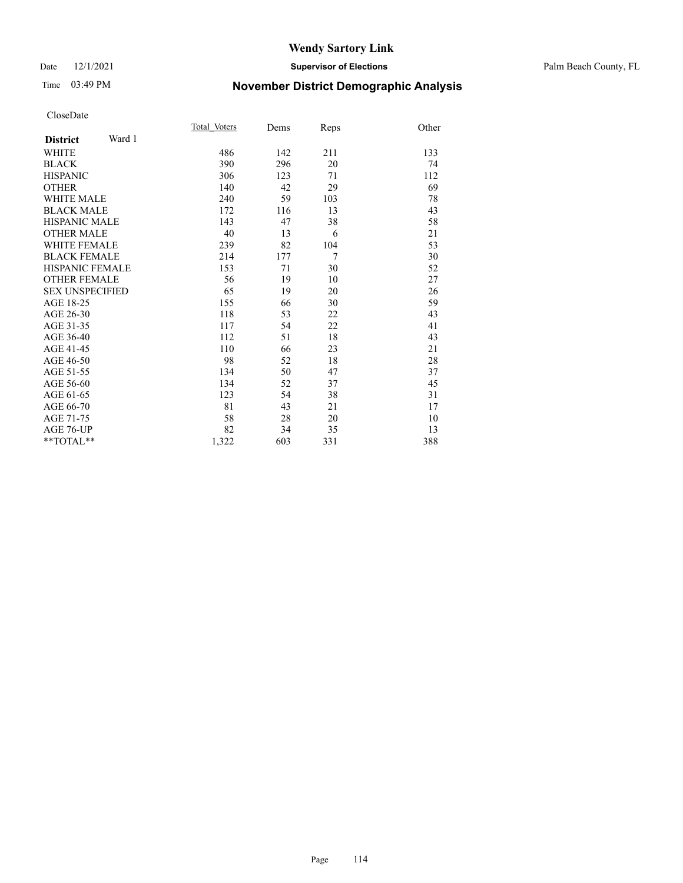# Wendy Sartory Link

Date 12/1/2021 **Supervisor of Elections** Palm Beach County, FL

Time 03:49 PM **November District Demographic Analysis**

CloseDate

| **District** Ward 1 | Total_Voters | Dems | Reps | Other |
|---|---|---|---|---|
| WHITE | 486 | 142 | 211 | 133 |
| BLACK | 390 | 296 | 20 | 74 |
| HISPANIC | 306 | 123 | 71 | 112 |
| OTHER | 140 | 42 | 29 | 69 |
| WHITE MALE | 240 | 59 | 103 | 78 |
| BLACK MALE | 172 | 116 | 13 | 43 |
| HISPANIC MALE | 143 | 47 | 38 | 58 |
| OTHER MALE | 40 | 13 | 6 | 21 |
| WHITE FEMALE | 239 | 82 | 104 | 53 |
| BLACK FEMALE | 214 | 177 | 7 | 30 |
| HISPANIC FEMALE | 153 | 71 | 30 | 52 |
| OTHER FEMALE | 56 | 19 | 10 | 27 |
| SEX UNSPECIFIED | 65 | 19 | 20 | 26 |
| AGE 18-25 | 155 | 66 | 30 | 59 |
| AGE 26-30 | 118 | 53 | 22 | 43 |
| AGE 31-35 | 117 | 54 | 22 | 41 |
| AGE 36-40 | 112 | 51 | 18 | 43 |
| AGE 41-45 | 110 | 66 | 23 | 21 |
| AGE 46-50 | 98 | 52 | 18 | 28 |
| AGE 51-55 | 134 | 50 | 47 | 37 |
| AGE 56-60 | 134 | 52 | 37 | 45 |
| AGE 61-65 | 123 | 54 | 38 | 31 |
| AGE 66-70 | 81 | 43 | 21 | 17 |
| AGE 71-75 | 58 | 28 | 20 | 10 |
| AGE 76-UP | 82 | 34 | 35 | 13 |
| **TOTAL** | 1,322 | 603 | 331 | 388 |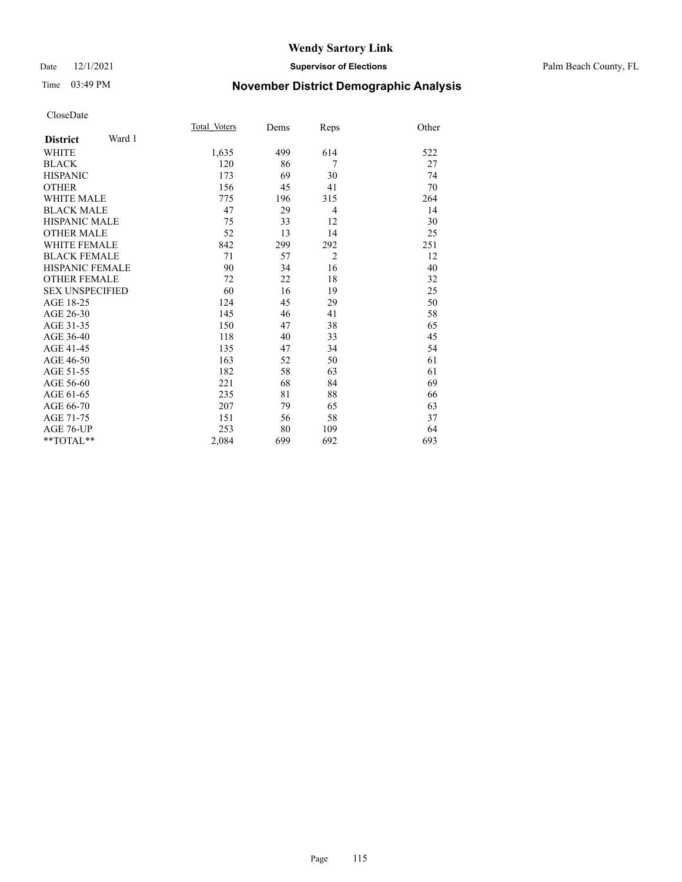# Wendy Sartory Link

Date 12/1/2021 **Supervisor of Elections** Palm Beach County, FL

Time 03:49 PM **November District Demographic Analysis**

CloseDate

| **District** Ward 1 | Total Voters | Dems | Reps | Other |
|---|---|---|---|---|
| WHITE | 1,635 | 499 | 614 | 522 |
| BLACK | 120 | 86 | 7 | 27 |
| HISPANIC | 173 | 69 | 30 | 74 |
| OTHER | 156 | 45 | 41 | 70 |
| WHITE MALE | 775 | 196 | 315 | 264 |
| BLACK MALE | 47 | 29 | 4 | 14 |
| HISPANIC MALE | 75 | 33 | 12 | 30 |
| OTHER MALE | 52 | 13 | 14 | 25 |
| WHITE FEMALE | 842 | 299 | 292 | 251 |
| BLACK FEMALE | 71 | 57 | 2 | 12 |
| HISPANIC FEMALE | 90 | 34 | 16 | 40 |
| OTHER FEMALE | 72 | 22 | 18 | 32 |
| SEX UNSPECIFIED | 60 | 16 | 19 | 25 |
| AGE 18-25 | 124 | 45 | 29 | 50 |
| AGE 26-30 | 145 | 46 | 41 | 58 |
| AGE 31-35 | 150 | 47 | 38 | 65 |
| AGE 36-40 | 118 | 40 | 33 | 45 |
| AGE 41-45 | 135 | 47 | 34 | 54 |
| AGE 46-50 | 163 | 52 | 50 | 61 |
| AGE 51-55 | 182 | 58 | 63 | 61 |
| AGE 56-60 | 221 | 68 | 84 | 69 |
| AGE 61-65 | 235 | 81 | 88 | 66 |
| AGE 66-70 | 207 | 79 | 65 | 63 |
| AGE 71-75 | 151 | 56 | 58 | 37 |
| AGE 76-UP | 253 | 80 | 109 | 64 |
| **TOTAL** | 2,084 | 699 | 692 | 693 |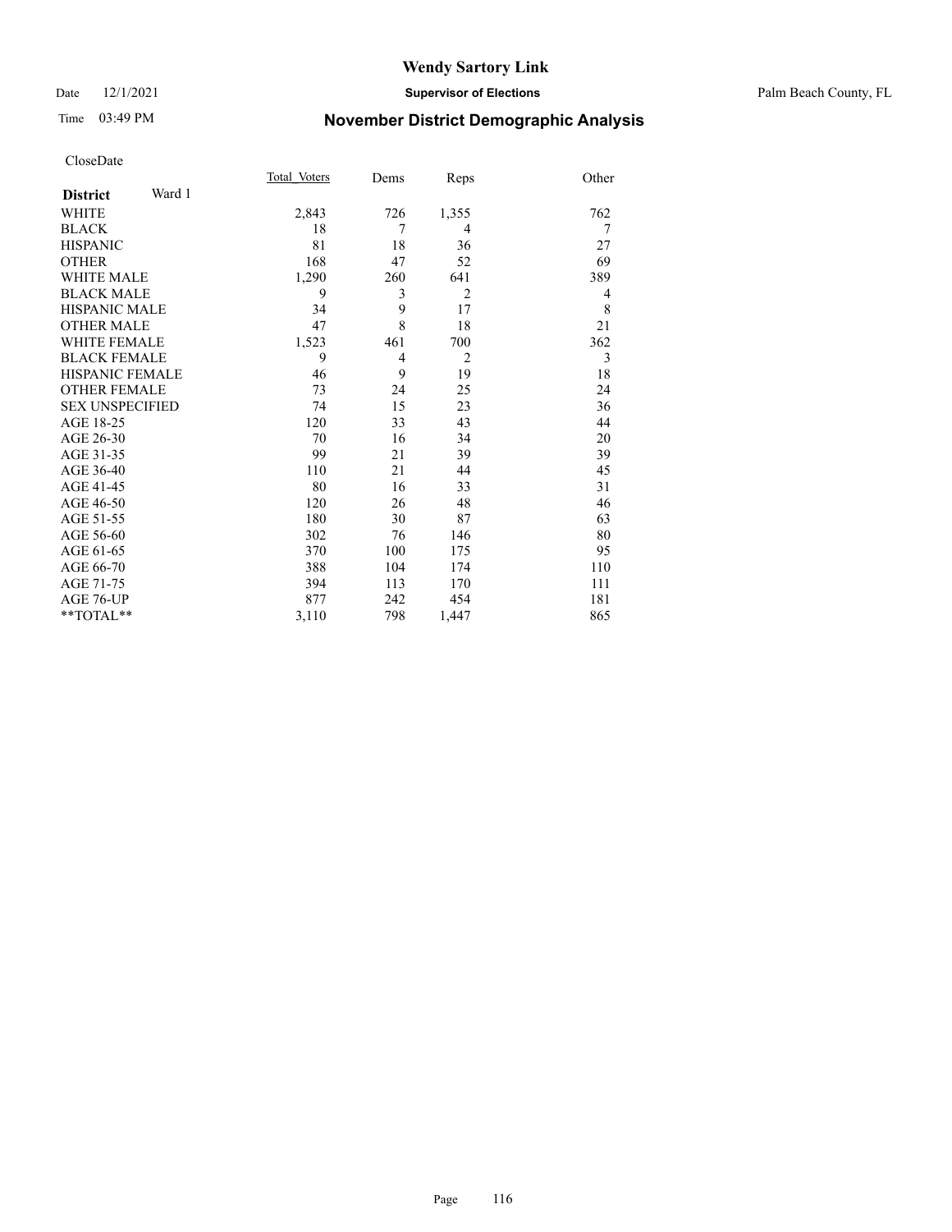# Wendy Sartory Link

Date 12/1/2021 **Supervisor of Elections** Palm Beach County, FL

Time 03:49 PM **November District Demographic Analysis**

CloseDate

| **District** Ward 1 | Total_Voters | Dems | Reps | Other |
|---|---|---|---|---|
| WHITE | 2,843 | 726 | 1,355 | 762 |
| BLACK | 18 | 7 | 4 | 7 |
| HISPANIC | 81 | 18 | 36 | 27 |
| OTHER | 168 | 47 | 52 | 69 |
| WHITE MALE | 1,290 | 260 | 641 | 389 |
| BLACK MALE | 9 | 3 | 2 | 4 |
| HISPANIC MALE | 34 | 9 | 17 | 8 |
| OTHER MALE | 47 | 8 | 18 | 21 |
| WHITE FEMALE | 1,523 | 461 | 700 | 362 |
| BLACK FEMALE | 9 | 4 | 2 | 3 |
| HISPANIC FEMALE | 46 | 9 | 19 | 18 |
| OTHER FEMALE | 73 | 24 | 25 | 24 |
| SEX UNSPECIFIED | 74 | 15 | 23 | 36 |
| AGE 18-25 | 120 | 33 | 43 | 44 |
| AGE 26-30 | 70 | 16 | 34 | 20 |
| AGE 31-35 | 99 | 21 | 39 | 39 |
| AGE 36-40 | 110 | 21 | 44 | 45 |
| AGE 41-45 | 80 | 16 | 33 | 31 |
| AGE 46-50 | 120 | 26 | 48 | 46 |
| AGE 51-55 | 180 | 30 | 87 | 63 |
| AGE 56-60 | 302 | 76 | 146 | 80 |
| AGE 61-65 | 370 | 100 | 175 | 95 |
| AGE 66-70 | 388 | 104 | 174 | 110 |
| AGE 71-75 | 394 | 113 | 170 | 111 |
| AGE 76-UP | 877 | 242 | 454 | 181 |
| **TOTAL** | 3,110 | 798 | 1,447 | 865 |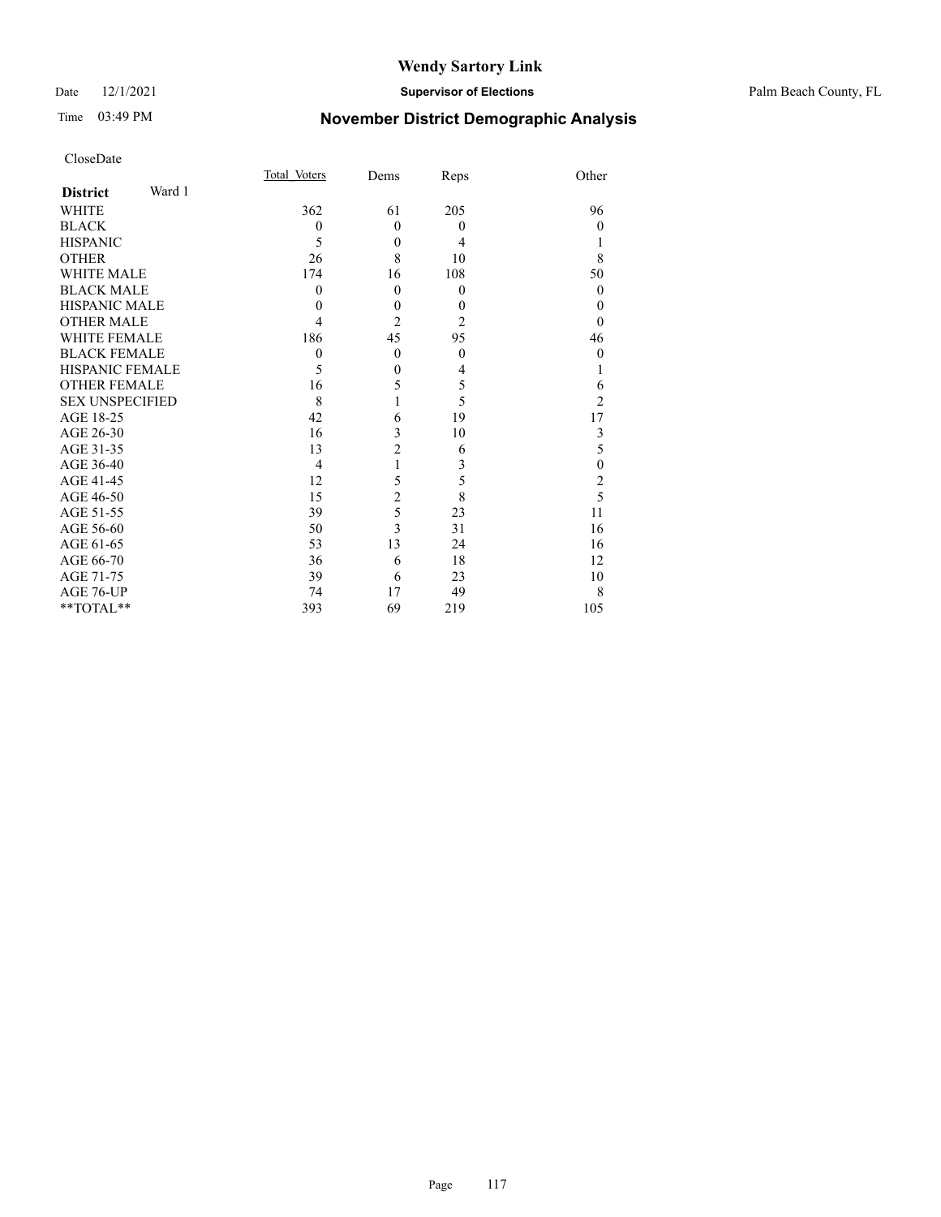# Wendy Sartory Link

Date 12/1/2021 **Supervisor of Elections** Palm Beach County, FL

Time 03:49 PM **November District Demographic Analysis**

CloseDate

| **District** Ward 1 | Total_Voters | Dems | Reps | Other |
|---|---|---|---|---|
| WHITE | 362 | 61 | 205 | 96 |
| BLACK | 0 | 0 | 0 | 0 |
| HISPANIC | 5 | 0 | 4 | 1 |
| OTHER | 26 | 8 | 10 | 8 |
| WHITE MALE | 174 | 16 | 108 | 50 |
| BLACK MALE | 0 | 0 | 0 | 0 |
| HISPANIC MALE | 0 | 0 | 0 | 0 |
| OTHER MALE | 4 | 2 | 2 | 0 |
| WHITE FEMALE | 186 | 45 | 95 | 46 |
| BLACK FEMALE | 0 | 0 | 0 | 0 |
| HISPANIC FEMALE | 5 | 0 | 4 | 1 |
| OTHER FEMALE | 16 | 5 | 5 | 6 |
| SEX UNSPECIFIED | 8 | 1 | 5 | 2 |
| AGE 18-25 | 42 | 6 | 19 | 17 |
| AGE 26-30 | 16 | 3 | 10 | 3 |
| AGE 31-35 | 13 | 2 | 6 | 5 |
| AGE 36-40 | 4 | 1 | 3 | 0 |
| AGE 41-45 | 12 | 5 | 5 | 2 |
| AGE 46-50 | 15 | 2 | 8 | 5 |
| AGE 51-55 | 39 | 5 | 23 | 11 |
| AGE 56-60 | 50 | 3 | 31 | 16 |
| AGE 61-65 | 53 | 13 | 24 | 16 |
| AGE 66-70 | 36 | 6 | 18 | 12 |
| AGE 71-75 | 39 | 6 | 23 | 10 |
| AGE 76-UP | 74 | 17 | 49 | 8 |
| **TOTAL** | 393 | 69 | 219 | 105 |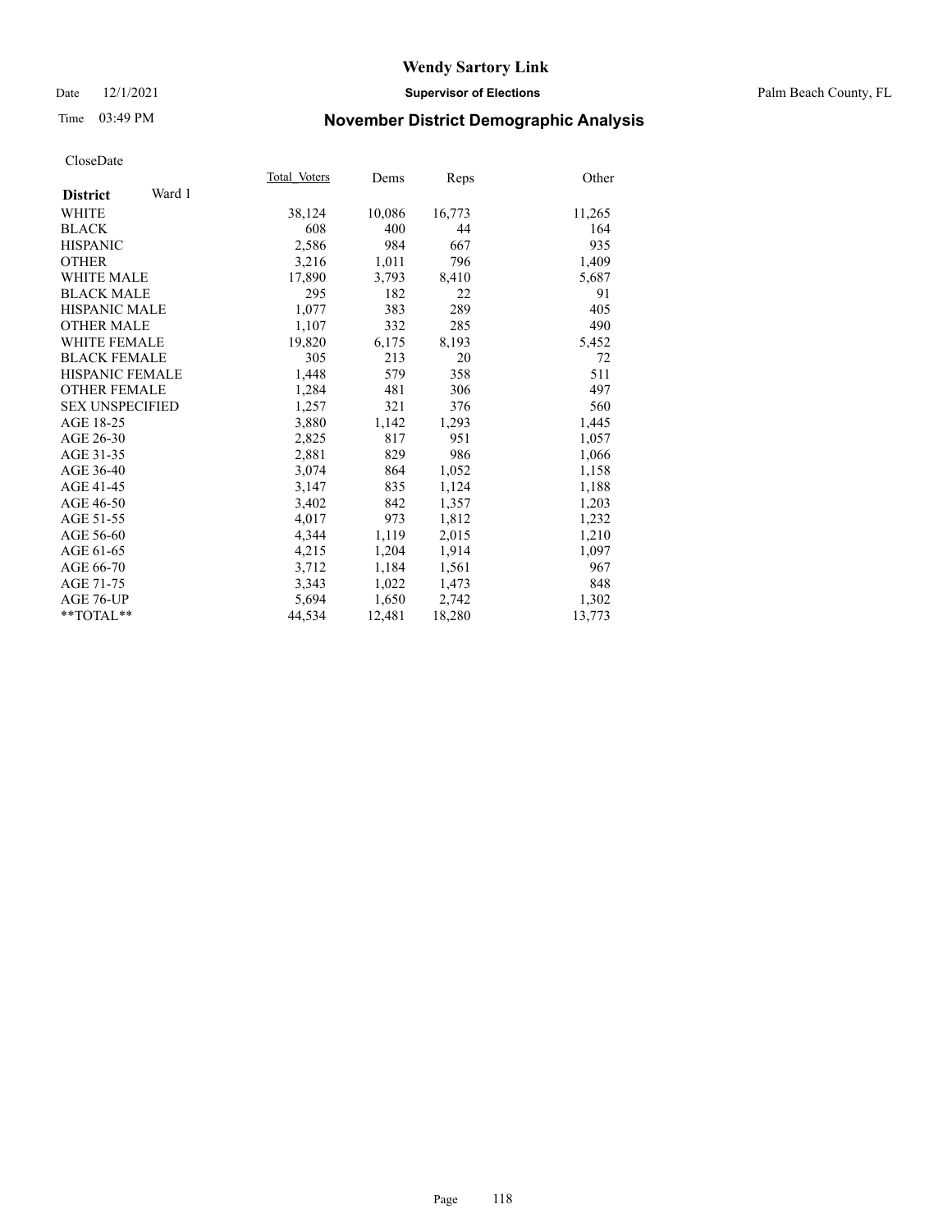# Wendy Sartory Link

Date 12/1/2021 **Supervisor of Elections** Palm Beach County, FL

Time 03:49 PM **November District Demographic Analysis**

CloseDate

| **District** Ward 1 | Total Voters | Dems | Reps | Other |
|---|---|---|---|---|
| WHITE | 38,124 | 10,086 | 16,773 | 11,265 |
| BLACK | 608 | 400 | 44 | 164 |
| HISPANIC | 2,586 | 984 | 667 | 935 |
| OTHER | 3,216 | 1,011 | 796 | 1,409 |
| WHITE MALE | 17,890 | 3,793 | 8,410 | 5,687 |
| BLACK MALE | 295 | 182 | 22 | 91 |
| HISPANIC MALE | 1,077 | 383 | 289 | 405 |
| OTHER MALE | 1,107 | 332 | 285 | 490 |
| WHITE FEMALE | 19,820 | 6,175 | 8,193 | 5,452 |
| BLACK FEMALE | 305 | 213 | 20 | 72 |
| HISPANIC FEMALE | 1,448 | 579 | 358 | 511 |
| OTHER FEMALE | 1,284 | 481 | 306 | 497 |
| SEX UNSPECIFIED | 1,257 | 321 | 376 | 560 |
| AGE 18-25 | 3,880 | 1,142 | 1,293 | 1,445 |
| AGE 26-30 | 2,825 | 817 | 951 | 1,057 |
| AGE 31-35 | 2,881 | 829 | 986 | 1,066 |
| AGE 36-40 | 3,074 | 864 | 1,052 | 1,158 |
| AGE 41-45 | 3,147 | 835 | 1,124 | 1,188 |
| AGE 46-50 | 3,402 | 842 | 1,357 | 1,203 |
| AGE 51-55 | 4,017 | 973 | 1,812 | 1,232 |
| AGE 56-60 | 4,344 | 1,119 | 2,015 | 1,210 |
| AGE 61-65 | 4,215 | 1,204 | 1,914 | 1,097 |
| AGE 66-70 | 3,712 | 1,184 | 1,561 | 967 |
| AGE 71-75 | 3,343 | 1,022 | 1,473 | 848 |
| AGE 76-UP | 5,694 | 1,650 | 2,742 | 1,302 |
| **TOTAL** | 44,534 | 12,481 | 18,280 | 13,773 |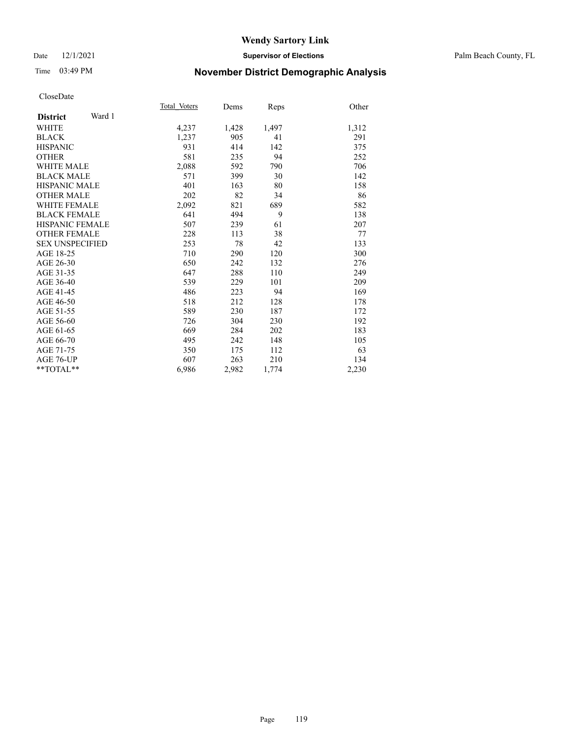# Wendy Sartory Link

Date 12/1/2021 **Supervisor of Elections** Palm Beach County, FL

Time 03:49 PM **November District Demographic Analysis**

CloseDate

| **District** Ward 1 | Total Voters | Dems | Reps | Other |
|---|---|---|---|---|
| WHITE | 4,237 | 1,428 | 1,497 | 1,312 |
| BLACK | 1,237 | 905 | 41 | 291 |
| HISPANIC | 931 | 414 | 142 | 375 |
| OTHER | 581 | 235 | 94 | 252 |
| WHITE MALE | 2,088 | 592 | 790 | 706 |
| BLACK MALE | 571 | 399 | 30 | 142 |
| HISPANIC MALE | 401 | 163 | 80 | 158 |
| OTHER MALE | 202 | 82 | 34 | 86 |
| WHITE FEMALE | 2,092 | 821 | 689 | 582 |
| BLACK FEMALE | 641 | 494 | 9 | 138 |
| HISPANIC FEMALE | 507 | 239 | 61 | 207 |
| OTHER FEMALE | 228 | 113 | 38 | 77 |
| SEX UNSPECIFIED | 253 | 78 | 42 | 133 |
| AGE 18-25 | 710 | 290 | 120 | 300 |
| AGE 26-30 | 650 | 242 | 132 | 276 |
| AGE 31-35 | 647 | 288 | 110 | 249 |
| AGE 36-40 | 539 | 229 | 101 | 209 |
| AGE 41-45 | 486 | 223 | 94 | 169 |
| AGE 46-50 | 518 | 212 | 128 | 178 |
| AGE 51-55 | 589 | 230 | 187 | 172 |
| AGE 56-60 | 726 | 304 | 230 | 192 |
| AGE 61-65 | 669 | 284 | 202 | 183 |
| AGE 66-70 | 495 | 242 | 148 | 105 |
| AGE 71-75 | 350 | 175 | 112 | 63 |
| AGE 76-UP | 607 | 263 | 210 | 134 |
| **TOTAL** | 6,986 | 2,982 | 1,774 | 2,230 |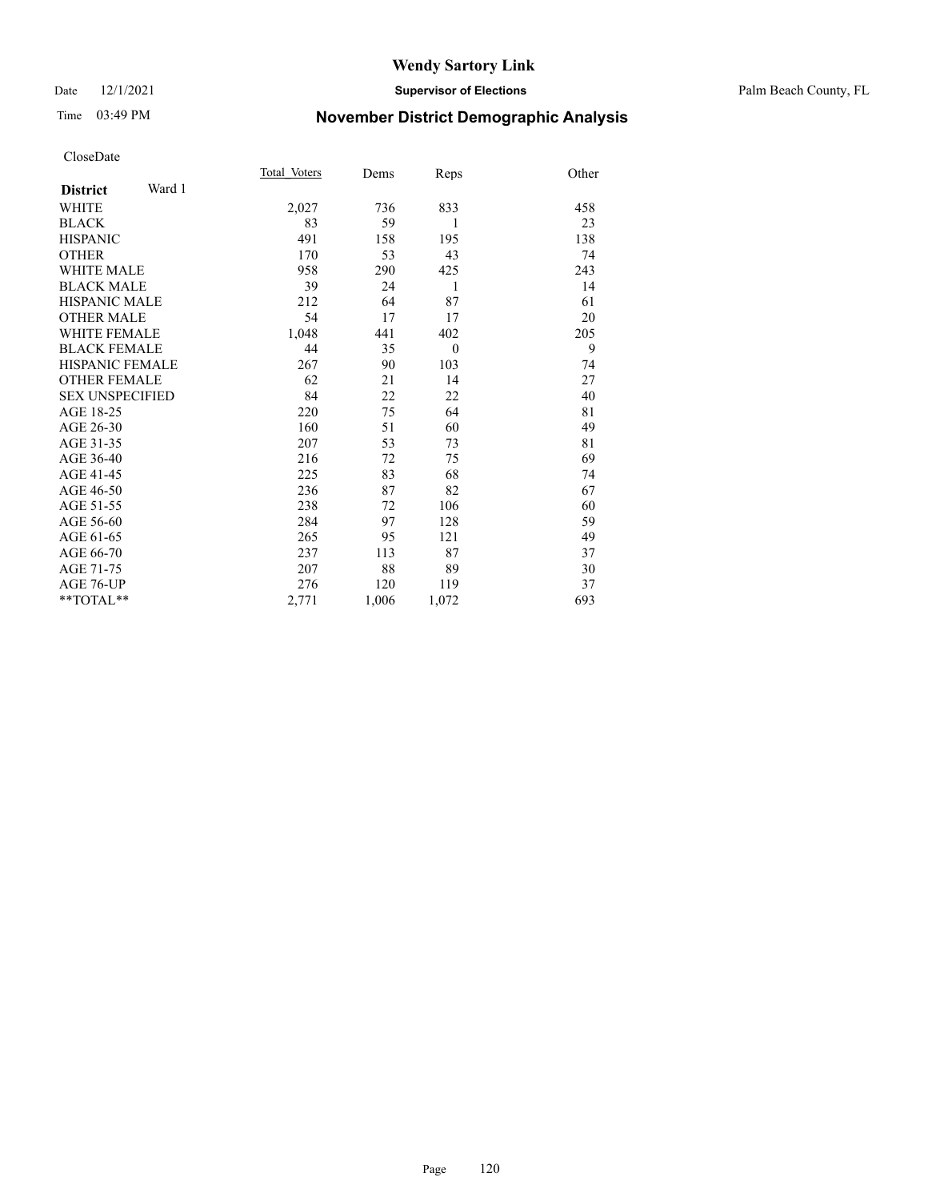# Wendy Sartory Link

Date 12/1/2021 **Supervisor of Elections** Palm Beach County, FL

Time 03:49 PM **November District Demographic Analysis**

CloseDate

| **District** Ward 1 | Total Voters | Dems | Reps | Other |
|---|---|---|---|---|
| WHITE | 2,027 | 736 | 833 | 458 |
| BLACK | 83 | 59 | 1 | 23 |
| HISPANIC | 491 | 158 | 195 | 138 |
| OTHER | 170 | 53 | 43 | 74 |
| WHITE MALE | 958 | 290 | 425 | 243 |
| BLACK MALE | 39 | 24 | 1 | 14 |
| HISPANIC MALE | 212 | 64 | 87 | 61 |
| OTHER MALE | 54 | 17 | 17 | 20 |
| WHITE FEMALE | 1,048 | 441 | 402 | 205 |
| BLACK FEMALE | 44 | 35 | 0 | 9 |
| HISPANIC FEMALE | 267 | 90 | 103 | 74 |
| OTHER FEMALE | 62 | 21 | 14 | 27 |
| SEX UNSPECIFIED | 84 | 22 | 22 | 40 |
| AGE 18-25 | 220 | 75 | 64 | 81 |
| AGE 26-30 | 160 | 51 | 60 | 49 |
| AGE 31-35 | 207 | 53 | 73 | 81 |
| AGE 36-40 | 216 | 72 | 75 | 69 |
| AGE 41-45 | 225 | 83 | 68 | 74 |
| AGE 46-50 | 236 | 87 | 82 | 67 |
| AGE 51-55 | 238 | 72 | 106 | 60 |
| AGE 56-60 | 284 | 97 | 128 | 59 |
| AGE 61-65 | 265 | 95 | 121 | 49 |
| AGE 66-70 | 237 | 113 | 87 | 37 |
| AGE 71-75 | 207 | 88 | 89 | 30 |
| AGE 76-UP | 276 | 120 | 119 | 37 |
| **TOTAL** | 2,771 | 1,006 | 1,072 | 693 |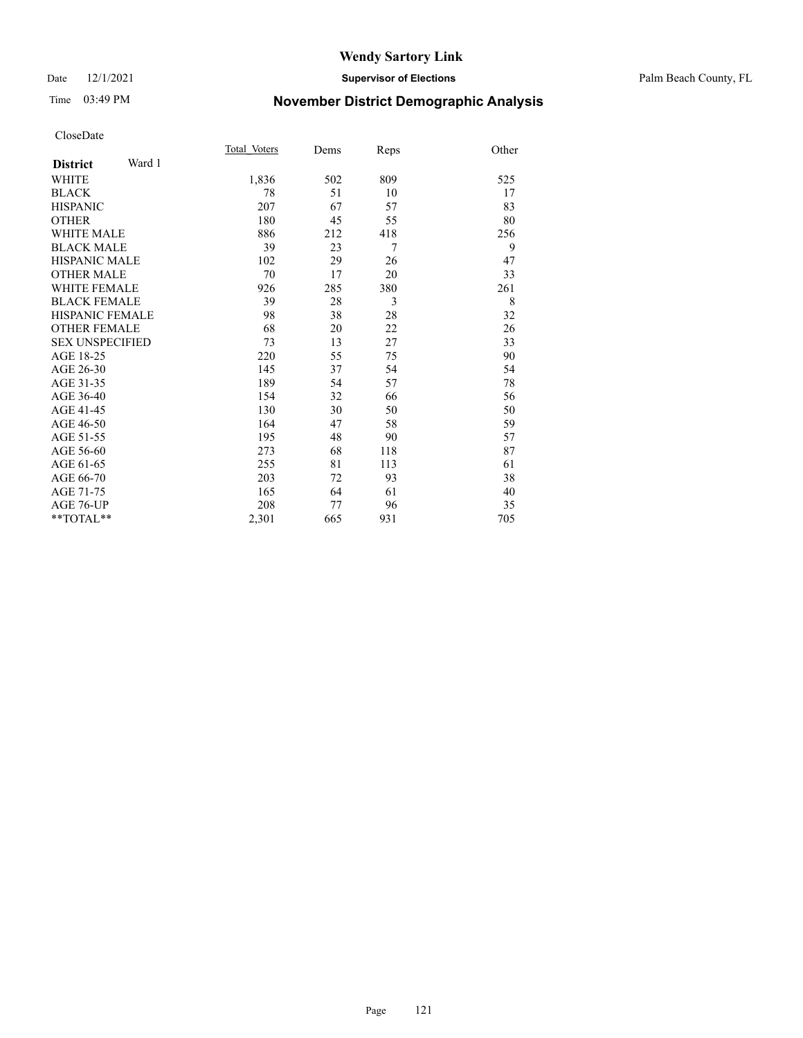# Wendy Sartory Link

Date 12/1/2021 **Supervisor of Elections** Palm Beach County, FL

Time 03:49 PM **November District Demographic Analysis**

CloseDate

| **District** Ward 1 | Total Voters | Dems | Reps | Other |
|---|---|---|---|---|
| WHITE | 1,836 | 502 | 809 | 525 |
| BLACK | 78 | 51 | 10 | 17 |
| HISPANIC | 207 | 67 | 57 | 83 |
| OTHER | 180 | 45 | 55 | 80 |
| WHITE MALE | 886 | 212 | 418 | 256 |
| BLACK MALE | 39 | 23 | 7 | 9 |
| HISPANIC MALE | 102 | 29 | 26 | 47 |
| OTHER MALE | 70 | 17 | 20 | 33 |
| WHITE FEMALE | 926 | 285 | 380 | 261 |
| BLACK FEMALE | 39 | 28 | 3 | 8 |
| HISPANIC FEMALE | 98 | 38 | 28 | 32 |
| OTHER FEMALE | 68 | 20 | 22 | 26 |
| SEX UNSPECIFIED | 73 | 13 | 27 | 33 |
| AGE 18-25 | 220 | 55 | 75 | 90 |
| AGE 26-30 | 145 | 37 | 54 | 54 |
| AGE 31-35 | 189 | 54 | 57 | 78 |
| AGE 36-40 | 154 | 32 | 66 | 56 |
| AGE 41-45 | 130 | 30 | 50 | 50 |
| AGE 46-50 | 164 | 47 | 58 | 59 |
| AGE 51-55 | 195 | 48 | 90 | 57 |
| AGE 56-60 | 273 | 68 | 118 | 87 |
| AGE 61-65 | 255 | 81 | 113 | 61 |
| AGE 66-70 | 203 | 72 | 93 | 38 |
| AGE 71-75 | 165 | 64 | 61 | 40 |
| AGE 76-UP | 208 | 77 | 96 | 35 |
| **TOTAL** | 2,301 | 665 | 931 | 705 |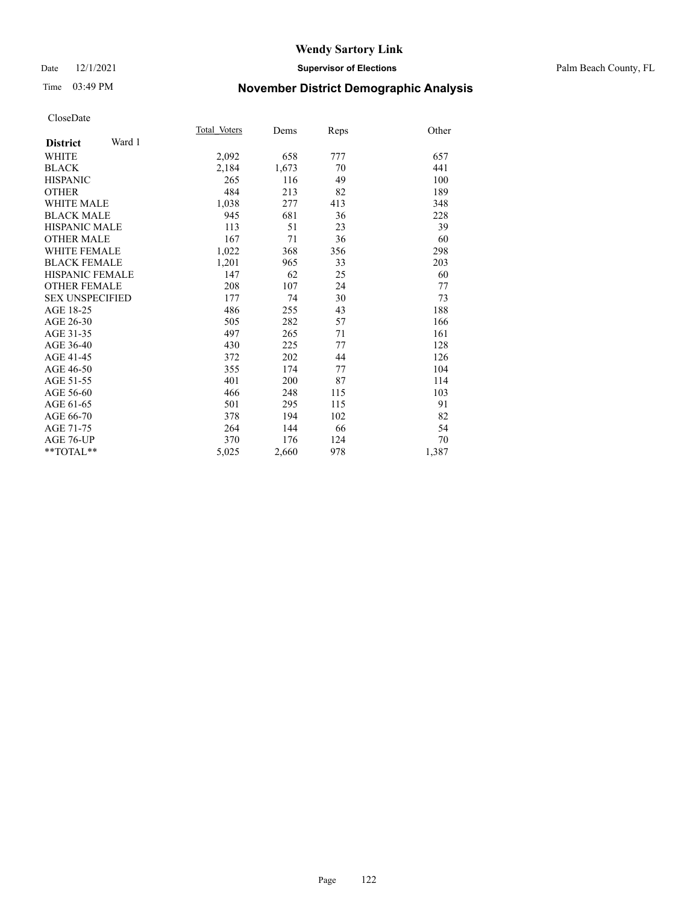Wendy Sartory Link

Date 12/1/2021 **Supervisor of Elections** Palm Beach County, FL

Time 03:49 PM **November District Demographic Analysis**

CloseDate

| **District** Ward 1 | Total Voters | Dems | Reps | Other |
|---|---|---|---|---|
| WHITE | 2,092 | 658 | 777 | 657 |
| BLACK | 2,184 | 1,673 | 70 | 441 |
| HISPANIC | 265 | 116 | 49 | 100 |
| OTHER | 484 | 213 | 82 | 189 |
| WHITE MALE | 1,038 | 277 | 413 | 348 |
| BLACK MALE | 945 | 681 | 36 | 228 |
| HISPANIC MALE | 113 | 51 | 23 | 39 |
| OTHER MALE | 167 | 71 | 36 | 60 |
| WHITE FEMALE | 1,022 | 368 | 356 | 298 |
| BLACK FEMALE | 1,201 | 965 | 33 | 203 |
| HISPANIC FEMALE | 147 | 62 | 25 | 60 |
| OTHER FEMALE | 208 | 107 | 24 | 77 |
| SEX UNSPECIFIED | 177 | 74 | 30 | 73 |
| AGE 18-25 | 486 | 255 | 43 | 188 |
| AGE 26-30 | 505 | 282 | 57 | 166 |
| AGE 31-35 | 497 | 265 | 71 | 161 |
| AGE 36-40 | 430 | 225 | 77 | 128 |
| AGE 41-45 | 372 | 202 | 44 | 126 |
| AGE 46-50 | 355 | 174 | 77 | 104 |
| AGE 51-55 | 401 | 200 | 87 | 114 |
| AGE 56-60 | 466 | 248 | 115 | 103 |
| AGE 61-65 | 501 | 295 | 115 | 91 |
| AGE 66-70 | 378 | 194 | 102 | 82 |
| AGE 71-75 | 264 | 144 | 66 | 54 |
| AGE 76-UP | 370 | 176 | 124 | 70 |
| **TOTAL** | 5,025 | 2,660 | 978 | 1,387 |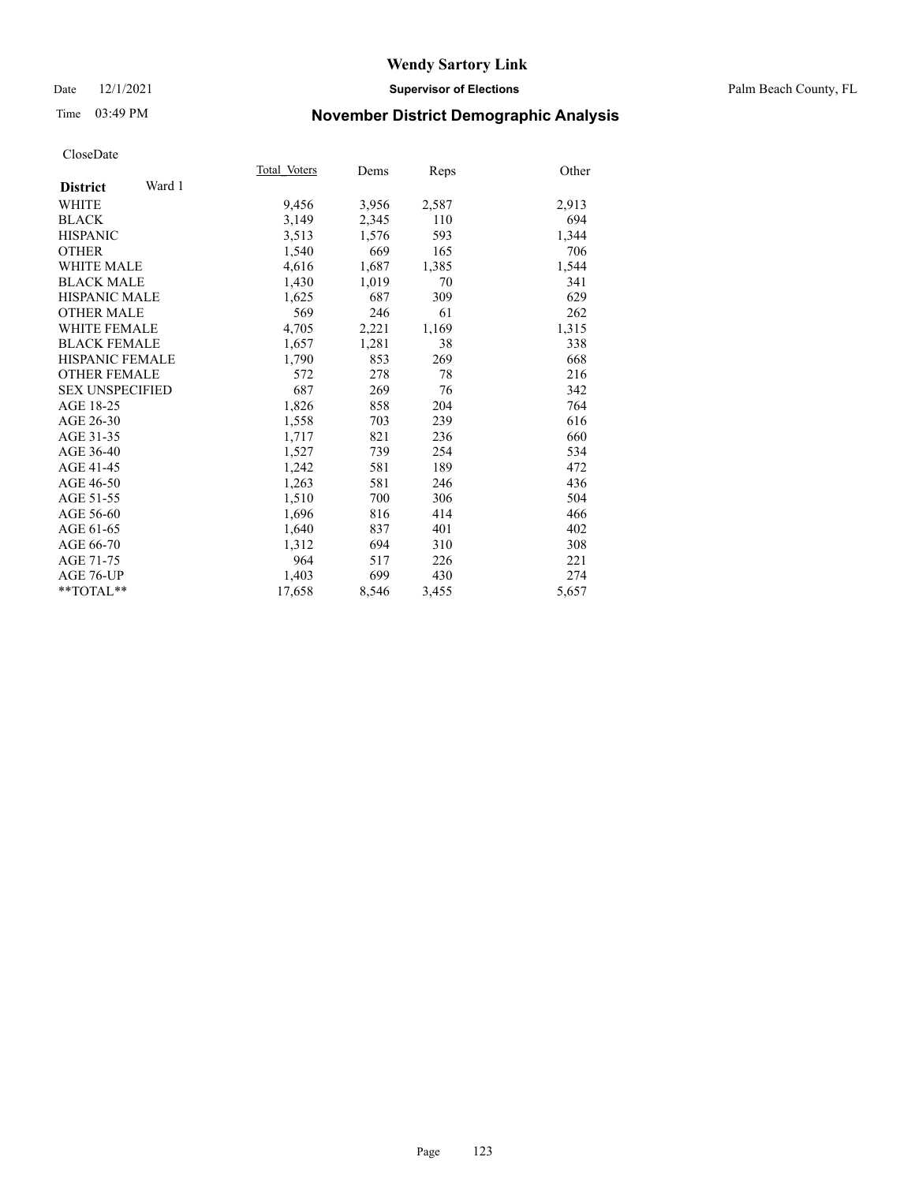# Wendy Sartory Link

Date 12/1/2021 **Supervisor of Elections** Palm Beach County, FL

Time 03:49 PM **November District Demographic Analysis**

CloseDate

| **District** Ward 1 | Total Voters | Dems | Reps | Other |
|---|---|---|---|---|
| WHITE | 9,456 | 3,956 | 2,587 | 2,913 |
| BLACK | 3,149 | 2,345 | 110 | 694 |
| HISPANIC | 3,513 | 1,576 | 593 | 1,344 |
| OTHER | 1,540 | 669 | 165 | 706 |
| WHITE MALE | 4,616 | 1,687 | 1,385 | 1,544 |
| BLACK MALE | 1,430 | 1,019 | 70 | 341 |
| HISPANIC MALE | 1,625 | 687 | 309 | 629 |
| OTHER MALE | 569 | 246 | 61 | 262 |
| WHITE FEMALE | 4,705 | 2,221 | 1,169 | 1,315 |
| BLACK FEMALE | 1,657 | 1,281 | 38 | 338 |
| HISPANIC FEMALE | 1,790 | 853 | 269 | 668 |
| OTHER FEMALE | 572 | 278 | 78 | 216 |
| SEX UNSPECIFIED | 687 | 269 | 76 | 342 |
| AGE 18-25 | 1,826 | 858 | 204 | 764 |
| AGE 26-30 | 1,558 | 703 | 239 | 616 |
| AGE 31-35 | 1,717 | 821 | 236 | 660 |
| AGE 36-40 | 1,527 | 739 | 254 | 534 |
| AGE 41-45 | 1,242 | 581 | 189 | 472 |
| AGE 46-50 | 1,263 | 581 | 246 | 436 |
| AGE 51-55 | 1,510 | 700 | 306 | 504 |
| AGE 56-60 | 1,696 | 816 | 414 | 466 |
| AGE 61-65 | 1,640 | 837 | 401 | 402 |
| AGE 66-70 | 1,312 | 694 | 310 | 308 |
| AGE 71-75 | 964 | 517 | 226 | 221 |
| AGE 76-UP | 1,403 | 699 | 430 | 274 |
| **TOTAL** | 17,658 | 8,546 | 3,455 | 5,657 |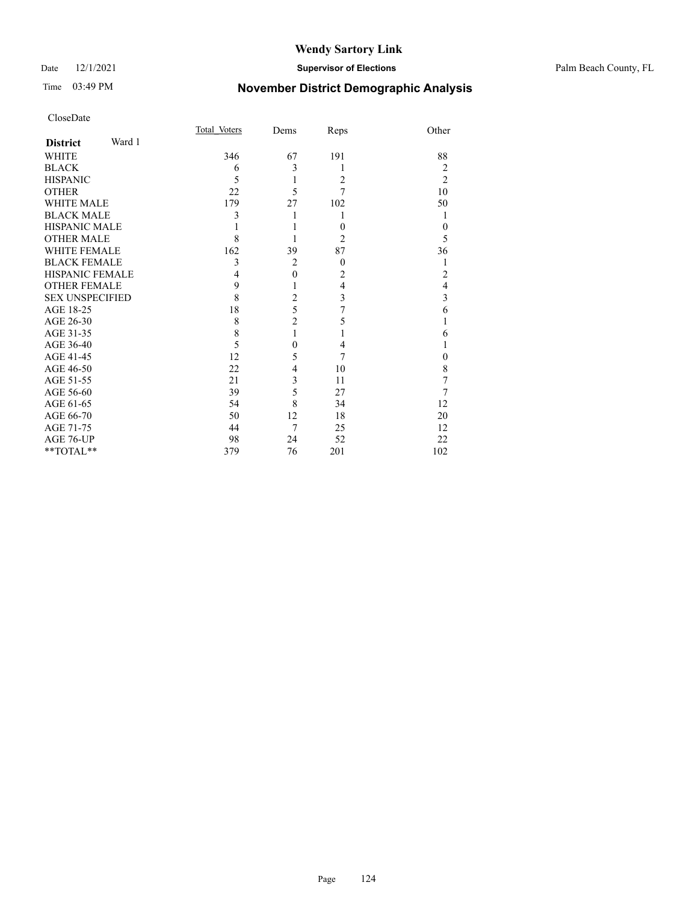# Wendy Sartory Link

Date 12/1/2021 **Supervisor of Elections** Palm Beach County, FL

Time 03:49 PM **November District Demographic Analysis**

CloseDate

| **District** Ward 1 | Total_Voters | Dems | Reps | Other |
|---|---|---|---|---|
| WHITE | 346 | 67 | 191 | 88 |
| BLACK | 6 | 3 | 1 | 2 |
| HISPANIC | 5 | 1 | 2 | 2 |
| OTHER | 22 | 5 | 7 | 10 |
| WHITE MALE | 179 | 27 | 102 | 50 |
| BLACK MALE | 3 | 1 | 1 | 1 |
| HISPANIC MALE | 1 | 1 | 0 | 0 |
| OTHER MALE | 8 | 1 | 2 | 5 |
| WHITE FEMALE | 162 | 39 | 87 | 36 |
| BLACK FEMALE | 3 | 2 | 0 | 1 |
| HISPANIC FEMALE | 4 | 0 | 2 | 2 |
| OTHER FEMALE | 9 | 1 | 4 | 4 |
| SEX UNSPECIFIED | 8 | 2 | 3 | 3 |
| AGE 18-25 | 18 | 5 | 7 | 6 |
| AGE 26-30 | 8 | 2 | 5 | 1 |
| AGE 31-35 | 8 | 1 | 1 | 6 |
| AGE 36-40 | 5 | 0 | 4 | 1 |
| AGE 41-45 | 12 | 5 | 7 | 0 |
| AGE 46-50 | 22 | 4 | 10 | 8 |
| AGE 51-55 | 21 | 3 | 11 | 7 |
| AGE 56-60 | 39 | 5 | 27 | 7 |
| AGE 61-65 | 54 | 8 | 34 | 12 |
| AGE 66-70 | 50 | 12 | 18 | 20 |
| AGE 71-75 | 44 | 7 | 25 | 12 |
| AGE 76-UP | 98 | 24 | 52 | 22 |
| **TOTAL** | 379 | 76 | 201 | 102 |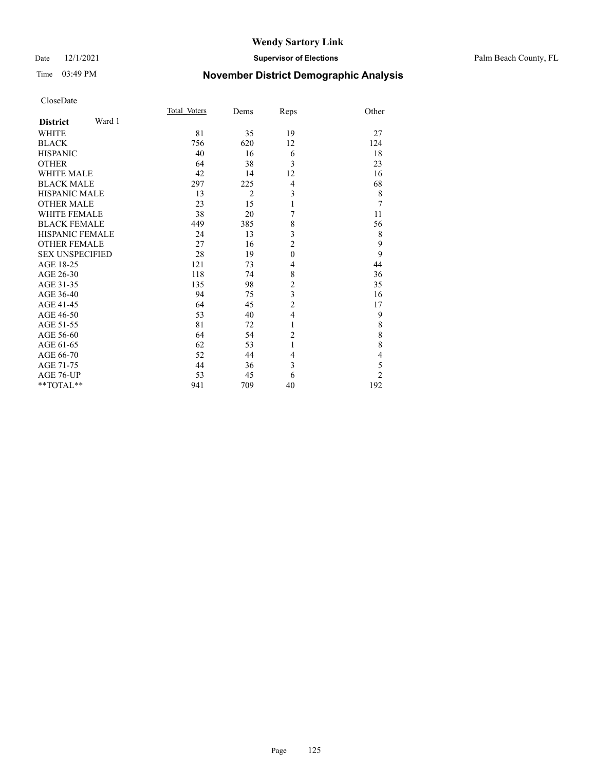# Wendy Sartory Link

Date 12/1/2021 **Supervisor of Elections** Palm Beach County, FL

Time 03:49 PM **November District Demographic Analysis**

CloseDate

| **District** Ward 1 | Total_Voters | Dems | Reps | Other |
|---|---|---|---|---|
| WHITE | 81 | 35 | 19 | 27 |
| BLACK | 756 | 620 | 12 | 124 |
| HISPANIC | 40 | 16 | 6 | 18 |
| OTHER | 64 | 38 | 3 | 23 |
| WHITE MALE | 42 | 14 | 12 | 16 |
| BLACK MALE | 297 | 225 | 4 | 68 |
| HISPANIC MALE | 13 | 2 | 3 | 8 |
| OTHER MALE | 23 | 15 | 1 | 7 |
| WHITE FEMALE | 38 | 20 | 7 | 11 |
| BLACK FEMALE | 449 | 385 | 8 | 56 |
| HISPANIC FEMALE | 24 | 13 | 3 | 8 |
| OTHER FEMALE | 27 | 16 | 2 | 9 |
| SEX UNSPECIFIED | 28 | 19 | 0 | 9 |
| AGE 18-25 | 121 | 73 | 4 | 44 |
| AGE 26-30 | 118 | 74 | 8 | 36 |
| AGE 31-35 | 135 | 98 | 2 | 35 |
| AGE 36-40 | 94 | 75 | 3 | 16 |
| AGE 41-45 | 64 | 45 | 2 | 17 |
| AGE 46-50 | 53 | 40 | 4 | 9 |
| AGE 51-55 | 81 | 72 | 1 | 8 |
| AGE 56-60 | 64 | 54 | 2 | 8 |
| AGE 61-65 | 62 | 53 | 1 | 8 |
| AGE 66-70 | 52 | 44 | 4 | 4 |
| AGE 71-75 | 44 | 36 | 3 | 5 |
| AGE 76-UP | 53 | 45 | 6 | 2 |
| **TOTAL** | 941 | 709 | 40 | 192 |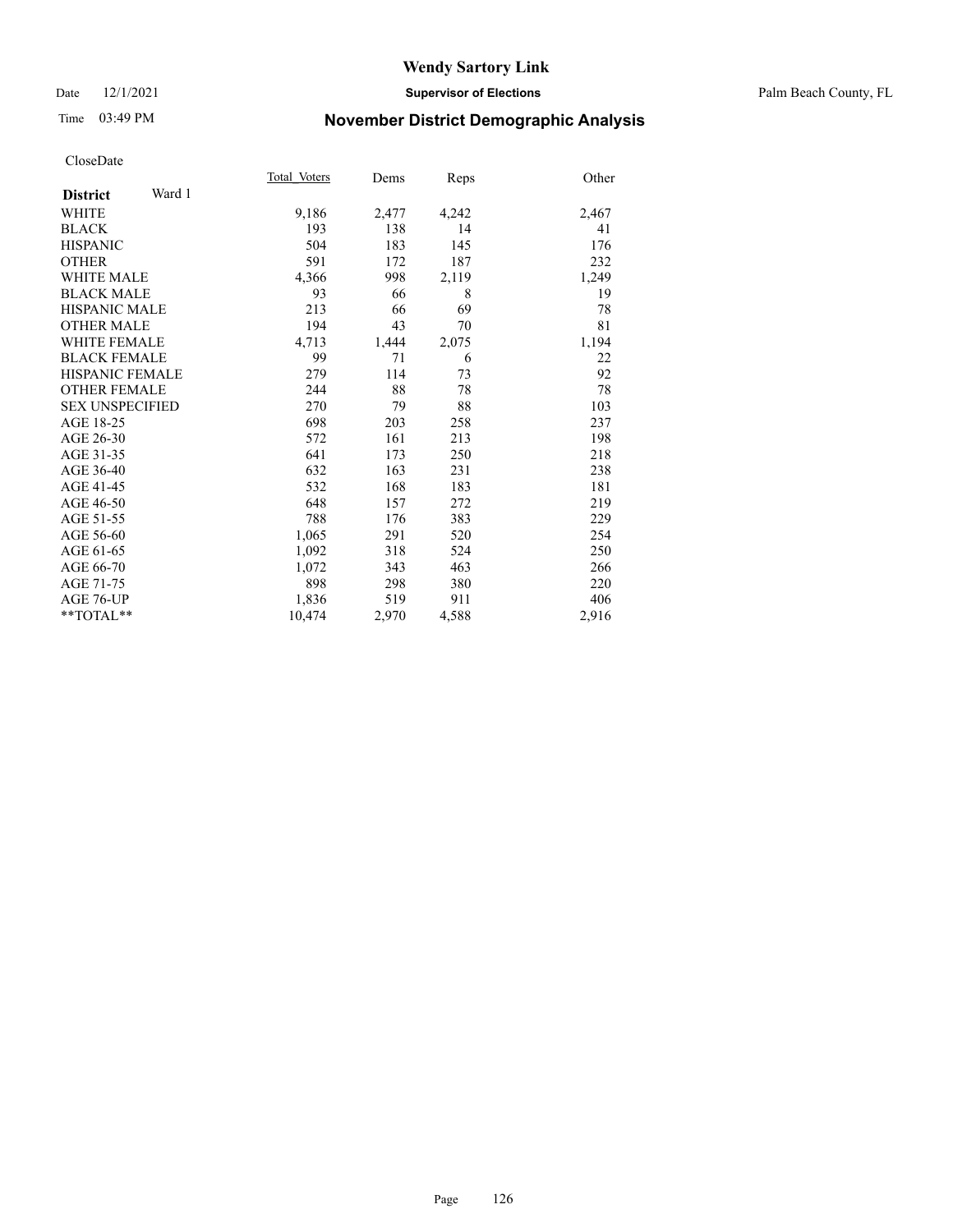# Wendy Sartory Link

Date 12/1/2021 **Supervisor of Elections** Palm Beach County, FL

Time 03:49 PM **November District Demographic Analysis**

CloseDate

| **District** Ward 1 | Total Voters | Dems | Reps | Other |
|---|---|---|---|---|
| WHITE | 9,186 | 2,477 | 4,242 | 2,467 |
| BLACK | 193 | 138 | 14 | 41 |
| HISPANIC | 504 | 183 | 145 | 176 |
| OTHER | 591 | 172 | 187 | 232 |
| WHITE MALE | 4,366 | 998 | 2,119 | 1,249 |
| BLACK MALE | 93 | 66 | 8 | 19 |
| HISPANIC MALE | 213 | 66 | 69 | 78 |
| OTHER MALE | 194 | 43 | 70 | 81 |
| WHITE FEMALE | 4,713 | 1,444 | 2,075 | 1,194 |
| BLACK FEMALE | 99 | 71 | 6 | 22 |
| HISPANIC FEMALE | 279 | 114 | 73 | 92 |
| OTHER FEMALE | 244 | 88 | 78 | 78 |
| SEX UNSPECIFIED | 270 | 79 | 88 | 103 |
| AGE 18-25 | 698 | 203 | 258 | 237 |
| AGE 26-30 | 572 | 161 | 213 | 198 |
| AGE 31-35 | 641 | 173 | 250 | 218 |
| AGE 36-40 | 632 | 163 | 231 | 238 |
| AGE 41-45 | 532 | 168 | 183 | 181 |
| AGE 46-50 | 648 | 157 | 272 | 219 |
| AGE 51-55 | 788 | 176 | 383 | 229 |
| AGE 56-60 | 1,065 | 291 | 520 | 254 |
| AGE 61-65 | 1,092 | 318 | 524 | 250 |
| AGE 66-70 | 1,072 | 343 | 463 | 266 |
| AGE 71-75 | 898 | 298 | 380 | 220 |
| AGE 76-UP | 1,836 | 519 | 911 | 406 |
| **TOTAL** | 10,474 | 2,970 | 4,588 | 2,916 |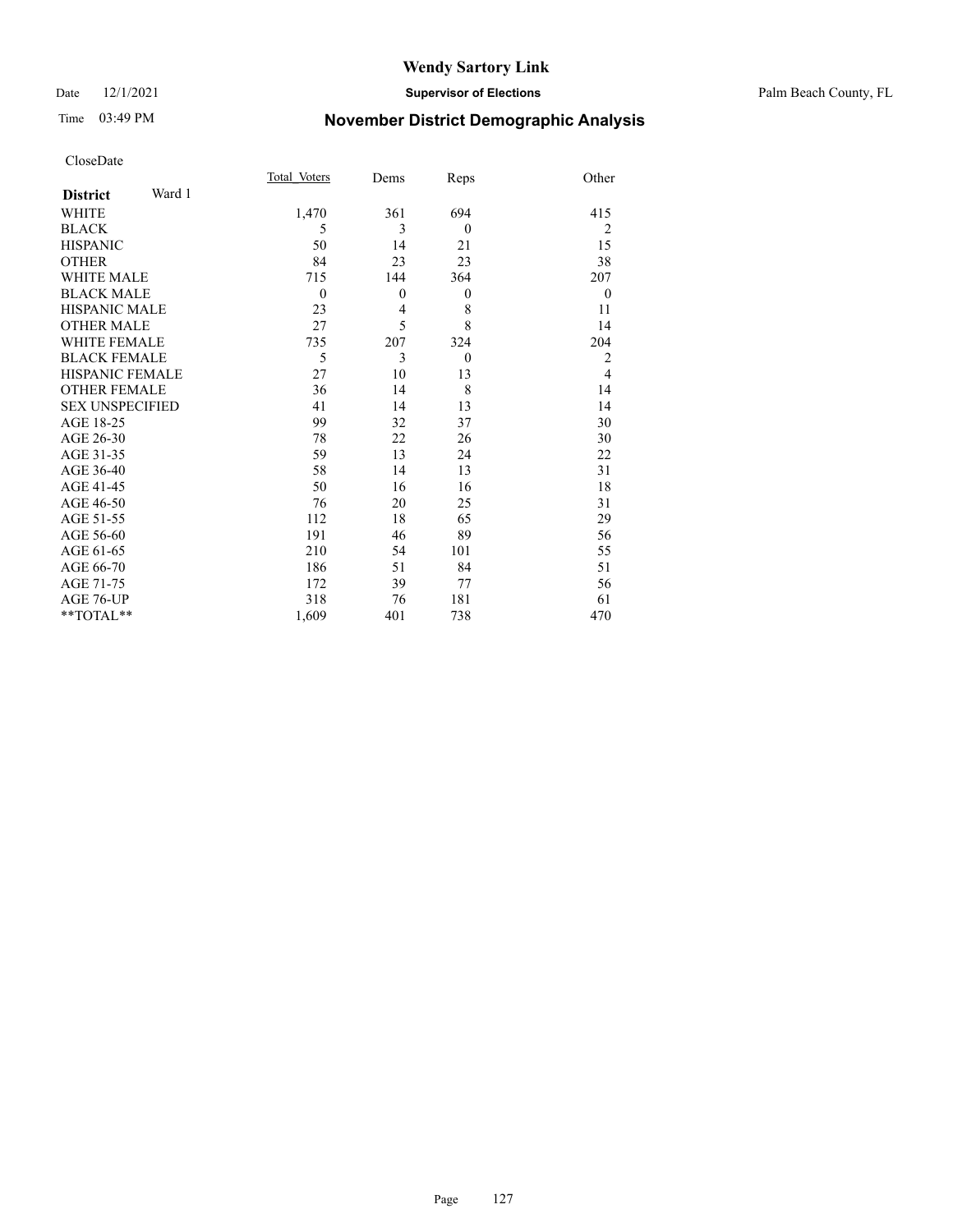# Wendy Sartory Link

Date 12/1/2021 **Supervisor of Elections** Palm Beach County, FL

Time 03:49 PM

## November District Demographic Analysis

CloseDate

| **District** Ward 1 | Total_Voters | Dems | Reps | Other |
|---|---|---|---|---|
| WHITE | 1,470 | 361 | 694 | 415 |
| BLACK | 5 | 3 | 0 | 2 |
| HISPANIC | 50 | 14 | 21 | 15 |
| OTHER | 84 | 23 | 23 | 38 |
| WHITE MALE | 715 | 144 | 364 | 207 |
| BLACK MALE | 0 | 0 | 0 | 0 |
| HISPANIC MALE | 23 | 4 | 8 | 11 |
| OTHER MALE | 27 | 5 | 8 | 14 |
| WHITE FEMALE | 735 | 207 | 324 | 204 |
| BLACK FEMALE | 5 | 3 | 0 | 2 |
| HISPANIC FEMALE | 27 | 10 | 13 | 4 |
| OTHER FEMALE | 36 | 14 | 8 | 14 |
| SEX UNSPECIFIED | 41 | 14 | 13 | 14 |
| AGE 18-25 | 99 | 32 | 37 | 30 |
| AGE 26-30 | 78 | 22 | 26 | 30 |
| AGE 31-35 | 59 | 13 | 24 | 22 |
| AGE 36-40 | 58 | 14 | 13 | 31 |
| AGE 41-45 | 50 | 16 | 16 | 18 |
| AGE 46-50 | 76 | 20 | 25 | 31 |
| AGE 51-55 | 112 | 18 | 65 | 29 |
| AGE 56-60 | 191 | 46 | 89 | 56 |
| AGE 61-65 | 210 | 54 | 101 | 55 |
| AGE 66-70 | 186 | 51 | 84 | 51 |
| AGE 71-75 | 172 | 39 | 77 | 56 |
| AGE 76-UP | 318 | 76 | 181 | 61 |
| **TOTAL** | 1,609 | 401 | 738 | 470 |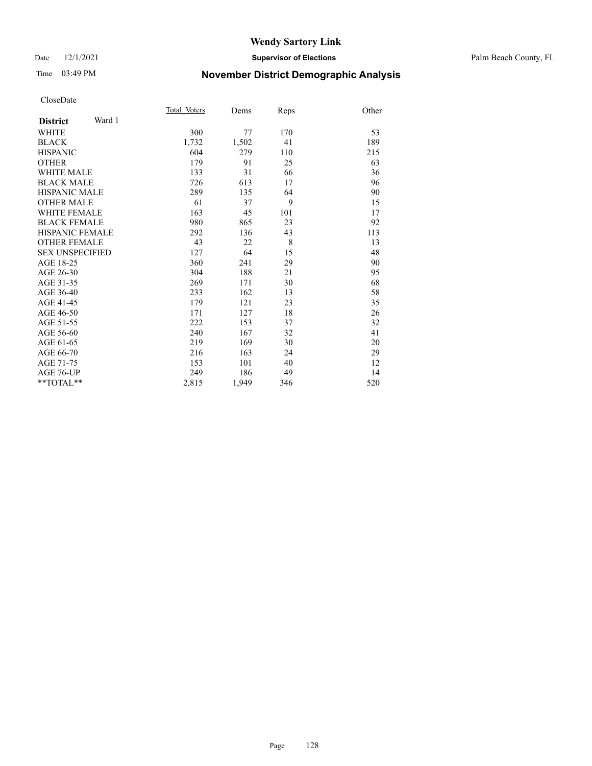**Wendy Sartory Link**

Date 12/1/2021 **Supervisor of Elections** Palm Beach County, FL

Time 03:49 PM **November District Demographic Analysis**

CloseDate

| **District** Ward 1 | Total_Voters | Dems | Reps | Other |
|---|---|---|---|---|
| WHITE | 300 | 77 | 170 | 53 |
| BLACK | 1,732 | 1,502 | 41 | 189 |
| HISPANIC | 604 | 279 | 110 | 215 |
| OTHER | 179 | 91 | 25 | 63 |
| WHITE MALE | 133 | 31 | 66 | 36 |
| BLACK MALE | 726 | 613 | 17 | 96 |
| HISPANIC MALE | 289 | 135 | 64 | 90 |
| OTHER MALE | 61 | 37 | 9 | 15 |
| WHITE FEMALE | 163 | 45 | 101 | 17 |
| BLACK FEMALE | 980 | 865 | 23 | 92 |
| HISPANIC FEMALE | 292 | 136 | 43 | 113 |
| OTHER FEMALE | 43 | 22 | 8 | 13 |
| SEX UNSPECIFIED | 127 | 64 | 15 | 48 |
| AGE 18-25 | 360 | 241 | 29 | 90 |
| AGE 26-30 | 304 | 188 | 21 | 95 |
| AGE 31-35 | 269 | 171 | 30 | 68 |
| AGE 36-40 | 233 | 162 | 13 | 58 |
| AGE 41-45 | 179 | 121 | 23 | 35 |
| AGE 46-50 | 171 | 127 | 18 | 26 |
| AGE 51-55 | 222 | 153 | 37 | 32 |
| AGE 56-60 | 240 | 167 | 32 | 41 |
| AGE 61-65 | 219 | 169 | 30 | 20 |
| AGE 66-70 | 216 | 163 | 24 | 29 |
| AGE 71-75 | 153 | 101 | 40 | 12 |
| AGE 76-UP | 249 | 186 | 49 | 14 |
| **TOTAL** | 2,815 | 1,949 | 346 | 520 |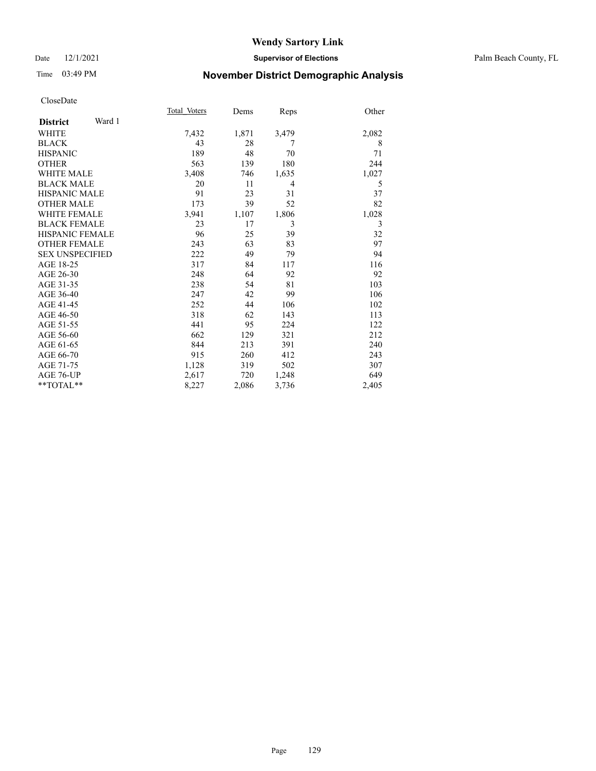# Wendy Sartory Link

Date 12/1/2021 **Supervisor of Elections** Palm Beach County, FL

Time 03:49 PM **November District Demographic Analysis**

CloseDate

| **District** Ward 1 | Total_Voters | Dems | Reps | Other |
|---|---|---|---|---|
| WHITE | 7,432 | 1,871 | 3,479 | 2,082 |
| BLACK | 43 | 28 | 7 | 8 |
| HISPANIC | 189 | 48 | 70 | 71 |
| OTHER | 563 | 139 | 180 | 244 |
| WHITE MALE | 3,408 | 746 | 1,635 | 1,027 |
| BLACK MALE | 20 | 11 | 4 | 5 |
| HISPANIC MALE | 91 | 23 | 31 | 37 |
| OTHER MALE | 173 | 39 | 52 | 82 |
| WHITE FEMALE | 3,941 | 1,107 | 1,806 | 1,028 |
| BLACK FEMALE | 23 | 17 | 3 | 3 |
| HISPANIC FEMALE | 96 | 25 | 39 | 32 |
| OTHER FEMALE | 243 | 63 | 83 | 97 |
| SEX UNSPECIFIED | 222 | 49 | 79 | 94 |
| AGE 18-25 | 317 | 84 | 117 | 116 |
| AGE 26-30 | 248 | 64 | 92 | 92 |
| AGE 31-35 | 238 | 54 | 81 | 103 |
| AGE 36-40 | 247 | 42 | 99 | 106 |
| AGE 41-45 | 252 | 44 | 106 | 102 |
| AGE 46-50 | 318 | 62 | 143 | 113 |
| AGE 51-55 | 441 | 95 | 224 | 122 |
| AGE 56-60 | 662 | 129 | 321 | 212 |
| AGE 61-65 | 844 | 213 | 391 | 240 |
| AGE 66-70 | 915 | 260 | 412 | 243 |
| AGE 71-75 | 1,128 | 319 | 502 | 307 |
| AGE 76-UP | 2,617 | 720 | 1,248 | 649 |
| **TOTAL** | 8,227 | 2,086 | 3,736 | 2,405 |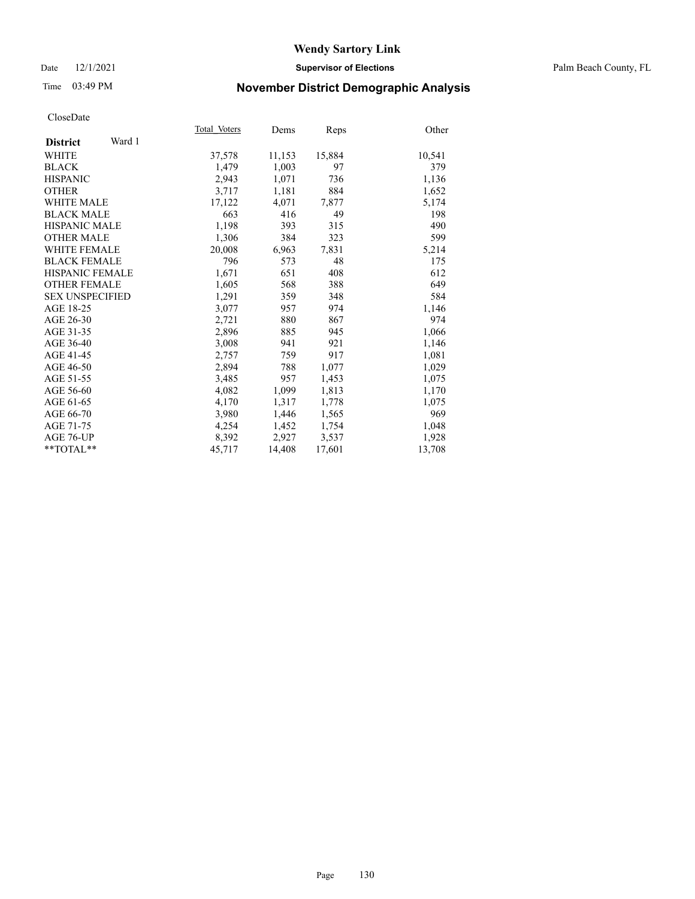# Wendy Sartory Link

Date 12/1/2021 **Supervisor of Elections** Palm Beach County, FL

Time 03:49 PM **November District Demographic Analysis**

CloseDate

| **District** Ward 1 | Total Voters | Dems | Reps | Other |
|---|---|---|---|---|
| WHITE | 37,578 | 11,153 | 15,884 | 10,541 |
| BLACK | 1,479 | 1,003 | 97 | 379 |
| HISPANIC | 2,943 | 1,071 | 736 | 1,136 |
| OTHER | 3,717 | 1,181 | 884 | 1,652 |
| WHITE MALE | 17,122 | 4,071 | 7,877 | 5,174 |
| BLACK MALE | 663 | 416 | 49 | 198 |
| HISPANIC MALE | 1,198 | 393 | 315 | 490 |
| OTHER MALE | 1,306 | 384 | 323 | 599 |
| WHITE FEMALE | 20,008 | 6,963 | 7,831 | 5,214 |
| BLACK FEMALE | 796 | 573 | 48 | 175 |
| HISPANIC FEMALE | 1,671 | 651 | 408 | 612 |
| OTHER FEMALE | 1,605 | 568 | 388 | 649 |
| SEX UNSPECIFIED | 1,291 | 359 | 348 | 584 |
| AGE 18-25 | 3,077 | 957 | 974 | 1,146 |
| AGE 26-30 | 2,721 | 880 | 867 | 974 |
| AGE 31-35 | 2,896 | 885 | 945 | 1,066 |
| AGE 36-40 | 3,008 | 941 | 921 | 1,146 |
| AGE 41-45 | 2,757 | 759 | 917 | 1,081 |
| AGE 46-50 | 2,894 | 788 | 1,077 | 1,029 |
| AGE 51-55 | 3,485 | 957 | 1,453 | 1,075 |
| AGE 56-60 | 4,082 | 1,099 | 1,813 | 1,170 |
| AGE 61-65 | 4,170 | 1,317 | 1,778 | 1,075 |
| AGE 66-70 | 3,980 | 1,446 | 1,565 | 969 |
| AGE 71-75 | 4,254 | 1,452 | 1,754 | 1,048 |
| AGE 76-UP | 8,392 | 2,927 | 3,537 | 1,928 |
| **TOTAL** | 45,717 | 14,408 | 17,601 | 13,708 |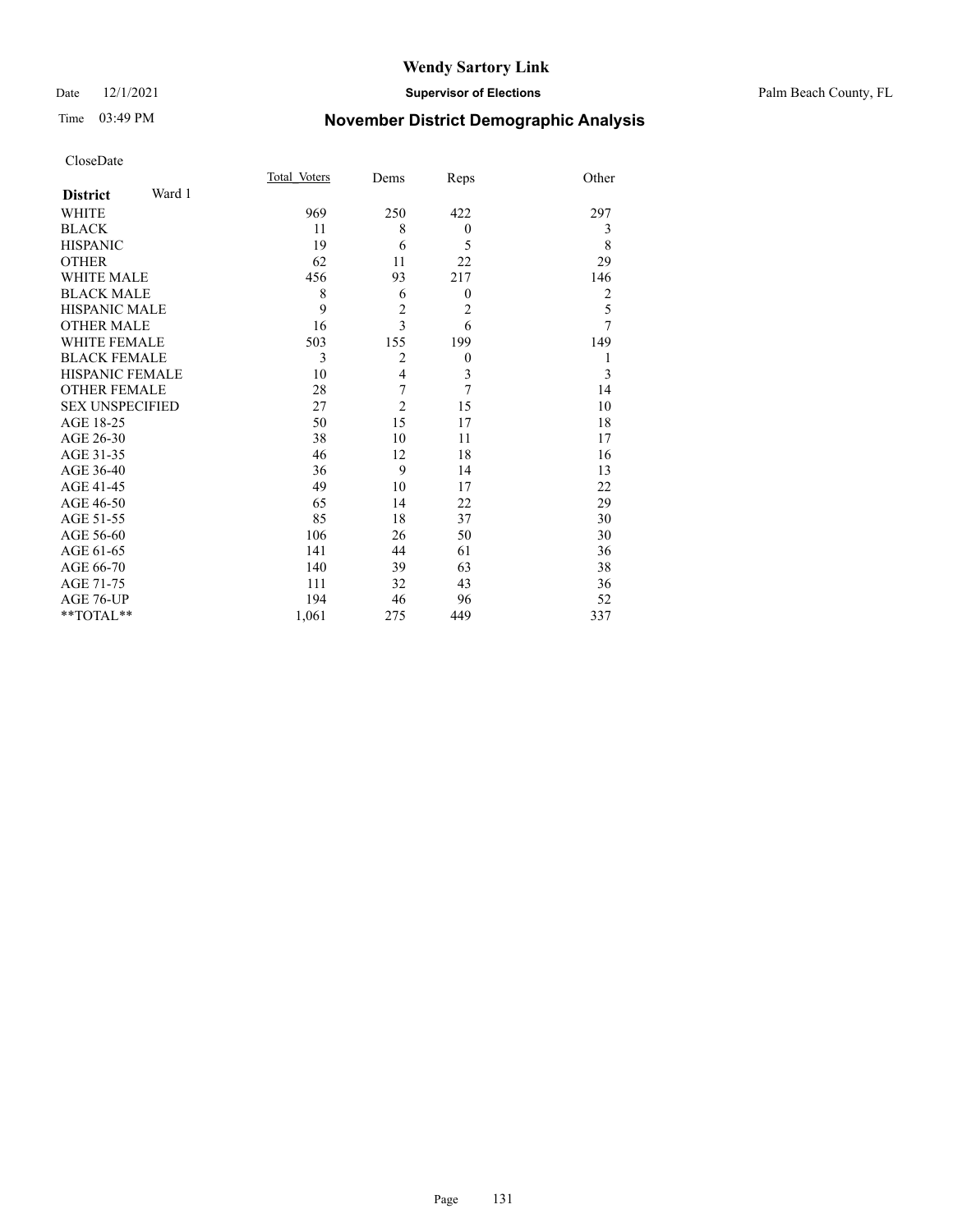# Wendy Sartory Link

Date 12/1/2021 **Supervisor of Elections** Palm Beach County, FL

Time 03:49 PM **November District Demographic Analysis**

CloseDate

| **District** Ward 1 | Total Voters | Dems | Reps | Other |
|---|---|---|---|---|
| WHITE | 969 | 250 | 422 | 297 |
| BLACK | 11 | 8 | 0 | 3 |
| HISPANIC | 19 | 6 | 5 | 8 |
| OTHER | 62 | 11 | 22 | 29 |
| WHITE MALE | 456 | 93 | 217 | 146 |
| BLACK MALE | 8 | 6 | 0 | 2 |
| HISPANIC MALE | 9 | 2 | 2 | 5 |
| OTHER MALE | 16 | 3 | 6 | 7 |
| WHITE FEMALE | 503 | 155 | 199 | 149 |
| BLACK FEMALE | 3 | 2 | 0 | 1 |
| HISPANIC FEMALE | 10 | 4 | 3 | 3 |
| OTHER FEMALE | 28 | 7 | 7 | 14 |
| SEX UNSPECIFIED | 27 | 2 | 15 | 10 |
| AGE 18-25 | 50 | 15 | 17 | 18 |
| AGE 26-30 | 38 | 10 | 11 | 17 |
| AGE 31-35 | 46 | 12 | 18 | 16 |
| AGE 36-40 | 36 | 9 | 14 | 13 |
| AGE 41-45 | 49 | 10 | 17 | 22 |
| AGE 46-50 | 65 | 14 | 22 | 29 |
| AGE 51-55 | 85 | 18 | 37 | 30 |
| AGE 56-60 | 106 | 26 | 50 | 30 |
| AGE 61-65 | 141 | 44 | 61 | 36 |
| AGE 66-70 | 140 | 39 | 63 | 38 |
| AGE 71-75 | 111 | 32 | 43 | 36 |
| AGE 76-UP | 194 | 46 | 96 | 52 |
| **TOTAL** | 1,061 | 275 | 449 | 337 |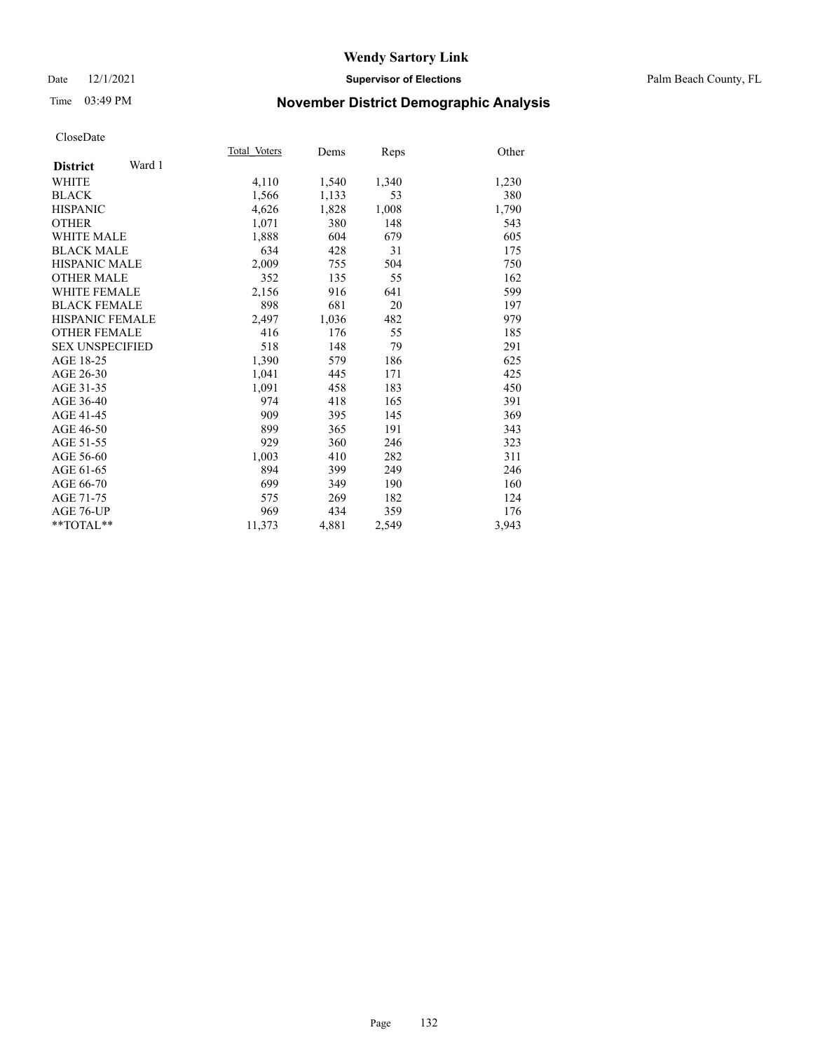# Wendy Sartory Link

Date 12/1/2021 **Supervisor of Elections** Palm Beach County, FL

Time 03:49 PM **November District Demographic Analysis**

CloseDate

| **District** Ward 1 | Total Voters | Dems | Reps | Other |
|---|---|---|---|---|
| WHITE | 4,110 | 1,540 | 1,340 | 1,230 |
| BLACK | 1,566 | 1,133 | 53 | 380 |
| HISPANIC | 4,626 | 1,828 | 1,008 | 1,790 |
| OTHER | 1,071 | 380 | 148 | 543 |
| WHITE MALE | 1,888 | 604 | 679 | 605 |
| BLACK MALE | 634 | 428 | 31 | 175 |
| HISPANIC MALE | 2,009 | 755 | 504 | 750 |
| OTHER MALE | 352 | 135 | 55 | 162 |
| WHITE FEMALE | 2,156 | 916 | 641 | 599 |
| BLACK FEMALE | 898 | 681 | 20 | 197 |
| HISPANIC FEMALE | 2,497 | 1,036 | 482 | 979 |
| OTHER FEMALE | 416 | 176 | 55 | 185 |
| SEX UNSPECIFIED | 518 | 148 | 79 | 291 |
| AGE 18-25 | 1,390 | 579 | 186 | 625 |
| AGE 26-30 | 1,041 | 445 | 171 | 425 |
| AGE 31-35 | 1,091 | 458 | 183 | 450 |
| AGE 36-40 | 974 | 418 | 165 | 391 |
| AGE 41-45 | 909 | 395 | 145 | 369 |
| AGE 46-50 | 899 | 365 | 191 | 343 |
| AGE 51-55 | 929 | 360 | 246 | 323 |
| AGE 56-60 | 1,003 | 410 | 282 | 311 |
| AGE 61-65 | 894 | 399 | 249 | 246 |
| AGE 66-70 | 699 | 349 | 190 | 160 |
| AGE 71-75 | 575 | 269 | 182 | 124 |
| AGE 76-UP | 969 | 434 | 359 | 176 |
| **TOTAL** | 11,373 | 4,881 | 2,549 | 3,943 |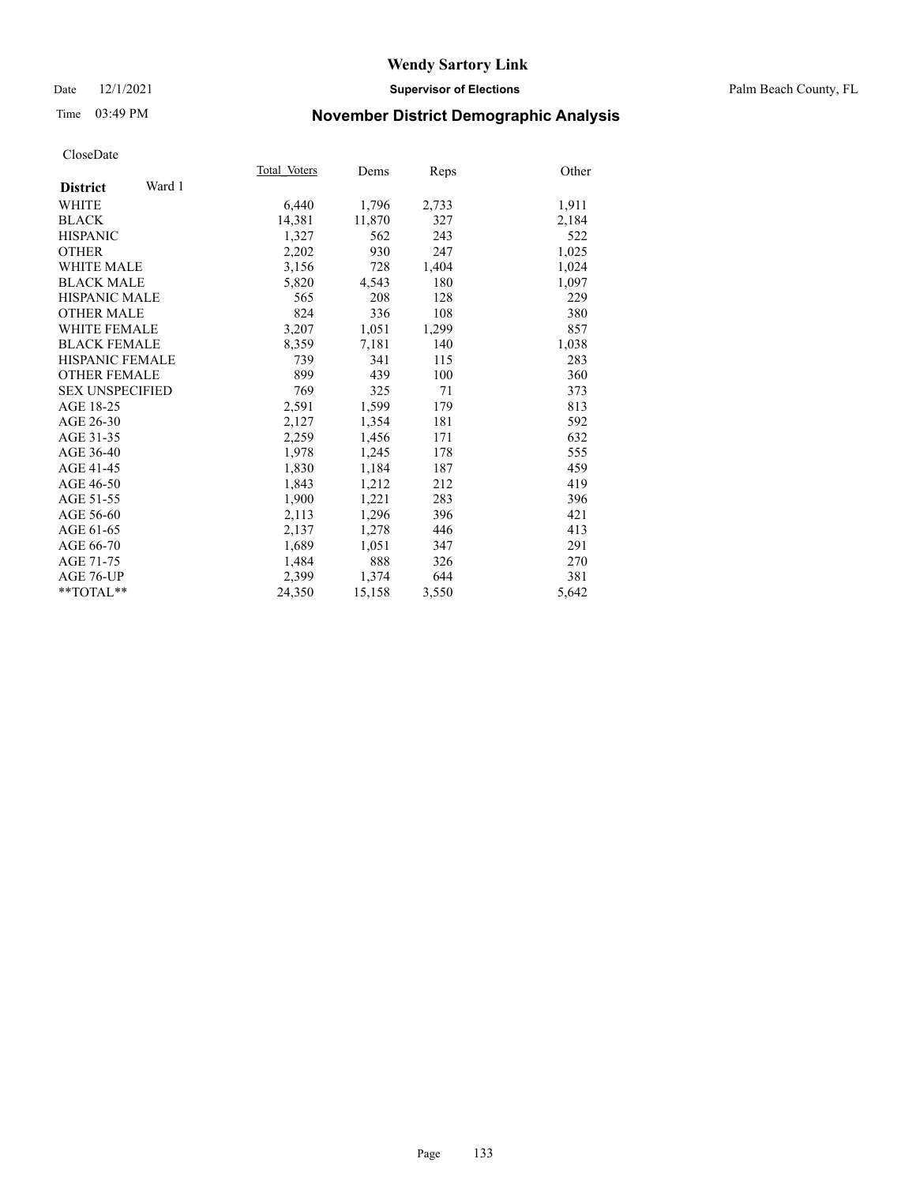Date 12/1/2021

Time 03:49 PM

**Supervisor of Elections**

Palm Beach County, FL

## November District Demographic Analysis

CloseDate

| **District** Ward 1 | Total_Voters | Dems | Reps | Other |
|---|---|---|---|---|
| WHITE | 6,440 | 1,796 | 2,733 | 1,911 |
| BLACK | 14,381 | 11,870 | 327 | 2,184 |
| HISPANIC | 1,327 | 562 | 243 | 522 |
| OTHER | 2,202 | 930 | 247 | 1,025 |
| WHITE MALE | 3,156 | 728 | 1,404 | 1,024 |
| BLACK MALE | 5,820 | 4,543 | 180 | 1,097 |
| HISPANIC MALE | 565 | 208 | 128 | 229 |
| OTHER MALE | 824 | 336 | 108 | 380 |
| WHITE FEMALE | 3,207 | 1,051 | 1,299 | 857 |
| BLACK FEMALE | 8,359 | 7,181 | 140 | 1,038 |
| HISPANIC FEMALE | 739 | 341 | 115 | 283 |
| OTHER FEMALE | 899 | 439 | 100 | 360 |
| SEX UNSPECIFIED | 769 | 325 | 71 | 373 |
| AGE 18-25 | 2,591 | 1,599 | 179 | 813 |
| AGE 26-30 | 2,127 | 1,354 | 181 | 592 |
| AGE 31-35 | 2,259 | 1,456 | 171 | 632 |
| AGE 36-40 | 1,978 | 1,245 | 178 | 555 |
| AGE 41-45 | 1,830 | 1,184 | 187 | 459 |
| AGE 46-50 | 1,843 | 1,212 | 212 | 419 |
| AGE 51-55 | 1,900 | 1,221 | 283 | 396 |
| AGE 56-60 | 2,113 | 1,296 | 396 | 421 |
| AGE 61-65 | 2,137 | 1,278 | 446 | 413 |
| AGE 66-70 | 1,689 | 1,051 | 347 | 291 |
| AGE 71-75 | 1,484 | 888 | 326 | 270 |
| AGE 76-UP | 2,399 | 1,374 | 644 | 381 |
| **TOTAL** | 24,350 | 15,158 | 3,550 | 5,642 |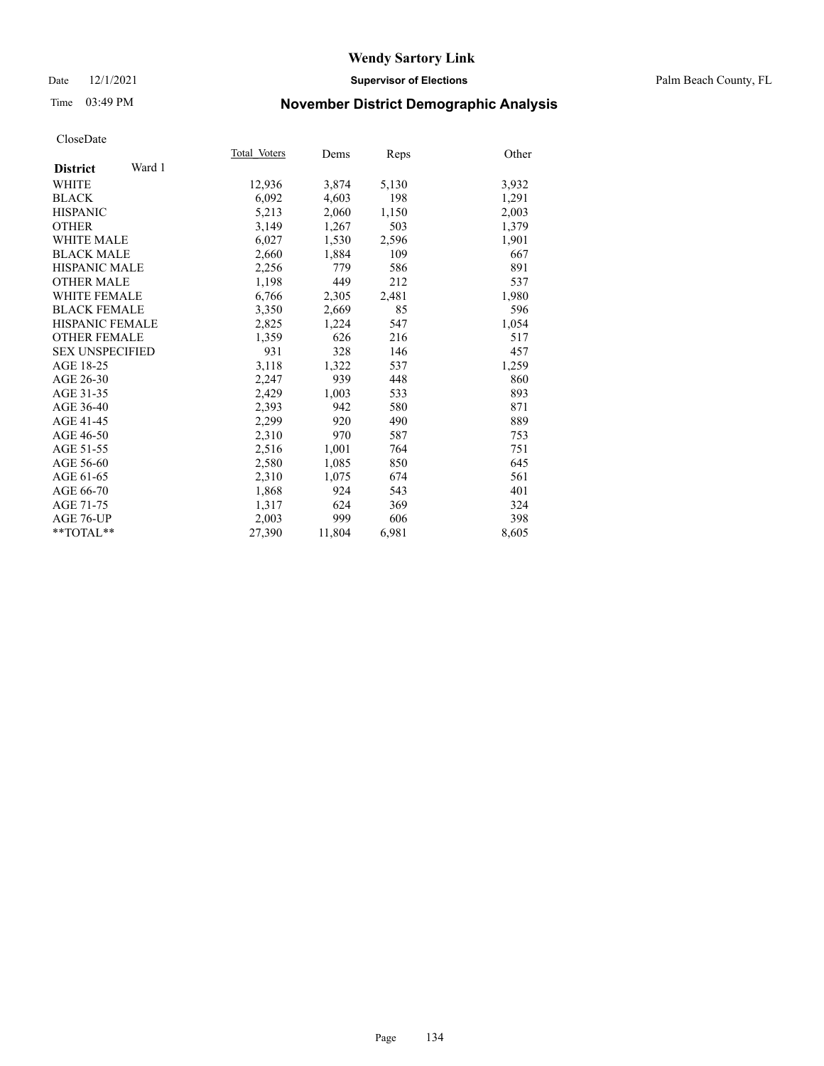# Wendy Sartory Link

Date 12/1/2021 **Supervisor of Elections** Palm Beach County, FL

Time 03:49 PM **November District Demographic Analysis**

CloseDate

| **District** Ward 1 | Total_Voters | Dems | Reps | Other |
|---|---|---|---|---|
| WHITE | 12,936 | 3,874 | 5,130 | 3,932 |
| BLACK | 6,092 | 4,603 | 198 | 1,291 |
| HISPANIC | 5,213 | 2,060 | 1,150 | 2,003 |
| OTHER | 3,149 | 1,267 | 503 | 1,379 |
| WHITE MALE | 6,027 | 1,530 | 2,596 | 1,901 |
| BLACK MALE | 2,660 | 1,884 | 109 | 667 |
| HISPANIC MALE | 2,256 | 779 | 586 | 891 |
| OTHER MALE | 1,198 | 449 | 212 | 537 |
| WHITE FEMALE | 6,766 | 2,305 | 2,481 | 1,980 |
| BLACK FEMALE | 3,350 | 2,669 | 85 | 596 |
| HISPANIC FEMALE | 2,825 | 1,224 | 547 | 1,054 |
| OTHER FEMALE | 1,359 | 626 | 216 | 517 |
| SEX UNSPECIFIED | 931 | 328 | 146 | 457 |
| AGE 18-25 | 3,118 | 1,322 | 537 | 1,259 |
| AGE 26-30 | 2,247 | 939 | 448 | 860 |
| AGE 31-35 | 2,429 | 1,003 | 533 | 893 |
| AGE 36-40 | 2,393 | 942 | 580 | 871 |
| AGE 41-45 | 2,299 | 920 | 490 | 889 |
| AGE 46-50 | 2,310 | 970 | 587 | 753 |
| AGE 51-55 | 2,516 | 1,001 | 764 | 751 |
| AGE 56-60 | 2,580 | 1,085 | 850 | 645 |
| AGE 61-65 | 2,310 | 1,075 | 674 | 561 |
| AGE 66-70 | 1,868 | 924 | 543 | 401 |
| AGE 71-75 | 1,317 | 624 | 369 | 324 |
| AGE 76-UP | 2,003 | 999 | 606 | 398 |
| **TOTAL** | 27,390 | 11,804 | 6,981 | 8,605 |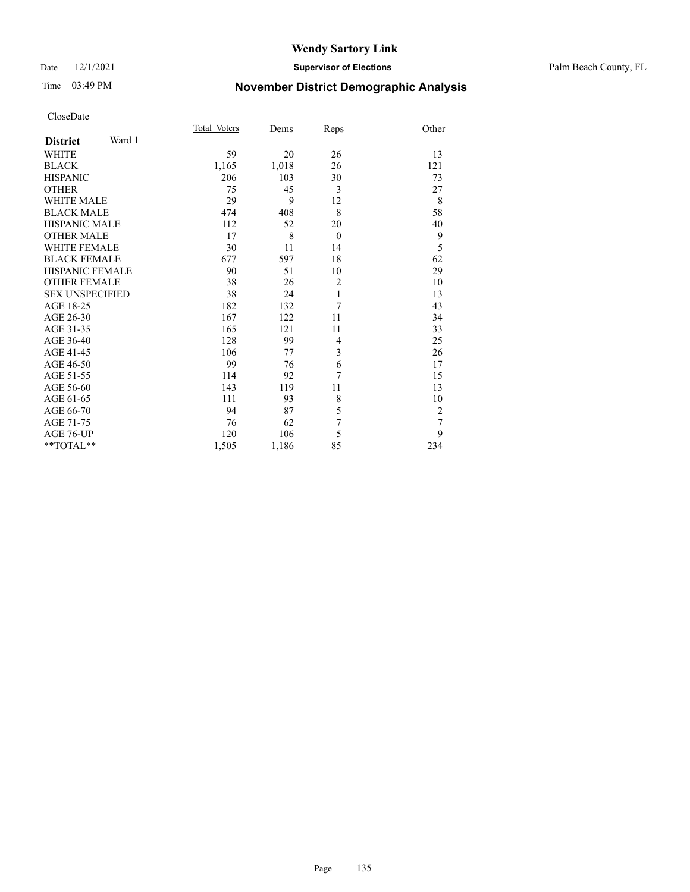# Wendy Sartory Link

Date 12/1/2021 **Supervisor of Elections** Palm Beach County, FL

Time 03:49 PM

## November District Demographic Analysis

CloseDate

| **District** Ward 1 | Total_Voters | Dems | Reps | Other |
|---|---|---|---|---|
| WHITE | 59 | 20 | 26 | 13 |
| BLACK | 1,165 | 1,018 | 26 | 121 |
| HISPANIC | 206 | 103 | 30 | 73 |
| OTHER | 75 | 45 | 3 | 27 |
| WHITE MALE | 29 | 9 | 12 | 8 |
| BLACK MALE | 474 | 408 | 8 | 58 |
| HISPANIC MALE | 112 | 52 | 20 | 40 |
| OTHER MALE | 17 | 8 | 0 | 9 |
| WHITE FEMALE | 30 | 11 | 14 | 5 |
| BLACK FEMALE | 677 | 597 | 18 | 62 |
| HISPANIC FEMALE | 90 | 51 | 10 | 29 |
| OTHER FEMALE | 38 | 26 | 2 | 10 |
| SEX UNSPECIFIED | 38 | 24 | 1 | 13 |
| AGE 18-25 | 182 | 132 | 7 | 43 |
| AGE 26-30 | 167 | 122 | 11 | 34 |
| AGE 31-35 | 165 | 121 | 11 | 33 |
| AGE 36-40 | 128 | 99 | 4 | 25 |
| AGE 41-45 | 106 | 77 | 3 | 26 |
| AGE 46-50 | 99 | 76 | 6 | 17 |
| AGE 51-55 | 114 | 92 | 7 | 15 |
| AGE 56-60 | 143 | 119 | 11 | 13 |
| AGE 61-65 | 111 | 93 | 8 | 10 |
| AGE 66-70 | 94 | 87 | 5 | 2 |
| AGE 71-75 | 76 | 62 | 7 | 7 |
| AGE 76-UP | 120 | 106 | 5 | 9 |
| **TOTAL** | 1,505 | 1,186 | 85 | 234 |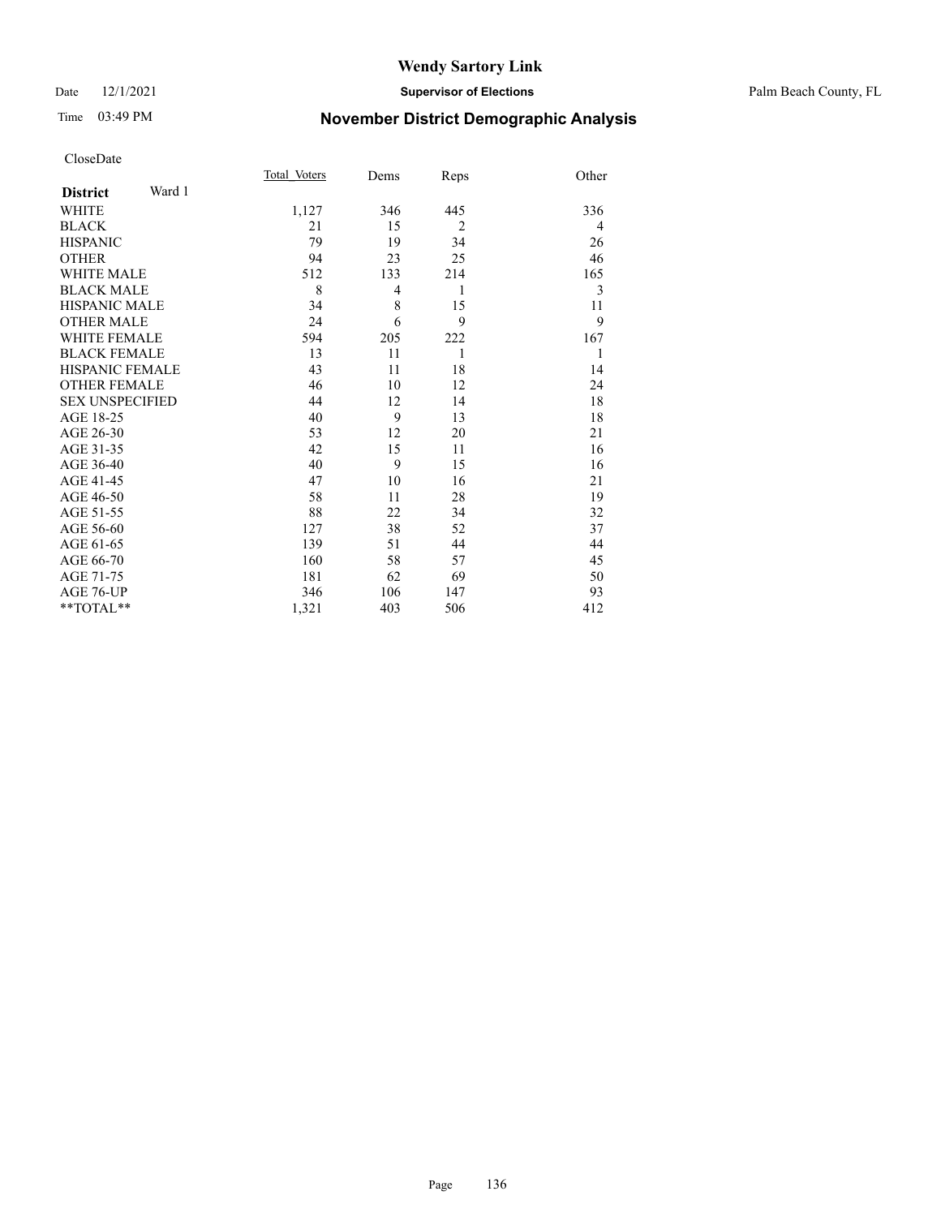Wendy Sartory Link

Date 12/1/2021 **Supervisor of Elections** Palm Beach County, FL

Time 03:49 PM **November District Demographic Analysis**

CloseDate

| **District** Ward 1 | Total_Voters | Dems | Reps | Other |
|---|---|---|---|---|
| WHITE | 1,127 | 346 | 445 | 336 |
| BLACK | 21 | 15 | 2 | 4 |
| HISPANIC | 79 | 19 | 34 | 26 |
| OTHER | 94 | 23 | 25 | 46 |
| WHITE MALE | 512 | 133 | 214 | 165 |
| BLACK MALE | 8 | 4 | 1 | 3 |
| HISPANIC MALE | 34 | 8 | 15 | 11 |
| OTHER MALE | 24 | 6 | 9 | 9 |
| WHITE FEMALE | 594 | 205 | 222 | 167 |
| BLACK FEMALE | 13 | 11 | 1 | 1 |
| HISPANIC FEMALE | 43 | 11 | 18 | 14 |
| OTHER FEMALE | 46 | 10 | 12 | 24 |
| SEX UNSPECIFIED | 44 | 12 | 14 | 18 |
| AGE 18-25 | 40 | 9 | 13 | 18 |
| AGE 26-30 | 53 | 12 | 20 | 21 |
| AGE 31-35 | 42 | 15 | 11 | 16 |
| AGE 36-40 | 40 | 9 | 15 | 16 |
| AGE 41-45 | 47 | 10 | 16 | 21 |
| AGE 46-50 | 58 | 11 | 28 | 19 |
| AGE 51-55 | 88 | 22 | 34 | 32 |
| AGE 56-60 | 127 | 38 | 52 | 37 |
| AGE 61-65 | 139 | 51 | 44 | 44 |
| AGE 66-70 | 160 | 58 | 57 | 45 |
| AGE 71-75 | 181 | 62 | 69 | 50 |
| AGE 76-UP | 346 | 106 | 147 | 93 |
| **TOTAL** | 1,321 | 403 | 506 | 412 |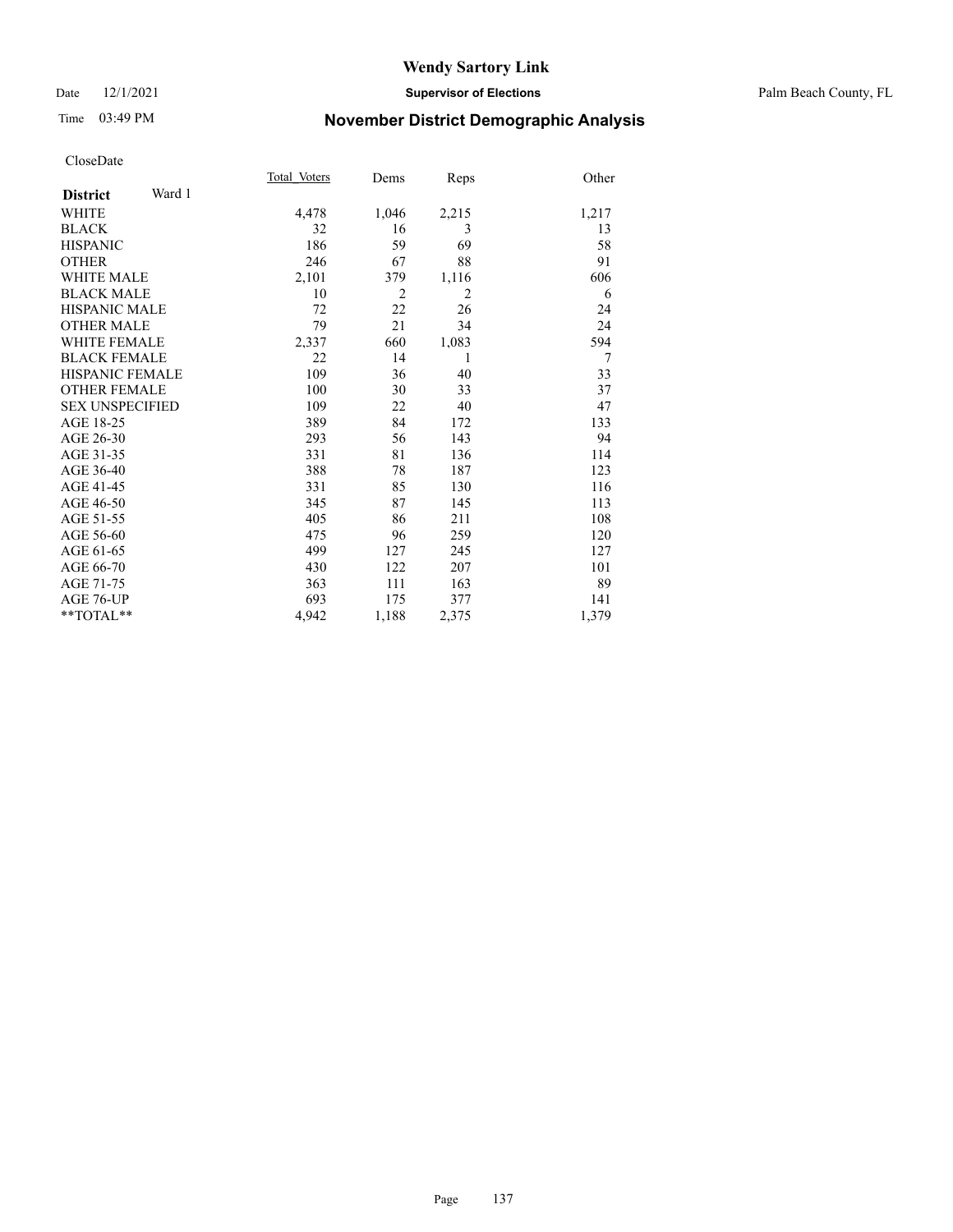# Wendy Sartory Link

Date 12/1/2021 **Supervisor of Elections** Palm Beach County, FL

Time 03:49 PM **November District Demographic Analysis**

CloseDate

| **District** Ward 1 | Total Voters | Dems | Reps | Other |
|---|---|---|---|---|
| WHITE | 4,478 | 1,046 | 2,215 | 1,217 |
| BLACK | 32 | 16 | 3 | 13 |
| HISPANIC | 186 | 59 | 69 | 58 |
| OTHER | 246 | 67 | 88 | 91 |
| WHITE MALE | 2,101 | 379 | 1,116 | 606 |
| BLACK MALE | 10 | 2 | 2 | 6 |
| HISPANIC MALE | 72 | 22 | 26 | 24 |
| OTHER MALE | 79 | 21 | 34 | 24 |
| WHITE FEMALE | 2,337 | 660 | 1,083 | 594 |
| BLACK FEMALE | 22 | 14 | 1 | 7 |
| HISPANIC FEMALE | 109 | 36 | 40 | 33 |
| OTHER FEMALE | 100 | 30 | 33 | 37 |
| SEX UNSPECIFIED | 109 | 22 | 40 | 47 |
| AGE 18-25 | 389 | 84 | 172 | 133 |
| AGE 26-30 | 293 | 56 | 143 | 94 |
| AGE 31-35 | 331 | 81 | 136 | 114 |
| AGE 36-40 | 388 | 78 | 187 | 123 |
| AGE 41-45 | 331 | 85 | 130 | 116 |
| AGE 46-50 | 345 | 87 | 145 | 113 |
| AGE 51-55 | 405 | 86 | 211 | 108 |
| AGE 56-60 | 475 | 96 | 259 | 120 |
| AGE 61-65 | 499 | 127 | 245 | 127 |
| AGE 66-70 | 430 | 122 | 207 | 101 |
| AGE 71-75 | 363 | 111 | 163 | 89 |
| AGE 76-UP | 693 | 175 | 377 | 141 |
| **TOTAL** | 4,942 | 1,188 | 2,375 | 1,379 |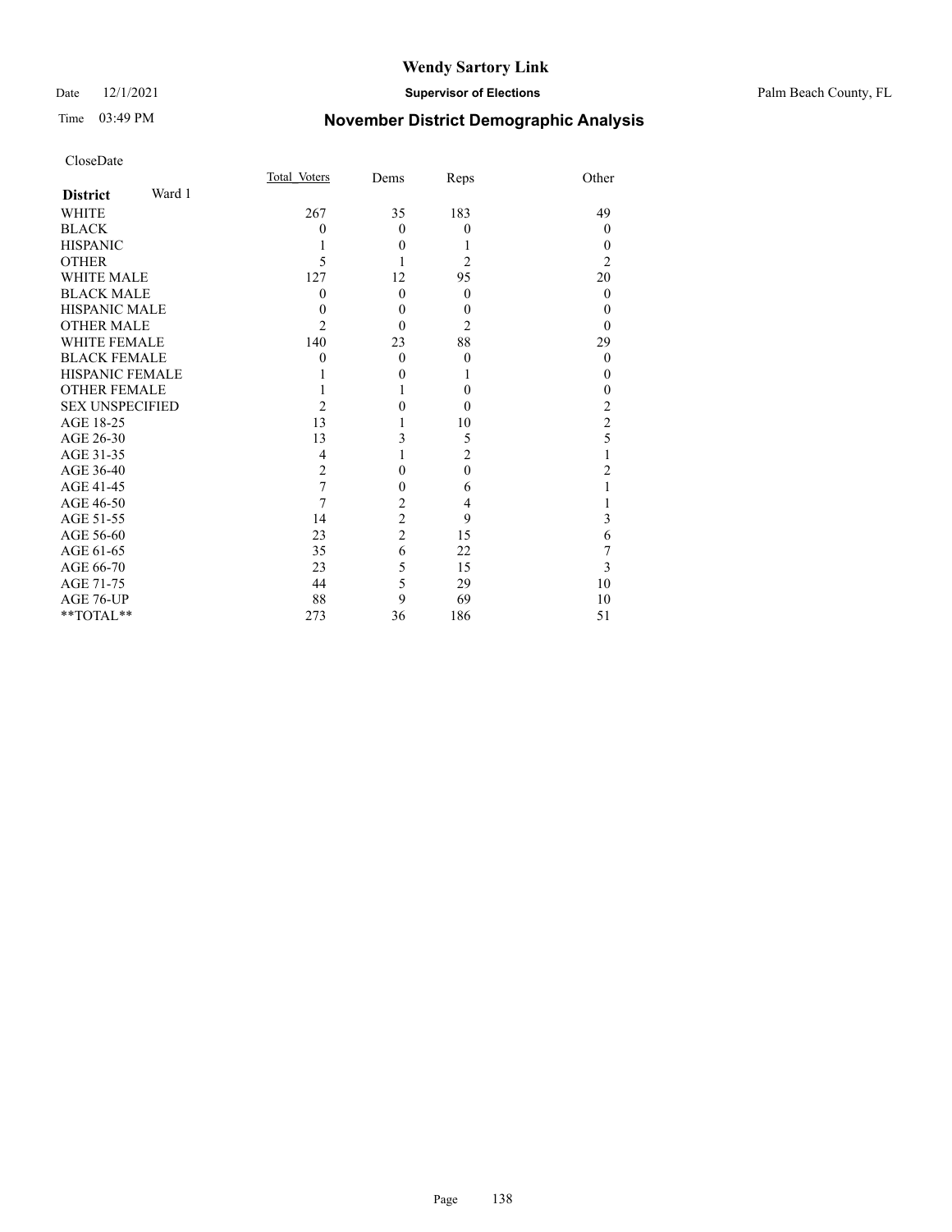# Wendy Sartory Link

Date 12/1/2021 **Supervisor of Elections** Palm Beach County, FL

Time 03:49 PM **November District Demographic Analysis**

CloseDate

| **District** Ward 1 | Total Voters | Dems | Reps | Other |
|---|---|---|---|---|
| WHITE | 267 | 35 | 183 | 49 |
| BLACK | 0 | 0 | 0 | 0 |
| HISPANIC | 1 | 0 | 1 | 0 |
| OTHER | 5 | 1 | 2 | 2 |
| WHITE MALE | 127 | 12 | 95 | 20 |
| BLACK MALE | 0 | 0 | 0 | 0 |
| HISPANIC MALE | 0 | 0 | 0 | 0 |
| OTHER MALE | 2 | 0 | 2 | 0 |
| WHITE FEMALE | 140 | 23 | 88 | 29 |
| BLACK FEMALE | 0 | 0 | 0 | 0 |
| HISPANIC FEMALE | 1 | 0 | 1 | 0 |
| OTHER FEMALE | 1 | 1 | 0 | 0 |
| SEX UNSPECIFIED | 2 | 0 | 0 | 2 |
| AGE 18-25 | 13 | 1 | 10 | 2 |
| AGE 26-30 | 13 | 3 | 5 | 5 |
| AGE 31-35 | 4 | 1 | 2 | 1 |
| AGE 36-40 | 2 | 0 | 0 | 2 |
| AGE 41-45 | 7 | 0 | 6 | 1 |
| AGE 46-50 | 7 | 2 | 4 | 1 |
| AGE 51-55 | 14 | 2 | 9 | 3 |
| AGE 56-60 | 23 | 2 | 15 | 6 |
| AGE 61-65 | 35 | 6 | 22 | 7 |
| AGE 66-70 | 23 | 5 | 15 | 3 |
| AGE 71-75 | 44 | 5 | 29 | 10 |
| AGE 76-UP | 88 | 9 | 69 | 10 |
| **TOTAL** | 273 | 36 | 186 | 51 |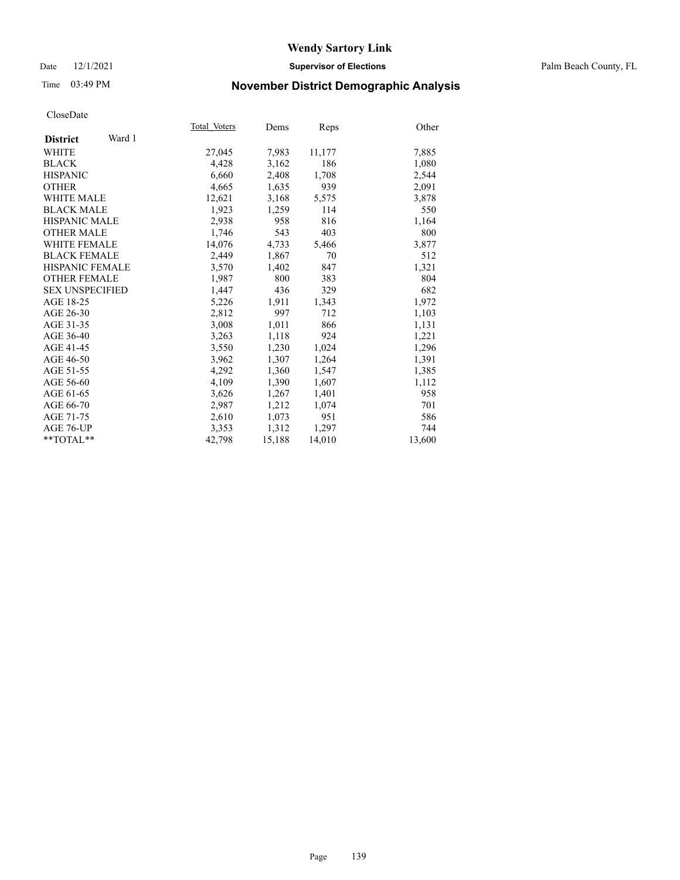# Wendy Sartory Link

Date 12/1/2021 **Supervisor of Elections** Palm Beach County, FL

Time 03:49 PM **November District Demographic Analysis**

CloseDate

| **District** Ward 1 | Total Voters | Dems | Reps | Other |
|---|---|---|---|---|
| WHITE | 27,045 | 7,983 | 11,177 | 7,885 |
| BLACK | 4,428 | 3,162 | 186 | 1,080 |
| HISPANIC | 6,660 | 2,408 | 1,708 | 2,544 |
| OTHER | 4,665 | 1,635 | 939 | 2,091 |
| WHITE MALE | 12,621 | 3,168 | 5,575 | 3,878 |
| BLACK MALE | 1,923 | 1,259 | 114 | 550 |
| HISPANIC MALE | 2,938 | 958 | 816 | 1,164 |
| OTHER MALE | 1,746 | 543 | 403 | 800 |
| WHITE FEMALE | 14,076 | 4,733 | 5,466 | 3,877 |
| BLACK FEMALE | 2,449 | 1,867 | 70 | 512 |
| HISPANIC FEMALE | 3,570 | 1,402 | 847 | 1,321 |
| OTHER FEMALE | 1,987 | 800 | 383 | 804 |
| SEX UNSPECIFIED | 1,447 | 436 | 329 | 682 |
| AGE 18-25 | 5,226 | 1,911 | 1,343 | 1,972 |
| AGE 26-30 | 2,812 | 997 | 712 | 1,103 |
| AGE 31-35 | 3,008 | 1,011 | 866 | 1,131 |
| AGE 36-40 | 3,263 | 1,118 | 924 | 1,221 |
| AGE 41-45 | 3,550 | 1,230 | 1,024 | 1,296 |
| AGE 46-50 | 3,962 | 1,307 | 1,264 | 1,391 |
| AGE 51-55 | 4,292 | 1,360 | 1,547 | 1,385 |
| AGE 56-60 | 4,109 | 1,390 | 1,607 | 1,112 |
| AGE 61-65 | 3,626 | 1,267 | 1,401 | 958 |
| AGE 66-70 | 2,987 | 1,212 | 1,074 | 701 |
| AGE 71-75 | 2,610 | 1,073 | 951 | 586 |
| AGE 76-UP | 3,353 | 1,312 | 1,297 | 744 |
| **TOTAL** | 42,798 | 15,188 | 14,010 | 13,600 |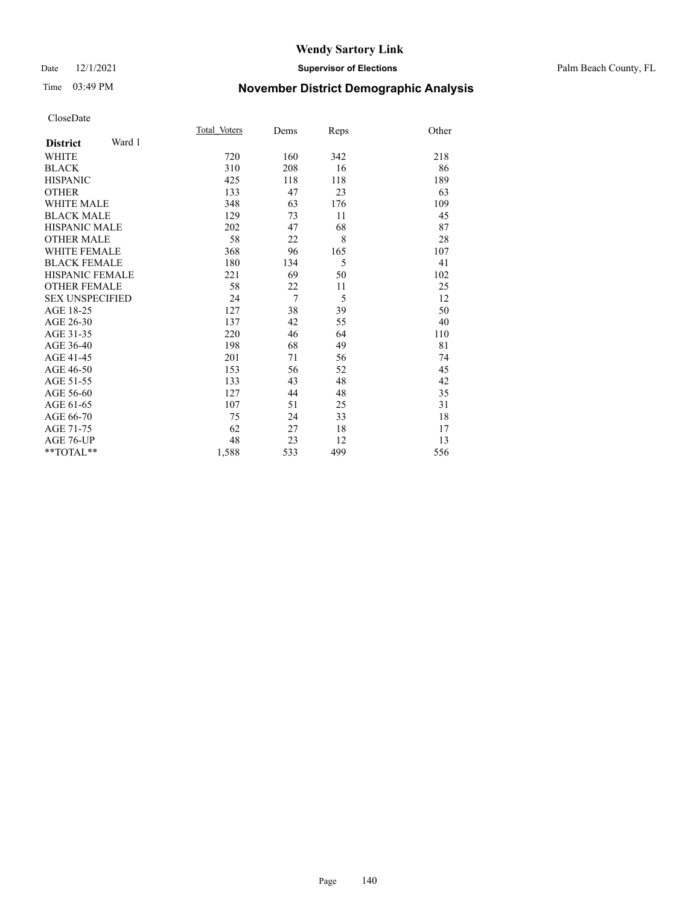# Wendy Sartory Link

Date 12/1/2021 **Supervisor of Elections** Palm Beach County, FL

Time 03:49 PM **November District Demographic Analysis**

CloseDate

| **District** Ward 1 | Total Voters | Dems | Reps | Other |
|---|---|---|---|---|
| WHITE | 720 | 160 | 342 | 218 |
| BLACK | 310 | 208 | 16 | 86 |
| HISPANIC | 425 | 118 | 118 | 189 |
| OTHER | 133 | 47 | 23 | 63 |
| WHITE MALE | 348 | 63 | 176 | 109 |
| BLACK MALE | 129 | 73 | 11 | 45 |
| HISPANIC MALE | 202 | 47 | 68 | 87 |
| OTHER MALE | 58 | 22 | 8 | 28 |
| WHITE FEMALE | 368 | 96 | 165 | 107 |
| BLACK FEMALE | 180 | 134 | 5 | 41 |
| HISPANIC FEMALE | 221 | 69 | 50 | 102 |
| OTHER FEMALE | 58 | 22 | 11 | 25 |
| SEX UNSPECIFIED | 24 | 7 | 5 | 12 |
| AGE 18-25 | 127 | 38 | 39 | 50 |
| AGE 26-30 | 137 | 42 | 55 | 40 |
| AGE 31-35 | 220 | 46 | 64 | 110 |
| AGE 36-40 | 198 | 68 | 49 | 81 |
| AGE 41-45 | 201 | 71 | 56 | 74 |
| AGE 46-50 | 153 | 56 | 52 | 45 |
| AGE 51-55 | 133 | 43 | 48 | 42 |
| AGE 56-60 | 127 | 44 | 48 | 35 |
| AGE 61-65 | 107 | 51 | 25 | 31 |
| AGE 66-70 | 75 | 24 | 33 | 18 |
| AGE 71-75 | 62 | 27 | 18 | 17 |
| AGE 76-UP | 48 | 23 | 12 | 13 |
| **TOTAL** | 1,588 | 533 | 499 | 556 |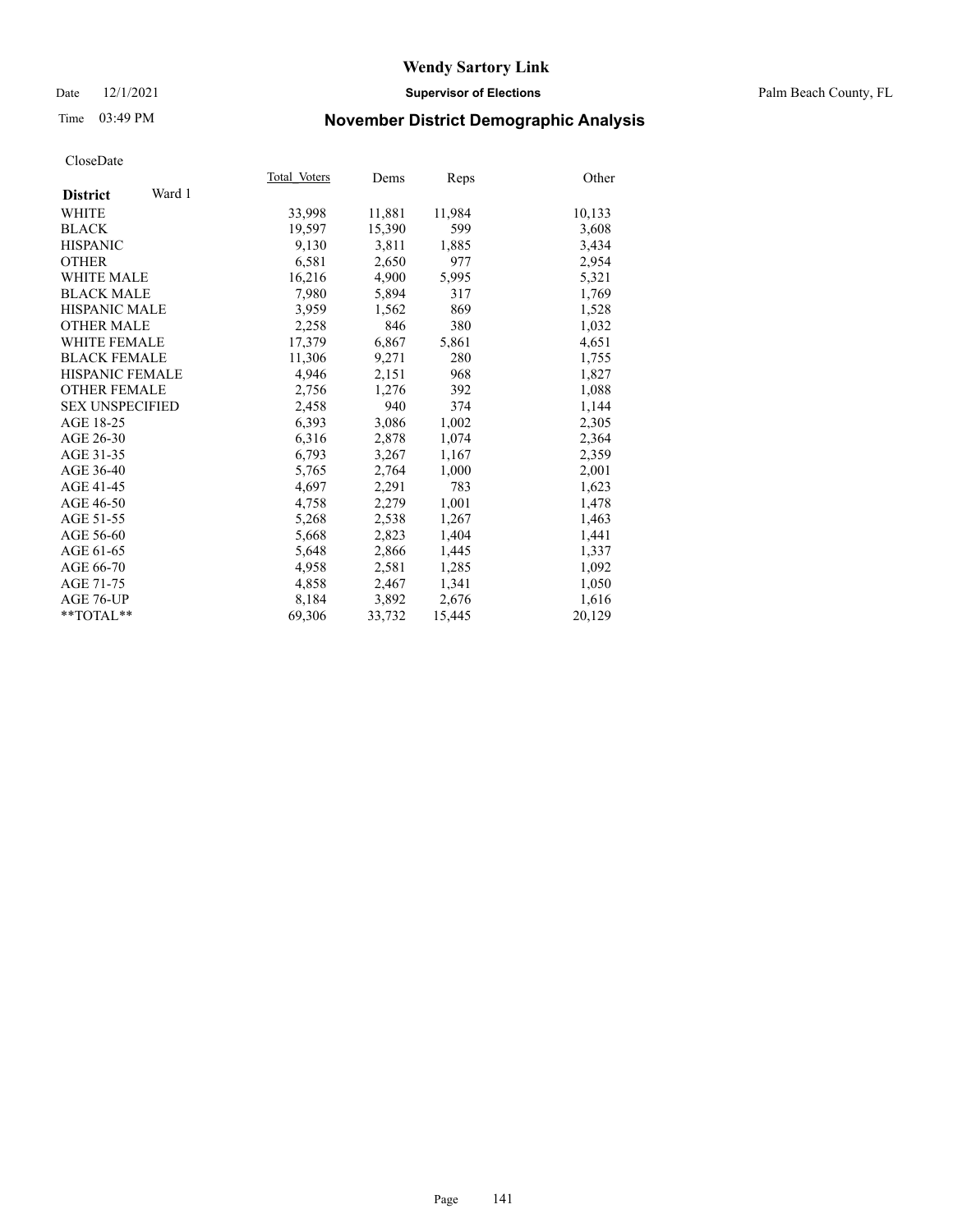# Wendy Sartory Link

Date 12/1/2021 **Supervisor of Elections** Palm Beach County, FL

Time 03:49 PM **November District Demographic Analysis**

CloseDate

| **District** Ward 1 | Total Voters | Dems | Reps | Other |
|---|---|---|---|---|
| WHITE | 33,998 | 11,881 | 11,984 | 10,133 |
| BLACK | 19,597 | 15,390 | 599 | 3,608 |
| HISPANIC | 9,130 | 3,811 | 1,885 | 3,434 |
| OTHER | 6,581 | 2,650 | 977 | 2,954 |
| WHITE MALE | 16,216 | 4,900 | 5,995 | 5,321 |
| BLACK MALE | 7,980 | 5,894 | 317 | 1,769 |
| HISPANIC MALE | 3,959 | 1,562 | 869 | 1,528 |
| OTHER MALE | 2,258 | 846 | 380 | 1,032 |
| WHITE FEMALE | 17,379 | 6,867 | 5,861 | 4,651 |
| BLACK FEMALE | 11,306 | 9,271 | 280 | 1,755 |
| HISPANIC FEMALE | 4,946 | 2,151 | 968 | 1,827 |
| OTHER FEMALE | 2,756 | 1,276 | 392 | 1,088 |
| SEX UNSPECIFIED | 2,458 | 940 | 374 | 1,144 |
| AGE 18-25 | 6,393 | 3,086 | 1,002 | 2,305 |
| AGE 26-30 | 6,316 | 2,878 | 1,074 | 2,364 |
| AGE 31-35 | 6,793 | 3,267 | 1,167 | 2,359 |
| AGE 36-40 | 5,765 | 2,764 | 1,000 | 2,001 |
| AGE 41-45 | 4,697 | 2,291 | 783 | 1,623 |
| AGE 46-50 | 4,758 | 2,279 | 1,001 | 1,478 |
| AGE 51-55 | 5,268 | 2,538 | 1,267 | 1,463 |
| AGE 56-60 | 5,668 | 2,823 | 1,404 | 1,441 |
| AGE 61-65 | 5,648 | 2,866 | 1,445 | 1,337 |
| AGE 66-70 | 4,958 | 2,581 | 1,285 | 1,092 |
| AGE 71-75 | 4,858 | 2,467 | 1,341 | 1,050 |
| AGE 76-UP | 8,184 | 3,892 | 2,676 | 1,616 |
| **TOTAL** | 69,306 | 33,732 | 15,445 | 20,129 |